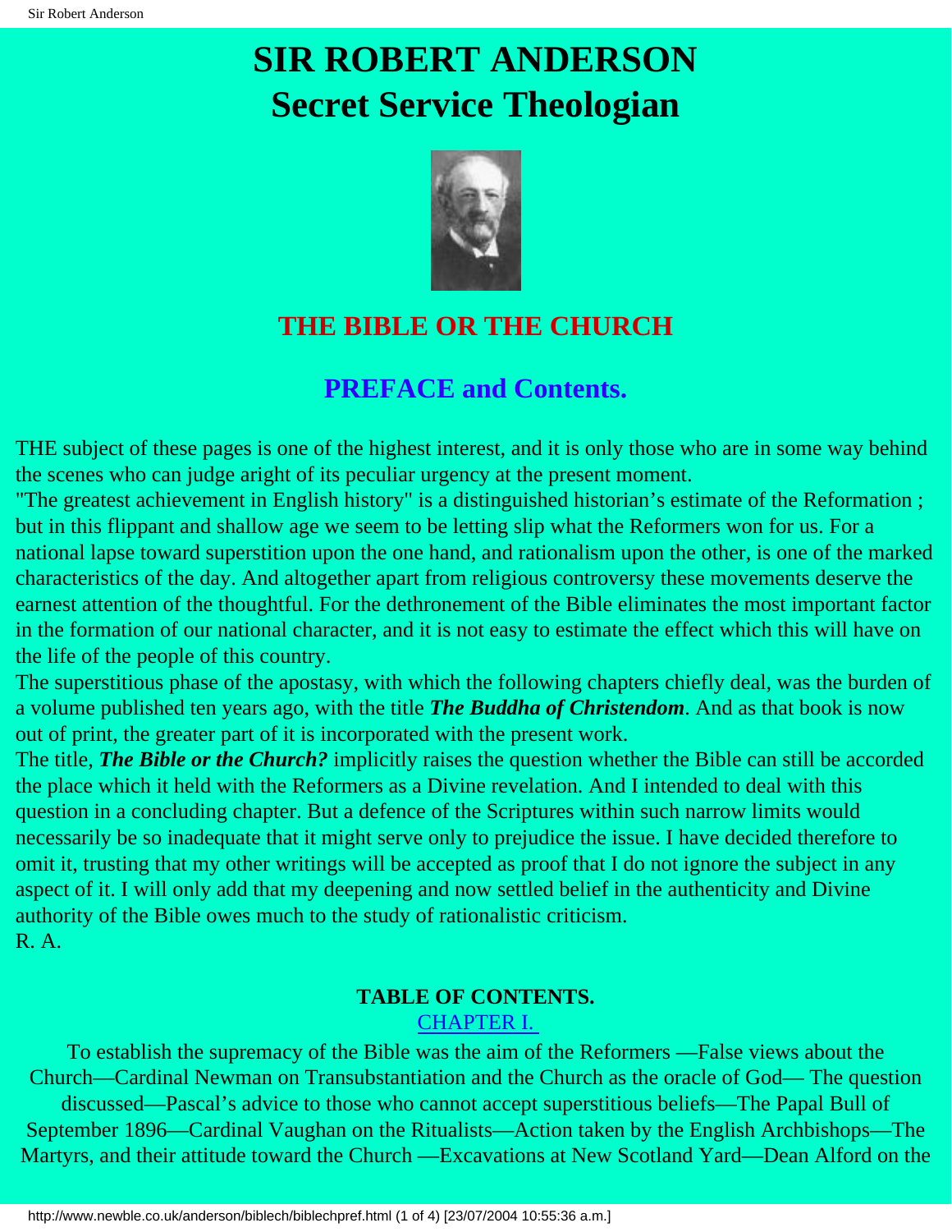# SIR ROBERT ANDERSON
# Secret Service Theologian

## THE BIBLE OR THE CHURCH

## PREFACE and Contents.

THE subject of these pages is one of the highest interest, and it is only those who are in some way behind the scenes who can judge aright of its peculiar urgency at the present moment.

"The greatest achievement in English history" is a distinguished historian's estimate of the Reformation ; but in this flippant and shallow age we seem to be letting slip what the Reformers won for us. For a national lapse toward superstition upon the one hand, and rationalism upon the other, is one of the marked characteristics of the day. And altogether apart from religious controversy these movements deserve the earnest attention of the thoughtful. For the dethronement of the Bible eliminates the most important factor in the formation of our national character, and it is not easy to estimate the effect which this will have on the life of the people of this country.

The superstitious phase of the apostasy, with which the following chapters chiefly deal, was the burden of a volume published ten years ago, with the title ***The Buddha of Christendom***. And as that book is now out of print, the greater part of it is incorporated with the present work.

The title, ***The Bible or the Church?*** implicitly raises the question whether the Bible can still be accorded the place which it held with the Reformers as a Divine revelation. And I intended to deal with this question in a concluding chapter. But a defence of the Scriptures within such narrow limits would necessarily be so inadequate that it might serve only to prejudice the issue. I have decided therefore to omit it, trusting that my other writings will be accepted as proof that I do not ignore the subject in any aspect of it. I will only add that my deepening and now settled belief in the authenticity and Divine authority of the Bible owes much to the study of rationalistic criticism.

R. A.

**TABLE OF CONTENTS.**

CHAPTER I.

To establish the supremacy of the Bible was the aim of the Reformers —False views about the Church—Cardinal Newman on Transubstantiation and the Church as the oracle of God— The question discussed—Pascal's advice to those who cannot accept superstitious beliefs—The Papal Bull of September 1896—Cardinal Vaughan on the Ritualists—Action taken by the English Archbishops—The Martyrs, and their attitude toward the Church —Excavations at New Scotland Yard—Dean Alford on the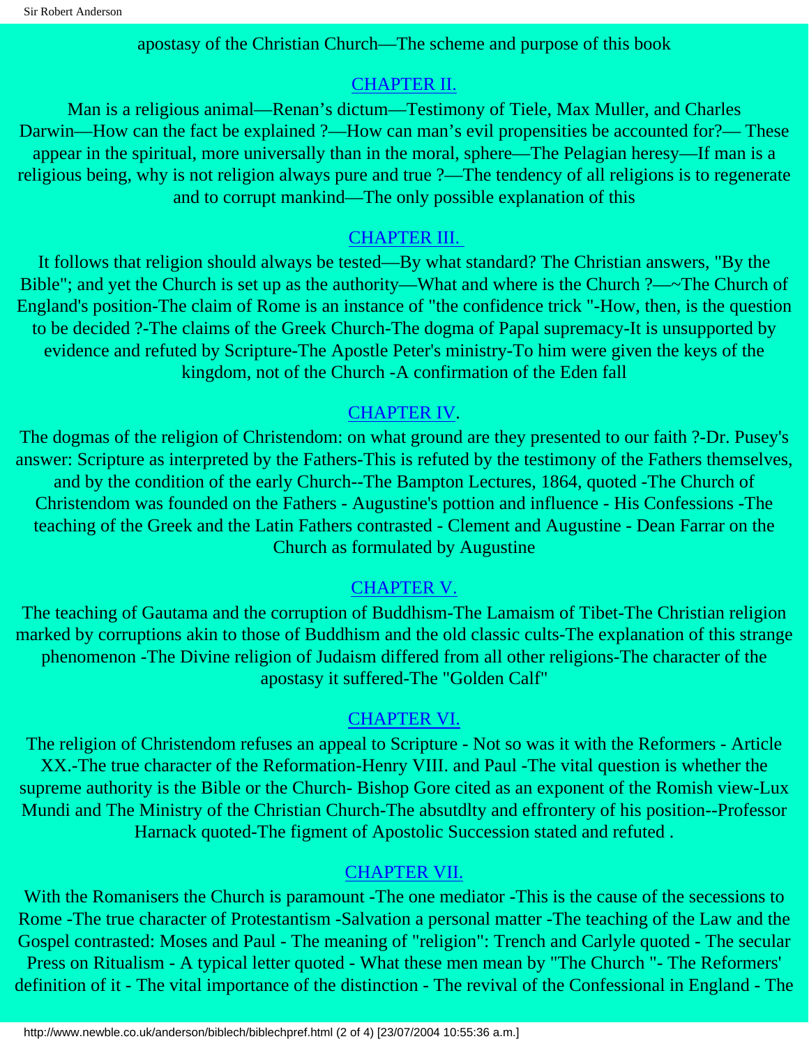apostasy of the Christian Church—The scheme and purpose of this book

## CHAPTER II.

Man is a religious animal—Renan's dictum—Testimony of Tiele, Max Muller, and Charles Darwin—How can the fact be explained ?—How can man's evil propensities be accounted for?— These appear in the spiritual, more universally than in the moral, sphere—The Pelagian heresy—If man is a religious being, why is not religion always pure and true ?—The tendency of all religions is to regenerate and to corrupt mankind—The only possible explanation of this

## CHAPTER III.

It follows that religion should always be tested—By what standard? The Christian answers, "By the Bible"; and yet the Church is set up as the authority—What and where is the Church ?—~The Church of England's position-The claim of Rome is an instance of "the confidence trick "-How, then, is the question to be decided ?-The claims of the Greek Church-The dogma of Papal supremacy-It is unsupported by evidence and refuted by Scripture-The Apostle Peter's ministry-To him were given the keys of the kingdom, not of the Church -A confirmation of the Eden fall

## CHAPTER IV.

The dogmas of the religion of Christendom: on what ground are they presented to our faith ?-Dr. Pusey's answer: Scripture as interpreted by the Fathers-This is refuted by the testimony of the Fathers themselves, and by the condition of the early Church--The Bampton Lectures, 1864, quoted -The Church of Christendom was founded on the Fathers - Augustine's pottion and influence - His Confessions -The teaching of the Greek and the Latin Fathers contrasted - Clement and Augustine - Dean Farrar on the Church as formulated by Augustine

## CHAPTER V.

The teaching of Gautama and the corruption of Buddhism-The Lamaism of Tibet-The Christian religion marked by corruptions akin to those of Buddhism and the old classic cults-The explanation of this strange phenomenon -The Divine religion of Judaism differed from all other religions-The character of the apostasy it suffered-The "Golden Calf"

## CHAPTER VI.

The religion of Christendom refuses an appeal to Scripture - Not so was it with the Reformers - Article XX.-The true character of the Reformation-Henry VIII. and Paul -The vital question is whether the supreme authority is the Bible or the Church- Bishop Gore cited as an exponent of the Romish view-Lux Mundi and The Ministry of the Christian Church-The absutdlty and effrontery of his position--Professor Harnack quoted-The figment of Apostolic Succession stated and refuted .

## CHAPTER VII.

With the Romanisers the Church is paramount -The one mediator -This is the cause of the secessions to Rome -The true character of Protestantism -Salvation a personal matter -The teaching of the Law and the Gospel contrasted: Moses and Paul - The meaning of "religion": Trench and Carlyle quoted - The secular Press on Ritualism - A typical letter quoted - What these men mean by "The Church "- The Reformers' definition of it - The vital importance of the distinction - The revival of the Confessional in England - The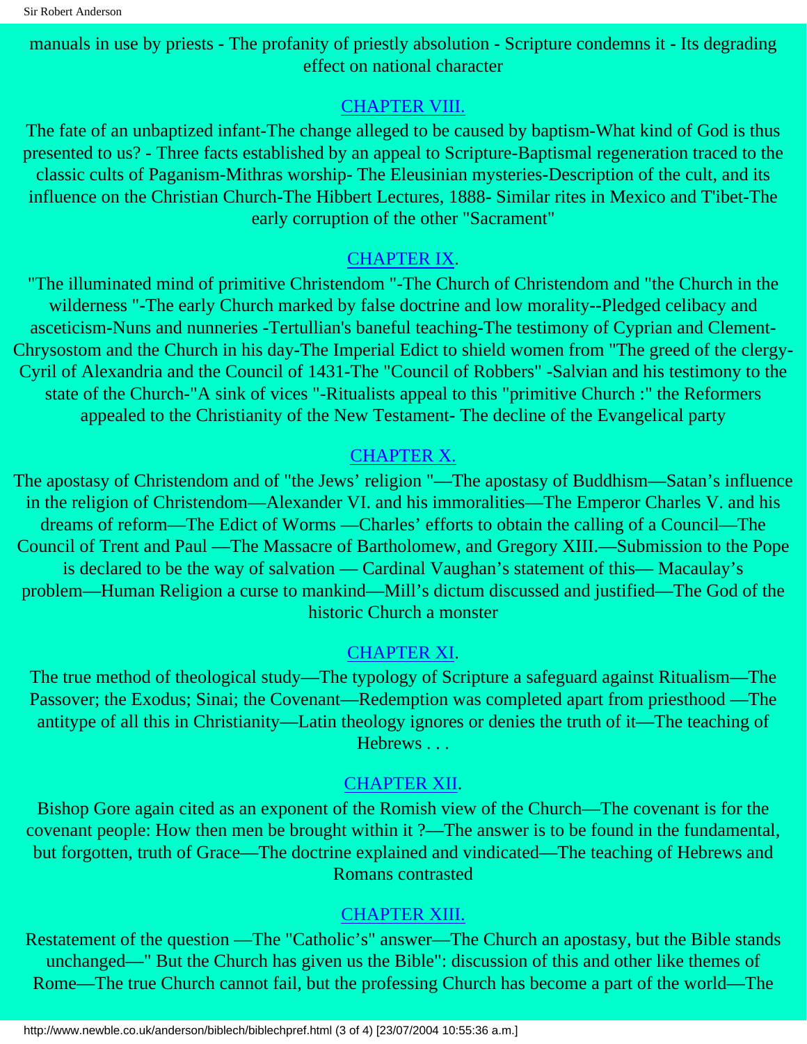manuals in use by priests - The profanity of priestly absolution - Scripture condemns it - Its degrading effect on national character

## CHAPTER VIII.

The fate of an unbaptized infant-The change alleged to be caused by baptism-What kind of God is thus presented to us? - Three facts established by an appeal to Scripture-Baptismal regeneration traced to the classic cults of Paganism-Mithras worship- The Eleusinian mysteries-Description of the cult, and its influence on the Christian Church-The Hibbert Lectures, 1888- Similar rites in Mexico and T'ibet-The early corruption of the other "Sacrament"

## CHAPTER IX.

"The illuminated mind of primitive Christendom "-The Church of Christendom and "the Church in the wilderness "-The early Church marked by false doctrine and low morality--Pledged celibacy and asceticism-Nuns and nunneries -Tertullian's baneful teaching-The testimony of Cyprian and Clement-Chrysostom and the Church in his day-The Imperial Edict to shield women from "The greed of the clergy-Cyril of Alexandria and the Council of 1431-The "Council of Robbers" -Salvian and his testimony to the state of the Church-"A sink of vices "-Ritualists appeal to this "primitive Church :" the Reformers appealed to the Christianity of the New Testament- The decline of the Evangelical party

## CHAPTER X.

The apostasy of Christendom and of "the Jews' religion "—The apostasy of Buddhism—Satan's influence in the religion of Christendom—Alexander VI. and his immoralities—The Emperor Charles V. and his dreams of reform—The Edict of Worms —Charles' efforts to obtain the calling of a Council—The Council of Trent and Paul —The Massacre of Bartholomew, and Gregory XIII.—Submission to the Pope is declared to be the way of salvation — Cardinal Vaughan's statement of this— Macaulay's problem—Human Religion a curse to mankind—Mill's dictum discussed and justified—The God of the historic Church a monster

## CHAPTER XI.

The true method of theological study—The typology of Scripture a safeguard against Ritualism—The Passover; the Exodus; Sinai; the Covenant—Redemption was completed apart from priesthood —The antitype of all this in Christianity—Latin theology ignores or denies the truth of it—The teaching of Hebrews . . .

## CHAPTER XII.

Bishop Gore again cited as an exponent of the Romish view of the Church—The covenant is for the covenant people: How then men be brought within it ?—The answer is to be found in the fundamental, but forgotten, truth of Grace—The doctrine explained and vindicated—The teaching of Hebrews and Romans contrasted

## CHAPTER XIII.

Restatement of the question —The "Catholic's" answer—The Church an apostasy, but the Bible stands unchanged—" But the Church has given us the Bible": discussion of this and other like themes of Rome—The true Church cannot fail, but the professing Church has become a part of the world—The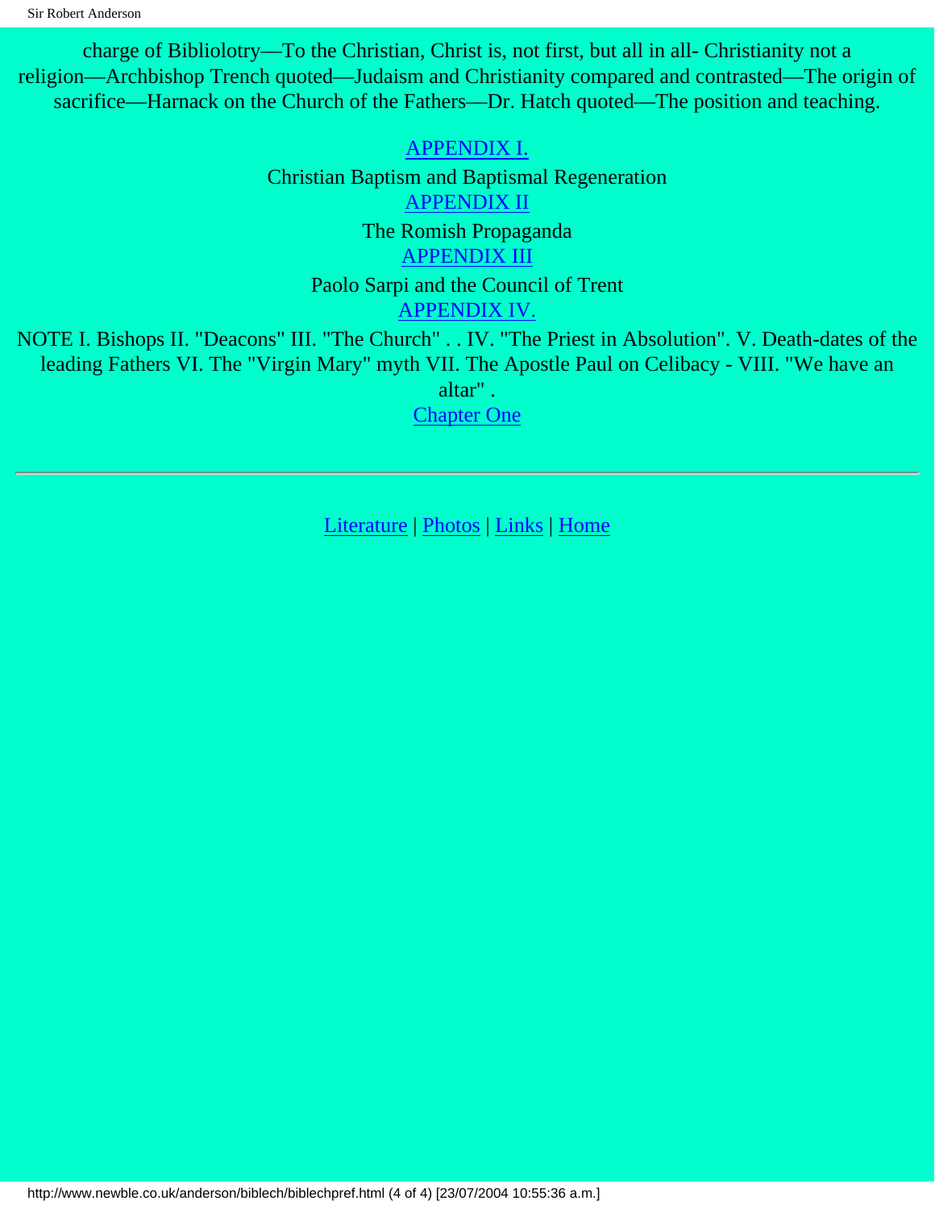charge of Bibliolotry—To the Christian, Christ is, not first, but all in all- Christianity not a religion—Archbishop Trench quoted—Judaism and Christianity compared and contrasted—The origin of sacrifice—Harnack on the Church of the Fathers—Dr. Hatch quoted—The position and teaching.

APPENDIX I.

Christian Baptism and Baptismal Regeneration

APPENDIX II

The Romish Propaganda

APPENDIX III

Paolo Sarpi and the Council of Trent

APPENDIX IV.

NOTE I. Bishops II. "Deacons" III. "The Church" . . IV. "The Priest in Absolution". V. Death-dates of the leading Fathers VI. The "Virgin Mary" myth VII. The Apostle Paul on Celibacy - VIII. "We have an altar" .

Chapter One

---

Literature | Photos | Links | Home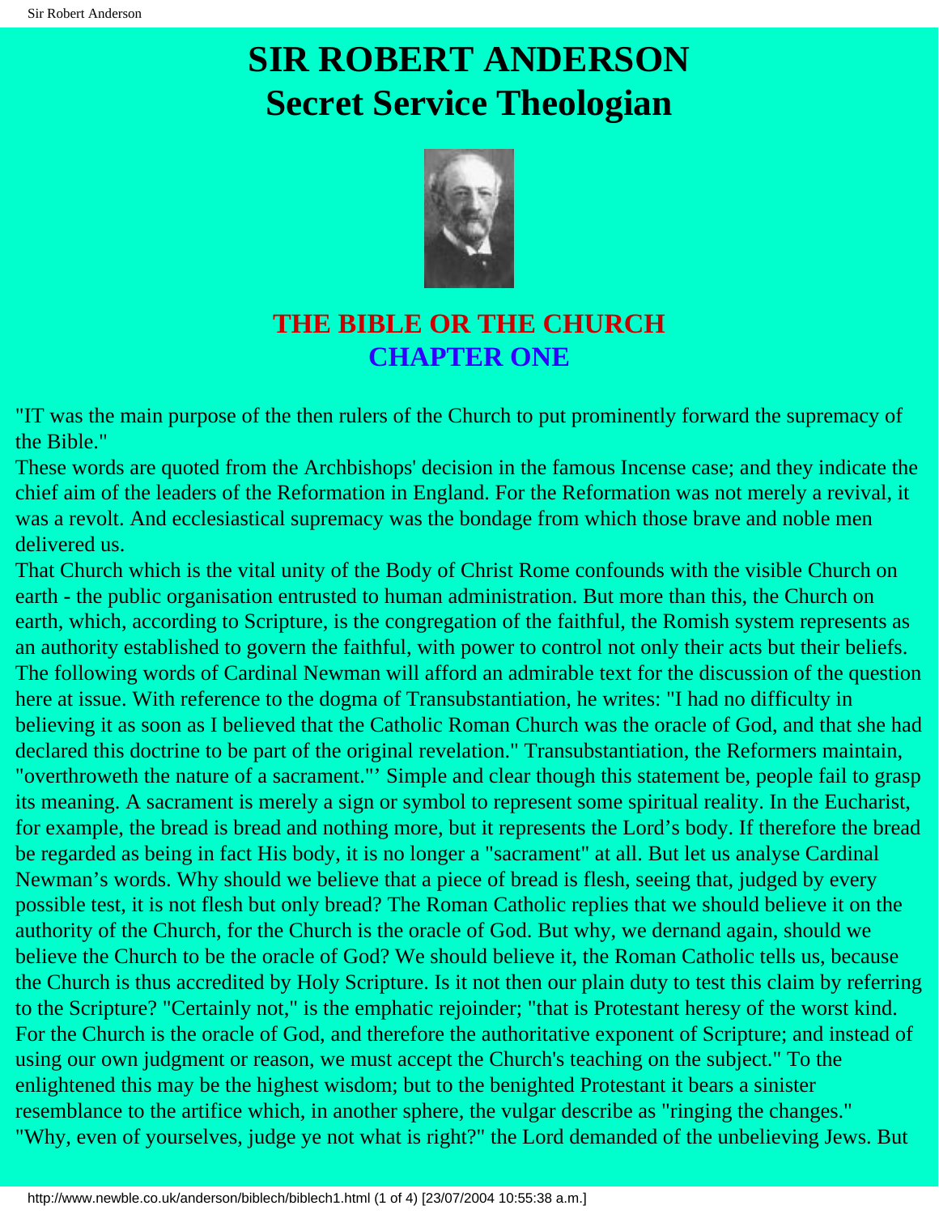# SIR ROBERT ANDERSON
# Secret Service Theologian

## THE BIBLE OR THE CHURCH
## CHAPTER ONE

"IT was the main purpose of the then rulers of the Church to put prominently forward the supremacy of the Bible."

These words are quoted from the Archbishops' decision in the famous Incense case; and they indicate the chief aim of the leaders of the Reformation in England. For the Reformation was not merely a revival, it was a revolt. And ecclesiastical supremacy was the bondage from which those brave and noble men delivered us.

That Church which is the vital unity of the Body of Christ Rome confounds with the visible Church on earth - the public organisation entrusted to human administration. But more than this, the Church on earth, which, according to Scripture, is the congregation of the faithful, the Romish system represents as an authority established to govern the faithful, with power to control not only their acts but their beliefs. The following words of Cardinal Newman will afford an admirable text for the discussion of the question here at issue. With reference to the dogma of Transubstantiation, he writes: "I had no difficulty in believing it as soon as I believed that the Catholic Roman Church was the oracle of God, and that she had declared this doctrine to be part of the original revelation." Transubstantiation, the Reformers maintain, "overthroweth the nature of a sacrament."' Simple and clear though this statement be, people fail to grasp its meaning. A sacrament is merely a sign or symbol to represent some spiritual reality. In the Eucharist, for example, the bread is bread and nothing more, but it represents the Lord's body. If therefore the bread be regarded as being in fact His body, it is no longer a "sacrament" at all. But let us analyse Cardinal Newman's words. Why should we believe that a piece of bread is flesh, seeing that, judged by every possible test, it is not flesh but only bread? The Roman Catholic replies that we should believe it on the authority of the Church, for the Church is the oracle of God. But why, we dernand again, should we believe the Church to be the oracle of God? We should believe it, the Roman Catholic tells us, because the Church is thus accredited by Holy Scripture. Is it not then our plain duty to test this claim by referring to the Scripture? "Certainly not," is the emphatic rejoinder; "that is Protestant heresy of the worst kind. For the Church is the oracle of God, and therefore the authoritative exponent of Scripture; and instead of using our own judgment or reason, we must accept the Church's teaching on the subject." To the enlightened this may be the highest wisdom; but to the benighted Protestant it bears a sinister resemblance to the artifice which, in another sphere, the vulgar describe as "ringing the changes."

"Why, even of yourselves, judge ye not what is right?" the Lord demanded of the unbelieving Jews. But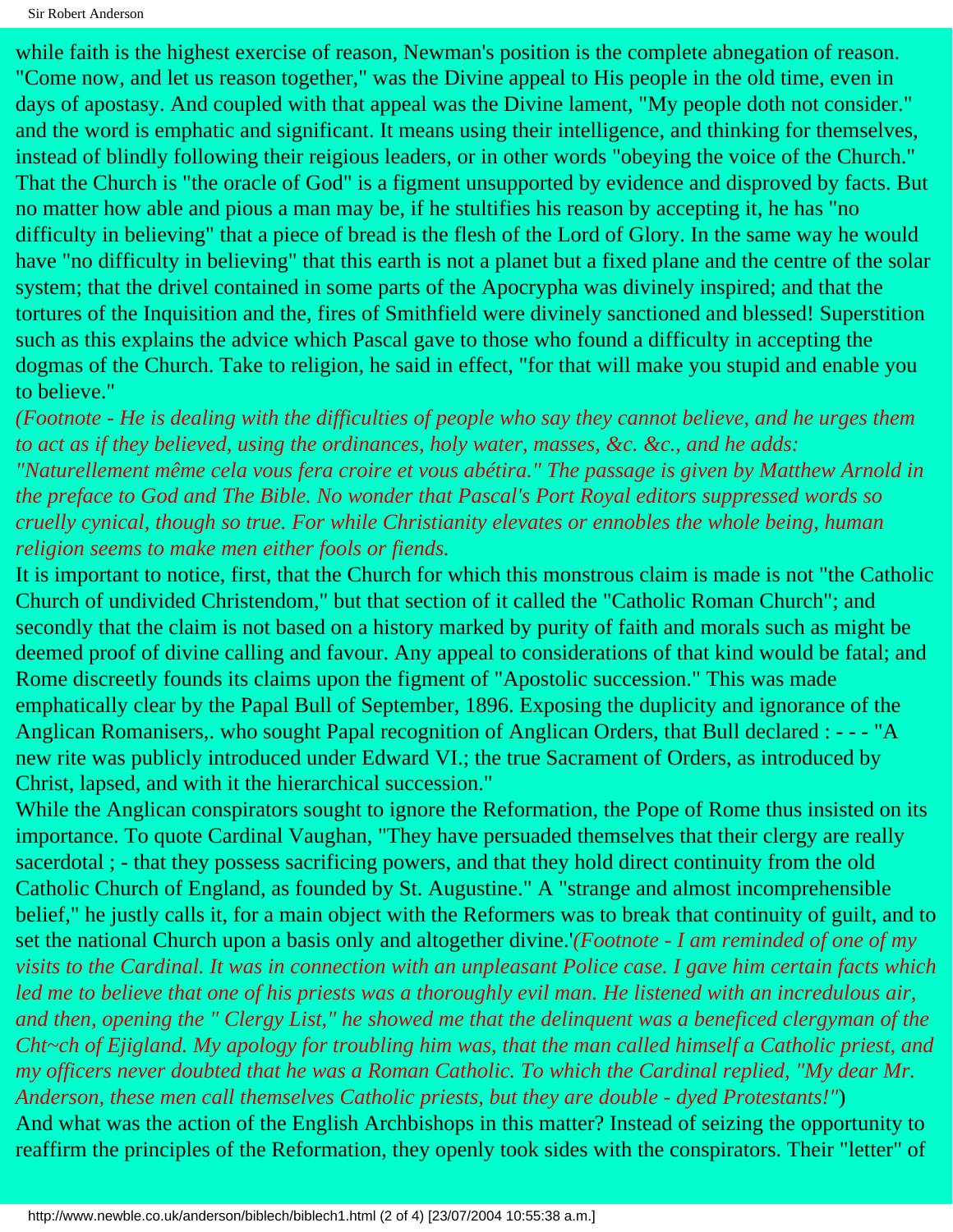while faith is the highest exercise of reason, Newman's position is the complete abnegation of reason. "Come now, and let us reason together," was the Divine appeal to His people in the old time, even in days of apostasy. And coupled with that appeal was the Divine lament, "My people doth not consider." and the word is emphatic and significant. It means using their intelligence, and thinking for themselves, instead of blindly following their reigious leaders, or in other words "obeying the voice of the Church." That the Church is "the oracle of God" is a figment unsupported by evidence and disproved by facts. But no matter how able and pious a man may be, if he stultifies his reason by accepting it, he has "no difficulty in believing" that a piece of bread is the flesh of the Lord of Glory. In the same way he would have "no difficulty in believing" that this earth is not a planet but a fixed plane and the centre of the solar system; that the drivel contained in some parts of the Apocrypha was divinely inspired; and that the tortures of the Inquisition and the, fires of Smithfield were divinely sanctioned and blessed! Superstition such as this explains the advice which Pascal gave to those who found a difficulty in accepting the dogmas of the Church. Take to religion, he said in effect, "for that will make you stupid and enable you to believe."

*(Footnote - He is dealing with the difficulties of people who say they cannot believe, and he urges them to act as if they believed, using the ordinances, holy water, masses, &c. &c., and he adds: "Naturellement même cela vous fera croire et vous abétira." The passage is given by Matthew Arnold in the preface to God and The Bible. No wonder that Pascal's Port Royal editors suppressed words so cruelly cynical, though so true. For while Christianity elevates or ennobles the whole being, human religion seems to make men either fools or fiends.*

It is important to notice, first, that the Church for which this monstrous claim is made is not "the Catholic Church of undivided Christendom," but that section of it called the "Catholic Roman Church"; and secondly that the claim is not based on a history marked by purity of faith and morals such as might be deemed proof of divine calling and favour. Any appeal to considerations of that kind would be fatal; and Rome discreetly founds its claims upon the figment of "Apostolic succession." This was made emphatically clear by the Papal Bull of September, 1896. Exposing the duplicity and ignorance of the Anglican Romanisers,. who sought Papal recognition of Anglican Orders, that Bull declared : - - - "A new rite was publicly introduced under Edward VI.; the true Sacrament of Orders, as introduced by Christ, lapsed, and with it the hierarchical succession."

While the Anglican conspirators sought to ignore the Reformation, the Pope of Rome thus insisted on its importance. To quote Cardinal Vaughan, "They have persuaded themselves that their clergy are really sacerdotal ; - that they possess sacrificing powers, and that they hold direct continuity from the old Catholic Church of England, as founded by St. Augustine." A "strange and almost incomprehensible belief," he justly calls it, for a main object with the Reformers was to break that continuity of guilt, and to set the national Church upon a basis only and altogether divine.'*(Footnote - I am reminded of one of my visits to the Cardinal. It was in connection with an unpleasant Police case. I gave him certain facts which led me to believe that one of his priests was a thoroughly evil man. He listened with an incredulous air, and then, opening the " Clergy List," he showed me that the delinquent was a beneficed clergyman of the Cht~ch of Ejigland. My apology for troubling him was, that the man called himself a Catholic priest, and my officers never doubted that he was a Roman Catholic. To which the Cardinal replied, "My dear Mr. Anderson, these men call themselves Catholic priests, but they are double - dyed Protestants!")*

And what was the action of the English Archbishops in this matter? Instead of seizing the opportunity to reaffirm the principles of the Reformation, they openly took sides with the conspirators. Their "letter" of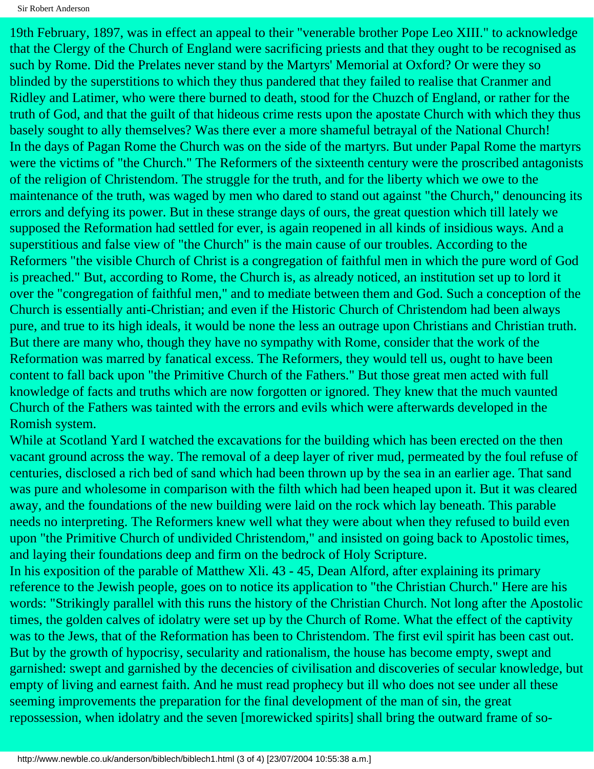19th February, 1897, was in effect an appeal to their "venerable brother Pope Leo XIII." to acknowledge that the Clergy of the Church of England were sacrificing priests and that they ought to be recognised as such by Rome. Did the Prelates never stand by the Martyrs' Memorial at Oxford? Or were they so blinded by the superstitions to which they thus pandered that they failed to realise that Cranmer and Ridley and Latimer, who were there burned to death, stood for the Chuzch of England, or rather for the truth of God, and that the guilt of that hideous crime rests upon the apostate Church with which they thus basely sought to ally themselves? Was there ever a more shameful betrayal of the National Church!

In the days of Pagan Rome the Church was on the side of the martyrs. But under Papal Rome the martyrs were the victims of "the Church." The Reformers of the sixteenth century were the proscribed antagonists of the religion of Christendom. The struggle for the truth, and for the liberty which we owe to the maintenance of the truth, was waged by men who dared to stand out against "the Church," denouncing its errors and defying its power. But in these strange days of ours, the great question which till lately we supposed the Reformation had settled for ever, is again reopened in all kinds of insidious ways. And a superstitious and false view of "the Church" is the main cause of our troubles. According to the Reformers "the visible Church of Christ is a congregation of faithful men in which the pure word of God is preached." But, according to Rome, the Church is, as already noticed, an institution set up to lord it over the "congregation of faithful men," and to mediate between them and God. Such a conception of the Church is essentially anti-Christian; and even if the Historic Church of Christendom had been always pure, and true to its high ideals, it would be none the less an outrage upon Christians and Christian truth. But there are many who, though they have no sympathy with Rome, consider that the work of the Reformation was marred by fanatical excess. The Reformers, they would tell us, ought to have been content to fall back upon "the Primitive Church of the Fathers." But those great men acted with full knowledge of facts and truths which are now forgotten or ignored. They knew that the much vaunted Church of the Fathers was tainted with the errors and evils which were afterwards developed in the Romish system.

While at Scotland Yard I watched the excavations for the building which has been erected on the then vacant ground across the way. The removal of a deep layer of river mud, permeated by the foul refuse of centuries, disclosed a rich bed of sand which had been thrown up by the sea in an earlier age. That sand was pure and wholesome in comparison with the filth which had been heaped upon it. But it was cleared away, and the foundations of the new building were laid on the rock which lay beneath. This parable needs no interpreting. The Reformers knew well what they were about when they refused to build even upon "the Primitive Church of undivided Christendom," and insisted on going back to Apostolic times, and laying their foundations deep and firm on the bedrock of Holy Scripture.

In his exposition of the parable of Matthew Xli. 43 - 45, Dean Alford, after explaining its primary reference to the Jewish people, goes on to notice its application to "the Christian Church." Here are his words: "Strikingly parallel with this runs the history of the Christian Church. Not long after the Apostolic times, the golden calves of idolatry were set up by the Church of Rome. What the effect of the captivity was to the Jews, that of the Reformation has been to Christendom. The first evil spirit has been cast out. But by the growth of hypocrisy, secularity and rationalism, the house has become empty, swept and garnished: swept and garnished by the decencies of civilisation and discoveries of secular knowledge, but empty of living and earnest faith. And he must read prophecy but ill who does not see under all these seeming improvements the preparation for the final development of the man of sin, the great repossession, when idolatry and the seven [morewicked spirits] shall bring the outward frame of so-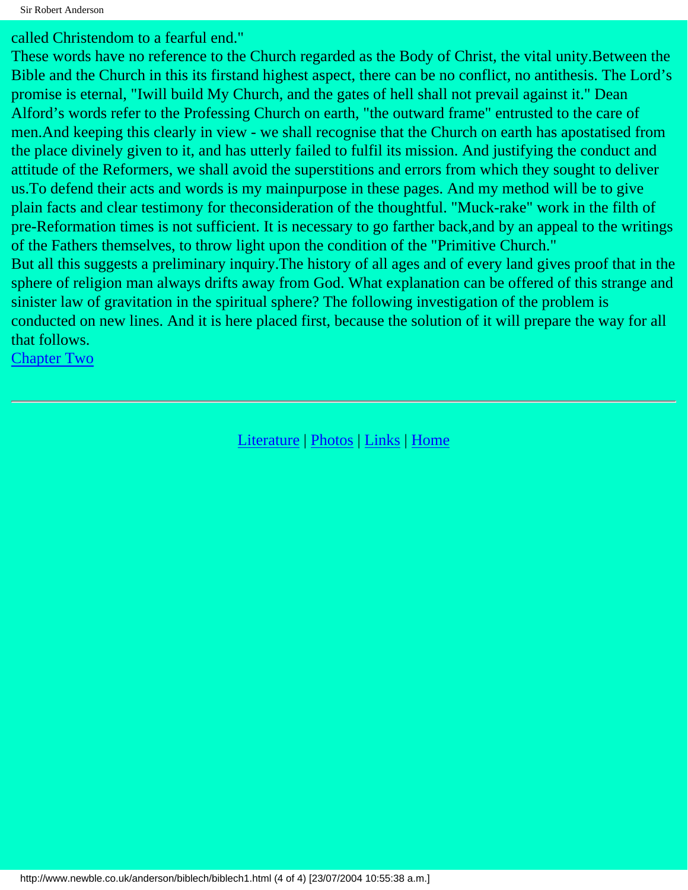called Christendom to a fearful end."

These words have no reference to the Church regarded as the Body of Christ, the vital unity.Between the Bible and the Church in this its firstand highest aspect, there can be no conflict, no antithesis. The Lord's promise is eternal, "Iwill build My Church, and the gates of hell shall not prevail against it." Dean Alford's words refer to the Professing Church on earth, "the outward frame" entrusted to the care of men.And keeping this clearly in view - we shall recognise that the Church on earth has apostatised from the place divinely given to it, and has utterly failed to fulfil its mission. And justifying the conduct and attitude of the Reformers, we shall avoid the superstitions and errors from which they sought to deliver us.To defend their acts and words is my mainpurpose in these pages. And my method will be to give plain facts and clear testimony for theconsideration of the thoughtful. "Muck-rake" work in the filth of pre-Reformation times is not sufficient. It is necessary to go farther back,and by an appeal to the writings of the Fathers themselves, to throw light upon the condition of the "Primitive Church."

But all this suggests a preliminary inquiry.The history of all ages and of every land gives proof that in the sphere of religion man always drifts away from God. What explanation can be offered of this strange and sinister law of gravitation in the spiritual sphere? The following investigation of the problem is conducted on new lines. And it is here placed first, because the solution of it will prepare the way for all that follows.

Chapter Two

---

Literature | Photos | Links | Home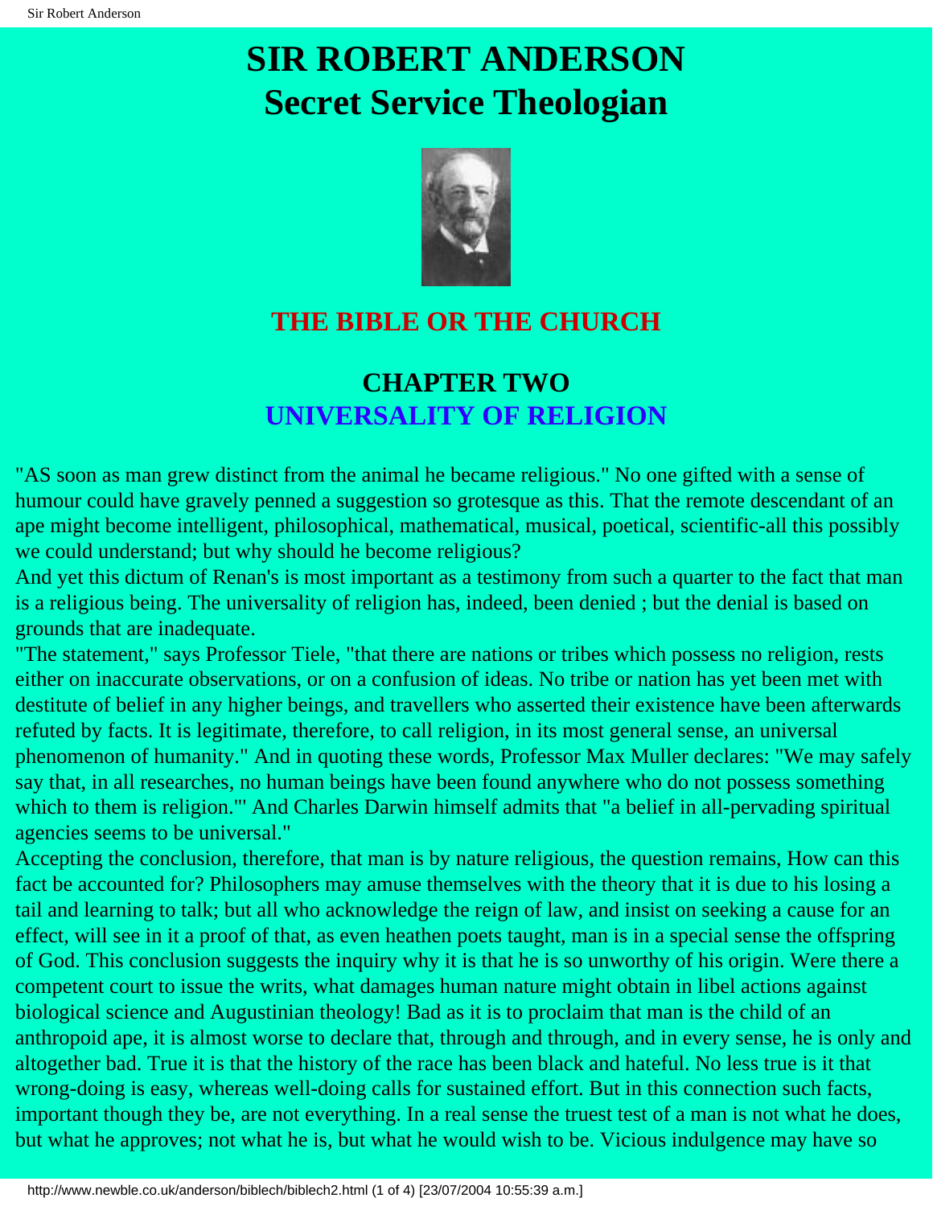# SIR ROBERT ANDERSON
# Secret Service Theologian

## THE BIBLE OR THE CHURCH

## CHAPTER TWO
## UNIVERSALITY OF RELIGION

"AS soon as man grew distinct from the animal he became religious." No one gifted with a sense of humour could have gravely penned a suggestion so grotesque as this. That the remote descendant of an ape might become intelligent, philosophical, mathematical, musical, poetical, scientific-all this possibly we could understand; but why should he become religious?

And yet this dictum of Renan's is most important as a testimony from such a quarter to the fact that man is a religious being. The universality of religion has, indeed, been denied ; but the denial is based on grounds that are inadequate.

"The statement," says Professor Tiele, "that there are nations or tribes which possess no religion, rests either on inaccurate observations, or on a confusion of ideas. No tribe or nation has yet been met with destitute of belief in any higher beings, and travellers who asserted their existence have been afterwards refuted by facts. It is legitimate, therefore, to call religion, in its most general sense, an universal phenomenon of humanity." And in quoting these words, Professor Max Muller declares: "We may safely say that, in all researches, no human beings have been found anywhere who do not possess something which to them is religion."' And Charles Darwin himself admits that "a belief in all-pervading spiritual agencies seems to be universal."

Accepting the conclusion, therefore, that man is by nature religious, the question remains, How can this fact be accounted for? Philosophers may amuse themselves with the theory that it is due to his losing a tail and learning to talk; but all who acknowledge the reign of law, and insist on seeking a cause for an effect, will see in it a proof of that, as even heathen poets taught, man is in a special sense the offspring of God. This conclusion suggests the inquiry why it is that he is so unworthy of his origin. Were there a competent court to issue the writs, what damages human nature might obtain in libel actions against biological science and Augustinian theology! Bad as it is to proclaim that man is the child of an anthropoid ape, it is almost worse to declare that, through and through, and in every sense, he is only and altogether bad. True it is that the history of the race has been black and hateful. No less true is it that wrong-doing is easy, whereas well-doing calls for sustained effort. But in this connection such facts, important though they be, are not everything. In a real sense the truest test of a man is not what he does, but what he approves; not what he is, but what he would wish to be. Vicious indulgence may have so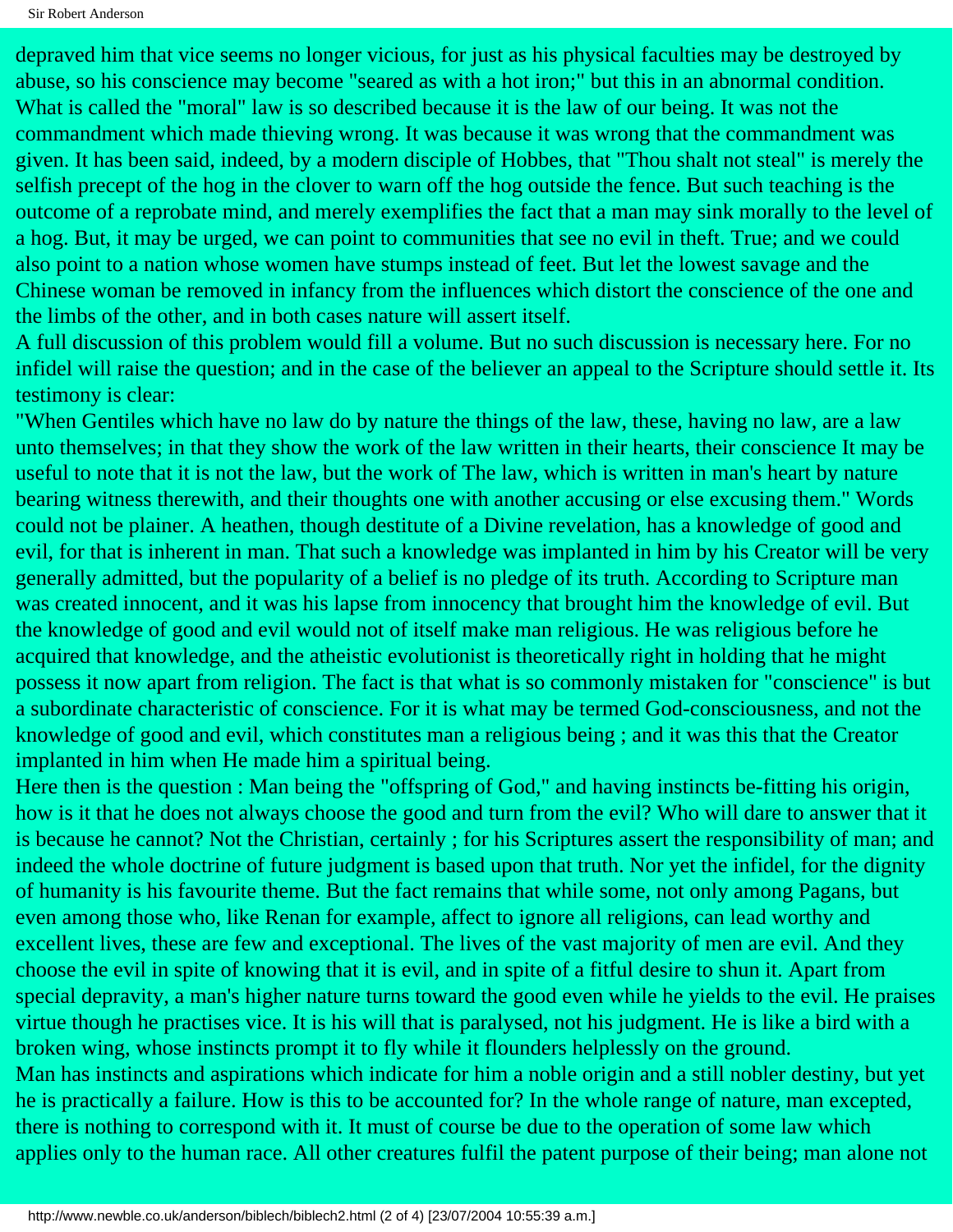depraved him that vice seems no longer vicious, for just as his physical faculties may be destroyed by abuse, so his conscience may become "seared as with a hot iron;" but this in an abnormal condition. What is called the "moral" law is so described because it is the law of our being. It was not the commandment which made thieving wrong. It was because it was wrong that the commandment was given. It has been said, indeed, by a modern disciple of Hobbes, that "Thou shalt not steal" is merely the selfish precept of the hog in the clover to warn off the hog outside the fence. But such teaching is the outcome of a reprobate mind, and merely exemplifies the fact that a man may sink morally to the level of a hog. But, it may be urged, we can point to communities that see no evil in theft. True; and we could also point to a nation whose women have stumps instead of feet. But let the lowest savage and the Chinese woman be removed in infancy from the influences which distort the conscience of the one and the limbs of the other, and in both cases nature will assert itself.

A full discussion of this problem would fill a volume. But no such discussion is necessary here. For no infidel will raise the question; and in the case of the believer an appeal to the Scripture should settle it. Its testimony is clear:

"When Gentiles which have no law do by nature the things of the law, these, having no law, are a law unto themselves; in that they show the work of the law written in their hearts, their conscience It may be useful to note that it is not the law, but the work of The law, which is written in man's heart by nature bearing witness therewith, and their thoughts one with another accusing or else excusing them." Words could not be plainer. A heathen, though destitute of a Divine revelation, has a knowledge of good and evil, for that is inherent in man. That such a knowledge was implanted in him by his Creator will be very generally admitted, but the popularity of a belief is no pledge of its truth. According to Scripture man was created innocent, and it was his lapse from innocency that brought him the knowledge of evil. But the knowledge of good and evil would not of itself make man religious. He was religious before he acquired that knowledge, and the atheistic evolutionist is theoretically right in holding that he might possess it now apart from religion. The fact is that what is so commonly mistaken for "conscience" is but a subordinate characteristic of conscience. For it is what may be termed God-consciousness, and not the knowledge of good and evil, which constitutes man a religious being ; and it was this that the Creator implanted in him when He made him a spiritual being.

Here then is the question : Man being the "offspring of God," and having instincts be-fitting his origin, how is it that he does not always choose the good and turn from the evil? Who will dare to answer that it is because he cannot? Not the Christian, certainly ; for his Scriptures assert the responsibility of man; and indeed the whole doctrine of future judgment is based upon that truth. Nor yet the infidel, for the dignity of humanity is his favourite theme. But the fact remains that while some, not only among Pagans, but even among those who, like Renan for example, affect to ignore all religions, can lead worthy and excellent lives, these are few and exceptional. The lives of the vast majority of men are evil. And they choose the evil in spite of knowing that it is evil, and in spite of a fitful desire to shun it. Apart from special depravity, a man's higher nature turns toward the good even while he yields to the evil. He praises virtue though he practises vice. It is his will that is paralysed, not his judgment. He is like a bird with a broken wing, whose instincts prompt it to fly while it flounders helplessly on the ground.

Man has instincts and aspirations which indicate for him a noble origin and a still nobler destiny, but yet he is practically a failure. How is this to be accounted for? In the whole range of nature, man excepted, there is nothing to correspond with it. It must of course be due to the operation of some law which applies only to the human race. All other creatures fulfil the patent purpose of their being; man alone not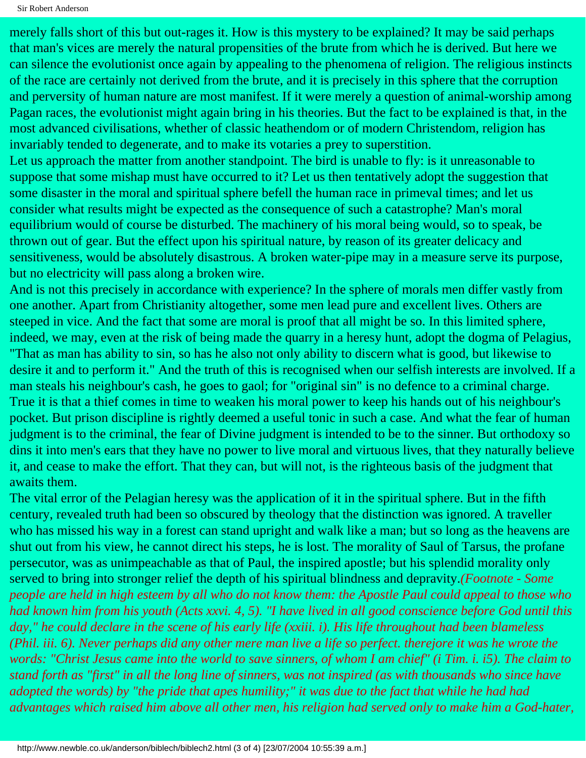merely falls short of this but out-rages it. How is this mystery to be explained? It may be said perhaps that man's vices are merely the natural propensities of the brute from which he is derived. But here we can silence the evolutionist once again by appealing to the phenomena of religion. The religious instincts of the race are certainly not derived from the brute, and it is precisely in this sphere that the corruption and perversity of human nature are most manifest. If it were merely a question of animal-worship among Pagan races, the evolutionist might again bring in his theories. But the fact to be explained is that, in the most advanced civilisations, whether of classic heathendom or of modern Christendom, religion has invariably tended to degenerate, and to make its votaries a prey to superstition.

Let us approach the matter from another standpoint. The bird is unable to fly: is it unreasonable to suppose that some mishap must have occurred to it? Let us then tentatively adopt the suggestion that some disaster in the moral and spiritual sphere befell the human race in primeval times; and let us consider what results might be expected as the consequence of such a catastrophe? Man's moral equilibrium would of course be disturbed. The machinery of his moral being would, so to speak, be thrown out of gear. But the effect upon his spiritual nature, by reason of its greater delicacy and sensitiveness, would be absolutely disastrous. A broken water-pipe may in a measure serve its purpose, but no electricity will pass along a broken wire.

And is not this precisely in accordance with experience? In the sphere of morals men differ vastly from one another. Apart from Christianity altogether, some men lead pure and excellent lives. Others are steeped in vice. And the fact that some are moral is proof that all might be so. In this limited sphere, indeed, we may, even at the risk of being made the quarry in a heresy hunt, adopt the dogma of Pelagius, "That as man has ability to sin, so has he also not only ability to discern what is good, but likewise to desire it and to perform it." And the truth of this is recognised when our selfish interests are involved. If a man steals his neighbour's cash, he goes to gaol; for "original sin" is no defence to a criminal charge. True it is that a thief comes in time to weaken his moral power to keep his hands out of his neighbour's pocket. But prison discipline is rightly deemed a useful tonic in such a case. And what the fear of human judgment is to the criminal, the fear of Divine judgment is intended to be to the sinner. But orthodoxy so dins it into men's ears that they have no power to live moral and virtuous lives, that they naturally believe it, and cease to make the effort. That they can, but will not, is the righteous basis of the judgment that awaits them.

The vital error of the Pelagian heresy was the application of it in the spiritual sphere. But in the fifth century, revealed truth had been so obscured by theology that the distinction was ignored. A traveller who has missed his way in a forest can stand upright and walk like a man; but so long as the heavens are shut out from his view, he cannot direct his steps, he is lost. The morality of Saul of Tarsus, the profane persecutor, was as unimpeachable as that of Paul, the inspired apostle; but his splendid morality only served to bring into stronger relief the depth of his spiritual blindness and depravity.*(Footnote - Some people are held in high esteem by all who do not know them: the Apostle Paul could appeal to those who had known him from his youth (Acts xxvi. 4, 5). "I have lived in all good conscience before God until this day," he could declare in the scene of his early life (xxiii. i). His life throughout had been blameless (Phil. iii. 6). Never perhaps did any other mere man live a life so perfect. therejore it was he wrote the words: "Christ Jesus came into the world to save sinners, of whom I am chief" (i Tim. i. i5). The claim to stand forth as "first" in all the long line of sinners, was not inspired (as with thousands who since have adopted the words) by "the pride that apes humility;" it was due to the fact that while he had had advantages which raised him above all other men, his religion had served only to make him a God-hater,*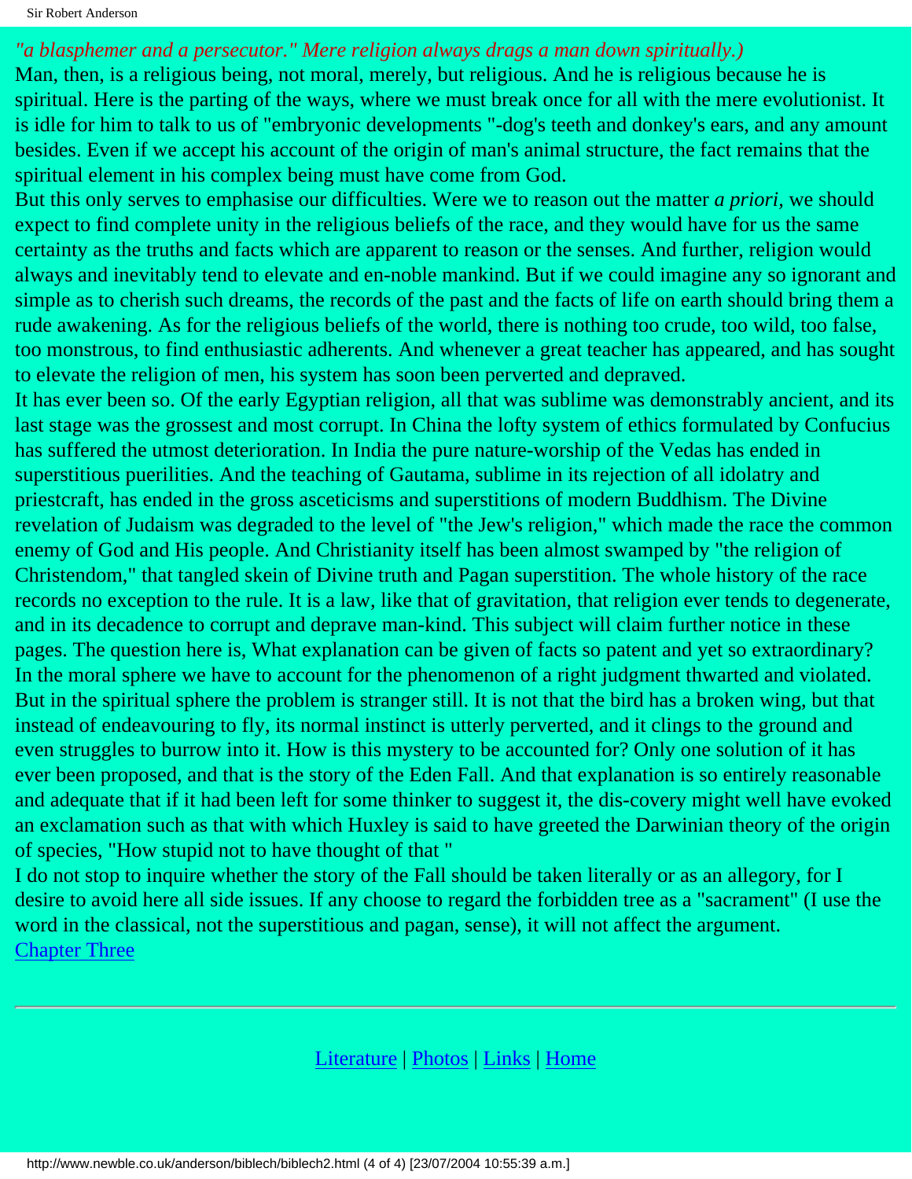*"a blasphemer and a persecutor." Mere religion always drags a man down spiritually.)*

Man, then, is a religious being, not moral, merely, but religious. And he is religious because he is spiritual. Here is the parting of the ways, where we must break once for all with the mere evolutionist. It is idle for him to talk to us of "embryonic developments "-dog's teeth and donkey's ears, and any amount besides. Even if we accept his account of the origin of man's animal structure, the fact remains that the spiritual element in his complex being must have come from God.

But this only serves to emphasise our difficulties. Were we to reason out the matter *a priori*, we should expect to find complete unity in the religious beliefs of the race, and they would have for us the same certainty as the truths and facts which are apparent to reason or the senses. And further, religion would always and inevitably tend to elevate and en-noble mankind. But if we could imagine any so ignorant and simple as to cherish such dreams, the records of the past and the facts of life on earth should bring them a rude awakening. As for the religious beliefs of the world, there is nothing too crude, too wild, too false, too monstrous, to find enthusiastic adherents. And whenever a great teacher has appeared, and has sought to elevate the religion of men, his system has soon been perverted and depraved.

It has ever been so. Of the early Egyptian religion, all that was sublime was demonstrably ancient, and its last stage was the grossest and most corrupt. In China the lofty system of ethics formulated by Confucius has suffered the utmost deterioration. In India the pure nature-worship of the Vedas has ended in superstitious puerilities. And the teaching of Gautama, sublime in its rejection of all idolatry and priestcraft, has ended in the gross asceticisms and superstitions of modern Buddhism. The Divine revelation of Judaism was degraded to the level of "the Jew's religion," which made the race the common enemy of God and His people. And Christianity itself has been almost swamped by "the religion of Christendom," that tangled skein of Divine truth and Pagan superstition. The whole history of the race records no exception to the rule. It is a law, like that of gravitation, that religion ever tends to degenerate, and in its decadence to corrupt and deprave man-kind. This subject will claim further notice in these pages. The question here is, What explanation can be given of facts so patent and yet so extraordinary? In the moral sphere we have to account for the phenomenon of a right judgment thwarted and violated. But in the spiritual sphere the problem is stranger still. It is not that the bird has a broken wing, but that instead of endeavouring to fly, its normal instinct is utterly perverted, and it clings to the ground and even struggles to burrow into it. How is this mystery to be accounted for? Only one solution of it has ever been proposed, and that is the story of the Eden Fall. And that explanation is so entirely reasonable and adequate that if it had been left for some thinker to suggest it, the dis-covery might well have evoked an exclamation such as that with which Huxley is said to have greeted the Darwinian theory of the origin of species, "How stupid not to have thought of that "

I do not stop to inquire whether the story of the Fall should be taken literally or as an allegory, for I desire to avoid here all side issues. If any choose to regard the forbidden tree as a "sacrament" (I use the word in the classical, not the superstitious and pagan, sense), it will not affect the argument.

Chapter Three

---

Literature | Photos | Links | Home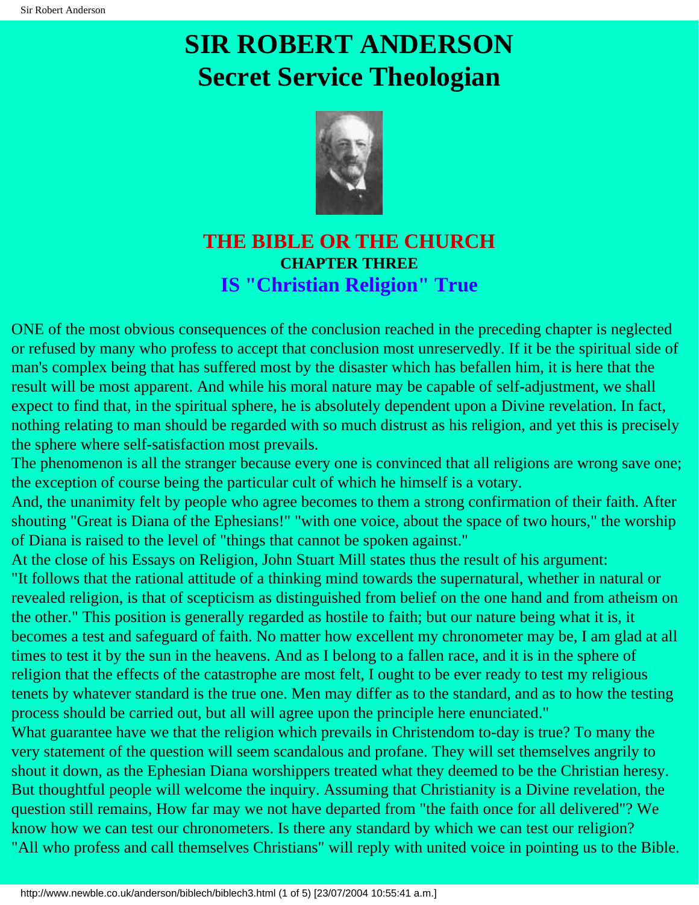# SIR ROBERT ANDERSON
# Secret Service Theologian

## THE BIBLE OR THE CHURCH

### CHAPTER THREE

### IS "Christian Religion" True

ONE of the most obvious consequences of the conclusion reached in the preceding chapter is neglected or refused by many who profess to accept that conclusion most unreservedly. If it be the spiritual side of man's complex being that has suffered most by the disaster which has befallen him, it is here that the result will be most apparent. And while his moral nature may be capable of self-adjustment, we shall expect to find that, in the spiritual sphere, he is absolutely dependent upon a Divine revelation. In fact, nothing relating to man should be regarded with so much distrust as his religion, and yet this is precisely the sphere where self-satisfaction most prevails.

The phenomenon is all the stranger because every one is convinced that all religions are wrong save one; the exception of course being the particular cult of which he himself is a votary.

And, the unanimity felt by people who agree becomes to them a strong confirmation of their faith. After shouting "Great is Diana of the Ephesians!" "with one voice, about the space of two hours," the worship of Diana is raised to the level of "things that cannot be spoken against."

At the close of his Essays on Religion, John Stuart Mill states thus the result of his argument:

"It follows that the rational attitude of a thinking mind towards the supernatural, whether in natural or revealed religion, is that of scepticism as distinguished from belief on the one hand and from atheism on the other." This position is generally regarded as hostile to faith; but our nature being what it is, it becomes a test and safeguard of faith. No matter how excellent my chronometer may be, I am glad at all times to test it by the sun in the heavens. And as I belong to a fallen race, and it is in the sphere of religion that the effects of the catastrophe are most felt, I ought to be ever ready to test my religious tenets by whatever standard is the true one. Men may differ as to the standard, and as to how the testing process should be carried out, but all will agree upon the principle here enunciated."

What guarantee have we that the religion which prevails in Christendom to-day is true? To many the very statement of the question will seem scandalous and profane. They will set themselves angrily to shout it down, as the Ephesian Diana worshippers treated what they deemed to be the Christian heresy. But thoughtful people will welcome the inquiry. Assuming that Christianity is a Divine revelation, the question still remains, How far may we not have departed from "the faith once for all delivered"? We know how we can test our chronometers. Is there any standard by which we can test our religion?

"All who profess and call themselves Christians" will reply with united voice in pointing us to the Bible.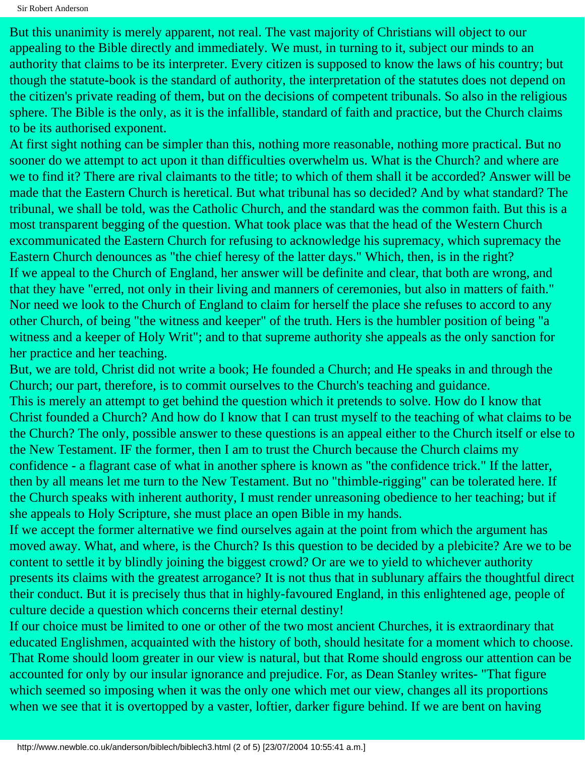But this unanimity is merely apparent, not real. The vast majority of Christians will object to our appealing to the Bible directly and immediately. We must, in turning to it, subject our minds to an authority that claims to be its interpreter. Every citizen is supposed to know the laws of his country; but though the statute-book is the standard of authority, the interpretation of the statutes does not depend on the citizen's private reading of them, but on the decisions of competent tribunals. So also in the religious sphere. The Bible is the only, as it is the infallible, standard of faith and practice, but the Church claims to be its authorised exponent.

At first sight nothing can be simpler than this, nothing more reasonable, nothing more practical. But no sooner do we attempt to act upon it than difficulties overwhelm us. What is the Church? and where are we to find it? There are rival claimants to the title; to which of them shall it be accorded? Answer will be made that the Eastern Church is heretical. But what tribunal has so decided? And by what standard? The tribunal, we shall be told, was the Catholic Church, and the standard was the common faith. But this is a most transparent begging of the question. What took place was that the head of the Western Church excommunicated the Eastern Church for refusing to acknowledge his supremacy, which supremacy the Eastern Church denounces as "the chief heresy of the latter days." Which, then, is in the right?

If we appeal to the Church of England, her answer will be definite and clear, that both are wrong, and that they have "erred, not only in their living and manners of ceremonies, but also in matters of faith." Nor need we look to the Church of England to claim for herself the place she refuses to accord to any other Church, of being "the witness and keeper" of the truth. Hers is the humbler position of being "a witness and a keeper of Holy Writ"; and to that supreme authority she appeals as the only sanction for her practice and her teaching.

But, we are told, Christ did not write a book; He founded a Church; and He speaks in and through the Church; our part, therefore, is to commit ourselves to the Church's teaching and guidance.

This is merely an attempt to get behind the question which it pretends to solve. How do I know that Christ founded a Church? And how do I know that I can trust myself to the teaching of what claims to be the Church? The only, possible answer to these questions is an appeal either to the Church itself or else to the New Testament. IF the former, then I am to trust the Church because the Church claims my confidence - a flagrant case of what in another sphere is known as "the confidence trick." If the latter, then by all means let me turn to the New Testament. But no "thimble-rigging" can be tolerated here. If the Church speaks with inherent authority, I must render unreasoning obedience to her teaching; but if she appeals to Holy Scripture, she must place an open Bible in my hands.

If we accept the former alternative we find ourselves again at the point from which the argument has moved away. What, and where, is the Church? Is this question to be decided by a plebicite? Are we to be content to settle it by blindly joining the biggest crowd? Or are we to yield to whichever authority presents its claims with the greatest arrogance? It is not thus that in sublunary affairs the thoughtful direct their conduct. But it is precisely thus that in highly-favoured England, in this enlightened age, people of culture decide a question which concerns their eternal destiny!

If our choice must be limited to one or other of the two most ancient Churches, it is extraordinary that educated Englishmen, acquainted with the history of both, should hesitate for a moment which to choose. That Rome should loom greater in our view is natural, but that Rome should engross our attention can be accounted for only by our insular ignorance and prejudice. For, as Dean Stanley writes- "That figure which seemed so imposing when it was the only one which met our view, changes all its proportions when we see that it is overtopped by a vaster, loftier, darker figure behind. If we are bent on having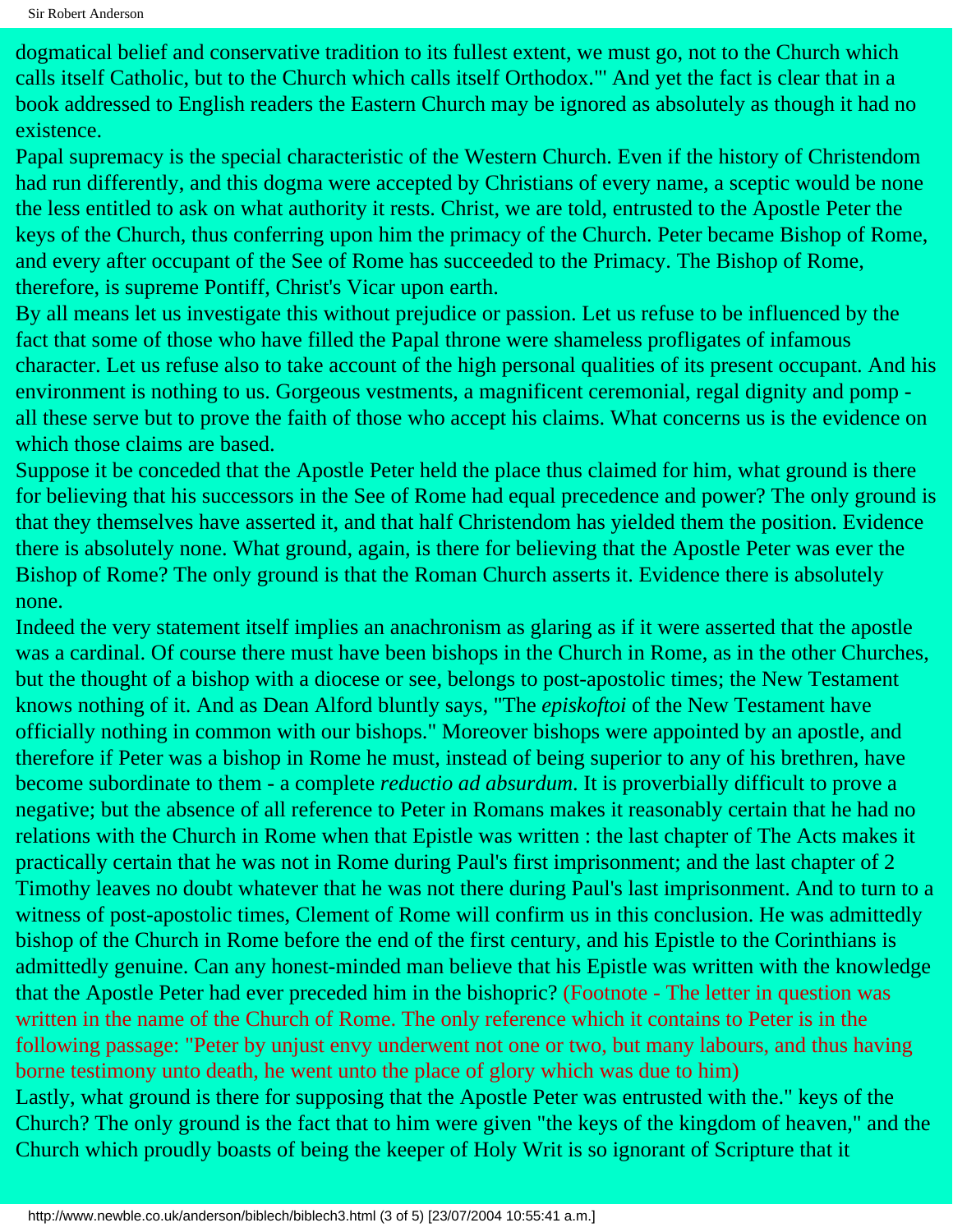dogmatical belief and conservative tradition to its fullest extent, we must go, not to the Church which calls itself Catholic, but to the Church which calls itself Orthodox.'" And yet the fact is clear that in a book addressed to English readers the Eastern Church may be ignored as absolutely as though it had no existence.

Papal supremacy is the special characteristic of the Western Church. Even if the history of Christendom had run differently, and this dogma were accepted by Christians of every name, a sceptic would be none the less entitled to ask on what authority it rests. Christ, we are told, entrusted to the Apostle Peter the keys of the Church, thus conferring upon him the primacy of the Church. Peter became Bishop of Rome, and every after occupant of the See of Rome has succeeded to the Primacy. The Bishop of Rome, therefore, is supreme Pontiff, Christ's Vicar upon earth.

By all means let us investigate this without prejudice or passion. Let us refuse to be influenced by the fact that some of those who have filled the Papal throne were shameless profligates of infamous character. Let us refuse also to take account of the high personal qualities of its present occupant. And his environment is nothing to us. Gorgeous vestments, a magnificent ceremonial, regal dignity and pomp - all these serve but to prove the faith of those who accept his claims. What concerns us is the evidence on which those claims are based.

Suppose it be conceded that the Apostle Peter held the place thus claimed for him, what ground is there for believing that his successors in the See of Rome had equal precedence and power? The only ground is that they themselves have asserted it, and that half Christendom has yielded them the position. Evidence there is absolutely none. What ground, again, is there for believing that the Apostle Peter was ever the Bishop of Rome? The only ground is that the Roman Church asserts it. Evidence there is absolutely none.

Indeed the very statement itself implies an anachronism as glaring as if it were asserted that the apostle was a cardinal. Of course there must have been bishops in the Church in Rome, as in the other Churches, but the thought of a bishop with a diocese or see, belongs to post-apostolic times; the New Testament knows nothing of it. And as Dean Alford bluntly says, "The *episkoftoi* of the New Testament have officially nothing in common with our bishops." Moreover bishops were appointed by an apostle, and therefore if Peter was a bishop in Rome he must, instead of being superior to any of his brethren, have become subordinate to them - a complete *reductio ad absurdum*. It is proverbially difficult to prove a negative; but the absence of all reference to Peter in Romans makes it reasonably certain that he had no relations with the Church in Rome when that Epistle was written : the last chapter of The Acts makes it practically certain that he was not in Rome during Paul's first imprisonment; and the last chapter of 2 Timothy leaves no doubt whatever that he was not there during Paul's last imprisonment. And to turn to a witness of post-apostolic times, Clement of Rome will confirm us in this conclusion. He was admittedly bishop of the Church in Rome before the end of the first century, and his Epistle to the Corinthians is admittedly genuine. Can any honest-minded man believe that his Epistle was written with the knowledge that the Apostle Peter had ever preceded him in the bishopric? (Footnote - The letter in question was written in the name of the Church of Rome. The only reference which it contains to Peter is in the following passage: "Peter by unjust envy underwent not one or two, but many labours, and thus having borne testimony unto death, he went unto the place of glory which was due to him)

Lastly, what ground is there for supposing that the Apostle Peter was entrusted with the." keys of the Church? The only ground is the fact that to him were given "the keys of the kingdom of heaven," and the Church which proudly boasts of being the keeper of Holy Writ is so ignorant of Scripture that it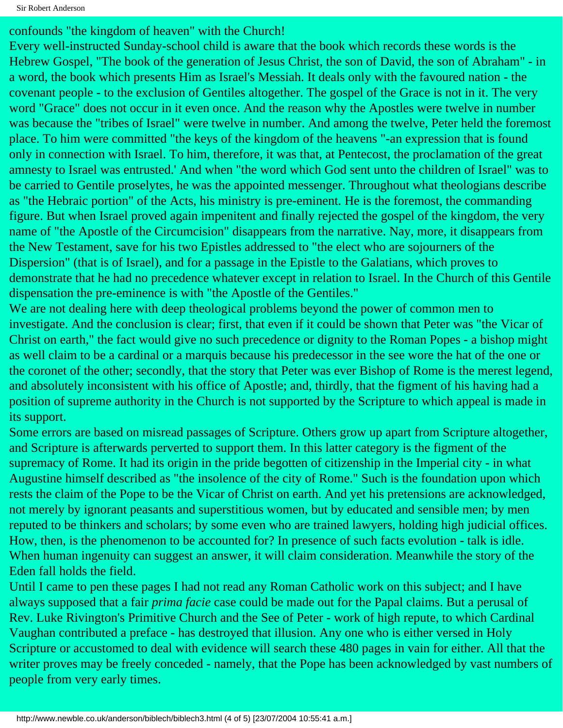confounds "the kingdom of heaven" with the Church!

Every well-instructed Sunday-school child is aware that the book which records these words is the Hebrew Gospel, "The book of the generation of Jesus Christ, the son of David, the son of Abraham" - in a word, the book which presents Him as Israel's Messiah. It deals only with the favoured nation - the covenant people - to the exclusion of Gentiles altogether. The gospel of the Grace is not in it. The very word "Grace" does not occur in it even once. And the reason why the Apostles were twelve in number was because the "tribes of Israel" were twelve in number. And among the twelve, Peter held the foremost place. To him were committed "the keys of the kingdom of the heavens "-an expression that is found only in connection with Israel. To him, therefore, it was that, at Pentecost, the proclamation of the great amnesty to Israel was entrusted.' And when "the word which God sent unto the children of Israel" was to be carried to Gentile proselytes, he was the appointed messenger. Throughout what theologians describe as "the Hebraic portion" of the Acts, his ministry is pre-eminent. He is the foremost, the commanding figure. But when Israel proved again impenitent and finally rejected the gospel of the kingdom, the very name of "the Apostle of the Circumcision" disappears from the narrative. Nay, more, it disappears from the New Testament, save for his two Epistles addressed to "the elect who are sojourners of the Dispersion" (that is of Israel), and for a passage in the Epistle to the Galatians, which proves to demonstrate that he had no precedence whatever except in relation to Israel. In the Church of this Gentile dispensation the pre-eminence is with "the Apostle of the Gentiles."

We are not dealing here with deep theological problems beyond the power of common men to investigate. And the conclusion is clear; first, that even if it could be shown that Peter was "the Vicar of Christ on earth," the fact would give no such precedence or dignity to the Roman Popes - a bishop might as well claim to be a cardinal or a marquis because his predecessor in the see wore the hat of the one or the coronet of the other; secondly, that the story that Peter was ever Bishop of Rome is the merest legend, and absolutely inconsistent with his office of Apostle; and, thirdly, that the figment of his having had a position of supreme authority in the Church is not supported by the Scripture to which appeal is made in its support.

Some errors are based on misread passages of Scripture. Others grow up apart from Scripture altogether, and Scripture is afterwards perverted to support them. In this latter category is the figment of the supremacy of Rome. It had its origin in the pride begotten of citizenship in the Imperial city - in what Augustine himself described as "the insolence of the city of Rome." Such is the foundation upon which rests the claim of the Pope to be the Vicar of Christ on earth. And yet his pretensions are acknowledged, not merely by ignorant peasants and superstitious women, but by educated and sensible men; by men reputed to be thinkers and scholars; by some even who are trained lawyers, holding high judicial offices. How, then, is the phenomenon to be accounted for? In presence of such facts evolution - talk is idle. When human ingenuity can suggest an answer, it will claim consideration. Meanwhile the story of the Eden fall holds the field.

Until I came to pen these pages I had not read any Roman Catholic work on this subject; and I have always supposed that a fair *prima facie* case could be made out for the Papal claims. But a perusal of Rev. Luke Rivington's Primitive Church and the See of Peter - work of high repute, to which Cardinal Vaughan contributed a preface - has destroyed that illusion. Any one who is either versed in Holy Scripture or accustomed to deal with evidence will search these 480 pages in vain for either. All that the writer proves may be freely conceded - namely, that the Pope has been acknowledged by vast numbers of people from very early times.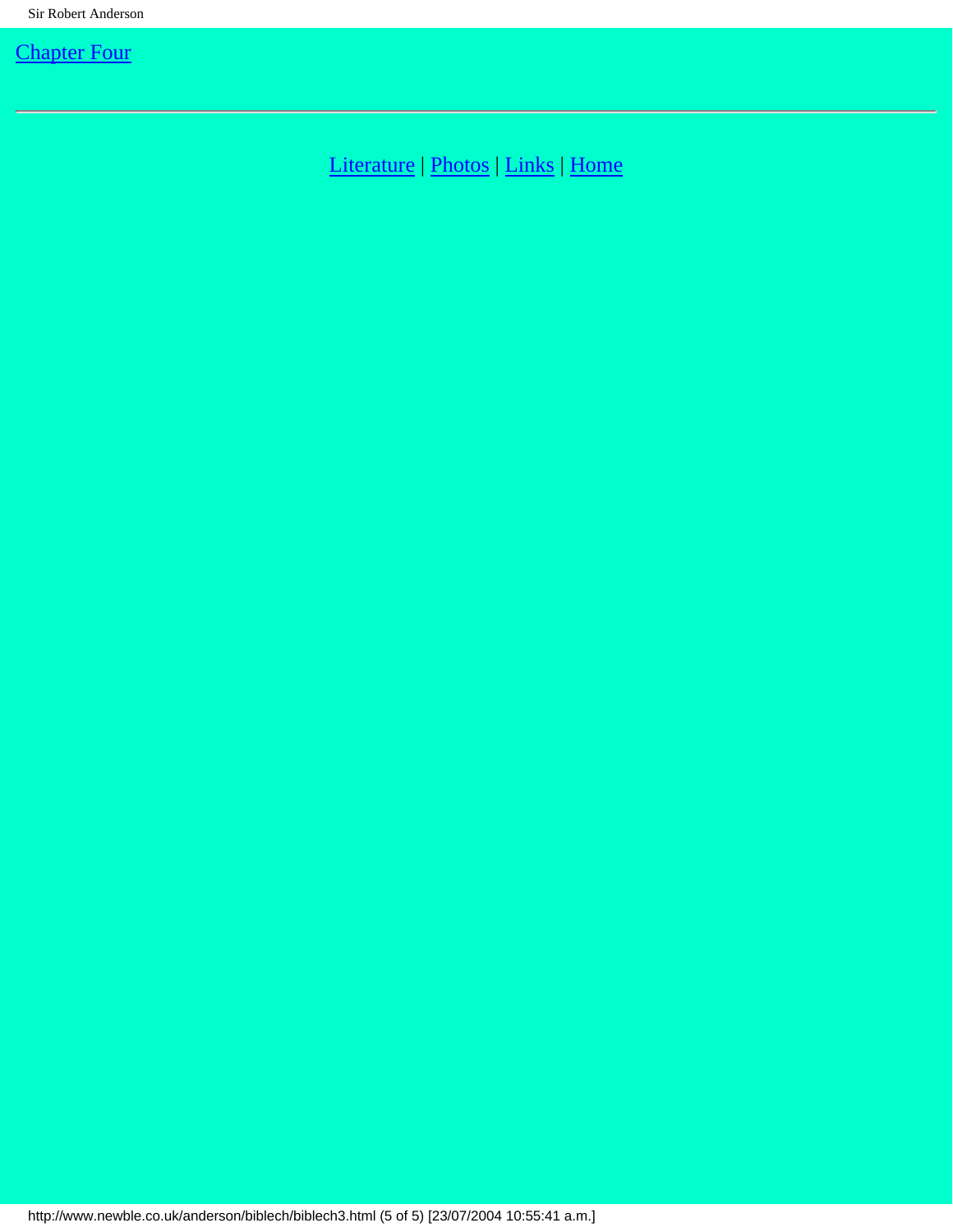[Chapter Four]

---

[Literature] | [Photos] | [Links] | [Home]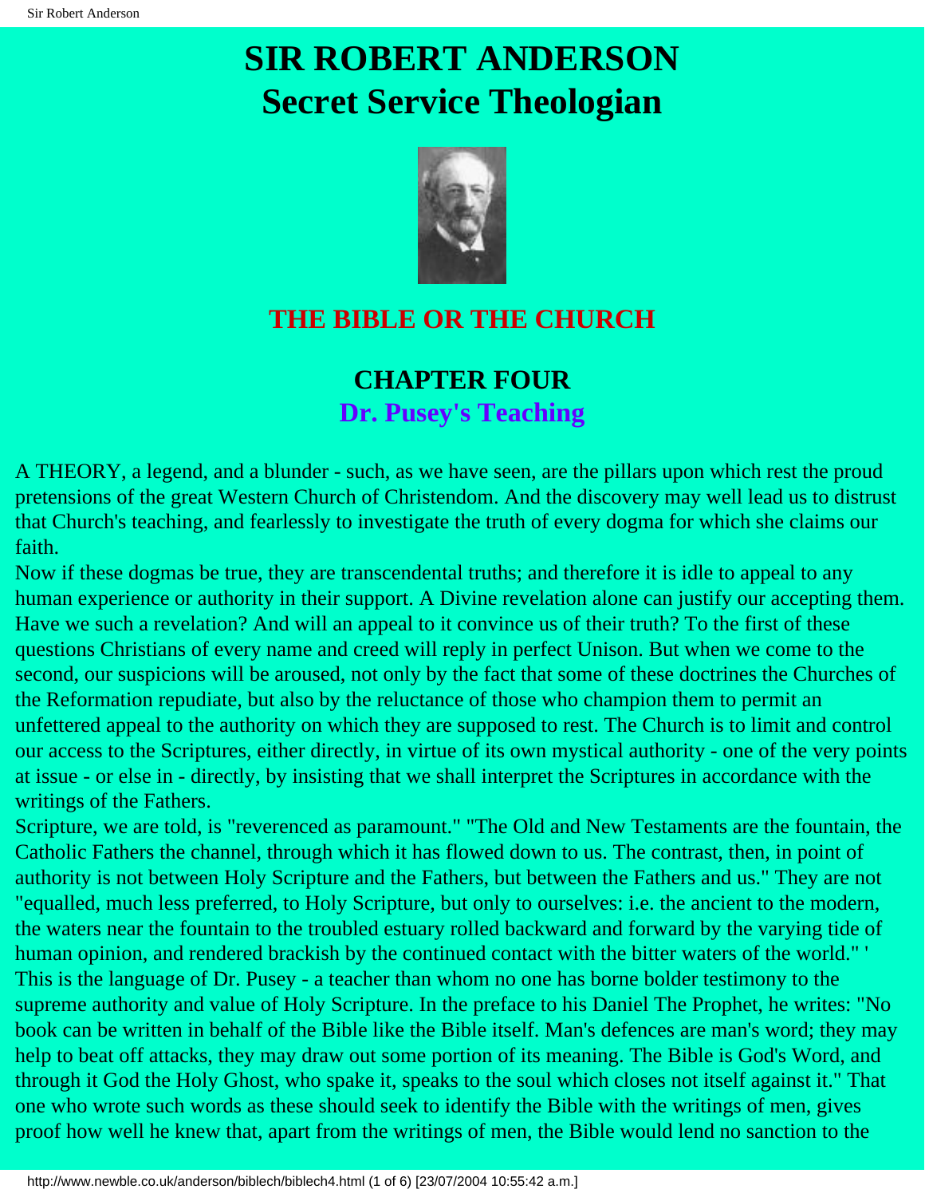# SIR ROBERT ANDERSON
# Secret Service Theologian

## THE BIBLE OR THE CHURCH

## CHAPTER FOUR
### Dr. Pusey's Teaching

A THEORY, a legend, and a blunder - such, as we have seen, are the pillars upon which rest the proud pretensions of the great Western Church of Christendom. And the discovery may well lead us to distrust that Church's teaching, and fearlessly to investigate the truth of every dogma for which she claims our faith.

Now if these dogmas be true, they are transcendental truths; and therefore it is idle to appeal to any human experience or authority in their support. A Divine revelation alone can justify our accepting them. Have we such a revelation? And will an appeal to it convince us of their truth? To the first of these questions Christians of every name and creed will reply in perfect Unison. But when we come to the second, our suspicions will be aroused, not only by the fact that some of these doctrines the Churches of the Reformation repudiate, but also by the reluctance of those who champion them to permit an unfettered appeal to the authority on which they are supposed to rest. The Church is to limit and control our access to the Scriptures, either directly, in virtue of its own mystical authority - one of the very points at issue - or else in - directly, by insisting that we shall interpret the Scriptures in accordance with the writings of the Fathers.

Scripture, we are told, is "reverenced as paramount." "The Old and New Testaments are the fountain, the Catholic Fathers the channel, through which it has flowed down to us. The contrast, then, in point of authority is not between Holy Scripture and the Fathers, but between the Fathers and us." They are not "equalled, much less preferred, to Holy Scripture, but only to ourselves: i.e. the ancient to the modern, the waters near the fountain to the troubled estuary rolled backward and forward by the varying tide of human opinion, and rendered brackish by the continued contact with the bitter waters of the world." ' This is the language of Dr. Pusey - a teacher than whom no one has borne bolder testimony to the supreme authority and value of Holy Scripture. In the preface to his Daniel The Prophet, he writes: "No book can be written in behalf of the Bible like the Bible itself. Man's defences are man's word; they may help to beat off attacks, they may draw out some portion of its meaning. The Bible is God's Word, and through it God the Holy Ghost, who spake it, speaks to the soul which closes not itself against it." That one who wrote such words as these should seek to identify the Bible with the writings of men, gives proof how well he knew that, apart from the writings of men, the Bible would lend no sanction to the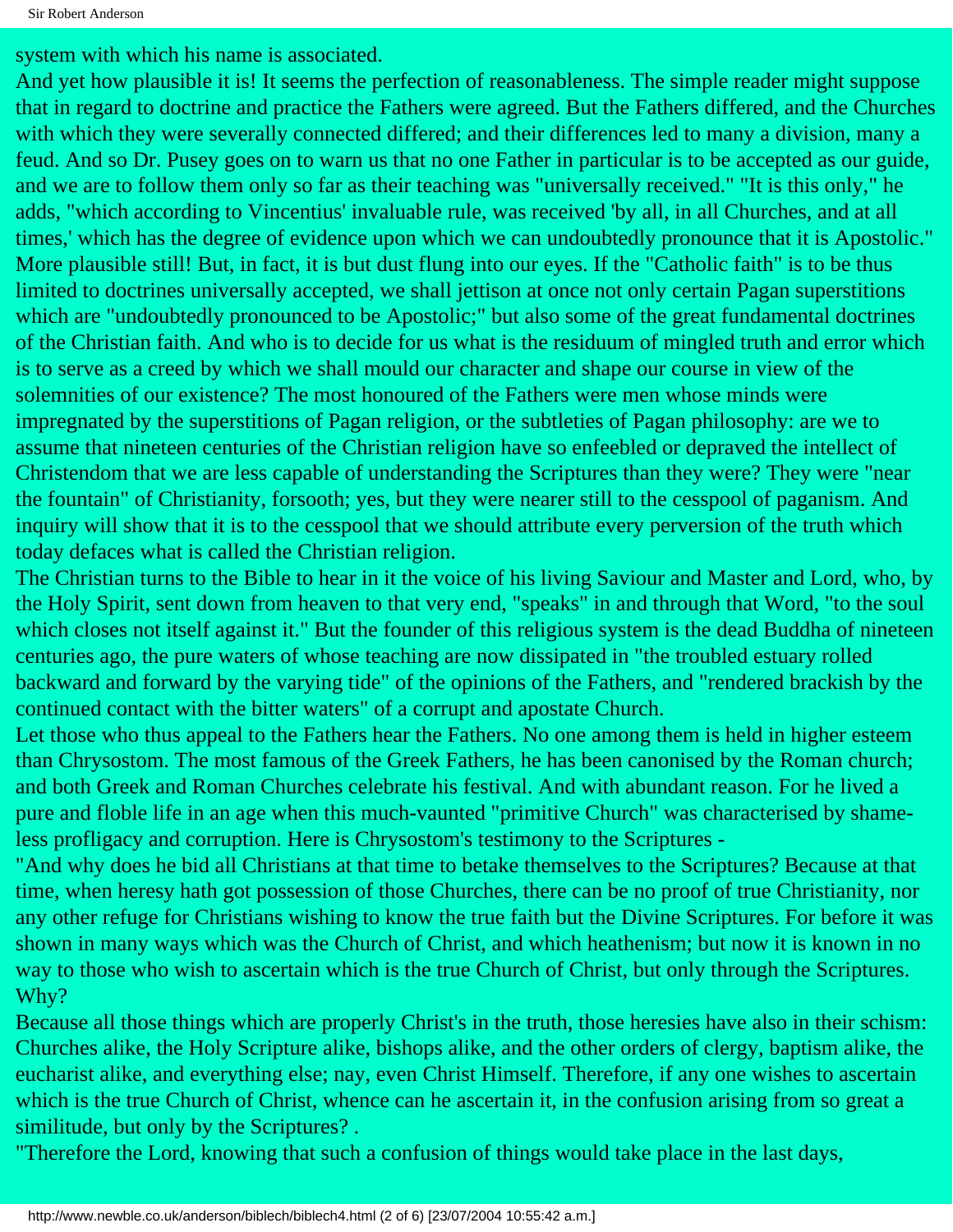system with which his name is associated.

And yet how plausible it is! It seems the perfection of reasonableness. The simple reader might suppose that in regard to doctrine and practice the Fathers were agreed. But the Fathers differed, and the Churches with which they were severally connected differed; and their differences led to many a division, many a feud. And so Dr. Pusey goes on to warn us that no one Father in particular is to be accepted as our guide, and we are to follow them only so far as their teaching was "universally received." "It is this only," he adds, "which according to Vincentius' invaluable rule, was received 'by all, in all Churches, and at all times,' which has the degree of evidence upon which we can undoubtedly pronounce that it is Apostolic." More plausible still! But, in fact, it is but dust flung into our eyes. If the "Catholic faith" is to be thus limited to doctrines universally accepted, we shall jettison at once not only certain Pagan superstitions which are "undoubtedly pronounced to be Apostolic;" but also some of the great fundamental doctrines of the Christian faith. And who is to decide for us what is the residuum of mingled truth and error which is to serve as a creed by which we shall mould our character and shape our course in view of the solemnities of our existence? The most honoured of the Fathers were men whose minds were impregnated by the superstitions of Pagan religion, or the subtleties of Pagan philosophy: are we to assume that nineteen centuries of the Christian religion have so enfeebled or depraved the intellect of Christendom that we are less capable of understanding the Scriptures than they were? They were "near the fountain" of Christianity, forsooth; yes, but they were nearer still to the cesspool of paganism. And inquiry will show that it is to the cesspool that we should attribute every perversion of the truth which today defaces what is called the Christian religion.

The Christian turns to the Bible to hear in it the voice of his living Saviour and Master and Lord, who, by the Holy Spirit, sent down from heaven to that very end, "speaks" in and through that Word, "to the soul which closes not itself against it." But the founder of this religious system is the dead Buddha of nineteen centuries ago, the pure waters of whose teaching are now dissipated in "the troubled estuary rolled backward and forward by the varying tide" of the opinions of the Fathers, and "rendered brackish by the continued contact with the bitter waters" of a corrupt and apostate Church.

Let those who thus appeal to the Fathers hear the Fathers. No one among them is held in higher esteem than Chrysostom. The most famous of the Greek Fathers, he has been canonised by the Roman church; and both Greek and Roman Churches celebrate his festival. And with abundant reason. For he lived a pure and floble life in an age when this much-vaunted "primitive Church" was characterised by shame-less profligacy and corruption. Here is Chrysostom's testimony to the Scriptures -

"And why does he bid all Christians at that time to betake themselves to the Scriptures? Because at that time, when heresy hath got possession of those Churches, there can be no proof of true Christianity, nor any other refuge for Christians wishing to know the true faith but the Divine Scriptures. For before it was shown in many ways which was the Church of Christ, and which heathenism; but now it is known in no way to those who wish to ascertain which is the true Church of Christ, but only through the Scriptures. Why?

Because all those things which are properly Christ's in the truth, those heresies have also in their schism: Churches alike, the Holy Scripture alike, bishops alike, and the other orders of clergy, baptism alike, the eucharist alike, and everything else; nay, even Christ Himself. Therefore, if any one wishes to ascertain which is the true Church of Christ, whence can he ascertain it, in the confusion arising from so great a similitude, but only by the Scriptures? .

"Therefore the Lord, knowing that such a confusion of things would take place in the last days,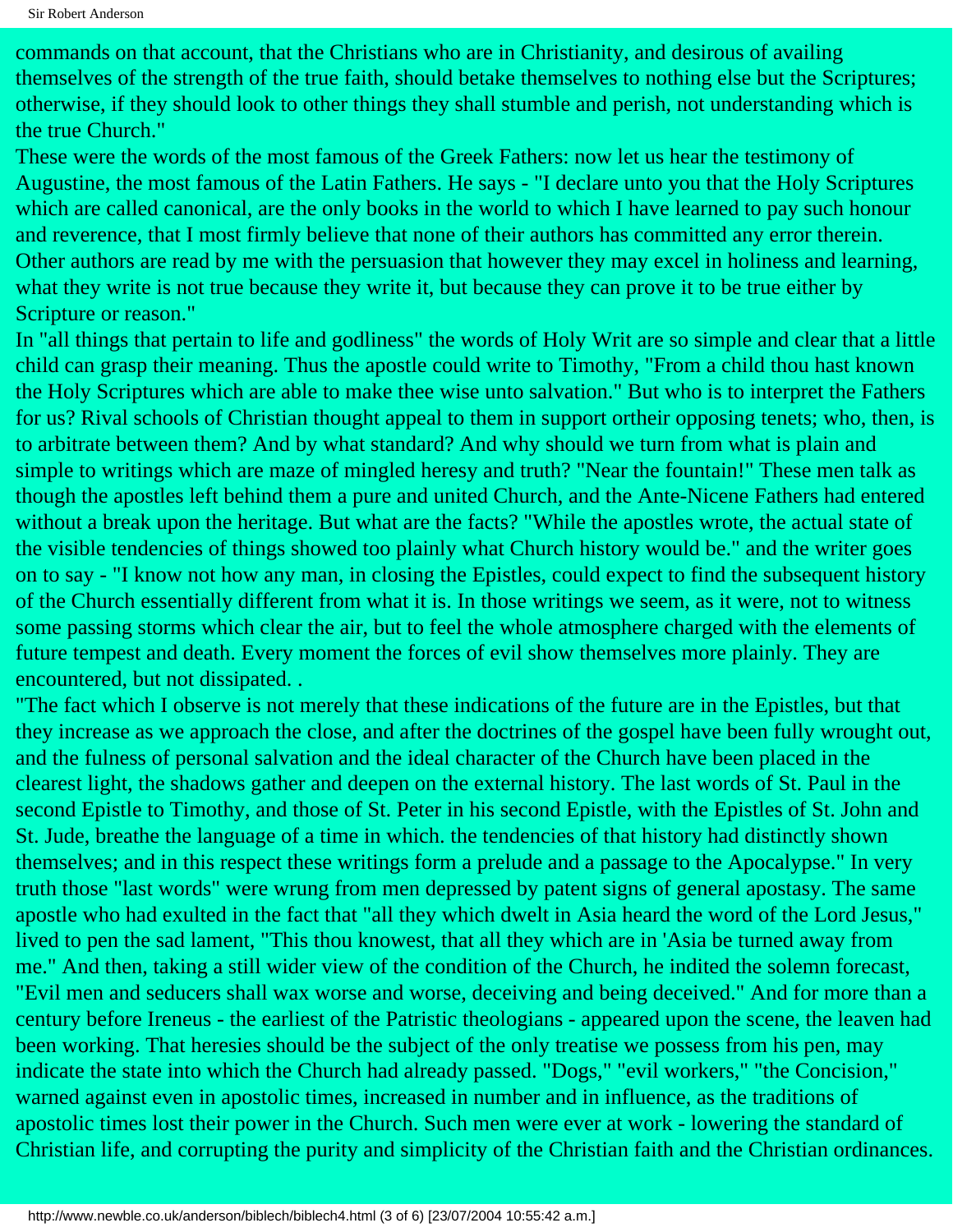commands on that account, that the Christians who are in Christianity, and desirous of availing themselves of the strength of the true faith, should betake themselves to nothing else but the Scriptures; otherwise, if they should look to other things they shall stumble and perish, not understanding which is the true Church."

These were the words of the most famous of the Greek Fathers: now let us hear the testimony of Augustine, the most famous of the Latin Fathers. He says - "I declare unto you that the Holy Scriptures which are called canonical, are the only books in the world to which I have learned to pay such honour and reverence, that I most firmly believe that none of their authors has committed any error therein. Other authors are read by me with the persuasion that however they may excel in holiness and learning, what they write is not true because they write it, but because they can prove it to be true either by Scripture or reason."

In "all things that pertain to life and godliness" the words of Holy Writ are so simple and clear that a little child can grasp their meaning. Thus the apostle could write to Timothy, "From a child thou hast known the Holy Scriptures which are able to make thee wise unto salvation." But who is to interpret the Fathers for us? Rival schools of Christian thought appeal to them in support ortheir opposing tenets; who, then, is to arbitrate between them? And by what standard? And why should we turn from what is plain and simple to writings which are maze of mingled heresy and truth? "Near the fountain!" These men talk as though the apostles left behind them a pure and united Church, and the Ante-Nicene Fathers had entered without a break upon the heritage. But what are the facts? "While the apostles wrote, the actual state of the visible tendencies of things showed too plainly what Church history would be." and the writer goes on to say - "I know not how any man, in closing the Epistles, could expect to find the subsequent history of the Church essentially different from what it is. In those writings we seem, as it were, not to witness some passing storms which clear the air, but to feel the whole atmosphere charged with the elements of future tempest and death. Every moment the forces of evil show themselves more plainly. They are encountered, but not dissipated. .

"The fact which I observe is not merely that these indications of the future are in the Epistles, but that they increase as we approach the close, and after the doctrines of the gospel have been fully wrought out, and the fulness of personal salvation and the ideal character of the Church have been placed in the clearest light, the shadows gather and deepen on the external history. The last words of St. Paul in the second Epistle to Timothy, and those of St. Peter in his second Epistle, with the Epistles of St. John and St. Jude, breathe the language of a time in which. the tendencies of that history had distinctly shown themselves; and in this respect these writings form a prelude and a passage to the Apocalypse." In very truth those "last words" were wrung from men depressed by patent signs of general apostasy. The same apostle who had exulted in the fact that "all they which dwelt in Asia heard the word of the Lord Jesus," lived to pen the sad lament, "This thou knowest, that all they which are in 'Asia be turned away from me." And then, taking a still wider view of the condition of the Church, he indited the solemn forecast, "Evil men and seducers shall wax worse and worse, deceiving and being deceived." And for more than a century before Ireneus - the earliest of the Patristic theologians - appeared upon the scene, the leaven had been working. That heresies should be the subject of the only treatise we possess from his pen, may indicate the state into which the Church had already passed. "Dogs," "evil workers," "the Concision," warned against even in apostolic times, increased in number and in influence, as the traditions of apostolic times lost their power in the Church. Such men were ever at work - lowering the standard of Christian life, and corrupting the purity and simplicity of the Christian faith and the Christian ordinances.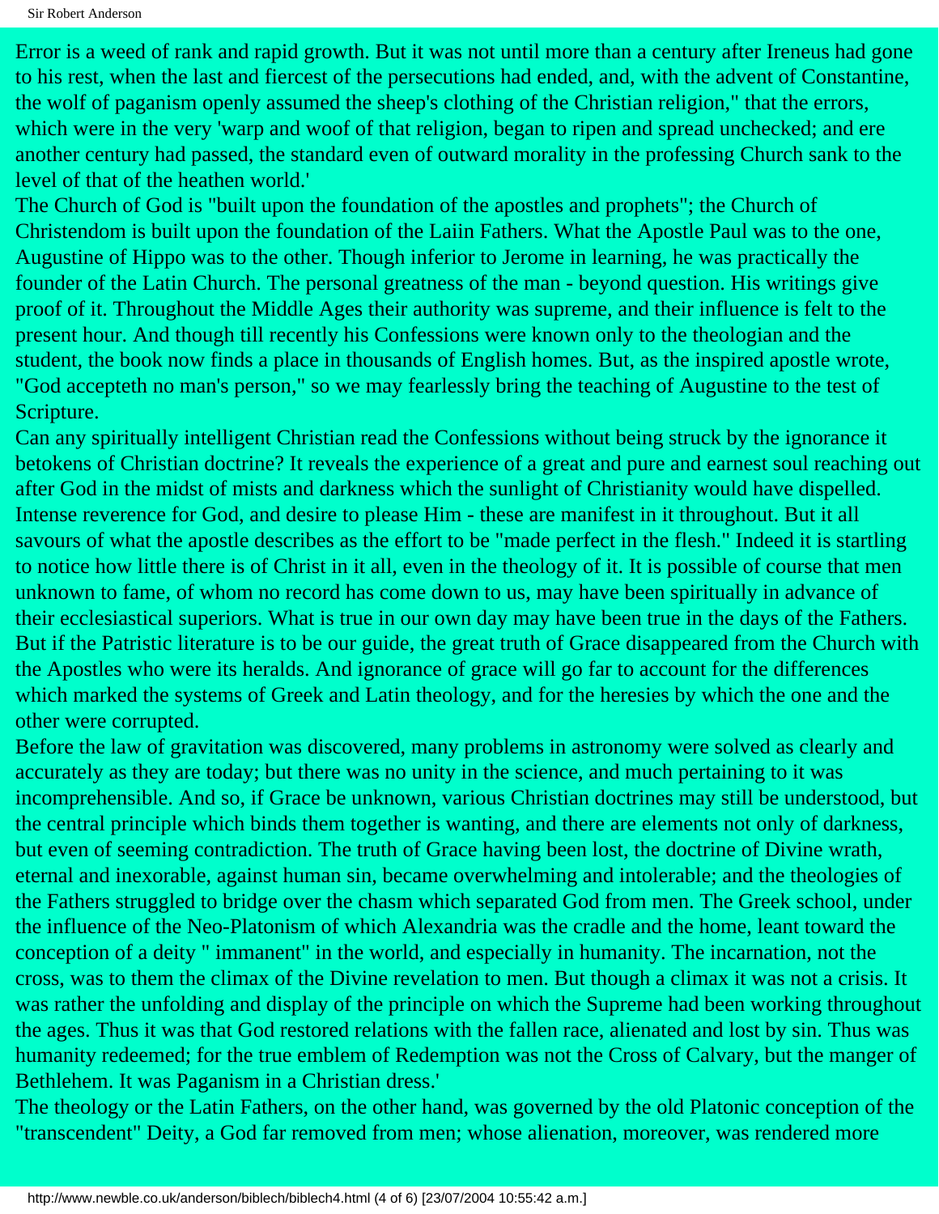Error is a weed of rank and rapid growth. But it was not until more than a century after Ireneus had gone to his rest, when the last and fiercest of the persecutions had ended, and, with the advent of Constantine, the wolf of paganism openly assumed the sheep's clothing of the Christian religion," that the errors, which were in the very 'warp and woof of that religion, began to ripen and spread unchecked; and ere another century had passed, the standard even of outward morality in the professing Church sank to the level of that of the heathen world.'

The Church of God is "built upon the foundation of the apostles and prophets"; the Church of Christendom is built upon the foundation of the Laiin Fathers. What the Apostle Paul was to the one, Augustine of Hippo was to the other. Though inferior to Jerome in learning, he was practically the founder of the Latin Church. The personal greatness of the man - beyond question. His writings give proof of it. Throughout the Middle Ages their authority was supreme, and their influence is felt to the present hour. And though till recently his Confessions were known only to the theologian and the student, the book now finds a place in thousands of English homes. But, as the inspired apostle wrote, "God accepteth no man's person," so we may fearlessly bring the teaching of Augustine to the test of Scripture.

Can any spiritually intelligent Christian read the Confessions without being struck by the ignorance it betokens of Christian doctrine? It reveals the experience of a great and pure and earnest soul reaching out after God in the midst of mists and darkness which the sunlight of Christianity would have dispelled. Intense reverence for God, and desire to please Him - these are manifest in it throughout. But it all savours of what the apostle describes as the effort to be "made perfect in the flesh." Indeed it is startling to notice how little there is of Christ in it all, even in the theology of it. It is possible of course that men unknown to fame, of whom no record has come down to us, may have been spiritually in advance of their ecclesiastical superiors. What is true in our own day may have been true in the days of the Fathers. But if the Patristic literature is to be our guide, the great truth of Grace disappeared from the Church with the Apostles who were its heralds. And ignorance of grace will go far to account for the differences which marked the systems of Greek and Latin theology, and for the heresies by which the one and the other were corrupted.

Before the law of gravitation was discovered, many problems in astronomy were solved as clearly and accurately as they are today; but there was no unity in the science, and much pertaining to it was incomprehensible. And so, if Grace be unknown, various Christian doctrines may still be understood, but the central principle which binds them together is wanting, and there are elements not only of darkness, but even of seeming contradiction. The truth of Grace having been lost, the doctrine of Divine wrath, eternal and inexorable, against human sin, became overwhelming and intolerable; and the theologies of the Fathers struggled to bridge over the chasm which separated God from men. The Greek school, under the influence of the Neo-Platonism of which Alexandria was the cradle and the home, leant toward the conception of a deity " immanent" in the world, and especially in humanity. The incarnation, not the cross, was to them the climax of the Divine revelation to men. But though a climax it was not a crisis. It was rather the unfolding and display of the principle on which the Supreme had been working throughout the ages. Thus it was that God restored relations with the fallen race, alienated and lost by sin. Thus was humanity redeemed; for the true emblem of Redemption was not the Cross of Calvary, but the manger of Bethlehem. It was Paganism in a Christian dress.'

The theology or the Latin Fathers, on the other hand, was governed by the old Platonic conception of the "transcendent" Deity, a God far removed from men; whose alienation, moreover, was rendered more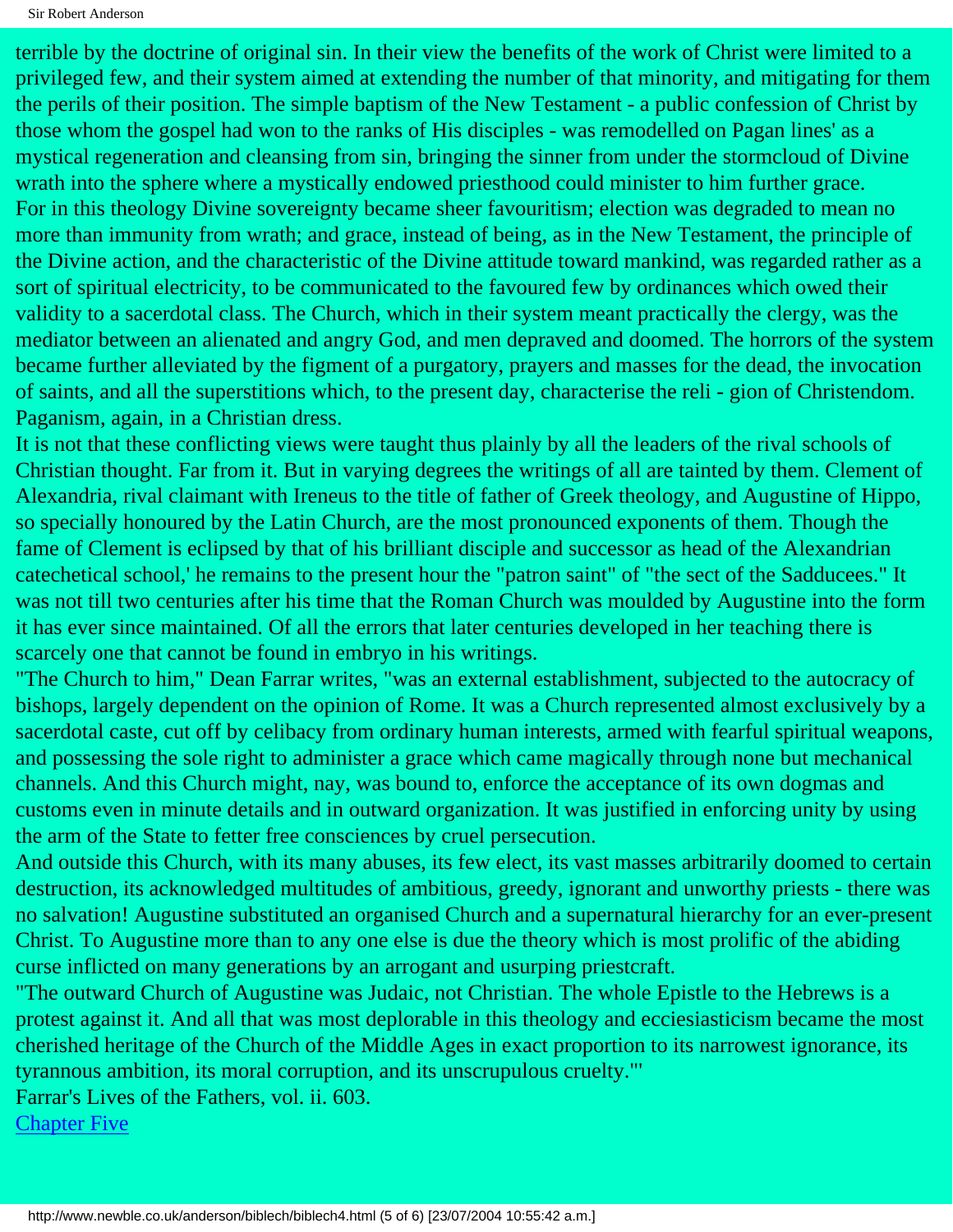terrible by the doctrine of original sin. In their view the benefits of the work of Christ were limited to a privileged few, and their system aimed at extending the number of that minority, and mitigating for them the perils of their position. The simple baptism of the New Testament - a public confession of Christ by those whom the gospel had won to the ranks of His disciples - was remodelled on Pagan lines' as a mystical regeneration and cleansing from sin, bringing the sinner from under the stormcloud of Divine wrath into the sphere where a mystically endowed priesthood could minister to him further grace.

For in this theology Divine sovereignty became sheer favouritism; election was degraded to mean no more than immunity from wrath; and grace, instead of being, as in the New Testament, the principle of the Divine action, and the characteristic of the Divine attitude toward mankind, was regarded rather as a sort of spiritual electricity, to be communicated to the favoured few by ordinances which owed their validity to a sacerdotal class. The Church, which in their system meant practically the clergy, was the mediator between an alienated and angry God, and men depraved and doomed. The horrors of the system became further alleviated by the figment of a purgatory, prayers and masses for the dead, the invocation of saints, and all the superstitions which, to the present day, characterise the reli - gion of Christendom. Paganism, again, in a Christian dress.

It is not that these conflicting views were taught thus plainly by all the leaders of the rival schools of Christian thought. Far from it. But in varying degrees the writings of all are tainted by them. Clement of Alexandria, rival claimant with Ireneus to the title of father of Greek theology, and Augustine of Hippo, so specially honoured by the Latin Church, are the most pronounced exponents of them. Though the fame of Clement is eclipsed by that of his brilliant disciple and successor as head of the Alexandrian catechetical school,' he remains to the present hour the "patron saint" of "the sect of the Sadducees." It was not till two centuries after his time that the Roman Church was moulded by Augustine into the form it has ever since maintained. Of all the errors that later centuries developed in her teaching there is scarcely one that cannot be found in embryo in his writings.

"The Church to him," Dean Farrar writes, "was an external establishment, subjected to the autocracy of bishops, largely dependent on the opinion of Rome. It was a Church represented almost exclusively by a sacerdotal caste, cut off by celibacy from ordinary human interests, armed with fearful spiritual weapons, and possessing the sole right to administer a grace which came magically through none but mechanical channels. And this Church might, nay, was bound to, enforce the acceptance of its own dogmas and customs even in minute details and in outward organization. It was justified in enforcing unity by using the arm of the State to fetter free consciences by cruel persecution.

And outside this Church, with its many abuses, its few elect, its vast masses arbitrarily doomed to certain destruction, its acknowledged multitudes of ambitious, greedy, ignorant and unworthy priests - there was no salvation! Augustine substituted an organised Church and a supernatural hierarchy for an ever-present Christ. To Augustine more than to any one else is due the theory which is most prolific of the abiding curse inflicted on many generations by an arrogant and usurping priestcraft.

"The outward Church of Augustine was Judaic, not Christian. The whole Epistle to the Hebrews is a protest against it. And all that was most deplorable in this theology and ecciesiasticism became the most cherished heritage of the Church of the Middle Ages in exact proportion to its narrowest ignorance, its tyrannous ambition, its moral corruption, and its unscrupulous cruelty."'

Farrar's Lives of the Fathers, vol. ii. 603.

[Chapter Five](http://www.newble.co.uk/anderson/biblech/biblech5.html)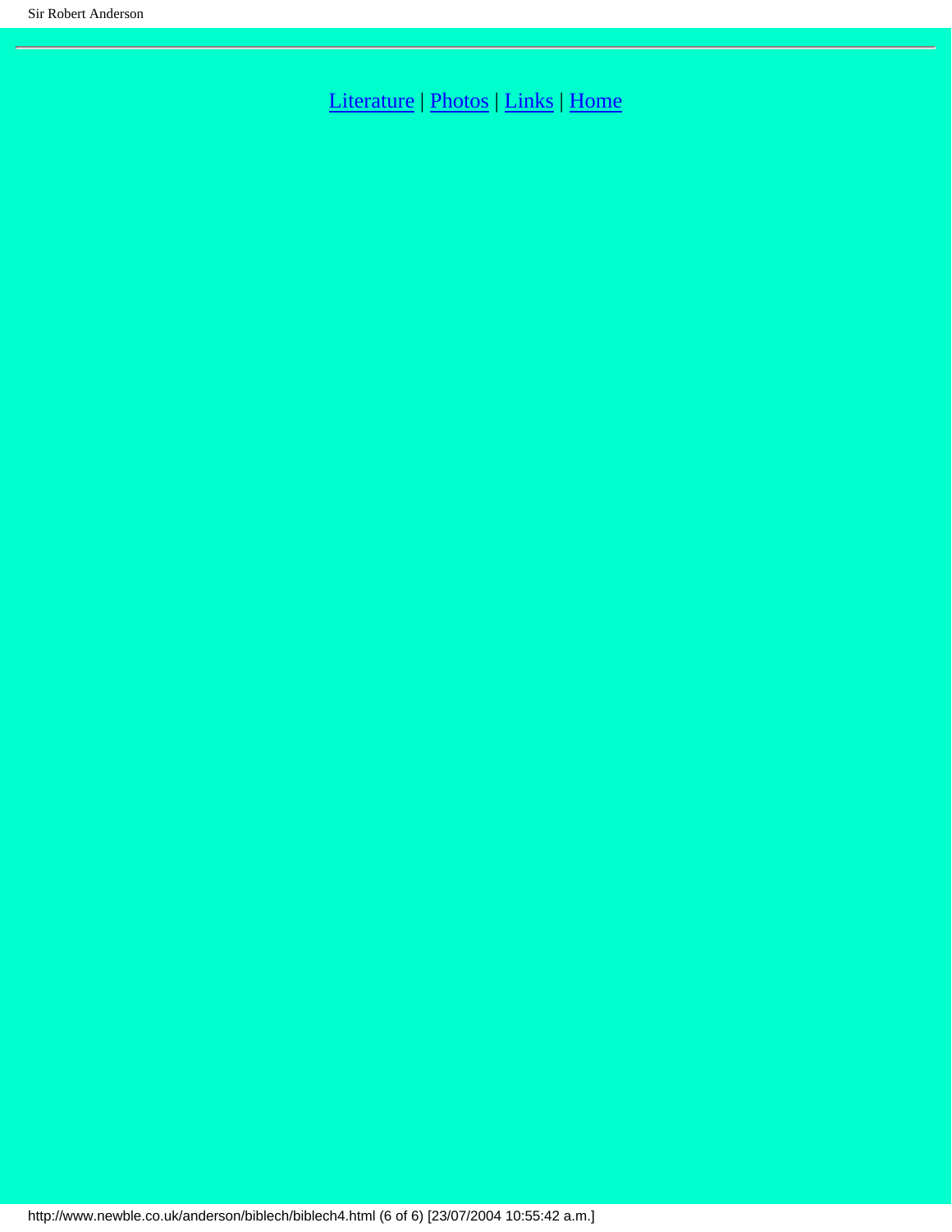Literature | Photos | Links | Home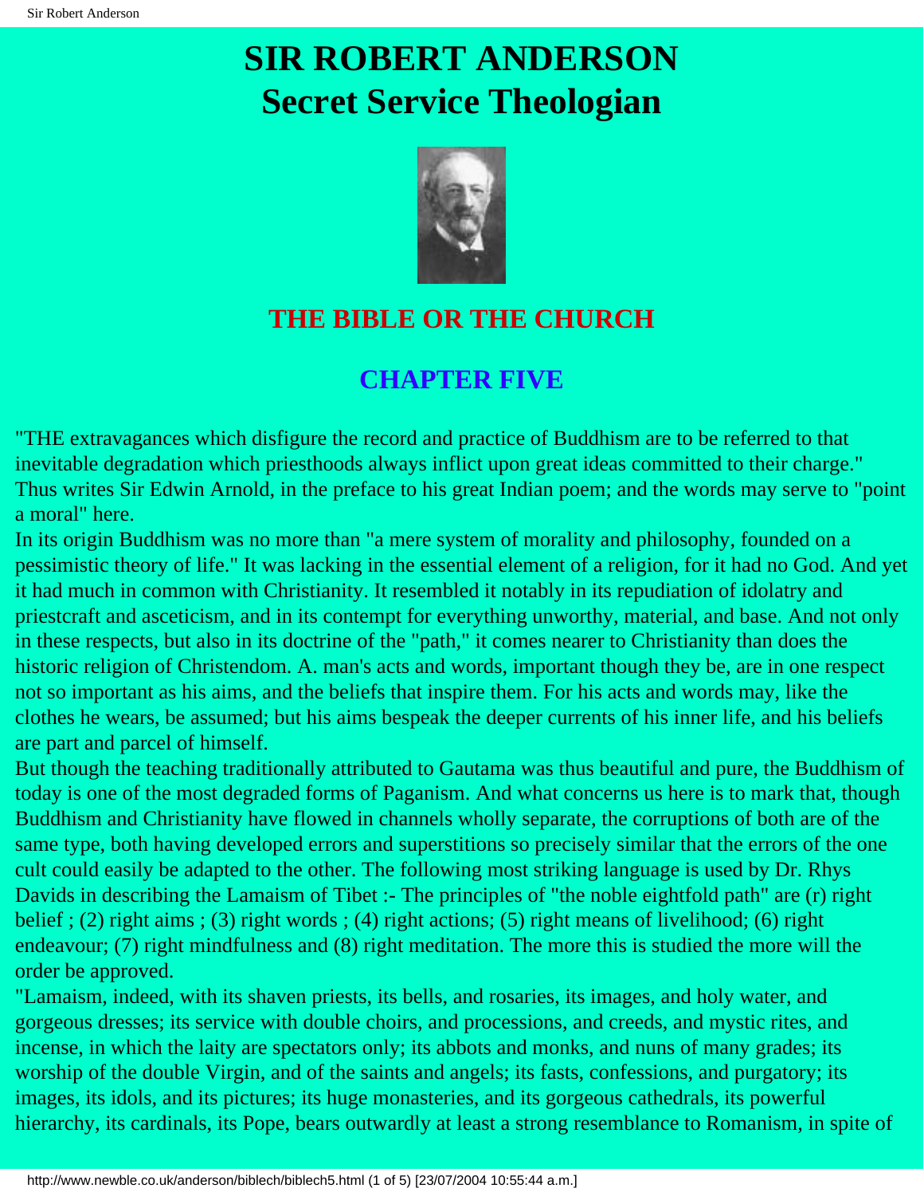# SIR ROBERT ANDERSON
# Secret Service Theologian

## THE BIBLE OR THE CHURCH

### CHAPTER FIVE

"THE extravagances which disfigure the record and practice of Buddhism are to be referred to that inevitable degradation which priesthoods always inflict upon great ideas committed to their charge." Thus writes Sir Edwin Arnold, in the preface to his great Indian poem; and the words may serve to "point a moral" here.

In its origin Buddhism was no more than "a mere system of morality and philosophy, founded on a pessimistic theory of life." It was lacking in the essential element of a religion, for it had no God. And yet it had much in common with Christianity. It resembled it notably in its repudiation of idolatry and priestcraft and asceticism, and in its contempt for everything unworthy, material, and base. And not only in these respects, but also in its doctrine of the "path," it comes nearer to Christianity than does the historic religion of Christendom. A. man's acts and words, important though they be, are in one respect not so important as his aims, and the beliefs that inspire them. For his acts and words may, like the clothes he wears, be assumed; but his aims bespeak the deeper currents of his inner life, and his beliefs are part and parcel of himself.

But though the teaching traditionally attributed to Gautama was thus beautiful and pure, the Buddhism of today is one of the most degraded forms of Paganism. And what concerns us here is to mark that, though Buddhism and Christianity have flowed in channels wholly separate, the corruptions of both are of the same type, both having developed errors and superstitions so precisely similar that the errors of the one cult could easily be adapted to the other. The following most striking language is used by Dr. Rhys Davids in describing the Lamaism of Tibet :- The principles of "the noble eightfold path" are (r) right belief ; (2) right aims ; (3) right words ; (4) right actions; (5) right means of livelihood; (6) right endeavour; (7) right mindfulness and (8) right meditation. The more this is studied the more will the order be approved.

"Lamaism, indeed, with its shaven priests, its bells, and rosaries, its images, and holy water, and gorgeous dresses; its service with double choirs, and processions, and creeds, and mystic rites, and incense, in which the laity are spectators only; its abbots and monks, and nuns of many grades; its worship of the double Virgin, and of the saints and angels; its fasts, confessions, and purgatory; its images, its idols, and its pictures; its huge monasteries, and its gorgeous cathedrals, its powerful hierarchy, its cardinals, its Pope, bears outwardly at least a strong resemblance to Romanism, in spite of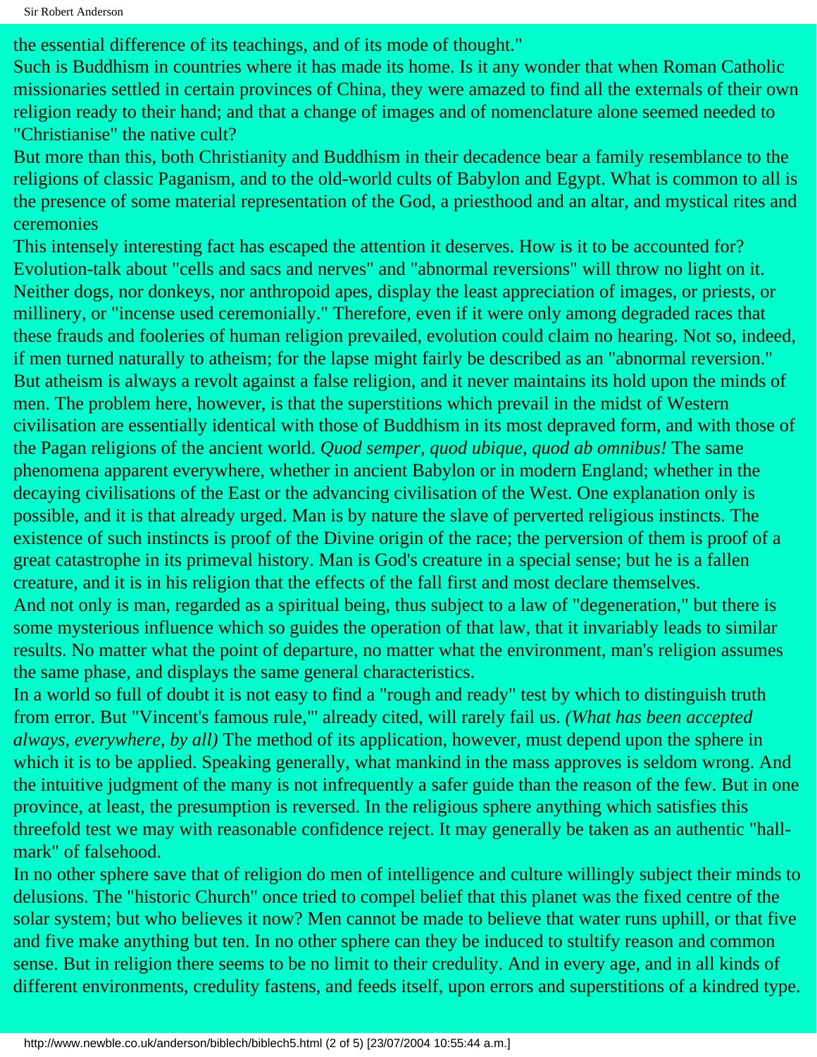the essential difference of its teachings, and of its mode of thought."

Such is Buddhism in countries where it has made its home. Is it any wonder that when Roman Catholic missionaries settled in certain provinces of China, they were amazed to find all the externals of their own religion ready to their hand; and that a change of images and of nomenclature alone seemed needed to "Christianise" the native cult?

But more than this, both Christianity and Buddhism in their decadence bear a family resemblance to the religions of classic Paganism, and to the old-world cults of Babylon and Egypt. What is common to all is the presence of some material representation of the God, a priesthood and an altar, and mystical rites and ceremonies

This intensely interesting fact has escaped the attention it deserves. How is it to be accounted for? Evolution-talk about "cells and sacs and nerves" and "abnormal reversions" will throw no light on it. Neither dogs, nor donkeys, nor anthropoid apes, display the least appreciation of images, or priests, or millinery, or "incense used ceremonially." Therefore, even if it were only among degraded races that these frauds and fooleries of human religion prevailed, evolution could claim no hearing. Not so, indeed, if men turned naturally to atheism; for the lapse might fairly be described as an "abnormal reversion." But atheism is always a revolt against a false religion, and it never maintains its hold upon the minds of men. The problem here, however, is that the superstitions which prevail in the midst of Western civilisation are essentially identical with those of Buddhism in its most depraved form, and with those of the Pagan religions of the ancient world. *Quod semper, quod ubique, quod ab omnibus!* The same phenomena apparent everywhere, whether in ancient Babylon or in modern England; whether in the decaying civilisations of the East or the advancing civilisation of the West. One explanation only is possible, and it is that already urged. Man is by nature the slave of perverted religious instincts. The existence of such instincts is proof of the Divine origin of the race; the perversion of them is proof of a great catastrophe in its primeval history. Man is God's creature in a special sense; but he is a fallen creature, and it is in his religion that the effects of the fall first and most declare themselves.

And not only is man, regarded as a spiritual being, thus subject to a law of "degeneration," but there is some mysterious influence which so guides the operation of that law, that it invariably leads to similar results. No matter what the point of departure, no matter what the environment, man's religion assumes the same phase, and displays the same general characteristics.

In a world so full of doubt it is not easy to find a "rough and ready" test by which to distinguish truth from error. But "Vincent's famous rule,"' already cited, will rarely fail us. *(What has been accepted always, everywhere, by all)* The method of its application, however, must depend upon the sphere in which it is to be applied. Speaking generally, what mankind in the mass approves is seldom wrong. And the intuitive judgment of the many is not infrequently a safer guide than the reason of the few. But in one province, at least, the presumption is reversed. In the religious sphere anything which satisfies this threefold test we may with reasonable confidence reject. It may generally be taken as an authentic "hall-mark" of falsehood.

In no other sphere save that of religion do men of intelligence and culture willingly subject their minds to delusions. The "historic Church" once tried to compel belief that this planet was the fixed centre of the solar system; but who believes it now? Men cannot be made to believe that water runs uphill, or that five and five make anything but ten. In no other sphere can they be induced to stultify reason and common sense. But in religion there seems to be no limit to their credulity. And in every age, and in all kinds of different environments, credulity fastens, and feeds itself, upon errors and superstitions of a kindred type.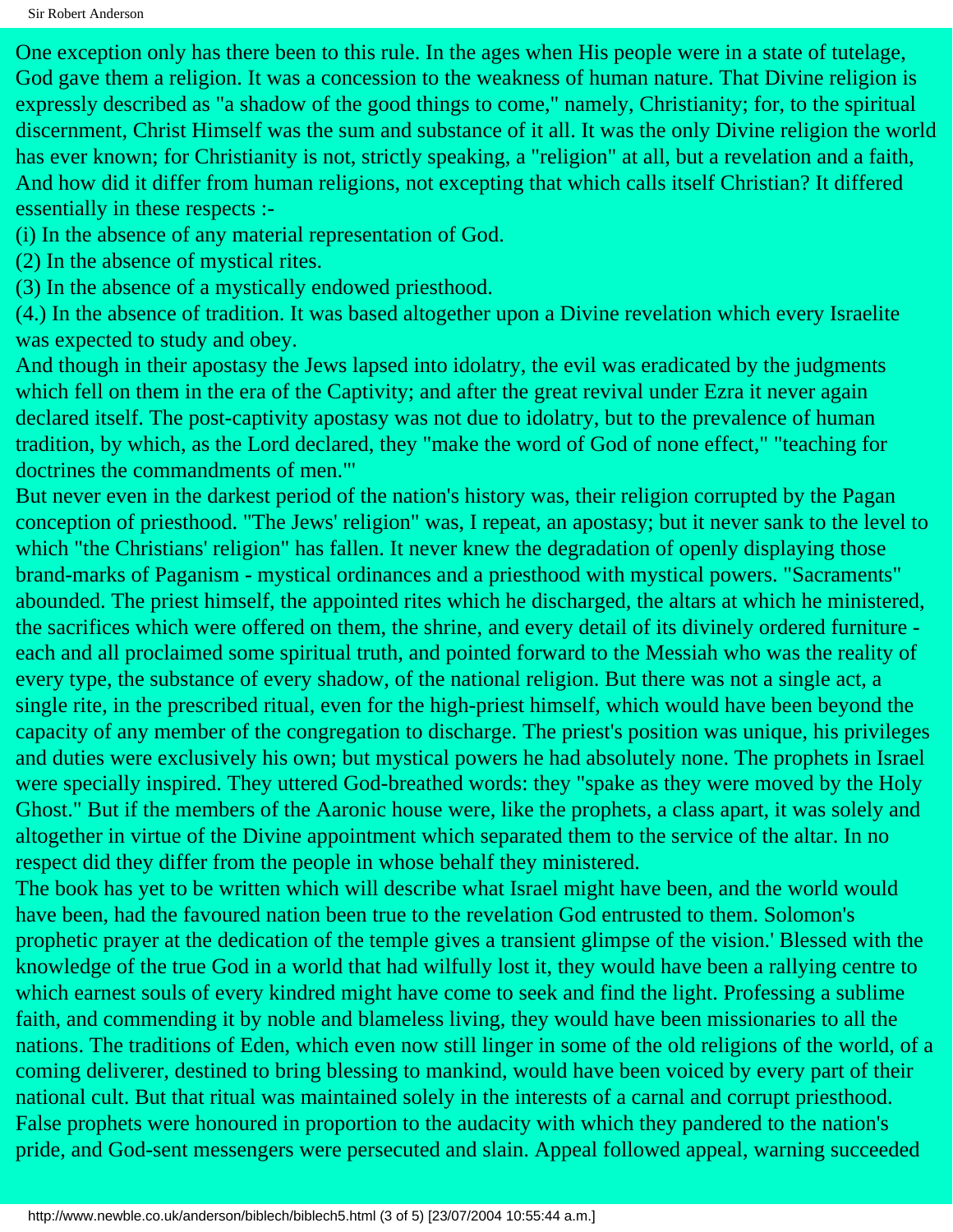One exception only has there been to this rule. In the ages when His people were in a state of tutelage, God gave them a religion. It was a concession to the weakness of human nature. That Divine religion is expressly described as "a shadow of the good things to come," namely, Christianity; for, to the spiritual discernment, Christ Himself was the sum and substance of it all. It was the only Divine religion the world has ever known; for Christianity is not, strictly speaking, a "religion" at all, but a revelation and a faith, And how did it differ from human religions, not excepting that which calls itself Christian? It differed essentially in these respects :-

(i) In the absence of any material representation of God.

(2) In the absence of mystical rites.

(3) In the absence of a mystically endowed priesthood.

(4.) In the absence of tradition. It was based altogether upon a Divine revelation which every Israelite was expected to study and obey.

And though in their apostasy the Jews lapsed into idolatry, the evil was eradicated by the judgments which fell on them in the era of the Captivity; and after the great revival under Ezra it never again declared itself. The post-captivity apostasy was not due to idolatry, but to the prevalence of human tradition, by which, as the Lord declared, they "make the word of God of none effect," "teaching for doctrines the commandments of men."'

But never even in the darkest period of the nation's history was, their religion corrupted by the Pagan conception of priesthood. "The Jews' religion" was, I repeat, an apostasy; but it never sank to the level to which "the Christians' religion" has fallen. It never knew the degradation of openly displaying those brand-marks of Paganism - mystical ordinances and a priesthood with mystical powers. "Sacraments" abounded. The priest himself, the appointed rites which he discharged, the altars at which he ministered, the sacrifices which were offered on them, the shrine, and every detail of its divinely ordered furniture - each and all proclaimed some spiritual truth, and pointed forward to the Messiah who was the reality of every type, the substance of every shadow, of the national religion. But there was not a single act, a single rite, in the prescribed ritual, even for the high-priest himself, which would have been beyond the capacity of any member of the congregation to discharge. The priest's position was unique, his privileges and duties were exclusively his own; but mystical powers he had absolutely none. The prophets in Israel were specially inspired. They uttered God-breathed words: they "spake as they were moved by the Holy Ghost." But if the members of the Aaronic house were, like the prophets, a class apart, it was solely and altogether in virtue of the Divine appointment which separated them to the service of the altar. In no respect did they differ from the people in whose behalf they ministered.

The book has yet to be written which will describe what Israel might have been, and the world would have been, had the favoured nation been true to the revelation God entrusted to them. Solomon's prophetic prayer at the dedication of the temple gives a transient glimpse of the vision.' Blessed with the knowledge of the true God in a world that had wilfully lost it, they would have been a rallying centre to which earnest souls of every kindred might have come to seek and find the light. Professing a sublime faith, and commending it by noble and blameless living, they would have been missionaries to all the nations. The traditions of Eden, which even now still linger in some of the old religions of the world, of a coming deliverer, destined to bring blessing to mankind, would have been voiced by every part of their national cult. But that ritual was maintained solely in the interests of a carnal and corrupt priesthood. False prophets were honoured in proportion to the audacity with which they pandered to the nation's pride, and God-sent messengers were persecuted and slain. Appeal followed appeal, warning succeeded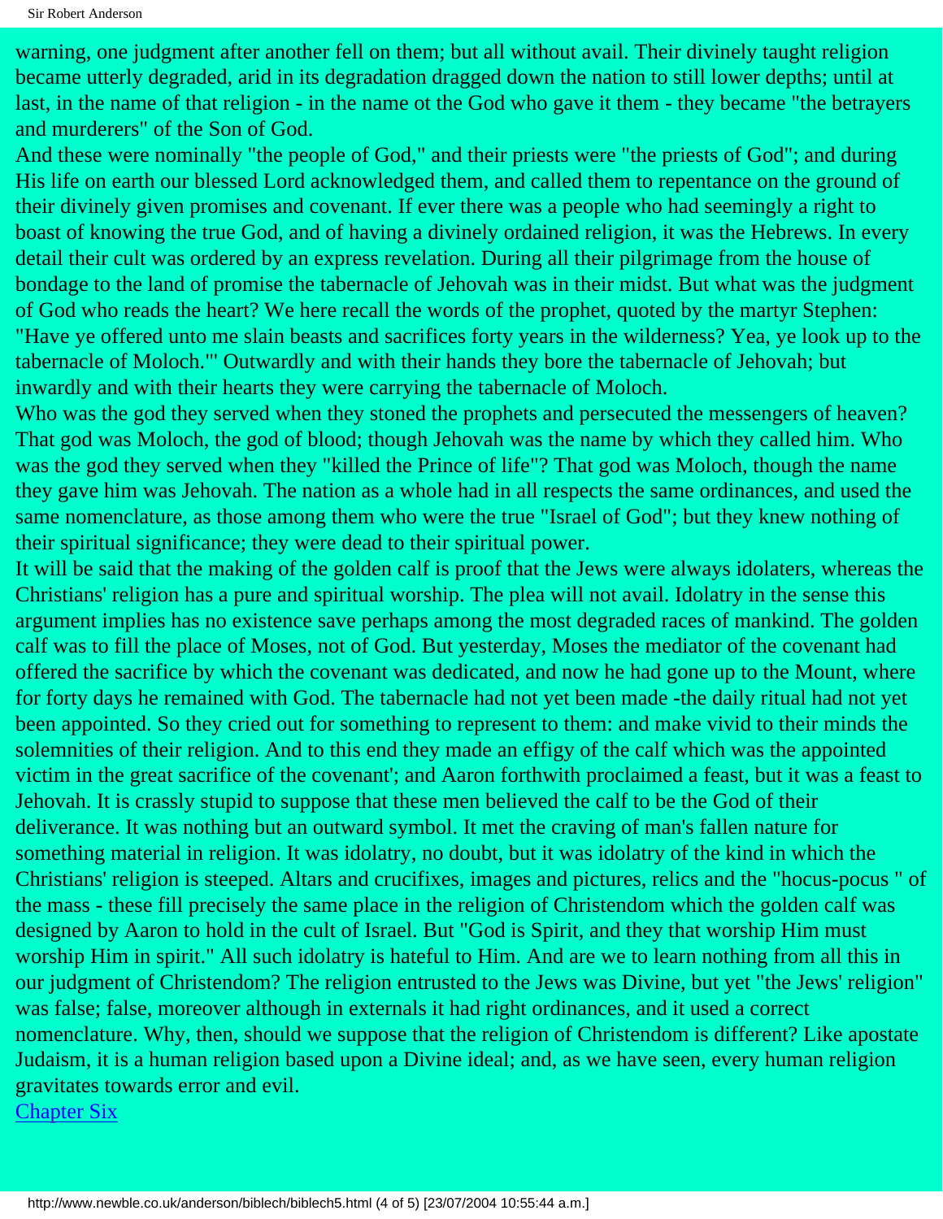warning, one judgment after another fell on them; but all without avail. Their divinely taught religion became utterly degraded, arid in its degradation dragged down the nation to still lower depths; until at last, in the name of that religion - in the name ot the God who gave it them - they became "the betrayers and murderers" of the Son of God.

And these were nominally "the people of God," and their priests were "the priests of God"; and during His life on earth our blessed Lord acknowledged them, and called them to repentance on the ground of their divinely given promises and covenant. If ever there was a people who had seemingly a right to boast of knowing the true God, and of having a divinely ordained religion, it was the Hebrews. In every detail their cult was ordered by an express revelation. During all their pilgrimage from the house of bondage to the land of promise the tabernacle of Jehovah was in their midst. But what was the judgment of God who reads the heart? We here recall the words of the prophet, quoted by the martyr Stephen: "Have ye offered unto me slain beasts and sacrifices forty years in the wilderness? Yea, ye look up to the tabernacle of Moloch."' Outwardly and with their hands they bore the tabernacle of Jehovah; but inwardly and with their hearts they were carrying the tabernacle of Moloch.

Who was the god they served when they stoned the prophets and persecuted the messengers of heaven? That god was Moloch, the god of blood; though Jehovah was the name by which they called him. Who was the god they served when they "killed the Prince of life"? That god was Moloch, though the name they gave him was Jehovah. The nation as a whole had in all respects the same ordinances, and used the same nomenclature, as those among them who were the true "Israel of God"; but they knew nothing of their spiritual significance; they were dead to their spiritual power.

It will be said that the making of the golden calf is proof that the Jews were always idolaters, whereas the Christians' religion has a pure and spiritual worship. The plea will not avail. Idolatry in the sense this argument implies has no existence save perhaps among the most degraded races of mankind. The golden calf was to fill the place of Moses, not of God. But yesterday, Moses the mediator of the covenant had offered the sacrifice by which the covenant was dedicated, and now he had gone up to the Mount, where for forty days he remained with God. The tabernacle had not yet been made -the daily ritual had not yet been appointed. So they cried out for something to represent to them: and make vivid to their minds the solemnities of their religion. And to this end they made an effigy of the calf which was the appointed victim in the great sacrifice of the covenant'; and Aaron forthwith proclaimed a feast, but it was a feast to Jehovah. It is crassly stupid to suppose that these men believed the calf to be the God of their deliverance. It was nothing but an outward symbol. It met the craving of man's fallen nature for something material in religion. It was idolatry, no doubt, but it was idolatry of the kind in which the Christians' religion is steeped. Altars and crucifixes, images and pictures, relics and the "hocus-pocus " of the mass - these fill precisely the same place in the religion of Christendom which the golden calf was designed by Aaron to hold in the cult of Israel. But "God is Spirit, and they that worship Him must worship Him in spirit." All such idolatry is hateful to Him. And are we to learn nothing from all this in our judgment of Christendom? The religion entrusted to the Jews was Divine, but yet "the Jews' religion" was false; false, moreover although in externals it had right ordinances, and it used a correct nomenclature. Why, then, should we suppose that the religion of Christendom is different? Like apostate Judaism, it is a human religion based upon a Divine ideal; and, as we have seen, every human religion gravitates towards error and evil.

[Chapter Six](http://www.newble.co.uk/anderson/biblech/biblech6.html)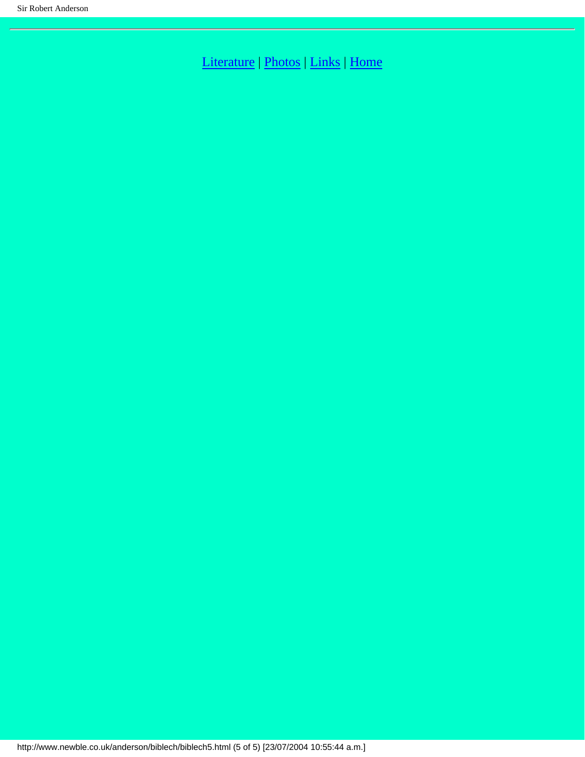---

Literature | Photos | Links | Home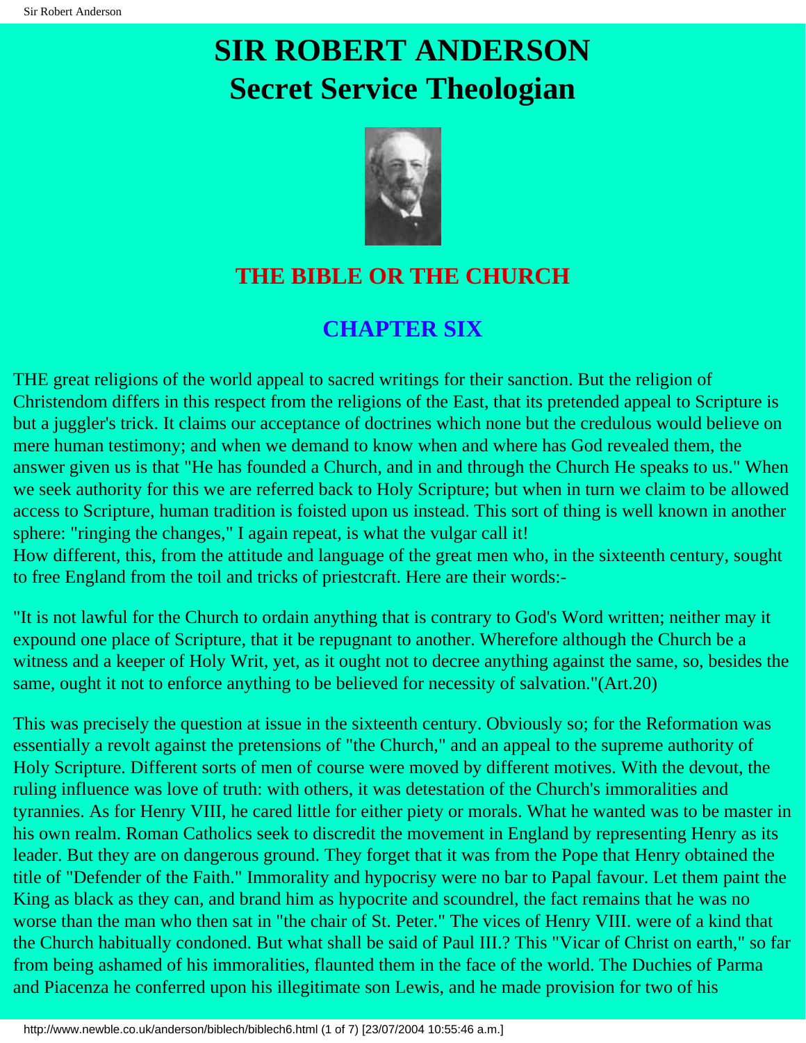# SIR ROBERT ANDERSON
# Secret Service Theologian

## THE BIBLE OR THE CHURCH

## CHAPTER SIX

THE great religions of the world appeal to sacred writings for their sanction. But the religion of Christendom differs in this respect from the religions of the East, that its pretended appeal to Scripture is but a juggler's trick. It claims our acceptance of doctrines which none but the credulous would believe on mere human testimony; and when we demand to know when and where has God revealed them, the answer given us is that "He has founded a Church, and in and through the Church He speaks to us." When we seek authority for this we are referred back to Holy Scripture; but when in turn we claim to be allowed access to Scripture, human tradition is foisted upon us instead. This sort of thing is well known in another sphere: "ringing the changes," I again repeat, is what the vulgar call it!

How different, this, from the attitude and language of the great men who, in the sixteenth century, sought to free England from the toil and tricks of priestcraft. Here are their words:-

"It is not lawful for the Church to ordain anything that is contrary to God's Word written; neither may it expound one place of Scripture, that it be repugnant to another. Wherefore although the Church be a witness and a keeper of Holy Writ, yet, as it ought not to decree anything against the same, so, besides the same, ought it not to enforce anything to be believed for necessity of salvation."(Art.20)

This was precisely the question at issue in the sixteenth century. Obviously so; for the Reformation was essentially a revolt against the pretensions of "the Church," and an appeal to the supreme authority of Holy Scripture. Different sorts of men of course were moved by different motives. With the devout, the ruling influence was love of truth: with others, it was detestation of the Church's immoralities and tyrannies. As for Henry VIII, he cared little for either piety or morals. What he wanted was to be master in his own realm. Roman Catholics seek to discredit the movement in England by representing Henry as its leader. But they are on dangerous ground. They forget that it was from the Pope that Henry obtained the title of "Defender of the Faith." Immorality and hypocrisy were no bar to Papal favour. Let them paint the King as black as they can, and brand him as hypocrite and scoundrel, the fact remains that he was no worse than the man who then sat in "the chair of St. Peter." The vices of Henry VIII. were of a kind that the Church habitually condoned. But what shall be said of Paul III.? This "Vicar of Christ on earth," so far from being ashamed of his immoralities, flaunted them in the face of the world. The Duchies of Parma and Piacenza he conferred upon his illegitimate son Lewis, and he made provision for two of his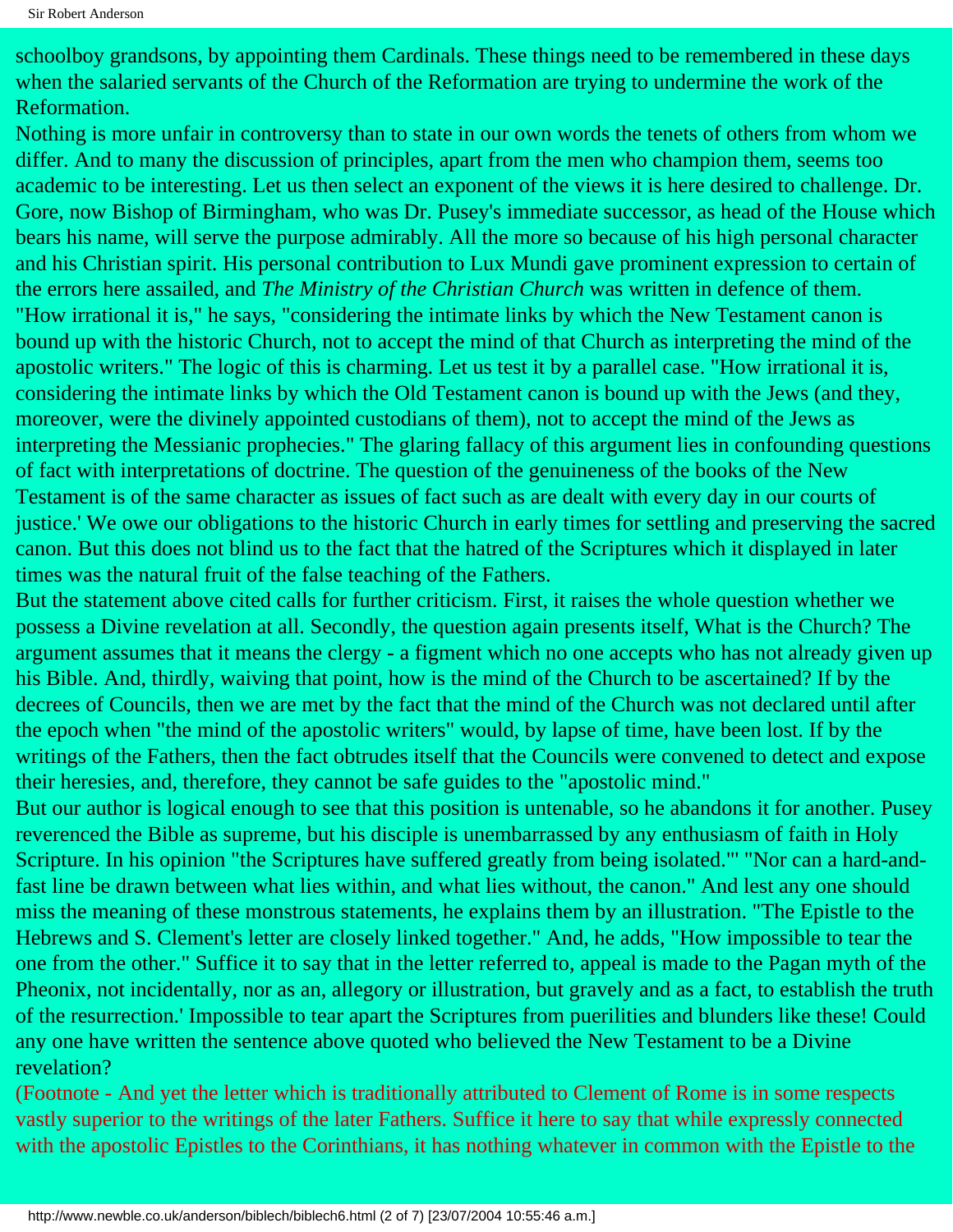schoolboy grandsons, by appointing them Cardinals. These things need to be remembered in these days when the salaried servants of the Church of the Reformation are trying to undermine the work of the Reformation.

Nothing is more unfair in controversy than to state in our own words the tenets of others from whom we differ. And to many the discussion of principles, apart from the men who champion them, seems too academic to be interesting. Let us then select an exponent of the views it is here desired to challenge. Dr. Gore, now Bishop of Birmingham, who was Dr. Pusey's immediate successor, as head of the House which bears his name, will serve the purpose admirably. All the more so because of his high personal character and his Christian spirit. His personal contribution to Lux Mundi gave prominent expression to certain of the errors here assailed, and *The Ministry of the Christian Church* was written in defence of them.

"How irrational it is," he says, "considering the intimate links by which the New Testament canon is bound up with the historic Church, not to accept the mind of that Church as interpreting the mind of the apostolic writers." The logic of this is charming. Let us test it by a parallel case. "How irrational it is, considering the intimate links by which the Old Testament canon is bound up with the Jews (and they, moreover, were the divinely appointed custodians of them), not to accept the mind of the Jews as interpreting the Messianic prophecies." The glaring fallacy of this argument lies in confounding questions of fact with interpretations of doctrine. The question of the genuineness of the books of the New Testament is of the same character as issues of fact such as are dealt with every day in our courts of justice.' We owe our obligations to the historic Church in early times for settling and preserving the sacred canon. But this does not blind us to the fact that the hatred of the Scriptures which it displayed in later times was the natural fruit of the false teaching of the Fathers.

But the statement above cited calls for further criticism. First, it raises the whole question whether we possess a Divine revelation at all. Secondly, the question again presents itself, What is the Church? The argument assumes that it means the clergy - a figment which no one accepts who has not already given up his Bible. And, thirdly, waiving that point, how is the mind of the Church to be ascertained? If by the decrees of Councils, then we are met by the fact that the mind of the Church was not declared until after the epoch when "the mind of the apostolic writers" would, by lapse of time, have been lost. If by the writings of the Fathers, then the fact obtrudes itself that the Councils were convened to detect and expose their heresies, and, therefore, they cannot be safe guides to the "apostolic mind."

But our author is logical enough to see that this position is untenable, so he abandons it for another. Pusey reverenced the Bible as supreme, but his disciple is unembarrassed by any enthusiasm of faith in Holy Scripture. In his opinion "the Scriptures have suffered greatly from being isolated."' "Nor can a hard-and-fast line be drawn between what lies within, and what lies without, the canon." And lest any one should miss the meaning of these monstrous statements, he explains them by an illustration. "The Epistle to the Hebrews and S. Clement's letter are closely linked together." And, he adds, "How impossible to tear the one from the other." Suffice it to say that in the letter referred to, appeal is made to the Pagan myth of the Pheonix, not incidentally, nor as an, allegory or illustration, but gravely and as a fact, to establish the truth of the resurrection.' Impossible to tear apart the Scriptures from puerilities and blunders like these! Could any one have written the sentence above quoted who believed the New Testament to be a Divine revelation?

(Footnote - And yet the letter which is traditionally attributed to Clement of Rome is in some respects vastly superior to the writings of the later Fathers. Suffice it here to say that while expressly connected with the apostolic Epistles to the Corinthians, it has nothing whatever in common with the Epistle to the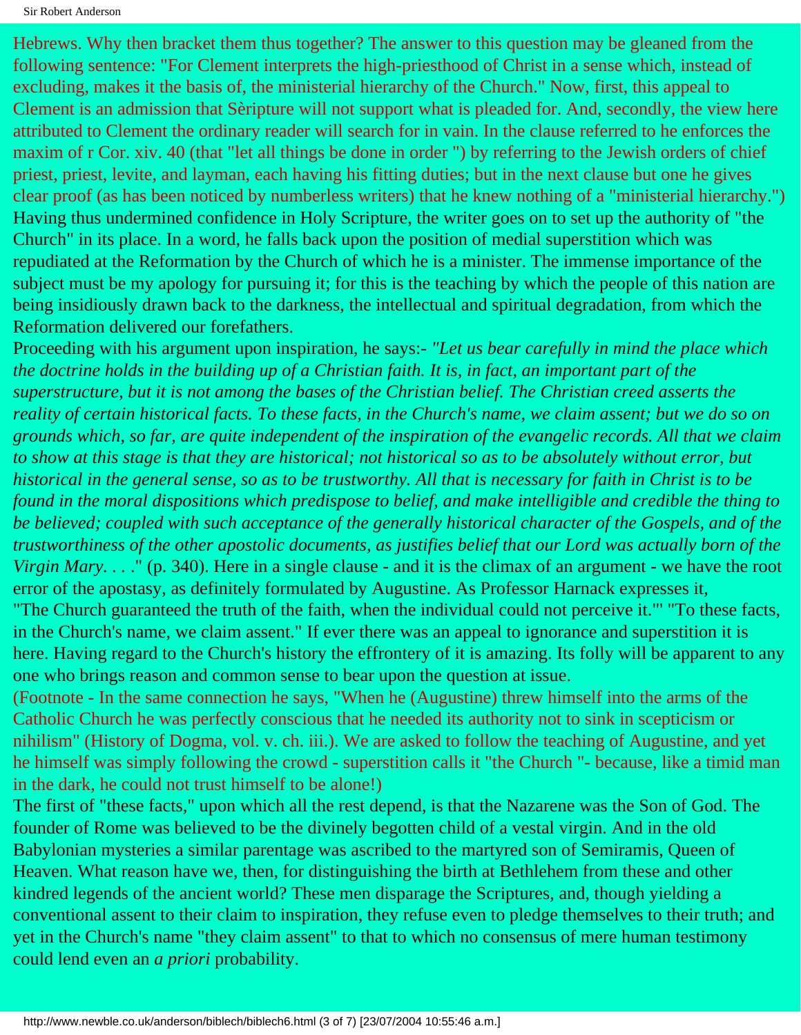Hebrews. Why then bracket them thus together? The answer to this question may be gleaned from the following sentence: "For Clement interprets the high-priesthood of Christ in a sense which, instead of excluding, makes it the basis of, the ministerial hierarchy of the Church." Now, first, this appeal to Clement is an admission that Sèripture will not support what is pleaded for. And, secondly, the view here attributed to Clement the ordinary reader will search for in vain. In the clause referred to he enforces the maxim of r Cor. xiv. 40 (that "let all things be done in order ") by referring to the Jewish orders of chief priest, priest, levite, and layman, each having his fitting duties; but in the next clause but one he gives clear proof (as has been noticed by numberless writers) that he knew nothing of a "ministerial hierarchy.")

Having thus undermined confidence in Holy Scripture, the writer goes on to set up the authority of "the Church" in its place. In a word, he falls back upon the position of medial superstition which was repudiated at the Reformation by the Church of which he is a minister. The immense importance of the subject must be my apology for pursuing it; for this is the teaching by which the people of this nation are being insidiously drawn back to the darkness, the intellectual and spiritual degradation, from which the Reformation delivered our forefathers.

Proceeding with his argument upon inspiration, he says:- *"Let us bear carefully in mind the place which the doctrine holds in the building up of a Christian faith. It is, in fact, an important part of the superstructure, but it is not among the bases of the Christian belief. The Christian creed asserts the reality of certain historical facts. To these facts, in the Church's name, we claim assent; but we do so on grounds which, so far, are quite independent of the inspiration of the evangelic records. All that we claim to show at this stage is that they are historical; not historical so as to be absolutely without error, but historical in the general sense, so as to be trustworthy. All that is necessary for faith in Christ is to be found in the moral dispositions which predispose to belief, and make intelligible and credible the thing to be believed; coupled with such acceptance of the generally historical character of the Gospels, and of the trustworthiness of the other apostolic documents, as justifies belief that our Lord was actually born of the Virgin Mary. . . ."* (p. 340). Here in a single clause - and it is the climax of an argument - we have the root error of the apostasy, as definitely formulated by Augustine. As Professor Harnack expresses it, "The Church guaranteed the truth of the faith, when the individual could not perceive it."' "To these facts, in the Church's name, we claim assent." If ever there was an appeal to ignorance and superstition it is here. Having regard to the Church's history the effrontery of it is amazing. Its folly will be apparent to any one who brings reason and common sense to bear upon the question at issue.

(Footnote - In the same connection he says, "When he (Augustine) threw himself into the arms of the Catholic Church he was perfectly conscious that he needed its authority not to sink in scepticism or nihilism" (History of Dogma, vol. v. ch. iii.). We are asked to follow the teaching of Augustine, and yet he himself was simply following the crowd - superstition calls it "the Church "- because, like a timid man in the dark, he could not trust himself to be alone!)

The first of "these facts," upon which all the rest depend, is that the Nazarene was the Son of God. The founder of Rome was believed to be the divinely begotten child of a vestal virgin. And in the old Babylonian mysteries a similar parentage was ascribed to the martyred son of Semiramis, Queen of Heaven. What reason have we, then, for distinguishing the birth at Bethlehem from these and other kindred legends of the ancient world? These men disparage the Scriptures, and, though yielding a conventional assent to their claim to inspiration, they refuse even to pledge themselves to their truth; and yet in the Church's name "they claim assent" to that to which no consensus of mere human testimony could lend even an *a priori* probability.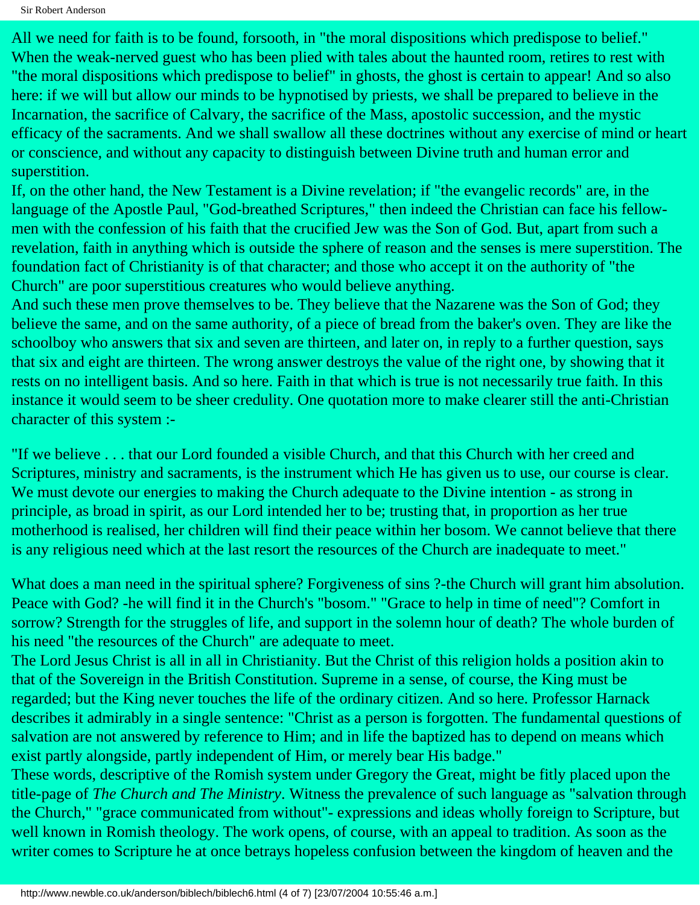All we need for faith is to be found, forsooth, in "the moral dispositions which predispose to belief." When the weak-nerved guest who has been plied with tales about the haunted room, retires to rest with "the moral dispositions which predispose to belief" in ghosts, the ghost is certain to appear! And so also here: if we will but allow our minds to be hypnotised by priests, we shall be prepared to believe in the Incarnation, the sacrifice of Calvary, the sacrifice of the Mass, apostolic succession, and the mystic efficacy of the sacraments. And we shall swallow all these doctrines without any exercise of mind or heart or conscience, and without any capacity to distinguish between Divine truth and human error and superstition.

If, on the other hand, the New Testament is a Divine revelation; if "the evangelic records" are, in the language of the Apostle Paul, "God-breathed Scriptures," then indeed the Christian can face his fellow-men with the confession of his faith that the crucified Jew was the Son of God. But, apart from such a revelation, faith in anything which is outside the sphere of reason and the senses is mere superstition. The foundation fact of Christianity is of that character; and those who accept it on the authority of "the Church" are poor superstitious creatures who would believe anything.

And such these men prove themselves to be. They believe that the Nazarene was the Son of God; they believe the same, and on the same authority, of a piece of bread from the baker's oven. They are like the schoolboy who answers that six and seven are thirteen, and later on, in reply to a further question, says that six and eight are thirteen. The wrong answer destroys the value of the right one, by showing that it rests on no intelligent basis. And so here. Faith in that which is true is not necessarily true faith. In this instance it would seem to be sheer credulity. One quotation more to make clearer still the anti-Christian character of this system :-

"If we believe . . . that our Lord founded a visible Church, and that this Church with her creed and Scriptures, ministry and sacraments, is the instrument which He has given us to use, our course is clear. We must devote our energies to making the Church adequate to the Divine intention - as strong in principle, as broad in spirit, as our Lord intended her to be; trusting that, in proportion as her true motherhood is realised, her children will find their peace within her bosom. We cannot believe that there is any religious need which at the last resort the resources of the Church are inadequate to meet."

What does a man need in the spiritual sphere? Forgiveness of sins ?-the Church will grant him absolution. Peace with God? -he will find it in the Church's "bosom." "Grace to help in time of need"? Comfort in sorrow? Strength for the struggles of life, and support in the solemn hour of death? The whole burden of his need "the resources of the Church" are adequate to meet.

The Lord Jesus Christ is all in all in Christianity. But the Christ of this religion holds a position akin to that of the Sovereign in the British Constitution. Supreme in a sense, of course, the King must be regarded; but the King never touches the life of the ordinary citizen. And so here. Professor Harnack describes it admirably in a single sentence: "Christ as a person is forgotten. The fundamental questions of salvation are not answered by reference to Him; and in life the baptized has to depend on means which exist partly alongside, partly independent of Him, or merely bear His badge."

These words, descriptive of the Romish system under Gregory the Great, might be fitly placed upon the title-page of *The Church and The Ministry*. Witness the prevalence of such language as "salvation through the Church," "grace communicated from without"- expressions and ideas wholly foreign to Scripture, but well known in Romish theology. The work opens, of course, with an appeal to tradition. As soon as the writer comes to Scripture he at once betrays hopeless confusion between the kingdom of heaven and the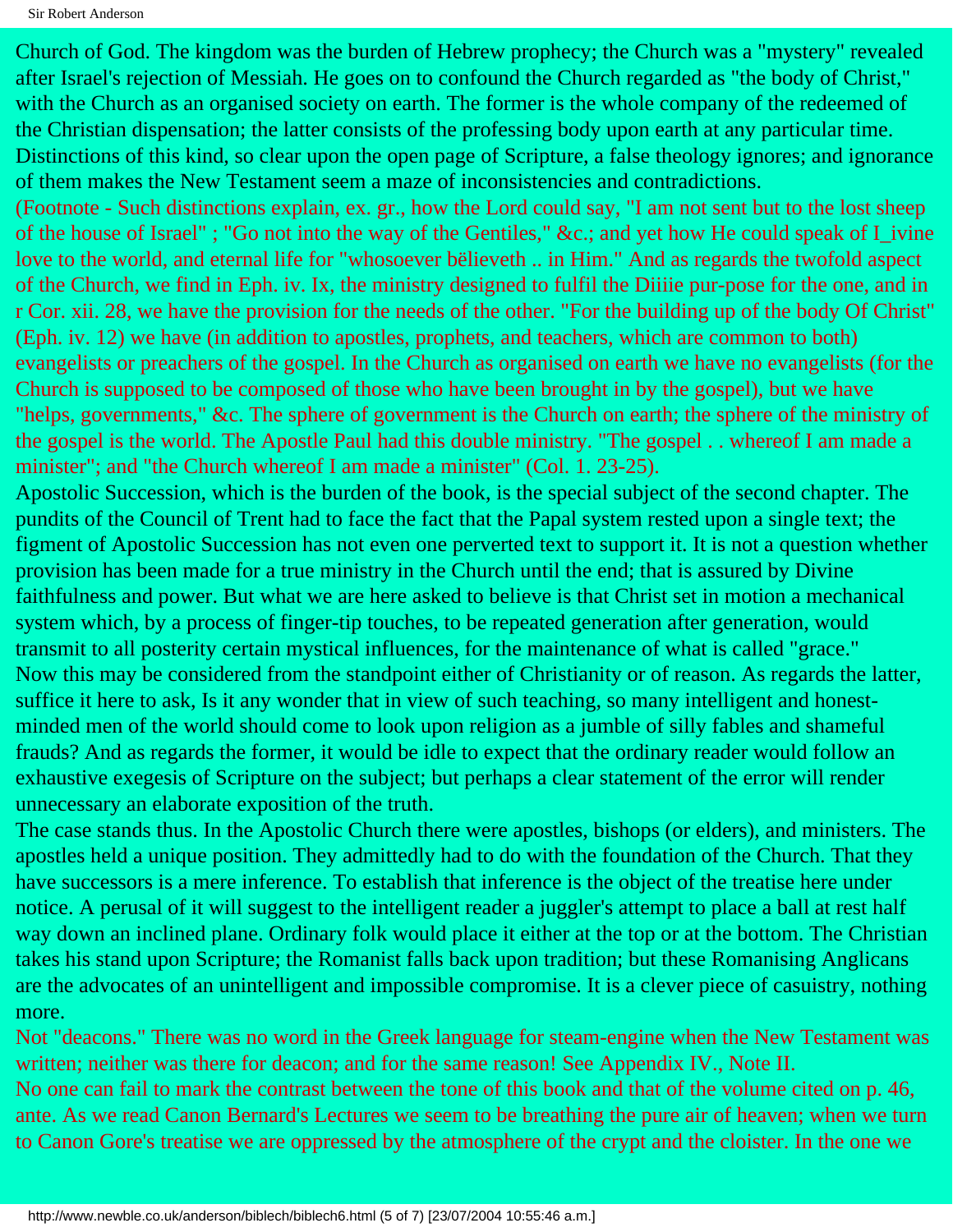Church of God. The kingdom was the burden of Hebrew prophecy; the Church was a "mystery" revealed after Israel's rejection of Messiah. He goes on to confound the Church regarded as "the body of Christ," with the Church as an organised society on earth. The former is the whole company of the redeemed of the Christian dispensation; the latter consists of the professing body upon earth at any particular time. Distinctions of this kind, so clear upon the open page of Scripture, a false theology ignores; and ignorance of them makes the New Testament seem a maze of inconsistencies and contradictions.

(Footnote - Such distinctions explain, ex. gr., how the Lord could say, "I am not sent but to the lost sheep of the house of Israel" ; "Go not into the way of the Gentiles," &c.; and yet how He could speak of I_ivine love to the world, and eternal life for "whosoever bëlieveth .. in Him." And as regards the twofold aspect of the Church, we find in Eph. iv. Ix, the ministry designed to fulfil the Diiiie pur-pose for the one, and in r Cor. xii. 28, we have the provision for the needs of the other. "For the building up of the body Of Christ" (Eph. iv. 12) we have (in addition to apostles, prophets, and teachers, which are common to both) evangelists or preachers of the gospel. In the Church as organised on earth we have no evangelists (for the Church is supposed to be composed of those who have been brought in by the gospel), but we have "helps, governments," &c. The sphere of government is the Church on earth; the sphere of the ministry of the gospel is the world. The Apostle Paul had this double ministry. "The gospel . . whereof I am made a minister"; and "the Church whereof I am made a minister" (Col. 1. 23-25).

Apostolic Succession, which is the burden of the book, is the special subject of the second chapter. The pundits of the Council of Trent had to face the fact that the Papal system rested upon a single text; the figment of Apostolic Succession has not even one perverted text to support it. It is not a question whether provision has been made for a true ministry in the Church until the end; that is assured by Divine faithfulness and power. But what we are here asked to believe is that Christ set in motion a mechanical system which, by a process of finger-tip touches, to be repeated generation after generation, would transmit to all posterity certain mystical influences, for the maintenance of what is called "grace."

Now this may be considered from the standpoint either of Christianity or of reason. As regards the latter, suffice it here to ask, Is it any wonder that in view of such teaching, so many intelligent and honest-minded men of the world should come to look upon religion as a jumble of silly fables and shameful frauds? And as regards the former, it would be idle to expect that the ordinary reader would follow an exhaustive exegesis of Scripture on the subject; but perhaps a clear statement of the error will render unnecessary an elaborate exposition of the truth.

The case stands thus. In the Apostolic Church there were apostles, bishops (or elders), and ministers. The apostles held a unique position. They admittedly had to do with the foundation of the Church. That they have successors is a mere inference. To establish that inference is the object of the treatise here under notice. A perusal of it will suggest to the intelligent reader a juggler's attempt to place a ball at rest half way down an inclined plane. Ordinary folk would place it either at the top or at the bottom. The Christian takes his stand upon Scripture; the Romanist falls back upon tradition; but these Romanising Anglicans are the advocates of an unintelligent and impossible compromise. It is a clever piece of casuistry, nothing more.

Not "deacons." There was no word in the Greek language for steam-engine when the New Testament was written; neither was there for deacon; and for the same reason! See Appendix IV., Note II.

No one can fail to mark the contrast between the tone of this book and that of the volume cited on p. 46, ante. As we read Canon Bernard's Lectures we seem to be breathing the pure air of heaven; when we turn to Canon Gore's treatise we are oppressed by the atmosphere of the crypt and the cloister. In the one we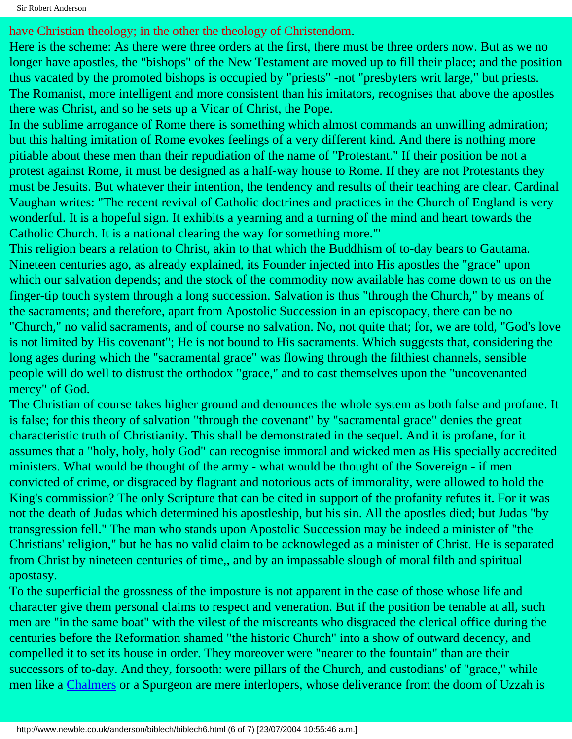have Christian theology; in the other the theology of Christendom.

Here is the scheme: As there were three orders at the first, there must be three orders now. But as we no longer have apostles, the "bishops" of the New Testament are moved up to fill their place; and the position thus vacated by the promoted bishops is occupied by "priests" -not "presbyters writ large," but priests. The Romanist, more intelligent and more consistent than his imitators, recognises that above the apostles there was Christ, and so he sets up a Vicar of Christ, the Pope.

In the sublime arrogance of Rome there is something which almost commands an unwilling admiration; but this halting imitation of Rome evokes feelings of a very different kind. And there is nothing more pitiable about these men than their repudiation of the name of "Protestant." If their position be not a protest against Rome, it must be designed as a half-way house to Rome. If they are not Protestants they must be Jesuits. But whatever their intention, the tendency and results of their teaching are clear. Cardinal Vaughan writes: "The recent revival of Catholic doctrines and practices in the Church of England is very wonderful. It is a hopeful sign. It exhibits a yearning and a turning of the mind and heart towards the Catholic Church. It is a national clearing the way for something more.'"

This religion bears a relation to Christ, akin to that which the Buddhism of to-day bears to Gautama. Nineteen centuries ago, as already explained, its Founder injected into His apostles the "grace" upon which our salvation depends; and the stock of the commodity now available has come down to us on the finger-tip touch system through a long succession. Salvation is thus "through the Church," by means of the sacraments; and therefore, apart from Apostolic Succession in an episcopacy, there can be no "Church," no valid sacraments, and of course no salvation. No, not quite that; for, we are told, "God's love is not limited by His covenant"; He is not bound to His sacraments. Which suggests that, considering the long ages during which the "sacramental grace" was flowing through the filthiest channels, sensible people will do well to distrust the orthodox "grace," and to cast themselves upon the "uncovenanted mercy" of God.

The Christian of course takes higher ground and denounces the whole system as both false and profane. It is false; for this theory of salvation "through the covenant" by "sacramental grace" denies the great characteristic truth of Christianity. This shall be demonstrated in the sequel. And it is profane, for it assumes that a "holy, holy, holy God" can recognise immoral and wicked men as His specially accredited ministers. What would be thought of the army - what would be thought of the Sovereign - if men convicted of crime, or disgraced by flagrant and notorious acts of immorality, were allowed to hold the King's commission? The only Scripture that can be cited in support of the profanity refutes it. For it was not the death of Judas which determined his apostleship, but his sin. All the apostles died; but Judas "by transgression fell." The man who stands upon Apostolic Succession may be indeed a minister of "the Christians' religion," but he has no valid claim to be acknowleged as a minister of Christ. He is separated from Christ by nineteen centuries of time,, and by an impassable slough of moral filth and spiritual apostasy.

To the superficial the grossness of the imposture is not apparent in the case of those whose life and character give them personal claims to respect and veneration. But if the position be tenable at all, such men are "in the same boat" with the vilest of the miscreants who disgraced the clerical office during the centuries before the Reformation shamed "the historic Church" into a show of outward decency, and compelled it to set its house in order. They moreover were "nearer to the fountain" than are their successors of to-day. And they, forsooth: were pillars of the Church, and custodians' of "grace," while men like a Chalmers or a Spurgeon are mere interlopers, whose deliverance from the doom of Uzzah is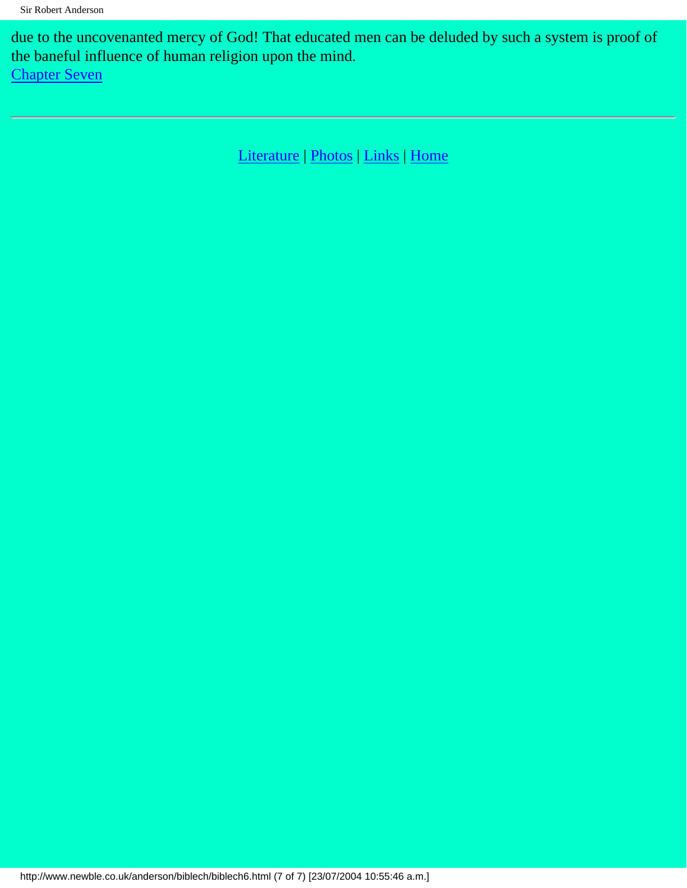due to the uncovenanted mercy of God! That educated men can be deluded by such a system is proof of the baneful influence of human religion upon the mind.
Chapter Seven

---

Literature | Photos | Links | Home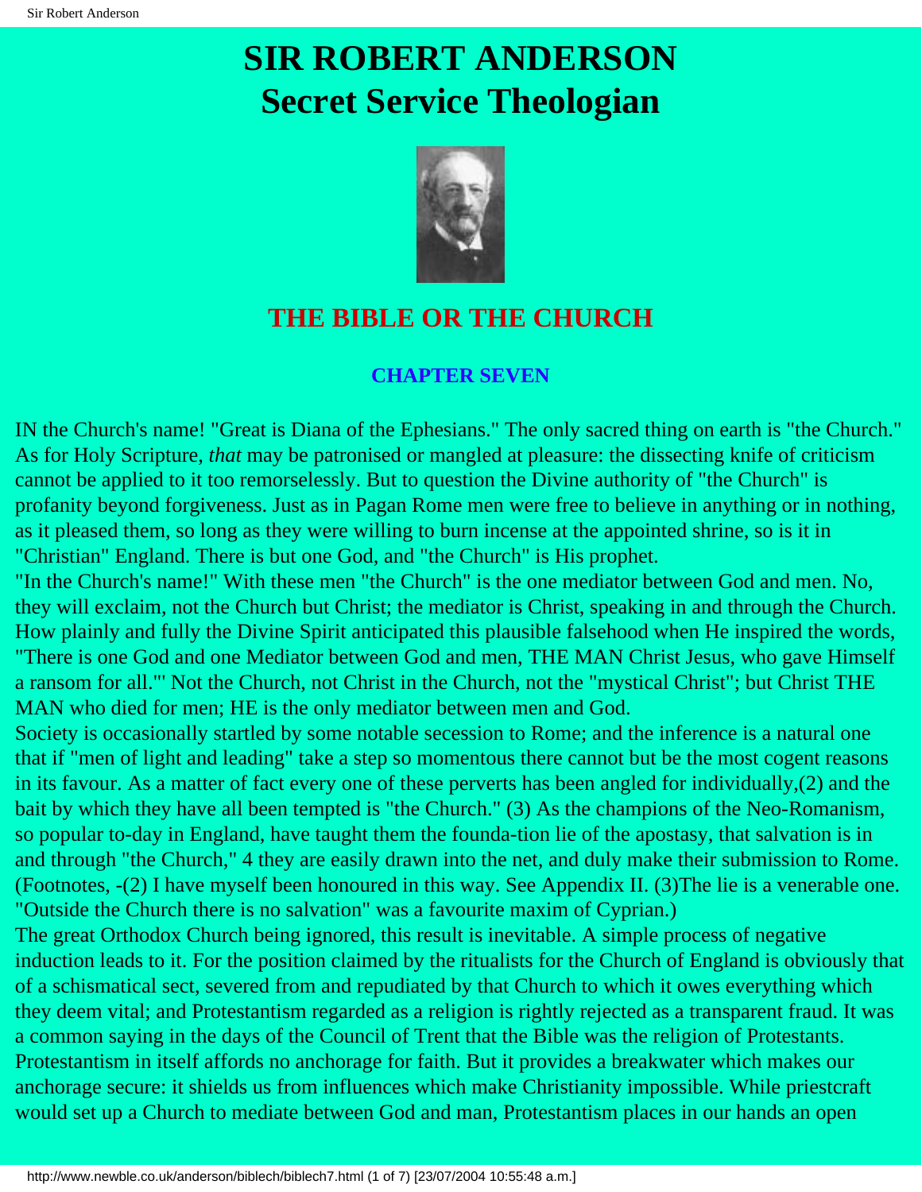# SIR ROBERT ANDERSON
# Secret Service Theologian

## THE BIBLE OR THE CHURCH

### CHAPTER SEVEN

IN the Church's name! "Great is Diana of the Ephesians." The only sacred thing on earth is "the Church." As for Holy Scripture, *that* may be patronised or mangled at pleasure: the dissecting knife of criticism cannot be applied to it too remorselessly. But to question the Divine authority of "the Church" is profanity beyond forgiveness. Just as in Pagan Rome men were free to believe in anything or in nothing, as it pleased them, so long as they were willing to burn incense at the appointed shrine, so is it in "Christian" England. There is but one God, and "the Church" is His prophet.

"In the Church's name!" With these men "the Church" is the one mediator between God and men. No, they will exclaim, not the Church but Christ; the mediator is Christ, speaking in and through the Church. How plainly and fully the Divine Spirit anticipated this plausible falsehood when He inspired the words, "There is one God and one Mediator between God and men, THE MAN Christ Jesus, who gave Himself a ransom for all."' Not the Church, not Christ in the Church, not the "mystical Christ"; but Christ THE MAN who died for men; HE is the only mediator between men and God.

Society is occasionally startled by some notable secession to Rome; and the inference is a natural one that if "men of light and leading" take a step so momentous there cannot but be the most cogent reasons in its favour. As a matter of fact every one of these perverts has been angled for individually,(2) and the bait by which they have all been tempted is "the Church." (3) As the champions of the Neo-Romanism, so popular to-day in England, have taught them the founda-tion lie of the apostasy, that salvation is in and through "the Church," 4 they are easily drawn into the net, and duly make their submission to Rome. (Footnotes, -(2) I have myself been honoured in this way. See Appendix II. (3)The lie is a venerable one. "Outside the Church there is no salvation" was a favourite maxim of Cyprian.)

The great Orthodox Church being ignored, this result is inevitable. A simple process of negative induction leads to it. For the position claimed by the ritualists for the Church of England is obviously that of a schismatical sect, severed from and repudiated by that Church to which it owes everything which they deem vital; and Protestantism regarded as a religion is rightly rejected as a transparent fraud. It was a common saying in the days of the Council of Trent that the Bible was the religion of Protestants. Protestantism in itself affords no anchorage for faith. But it provides a breakwater which makes our anchorage secure: it shields us from influences which make Christianity impossible. While priestcraft would set up a Church to mediate between God and man, Protestantism places in our hands an open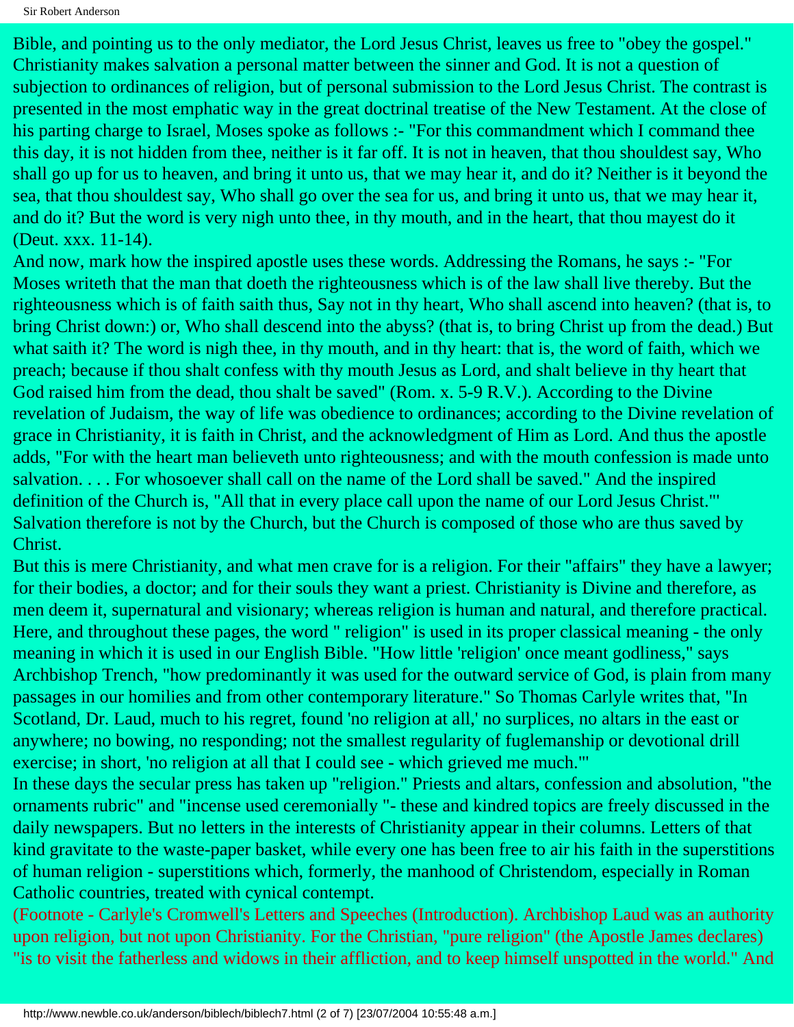Bible, and pointing us to the only mediator, the Lord Jesus Christ, leaves us free to "obey the gospel." Christianity makes salvation a personal matter between the sinner and God. It is not a question of subjection to ordinances of religion, but of personal submission to the Lord Jesus Christ. The contrast is presented in the most emphatic way in the great doctrinal treatise of the New Testament. At the close of his parting charge to Israel, Moses spoke as follows :- "For this commandment which I command thee this day, it is not hidden from thee, neither is it far off. It is not in heaven, that thou shouldest say, Who shall go up for us to heaven, and bring it unto us, that we may hear it, and do it? Neither is it beyond the sea, that thou shouldest say, Who shall go over the sea for us, and bring it unto us, that we may hear it, and do it? But the word is very nigh unto thee, in thy mouth, and in the heart, that thou mayest do it (Deut. xxx. 11-14).

And now, mark how the inspired apostle uses these words. Addressing the Romans, he says :- "For Moses writeth that the man that doeth the righteousness which is of the law shall live thereby. But the righteousness which is of faith saith thus, Say not in thy heart, Who shall ascend into heaven? (that is, to bring Christ down:) or, Who shall descend into the abyss? (that is, to bring Christ up from the dead.) But what saith it? The word is nigh thee, in thy mouth, and in thy heart: that is, the word of faith, which we preach; because if thou shalt confess with thy mouth Jesus as Lord, and shalt believe in thy heart that God raised him from the dead, thou shalt be saved" (Rom. x. 5-9 R.V.). According to the Divine revelation of Judaism, the way of life was obedience to ordinances; according to the Divine revelation of grace in Christianity, it is faith in Christ, and the acknowledgment of Him as Lord. And thus the apostle adds, "For with the heart man believeth unto righteousness; and with the mouth confession is made unto salvation. . . . For whosoever shall call on the name of the Lord shall be saved." And the inspired definition of the Church is, "All that in every place call upon the name of our Lord Jesus Christ."' Salvation therefore is not by the Church, but the Church is composed of those who are thus saved by Christ.

But this is mere Christianity, and what men crave for is a religion. For their "affairs" they have a lawyer; for their bodies, a doctor; and for their souls they want a priest. Christianity is Divine and therefore, as men deem it, supernatural and visionary; whereas religion is human and natural, and therefore practical. Here, and throughout these pages, the word " religion" is used in its proper classical meaning - the only meaning in which it is used in our English Bible. "How little 'religion' once meant godliness," says Archbishop Trench, "how predominantly it was used for the outward service of God, is plain from many passages in our homilies and from other contemporary literature." So Thomas Carlyle writes that, "In Scotland, Dr. Laud, much to his regret, found 'no religion at all,' no surplices, no altars in the east or anywhere; no bowing, no responding; not the smallest regularity of fuglemanship or devotional drill exercise; in short, 'no religion at all that I could see - which grieved me much.'"

In these days the secular press has taken up "religion." Priests and altars, confession and absolution, "the ornaments rubric" and "incense used ceremonially "- these and kindred topics are freely discussed in the daily newspapers. But no letters in the interests of Christianity appear in their columns. Letters of that kind gravitate to the waste-paper basket, while every one has been free to air his faith in the superstitions of human religion - superstitions which, formerly, the manhood of Christendom, especially in Roman Catholic countries, treated with cynical contempt.

(Footnote - Carlyle's Cromwell's Letters and Speeches (Introduction). Archbishop Laud was an authority upon religion, but not upon Christianity. For the Christian, "pure religion" (the Apostle James declares) "is to visit the fatherless and widows in their affliction, and to keep himself unspotted in the world." And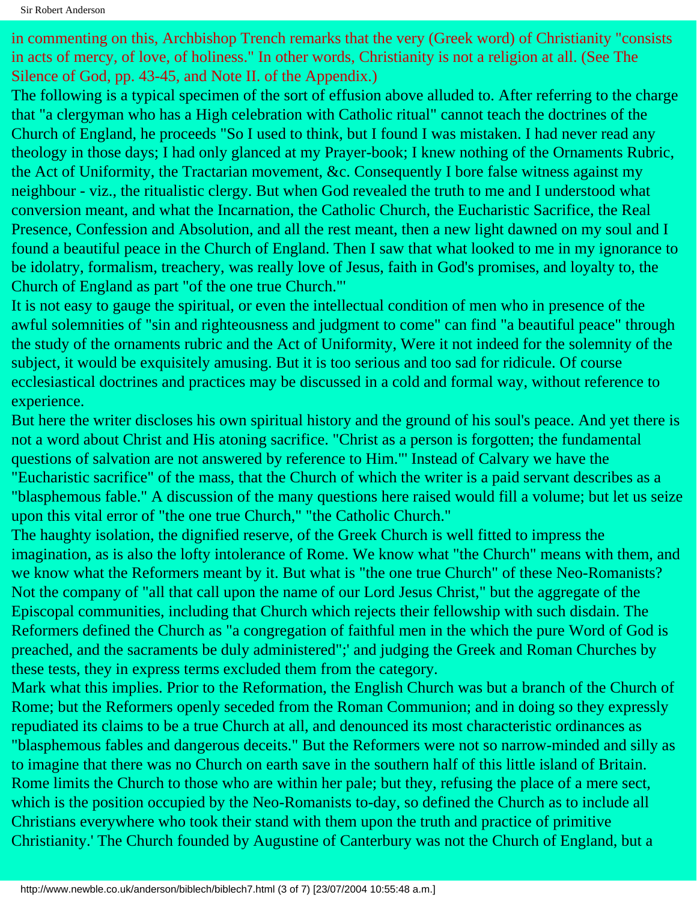in commenting on this, Archbishop Trench remarks that the very (Greek word) of Christianity "consists in acts of mercy, of love, of holiness." In other words, Christianity is not a religion at all. (See The Silence of God, pp. 43-45, and Note II. of the Appendix.)

The following is a typical specimen of the sort of effusion above alluded to. After referring to the charge that "a clergyman who has a High celebration with Catholic ritual" cannot teach the doctrines of the Church of England, he proceeds "So I used to think, but I found I was mistaken. I had never read any theology in those days; I had only glanced at my Prayer-book; I knew nothing of the Ornaments Rubric, the Act of Uniformity, the Tractarian movement, &c. Consequently I bore false witness against my neighbour - viz., the ritualistic clergy. But when God revealed the truth to me and I understood what conversion meant, and what the Incarnation, the Catholic Church, the Eucharistic Sacrifice, the Real Presence, Confession and Absolution, and all the rest meant, then a new light dawned on my soul and I found a beautiful peace in the Church of England. Then I saw that what looked to me in my ignorance to be idolatry, formalism, treachery, was really love of Jesus, faith in God's promises, and loyalty to, the Church of England as part "of the one true Church."'

It is not easy to gauge the spiritual, or even the intellectual condition of men who in presence of the awful solemnities of "sin and righteousness and judgment to come" can find "a beautiful peace" through the study of the ornaments rubric and the Act of Uniformity, Were it not indeed for the solemnity of the subject, it would be exquisitely amusing. But it is too serious and too sad for ridicule. Of course ecclesiastical doctrines and practices may be discussed in a cold and formal way, without reference to experience.

But here the writer discloses his own spiritual history and the ground of his soul's peace. And yet there is not a word about Christ and His atoning sacrifice. "Christ as a person is forgotten; the fundamental questions of salvation are not answered by reference to Him."' Instead of Calvary we have the "Eucharistic sacrifice" of the mass, that the Church of which the writer is a paid servant describes as a "blasphemous fable." A discussion of the many questions here raised would fill a volume; but let us seize upon this vital error of "the one true Church," "the Catholic Church."

The haughty isolation, the dignified reserve, of the Greek Church is well fitted to impress the imagination, as is also the lofty intolerance of Rome. We know what "the Church" means with them, and we know what the Reformers meant by it. But what is "the one true Church" of these Neo-Romanists? Not the company of "all that call upon the name of our Lord Jesus Christ," but the aggregate of the Episcopal communities, including that Church which rejects their fellowship with such disdain. The Reformers defined the Church as "a congregation of faithful men in the which the pure Word of God is preached, and the sacraments be duly administered";' and judging the Greek and Roman Churches by these tests, they in express terms excluded them from the category.

Mark what this implies. Prior to the Reformation, the English Church was but a branch of the Church of Rome; but the Reformers openly seceded from the Roman Communion; and in doing so they expressly repudiated its claims to be a true Church at all, and denounced its most characteristic ordinances as "blasphemous fables and dangerous deceits." But the Reformers were not so narrow-minded and silly as to imagine that there was no Church on earth save in the southern half of this little island of Britain. Rome limits the Church to those who are within her pale; but they, refusing the place of a mere sect, which is the position occupied by the Neo-Romanists to-day, so defined the Church as to include all Christians everywhere who took their stand with them upon the truth and practice of primitive Christianity.' The Church founded by Augustine of Canterbury was not the Church of England, but a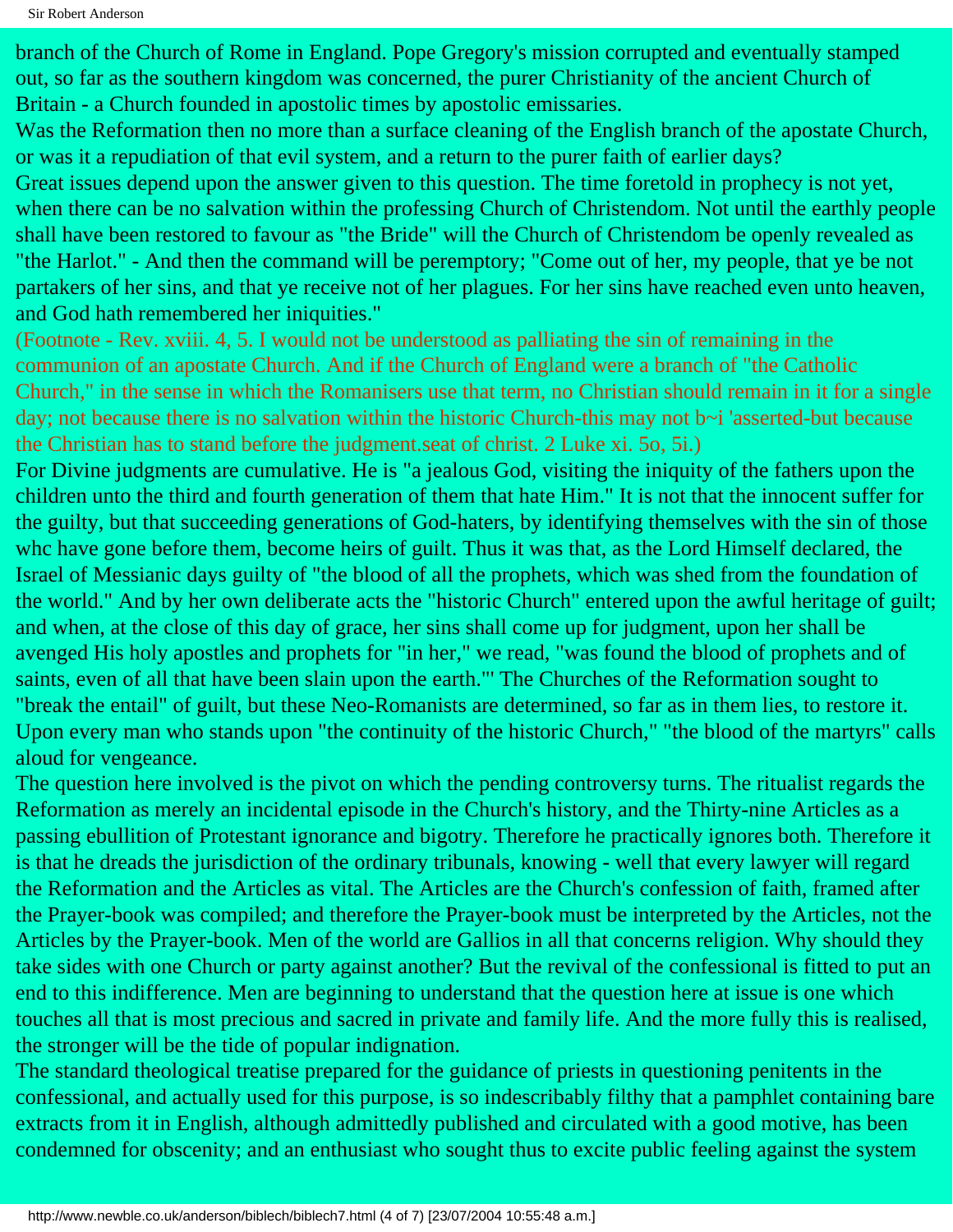branch of the Church of Rome in England. Pope Gregory's mission corrupted and eventually stamped out, so far as the southern kingdom was concerned, the purer Christianity of the ancient Church of Britain - a Church founded in apostolic times by apostolic emissaries.

Was the Reformation then no more than a surface cleaning of the English branch of the apostate Church, or was it a repudiation of that evil system, and a return to the purer faith of earlier days?

Great issues depend upon the answer given to this question. The time foretold in prophecy is not yet, when there can be no salvation within the professing Church of Christendom. Not until the earthly people shall have been restored to favour as "the Bride" will the Church of Christendom be openly revealed as "the Harlot." - And then the command will be peremptory; "Come out of her, my people, that ye be not partakers of her sins, and that ye receive not of her plagues. For her sins have reached even unto heaven, and God hath remembered her iniquities."

(Footnote - Rev. xviii. 4, 5. I would not be understood as palliating the sin of remaining in the communion of an apostate Church. And if the Church of England were a branch of "the Catholic Church," in the sense in which the Romanisers use that term, no Christian should remain in it for a single day; not because there is no salvation within the historic Church-this may not b~i 'asserted-but because the Christian has to stand before the judgment.seat of christ. 2 Luke xi. 5o, 5i.)

For Divine judgments are cumulative. He is "a jealous God, visiting the iniquity of the fathers upon the children unto the third and fourth generation of them that hate Him." It is not that the innocent suffer for the guilty, but that succeeding generations of God-haters, by identifying themselves with the sin of those whc have gone before them, become heirs of guilt. Thus it was that, as the Lord Himself declared, the Israel of Messianic days guilty of "the blood of all the prophets, which was shed from the foundation of the world." And by her own deliberate acts the "historic Church" entered upon the awful heritage of guilt; and when, at the close of this day of grace, her sins shall come up for judgment, upon her shall be avenged His holy apostles and prophets for "in her," we read, "was found the blood of prophets and of saints, even of all that have been slain upon the earth."' The Churches of the Reformation sought to "break the entail" of guilt, but these Neo-Romanists are determined, so far as in them lies, to restore it. Upon every man who stands upon "the continuity of the historic Church," "the blood of the martyrs" calls aloud for vengeance.

The question here involved is the pivot on which the pending controversy turns. The ritualist regards the Reformation as merely an incidental episode in the Church's history, and the Thirty-nine Articles as a passing ebullition of Protestant ignorance and bigotry. Therefore he practically ignores both. Therefore it is that he dreads the jurisdiction of the ordinary tribunals, knowing - well that every lawyer will regard the Reformation and the Articles as vital. The Articles are the Church's confession of faith, framed after the Prayer-book was compiled; and therefore the Prayer-book must be interpreted by the Articles, not the Articles by the Prayer-book. Men of the world are Gallios in all that concerns religion. Why should they take sides with one Church or party against another? But the revival of the confessional is fitted to put an end to this indifference. Men are beginning to understand that the question here at issue is one which touches all that is most precious and sacred in private and family life. And the more fully this is realised, the stronger will be the tide of popular indignation.

The standard theological treatise prepared for the guidance of priests in questioning penitents in the confessional, and actually used for this purpose, is so indescribably filthy that a pamphlet containing bare extracts from it in English, although admittedly published and circulated with a good motive, has been condemned for obscenity; and an enthusiast who sought thus to excite public feeling against the system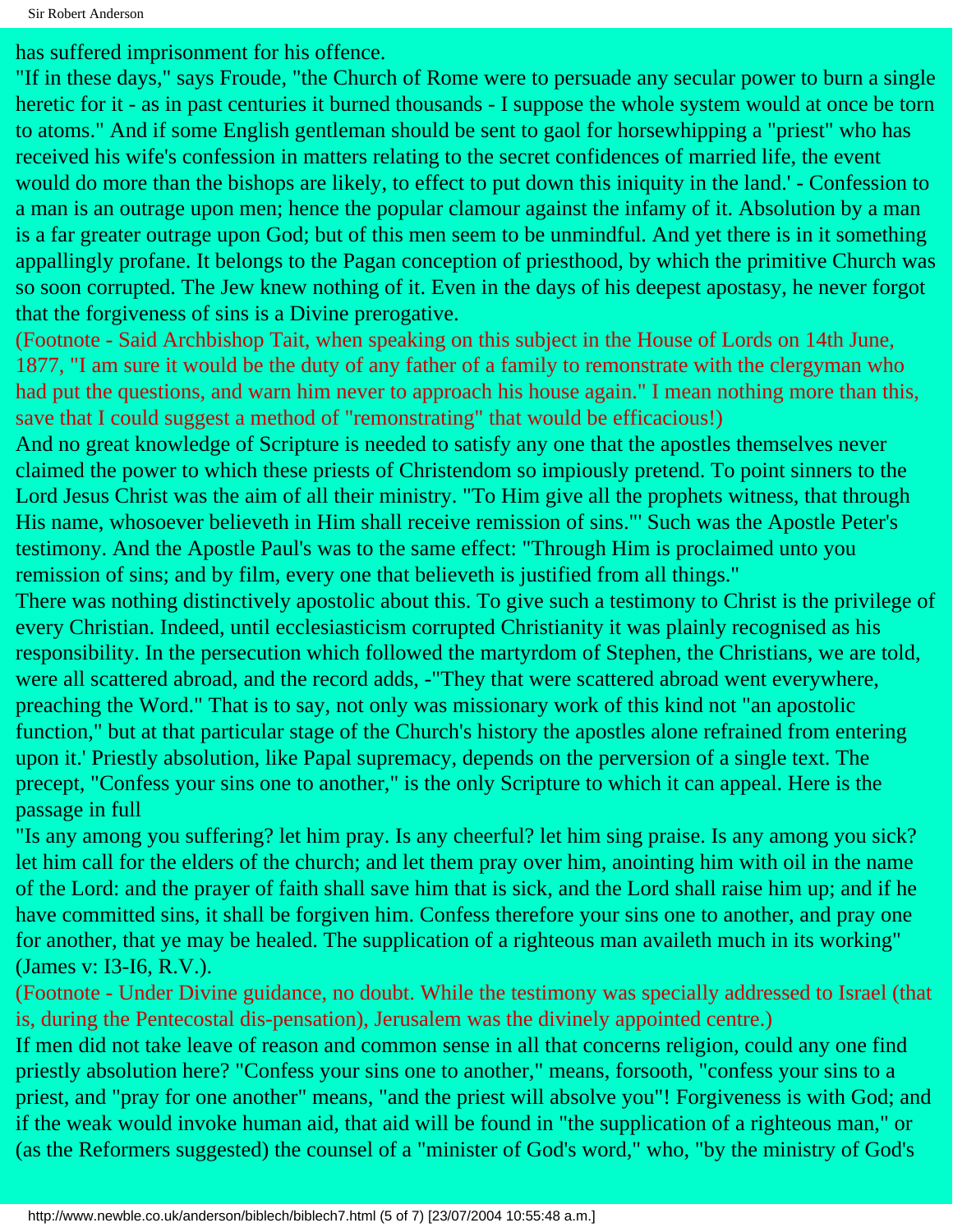has suffered imprisonment for his offence.

"If in these days," says Froude, "the Church of Rome were to persuade any secular power to burn a single heretic for it - as in past centuries it burned thousands - I suppose the whole system would at once be torn to atoms." And if some English gentleman should be sent to gaol for horsewhipping a "priest" who has received his wife's confession in matters relating to the secret confidences of married life, the event would do more than the bishops are likely, to effect to put down this iniquity in the land.' - Confession to a man is an outrage upon men; hence the popular clamour against the infamy of it. Absolution by a man is a far greater outrage upon God; but of this men seem to be unmindful. And yet there is in it something appallingly profane. It belongs to the Pagan conception of priesthood, by which the primitive Church was so soon corrupted. The Jew knew nothing of it. Even in the days of his deepest apostasy, he never forgot that the forgiveness of sins is a Divine prerogative.

(Footnote - Said Archbishop Tait, when speaking on this subject in the House of Lords on 14th June, 1877, "I am sure it would be the duty of any father of a family to remonstrate with the clergyman who had put the questions, and warn him never to approach his house again." I mean nothing more than this, save that I could suggest a method of "remonstrating" that would be efficacious!)

And no great knowledge of Scripture is needed to satisfy any one that the apostles themselves never claimed the power to which these priests of Christendom so impiously pretend. To point sinners to the Lord Jesus Christ was the aim of all their ministry. "To Him give all the prophets witness, that through His name, whosoever believeth in Him shall receive remission of sins."' Such was the Apostle Peter's testimony. And the Apostle Paul's was to the same effect: "Through Him is proclaimed unto you remission of sins; and by film, every one that believeth is justified from all things."

There was nothing distinctively apostolic about this. To give such a testimony to Christ is the privilege of every Christian. Indeed, until ecclesiasticism corrupted Christianity it was plainly recognised as his responsibility. In the persecution which followed the martyrdom of Stephen, the Christians, we are told, were all scattered abroad, and the record adds, -"They that were scattered abroad went everywhere, preaching the Word." That is to say, not only was missionary work of this kind not "an apostolic function," but at that particular stage of the Church's history the apostles alone refrained from entering upon it.' Priestly absolution, like Papal supremacy, depends on the perversion of a single text. The precept, "Confess your sins one to another," is the only Scripture to which it can appeal. Here is the passage in full

"Is any among you suffering? let him pray. Is any cheerful? let him sing praise. Is any among you sick? let him call for the elders of the church; and let them pray over him, anointing him with oil in the name of the Lord: and the prayer of faith shall save him that is sick, and the Lord shall raise him up; and if he have committed sins, it shall be forgiven him. Confess therefore your sins one to another, and pray one for another, that ye may be healed. The supplication of a righteous man availeth much in its working" (James v: I3-I6, R.V.).

(Footnote - Under Divine guidance, no doubt. While the testimony was specially addressed to Israel (that is, during the Pentecostal dis-pensation), Jerusalem was the divinely appointed centre.)

If men did not take leave of reason and common sense in all that concerns religion, could any one find priestly absolution here? "Confess your sins one to another," means, forsooth, "confess your sins to a priest, and "pray for one another" means, "and the priest will absolve you"! Forgiveness is with God; and if the weak would invoke human aid, that aid will be found in "the supplication of a righteous man," or (as the Reformers suggested) the counsel of a "minister of God's word," who, "by the ministry of God's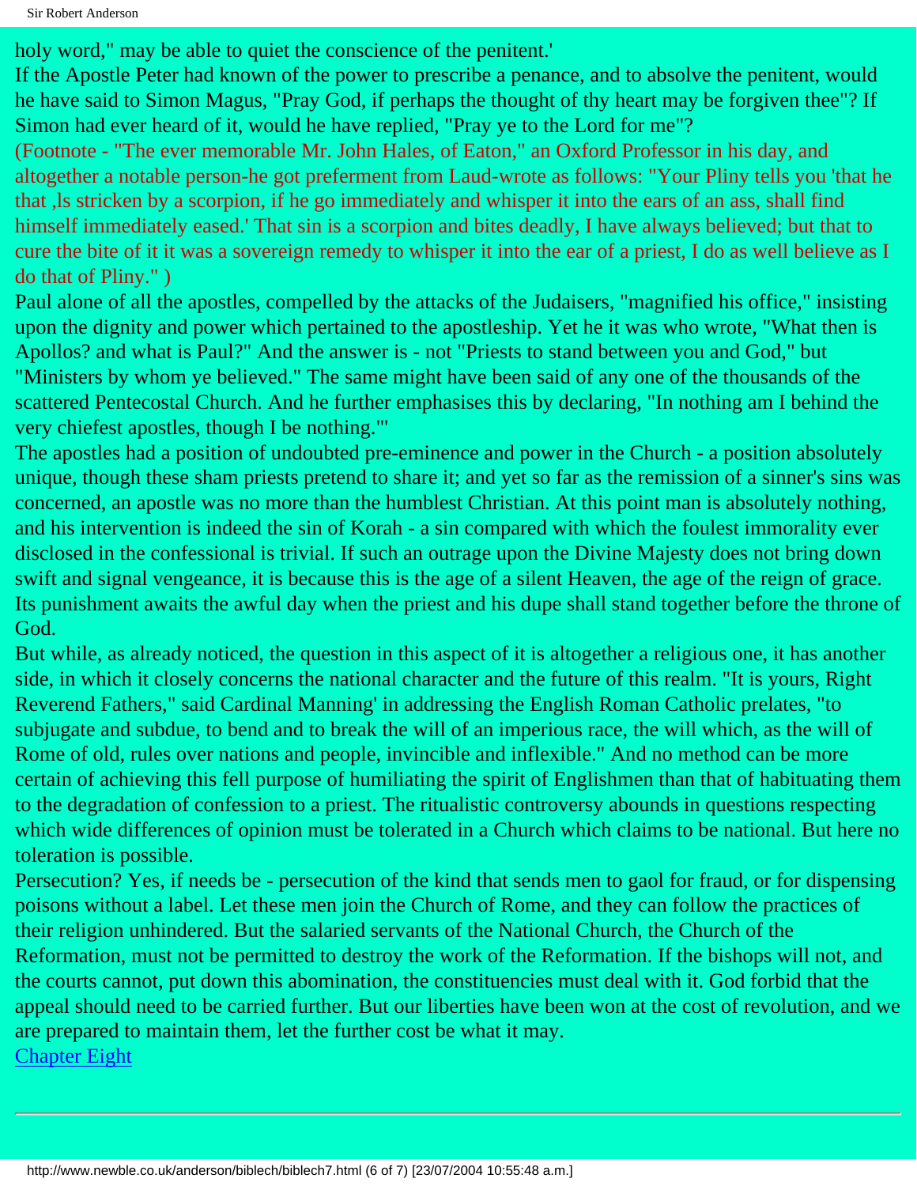holy word," may be able to quiet the conscience of the penitent.'

If the Apostle Peter had known of the power to prescribe a penance, and to absolve the penitent, would he have said to Simon Magus, "Pray God, if perhaps the thought of thy heart may be forgiven thee"? If Simon had ever heard of it, would he have replied, "Pray ye to the Lord for me"?

(Footnote - "The ever memorable Mr. John Hales, of Eaton," an Oxford Professor in his day, and altogether a notable person-he got preferment from Laud-wrote as follows: "Your Pliny tells you 'that he that ,ls stricken by a scorpion, if he go immediately and whisper it into the ears of an ass, shall find himself immediately eased.' That sin is a scorpion and bites deadly, I have always believed; but that to cure the bite of it it was a sovereign remedy to whisper it into the ear of a priest, I do as well believe as I do that of Pliny." )

Paul alone of all the apostles, compelled by the attacks of the Judaisers, "magnified his office," insisting upon the dignity and power which pertained to the apostleship. Yet he it was who wrote, "What then is Apollos? and what is Paul?" And the answer is - not "Priests to stand between you and God," but "Ministers by whom ye believed." The same might have been said of any one of the thousands of the scattered Pentecostal Church. And he further emphasises this by declaring, "In nothing am I behind the very chiefest apostles, though I be nothing."'

The apostles had a position of undoubted pre-eminence and power in the Church - a position absolutely unique, though these sham priests pretend to share it; and yet so far as the remission of a sinner's sins was concerned, an apostle was no more than the humblest Christian. At this point man is absolutely nothing, and his intervention is indeed the sin of Korah - a sin compared with which the foulest immorality ever disclosed in the confessional is trivial. If such an outrage upon the Divine Majesty does not bring down swift and signal vengeance, it is because this is the age of a silent Heaven, the age of the reign of grace. Its punishment awaits the awful day when the priest and his dupe shall stand together before the throne of God.

But while, as already noticed, the question in this aspect of it is altogether a religious one, it has another side, in which it closely concerns the national character and the future of this realm. "It is yours, Right Reverend Fathers," said Cardinal Manning' in addressing the English Roman Catholic prelates, "to subjugate and subdue, to bend and to break the will of an imperious race, the will which, as the will of Rome of old, rules over nations and people, invincible and inflexible." And no method can be more certain of achieving this fell purpose of humiliating the spirit of Englishmen than that of habituating them to the degradation of confession to a priest. The ritualistic controversy abounds in questions respecting which wide differences of opinion must be tolerated in a Church which claims to be national. But here no toleration is possible.

Persecution? Yes, if needs be - persecution of the kind that sends men to gaol for fraud, or for dispensing poisons without a label. Let these men join the Church of Rome, and they can follow the practices of their religion unhindered. But the salaried servants of the National Church, the Church of the Reformation, must not be permitted to destroy the work of the Reformation. If the bishops will not, and the courts cannot, put down this abomination, the constituencies must deal with it. God forbid that the appeal should need to be carried further. But our liberties have been won at the cost of revolution, and we are prepared to maintain them, let the further cost be what it may.

Chapter Eight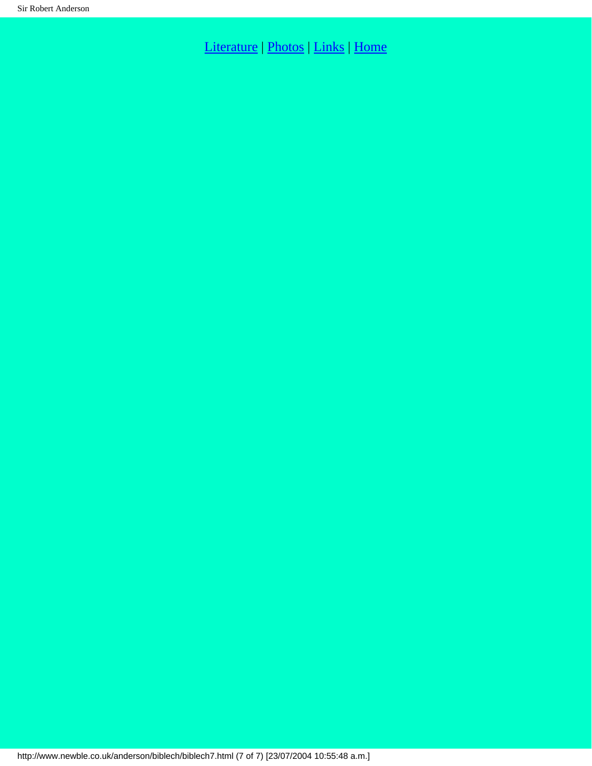Literature | Photos | Links | Home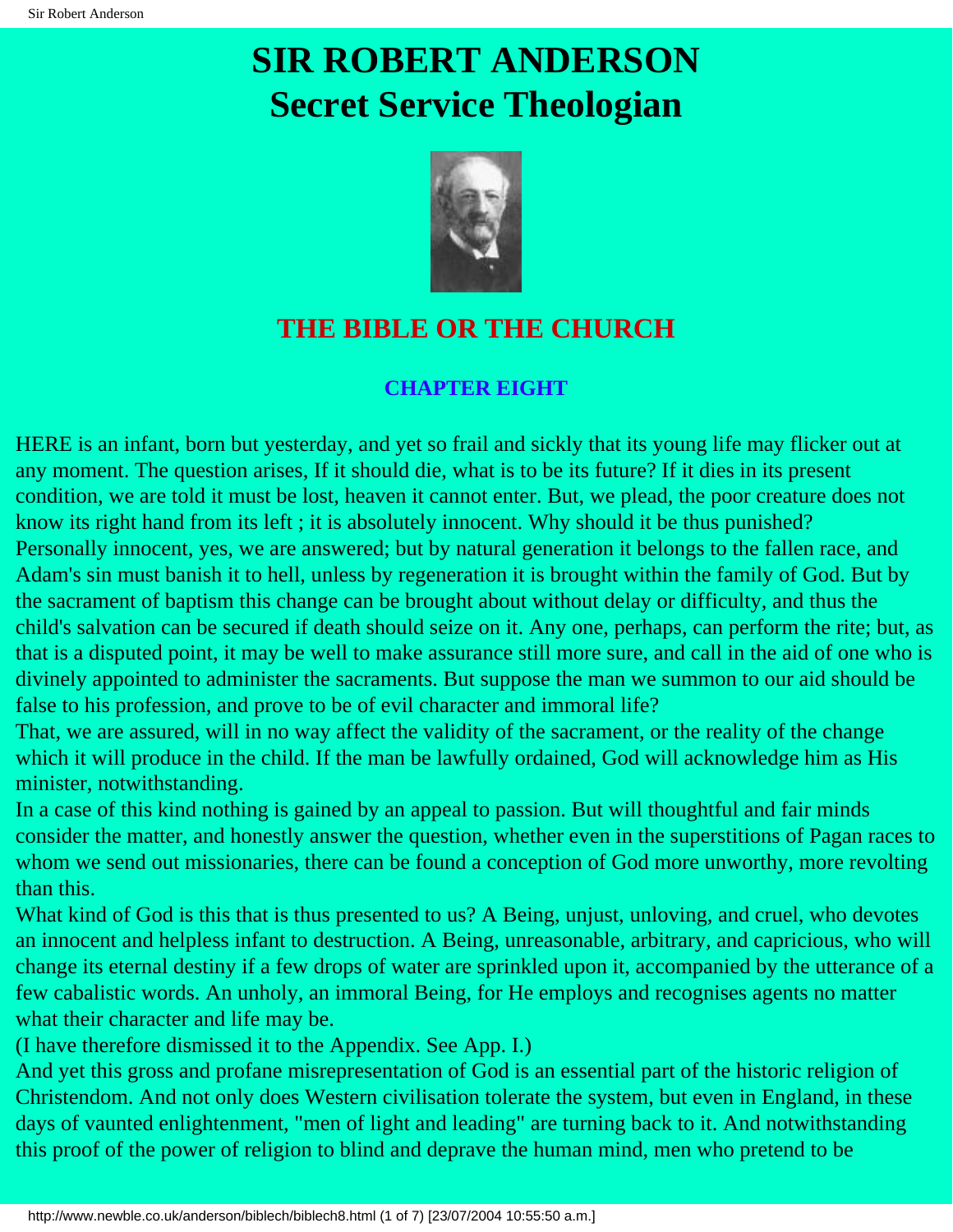# SIR ROBERT ANDERSON
# Secret Service Theologian

## THE BIBLE OR THE CHURCH

### CHAPTER EIGHT

HERE is an infant, born but yesterday, and yet so frail and sickly that its young life may flicker out at any moment. The question arises, If it should die, what is to be its future? If it dies in its present condition, we are told it must be lost, heaven it cannot enter. But, we plead, the poor creature does not know its right hand from its left ; it is absolutely innocent. Why should it be thus punished?

Personally innocent, yes, we are answered; but by natural generation it belongs to the fallen race, and Adam's sin must banish it to hell, unless by regeneration it is brought within the family of God. But by the sacrament of baptism this change can be brought about without delay or difficulty, and thus the child's salvation can be secured if death should seize on it. Any one, perhaps, can perform the rite; but, as that is a disputed point, it may be well to make assurance still more sure, and call in the aid of one who is divinely appointed to administer the sacraments. But suppose the man we summon to our aid should be false to his profession, and prove to be of evil character and immoral life?

That, we are assured, will in no way affect the validity of the sacrament, or the reality of the change which it will produce in the child. If the man be lawfully ordained, God will acknowledge him as His minister, notwithstanding.

In a case of this kind nothing is gained by an appeal to passion. But will thoughtful and fair minds consider the matter, and honestly answer the question, whether even in the superstitions of Pagan races to whom we send out missionaries, there can be found a conception of God more unworthy, more revolting than this.

What kind of God is this that is thus presented to us? A Being, unjust, unloving, and cruel, who devotes an innocent and helpless infant to destruction. A Being, unreasonable, arbitrary, and capricious, who will change its eternal destiny if a few drops of water are sprinkled upon it, accompanied by the utterance of a few cabalistic words. An unholy, an immoral Being, for He employs and recognises agents no matter what their character and life may be.

(I have therefore dismissed it to the Appendix. See App. I.)

And yet this gross and profane misrepresentation of God is an essential part of the historic religion of Christendom. And not only does Western civilisation tolerate the system, but even in England, in these days of vaunted enlightenment, "men of light and leading" are turning back to it. And notwithstanding this proof of the power of religion to blind and deprave the human mind, men who pretend to be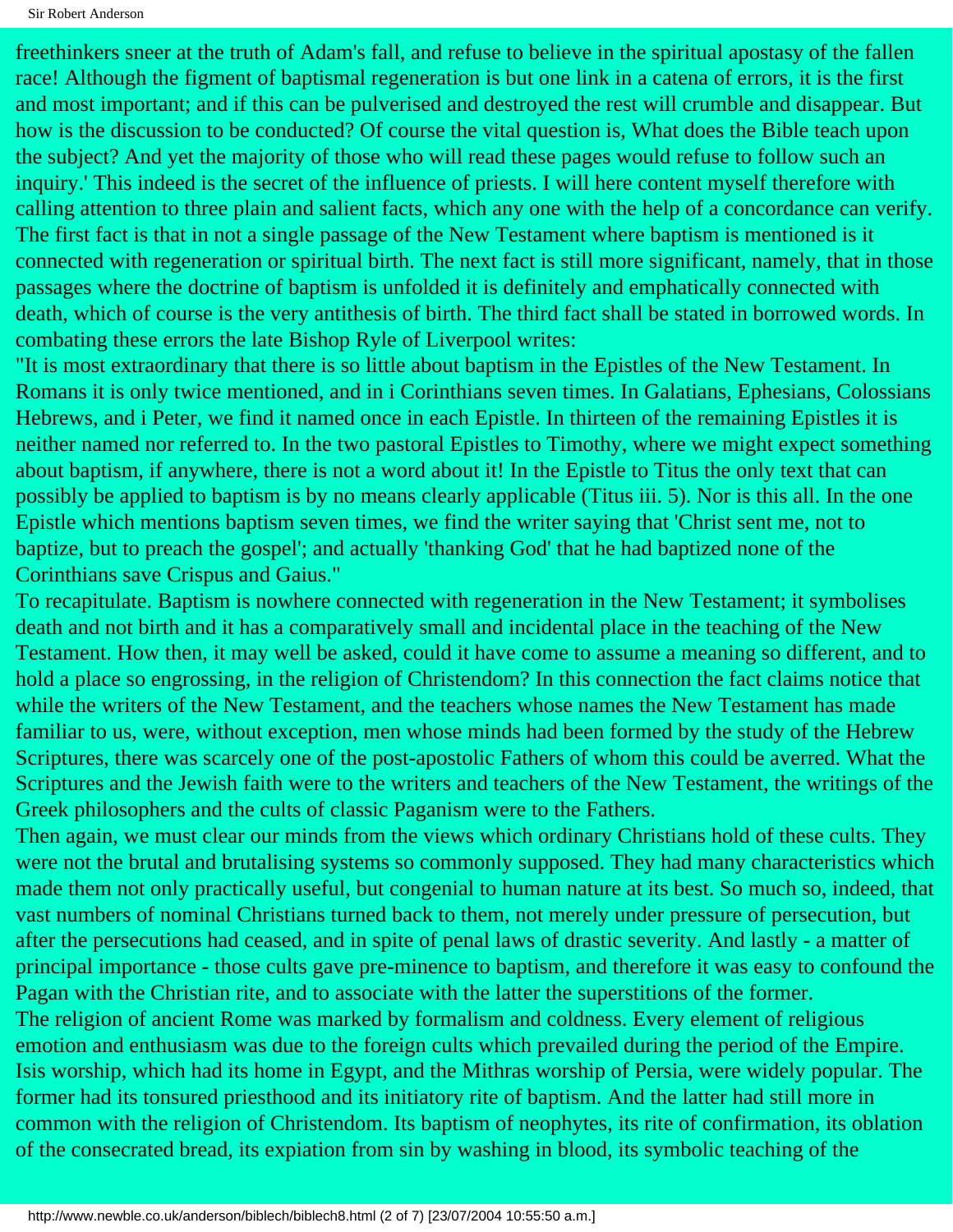freethinkers sneer at the truth of Adam's fall, and refuse to believe in the spiritual apostasy of the fallen race! Although the figment of baptismal regeneration is but one link in a catena of errors, it is the first and most important; and if this can be pulverised and destroyed the rest will crumble and disappear. But how is the discussion to be conducted? Of course the vital question is, What does the Bible teach upon the subject? And yet the majority of those who will read these pages would refuse to follow such an inquiry.' This indeed is the secret of the influence of priests. I will here content myself therefore with calling attention to three plain and salient facts, which any one with the help of a concordance can verify. The first fact is that in not a single passage of the New Testament where baptism is mentioned is it connected with regeneration or spiritual birth. The next fact is still more significant, namely, that in those passages where the doctrine of baptism is unfolded it is definitely and emphatically connected with death, which of course is the very antithesis of birth. The third fact shall be stated in borrowed words. In combating these errors the late Bishop Ryle of Liverpool writes:

"It is most extraordinary that there is so little about baptism in the Epistles of the New Testament. In Romans it is only twice mentioned, and in i Corinthians seven times. In Galatians, Ephesians, Colossians Hebrews, and i Peter, we find it named once in each Epistle. In thirteen of the remaining Epistles it is neither named nor referred to. In the two pastoral Epistles to Timothy, where we might expect something about baptism, if anywhere, there is not a word about it! In the Epistle to Titus the only text that can possibly be applied to baptism is by no means clearly applicable (Titus iii. 5). Nor is this all. In the one Epistle which mentions baptism seven times, we find the writer saying that 'Christ sent me, not to baptize, but to preach the gospel'; and actually 'thanking God' that he had baptized none of the Corinthians save Crispus and Gaius."

To recapitulate. Baptism is nowhere connected with regeneration in the New Testament; it symbolises death and not birth and it has a comparatively small and incidental place in the teaching of the New Testament. How then, it may well be asked, could it have come to assume a meaning so different, and to hold a place so engrossing, in the religion of Christendom? In this connection the fact claims notice that while the writers of the New Testament, and the teachers whose names the New Testament has made familiar to us, were, without exception, men whose minds had been formed by the study of the Hebrew Scriptures, there was scarcely one of the post-apostolic Fathers of whom this could be averred. What the Scriptures and the Jewish faith were to the writers and teachers of the New Testament, the writings of the Greek philosophers and the cults of classic Paganism were to the Fathers.

Then again, we must clear our minds from the views which ordinary Christians hold of these cults. They were not the brutal and brutalising systems so commonly supposed. They had many characteristics which made them not only practically useful, but congenial to human nature at its best. So much so, indeed, that vast numbers of nominal Christians turned back to them, not merely under pressure of persecution, but after the persecutions had ceased, and in spite of penal laws of drastic severity. And lastly - a matter of principal importance - those cults gave pre-minence to baptism, and therefore it was easy to confound the Pagan with the Christian rite, and to associate with the latter the superstitions of the former.

The religion of ancient Rome was marked by formalism and coldness. Every element of religious emotion and enthusiasm was due to the foreign cults which prevailed during the period of the Empire. Isis worship, which had its home in Egypt, and the Mithras worship of Persia, were widely popular. The former had its tonsured priesthood and its initiatory rite of baptism. And the latter had still more in common with the religion of Christendom. Its baptism of neophytes, its rite of confirmation, its oblation of the consecrated bread, its expiation from sin by washing in blood, its symbolic teaching of the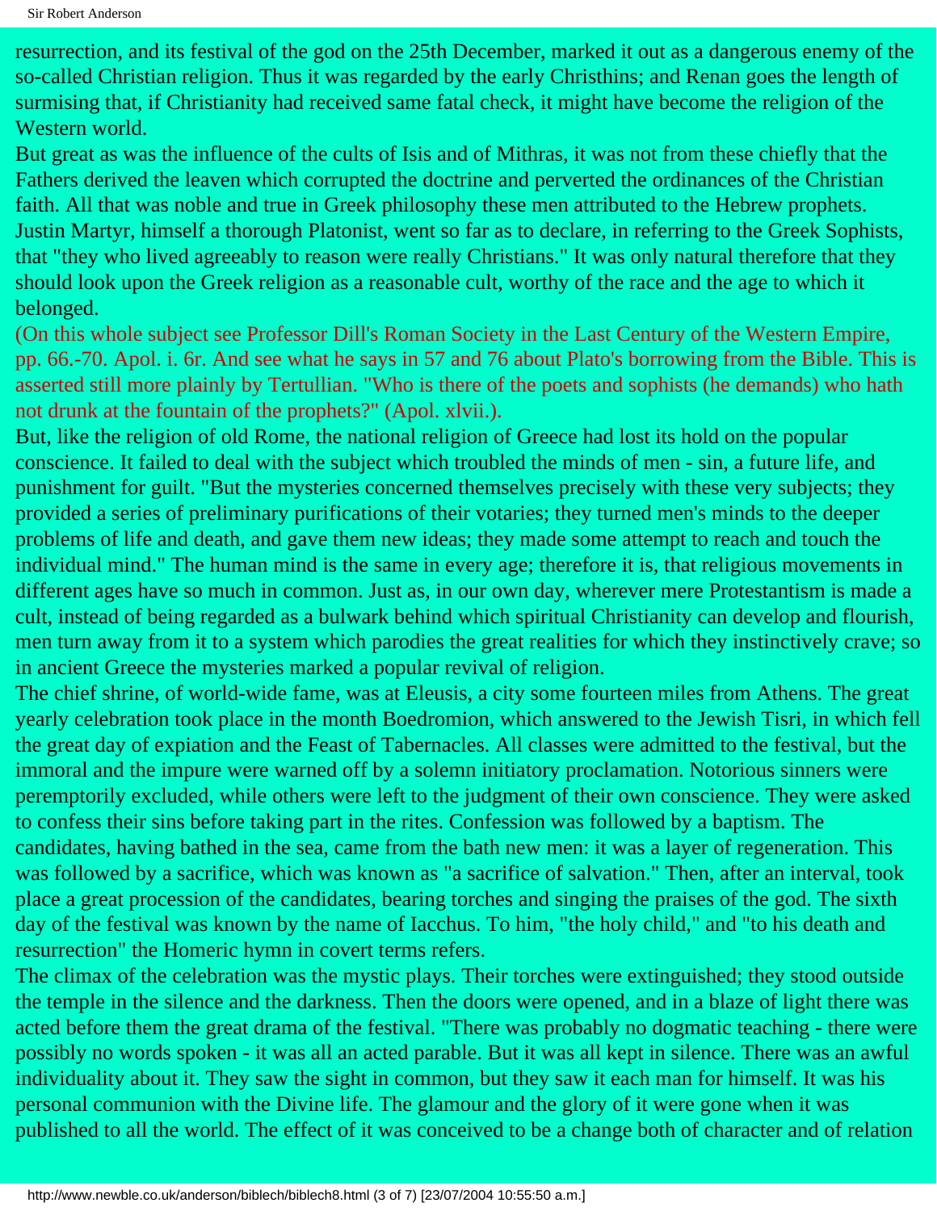resurrection, and its festival of the god on the 25th December, marked it out as a dangerous enemy of the so-called Christian religion. Thus it was regarded by the early Christhins; and Renan goes the length of surmising that, if Christianity had received same fatal check, it might have become the religion of the Western world.

But great as was the influence of the cults of Isis and of Mithras, it was not from these chiefly that the Fathers derived the leaven which corrupted the doctrine and perverted the ordinances of the Christian faith. All that was noble and true in Greek philosophy these men attributed to the Hebrew prophets. Justin Martyr, himself a thorough Platonist, went so far as to declare, in referring to the Greek Sophists, that "they who lived agreeably to reason were really Christians." It was only natural therefore that they should look upon the Greek religion as a reasonable cult, worthy of the race and the age to which it belonged.

(On this whole subject see Professor Dill's Roman Society in the Last Century of the Western Empire, pp. 66.-70. Apol. i. 6r. And see what he says in 57 and 76 about Plato's borrowing from the Bible. This is asserted still more plainly by Tertullian. "Who is there of the poets and sophists (he demands) who hath not drunk at the fountain of the prophets?" (Apol. xlvii.).

But, like the religion of old Rome, the national religion of Greece had lost its hold on the popular conscience. It failed to deal with the subject which troubled the minds of men - sin, a future life, and punishment for guilt. "But the mysteries concerned themselves precisely with these very subjects; they provided a series of preliminary purifications of their votaries; they turned men's minds to the deeper problems of life and death, and gave them new ideas; they made some attempt to reach and touch the individual mind." The human mind is the same in every age; therefore it is, that religious movements in different ages have so much in common. Just as, in our own day, wherever mere Protestantism is made a cult, instead of being regarded as a bulwark behind which spiritual Christianity can develop and flourish, men turn away from it to a system which parodies the great realities for which they instinctively crave; so in ancient Greece the mysteries marked a popular revival of religion.

The chief shrine, of world-wide fame, was at Eleusis, a city some fourteen miles from Athens. The great yearly celebration took place in the month Boedromion, which answered to the Jewish Tisri, in which fell the great day of expiation and the Feast of Tabernacles. All classes were admitted to the festival, but the immoral and the impure were warned off by a solemn initiatory proclamation. Notorious sinners were peremptorily excluded, while others were left to the judgment of their own conscience. They were asked to confess their sins before taking part in the rites. Confession was followed by a baptism. The candidates, having bathed in the sea, came from the bath new men: it was a layer of regeneration. This was followed by a sacrifice, which was known as "a sacrifice of salvation." Then, after an interval, took place a great procession of the candidates, bearing torches and singing the praises of the god. The sixth day of the festival was known by the name of Iacchus. To him, "the holy child," and "to his death and resurrection" the Homeric hymn in covert terms refers.

The climax of the celebration was the mystic plays. Their torches were extinguished; they stood outside the temple in the silence and the darkness. Then the doors were opened, and in a blaze of light there was acted before them the great drama of the festival. "There was probably no dogmatic teaching - there were possibly no words spoken - it was all an acted parable. But it was all kept in silence. There was an awful individuality about it. They saw the sight in common, but they saw it each man for himself. It was his personal communion with the Divine life. The glamour and the glory of it were gone when it was published to all the world. The effect of it was conceived to be a change both of character and of relation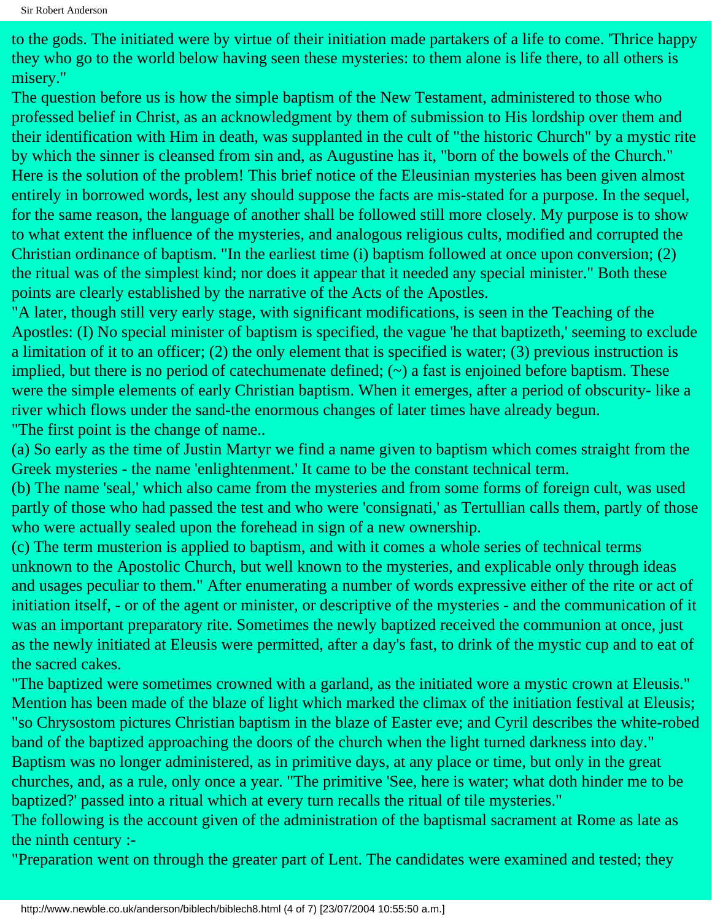to the gods. The initiated were by virtue of their initiation made partakers of a life to come. 'Thrice happy they who go to the world below having seen these mysteries: to them alone is life there, to all others is misery."

The question before us is how the simple baptism of the New Testament, administered to those who professed belief in Christ, as an acknowledgment by them of submission to His lordship over them and their identification with Him in death, was supplanted in the cult of "the historic Church" by a mystic rite by which the sinner is cleansed from sin and, as Augustine has it, "born of the bowels of the Church." Here is the solution of the problem! This brief notice of the Eleusinian mysteries has been given almost entirely in borrowed words, lest any should suppose the facts are mis-stated for a purpose. In the sequel, for the same reason, the language of another shall be followed still more closely. My purpose is to show to what extent the influence of the mysteries, and analogous religious cults, modified and corrupted the Christian ordinance of baptism. "In the earliest time (i) baptism followed at once upon conversion; (2) the ritual was of the simplest kind; nor does it appear that it needed any special minister." Both these points are clearly established by the narrative of the Acts of the Apostles.

"A later, though still very early stage, with significant modifications, is seen in the Teaching of the Apostles: (I) No special minister of baptism is specified, the vague 'he that baptizeth,' seeming to exclude a limitation of it to an officer; (2) the only element that is specified is water; (3) previous instruction is implied, but there is no period of catechumenate defined; (~) a fast is enjoined before baptism. These were the simple elements of early Christian baptism. When it emerges, after a period of obscurity- like a river which flows under the sand-the enormous changes of later times have already begun.

"The first point is the change of name..

(a) So early as the time of Justin Martyr we find a name given to baptism which comes straight from the Greek mysteries - the name 'enlightenment.' It came to be the constant technical term.

(b) The name 'seal,' which also came from the mysteries and from some forms of foreign cult, was used partly of those who had passed the test and who were 'consignati,' as Tertullian calls them, partly of those who were actually sealed upon the forehead in sign of a new ownership.

(c) The term musterion is applied to baptism, and with it comes a whole series of technical terms unknown to the Apostolic Church, but well known to the mysteries, and explicable only through ideas and usages peculiar to them." After enumerating a number of words expressive either of the rite or act of initiation itself, - or of the agent or minister, or descriptive of the mysteries - and the communication of it was an important preparatory rite. Sometimes the newly baptized received the communion at once, just as the newly initiated at Eleusis were permitted, after a day's fast, to drink of the mystic cup and to eat of the sacred cakes.

"The baptized were sometimes crowned with a garland, as the initiated wore a mystic crown at Eleusis." Mention has been made of the blaze of light which marked the climax of the initiation festival at Eleusis; "so Chrysostom pictures Christian baptism in the blaze of Easter eve; and Cyril describes the white-robed band of the baptized approaching the doors of the church when the light turned darkness into day." Baptism was no longer administered, as in primitive days, at any place or time, but only in the great churches, and, as a rule, only once a year. "The primitive 'See, here is water; what doth hinder me to be baptized?' passed into a ritual which at every turn recalls the ritual of tile mysteries."

The following is the account given of the administration of the baptismal sacrament at Rome as late as the ninth century :-

"Preparation went on through the greater part of Lent. The candidates were examined and tested; they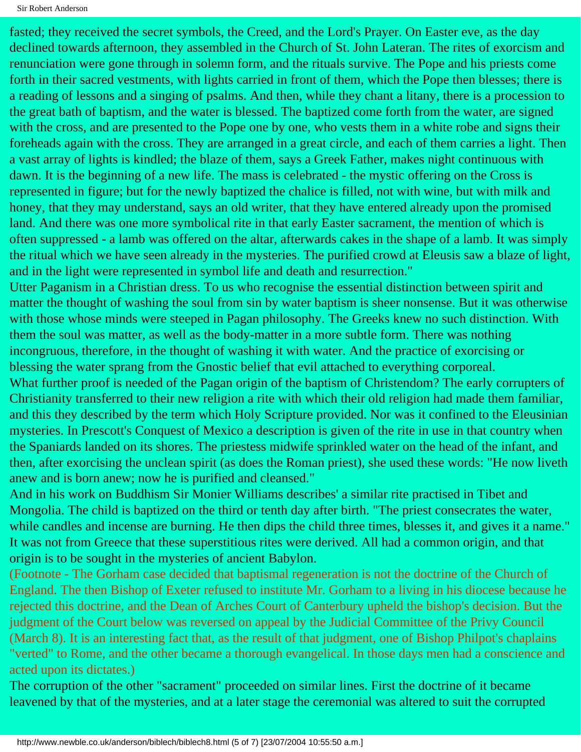fasted; they received the secret symbols, the Creed, and the Lord's Prayer. On Easter eve, as the day declined towards afternoon, they assembled in the Church of St. John Lateran. The rites of exorcism and renunciation were gone through in solemn form, and the rituals survive. The Pope and his priests come forth in their sacred vestments, with lights carried in front of them, which the Pope then blesses; there is a reading of lessons and a singing of psalms. And then, while they chant a litany, there is a procession to the great bath of baptism, and the water is blessed. The baptized come forth from the water, are signed with the cross, and are presented to the Pope one by one, who vests them in a white robe and signs their foreheads again with the cross. They are arranged in a great circle, and each of them carries a light. Then a vast array of lights is kindled; the blaze of them, says a Greek Father, makes night continuous with dawn. It is the beginning of a new life. The mass is celebrated - the mystic offering on the Cross is represented in figure; but for the newly baptized the chalice is filled, not with wine, but with milk and honey, that they may understand, says an old writer, that they have entered already upon the promised land. And there was one more symbolical rite in that early Easter sacrament, the mention of which is often suppressed - a lamb was offered on the altar, afterwards cakes in the shape of a lamb. It was simply the ritual which we have seen already in the mysteries. The purified crowd at Eleusis saw a blaze of light, and in the light were represented in symbol life and death and resurrection."

Utter Paganism in a Christian dress. To us who recognise the essential distinction between spirit and matter the thought of washing the soul from sin by water baptism is sheer nonsense. But it was otherwise with those whose minds were steeped in Pagan philosophy. The Greeks knew no such distinction. With them the soul was matter, as well as the body-matter in a more subtle form. There was nothing incongruous, therefore, in the thought of washing it with water. And the practice of exorcising or blessing the water sprang from the Gnostic belief that evil attached to everything corporeal.

What further proof is needed of the Pagan origin of the baptism of Christendom? The early corrupters of Christianity transferred to their new religion a rite with which their old religion had made them familiar, and this they described by the term which Holy Scripture provided. Nor was it confined to the Eleusinian mysteries. In Prescott's Conquest of Mexico a description is given of the rite in use in that country when the Spaniards landed on its shores. The priestess midwife sprinkled water on the head of the infant, and then, after exorcising the unclean spirit (as does the Roman priest), she used these words: "He now liveth anew and is born anew; now he is purified and cleansed."

And in his work on Buddhism Sir Monier Williams describes' a similar rite practised in Tibet and Mongolia. The child is baptized on the third or tenth day after birth. "The priest consecrates the water, while candles and incense are burning. He then dips the child three times, blesses it, and gives it a name." It was not from Greece that these superstitious rites were derived. All had a common origin, and that origin is to be sought in the mysteries of ancient Babylon.

(Footnote - The Gorham case decided that baptismal regeneration is not the doctrine of the Church of England. The then Bishop of Exeter refused to institute Mr. Gorham to a living in his diocese because he rejected this doctrine, and the Dean of Arches Court of Canterbury upheld the bishop's decision. But the judgment of the Court below was reversed on appeal by the Judicial Committee of the Privy Council (March 8). It is an interesting fact that, as the result of that judgment, one of Bishop Philpot's chaplains "verted" to Rome, and the other became a thorough evangelical. In those days men had a conscience and acted upon its dictates.)

The corruption of the other "sacrament" proceeded on similar lines. First the doctrine of it became leavened by that of the mysteries, and at a later stage the ceremonial was altered to suit the corrupted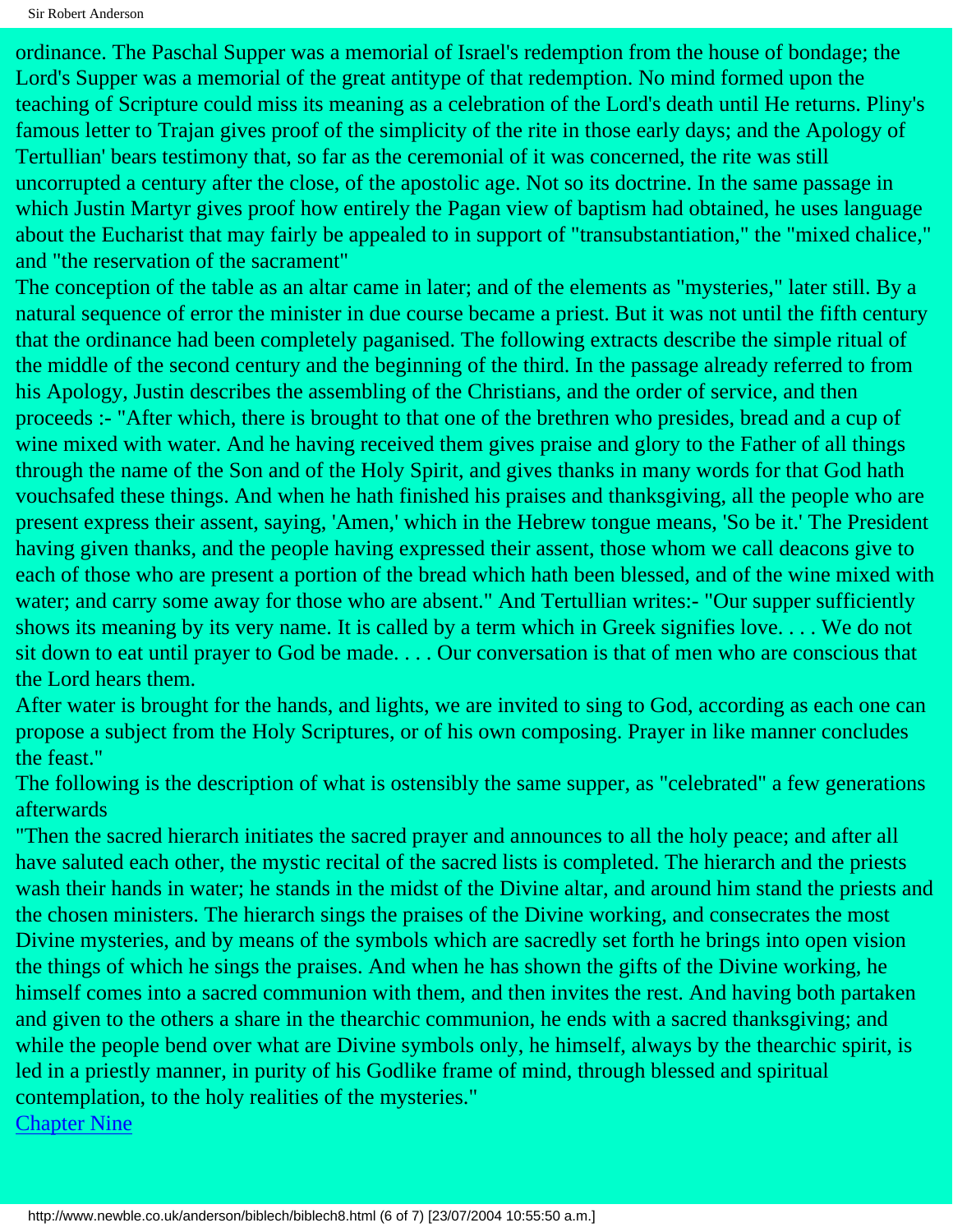ordinance. The Paschal Supper was a memorial of Israel's redemption from the house of bondage; the Lord's Supper was a memorial of the great antitype of that redemption. No mind formed upon the teaching of Scripture could miss its meaning as a celebration of the Lord's death until He returns. Pliny's famous letter to Trajan gives proof of the simplicity of the rite in those early days; and the Apology of Tertullian' bears testimony that, so far as the ceremonial of it was concerned, the rite was still uncorrupted a century after the close, of the apostolic age. Not so its doctrine. In the same passage in which Justin Martyr gives proof how entirely the Pagan view of baptism had obtained, he uses language about the Eucharist that may fairly be appealed to in support of "transubstantiation," the "mixed chalice," and "the reservation of the sacrament"

The conception of the table as an altar came in later; and of the elements as "mysteries," later still. By a natural sequence of error the minister in due course became a priest. But it was not until the fifth century that the ordinance had been completely paganised. The following extracts describe the simple ritual of the middle of the second century and the beginning of the third. In the passage already referred to from his Apology, Justin describes the assembling of the Christians, and the order of service, and then proceeds :- "After which, there is brought to that one of the brethren who presides, bread and a cup of wine mixed with water. And he having received them gives praise and glory to the Father of all things through the name of the Son and of the Holy Spirit, and gives thanks in many words for that God hath vouchsafed these things. And when he hath finished his praises and thanksgiving, all the people who are present express their assent, saying, 'Amen,' which in the Hebrew tongue means, 'So be it.' The President having given thanks, and the people having expressed their assent, those whom we call deacons give to each of those who are present a portion of the bread which hath been blessed, and of the wine mixed with water; and carry some away for those who are absent." And Tertullian writes:- "Our supper sufficiently shows its meaning by its very name. It is called by a term which in Greek signifies love. . . . We do not sit down to eat until prayer to God be made. . . . Our conversation is that of men who are conscious that the Lord hears them.

After water is brought for the hands, and lights, we are invited to sing to God, according as each one can propose a subject from the Holy Scriptures, or of his own composing. Prayer in like manner concludes the feast."

The following is the description of what is ostensibly the same supper, as "celebrated" a few generations afterwards

"Then the sacred hierarch initiates the sacred prayer and announces to all the holy peace; and after all have saluted each other, the mystic recital of the sacred lists is completed. The hierarch and the priests wash their hands in water; he stands in the midst of the Divine altar, and around him stand the priests and the chosen ministers. The hierarch sings the praises of the Divine working, and consecrates the most Divine mysteries, and by means of the symbols which are sacredly set forth he brings into open vision the things of which he sings the praises. And when he has shown the gifts of the Divine working, he himself comes into a sacred communion with them, and then invites the rest. And having both partaken and given to the others a share in the thearchic communion, he ends with a sacred thanksgiving; and while the people bend over what are Divine symbols only, he himself, always by the thearchic spirit, is led in a priestly manner, in purity of his Godlike frame of mind, through blessed and spiritual contemplation, to the holy realities of the mysteries."

Chapter Nine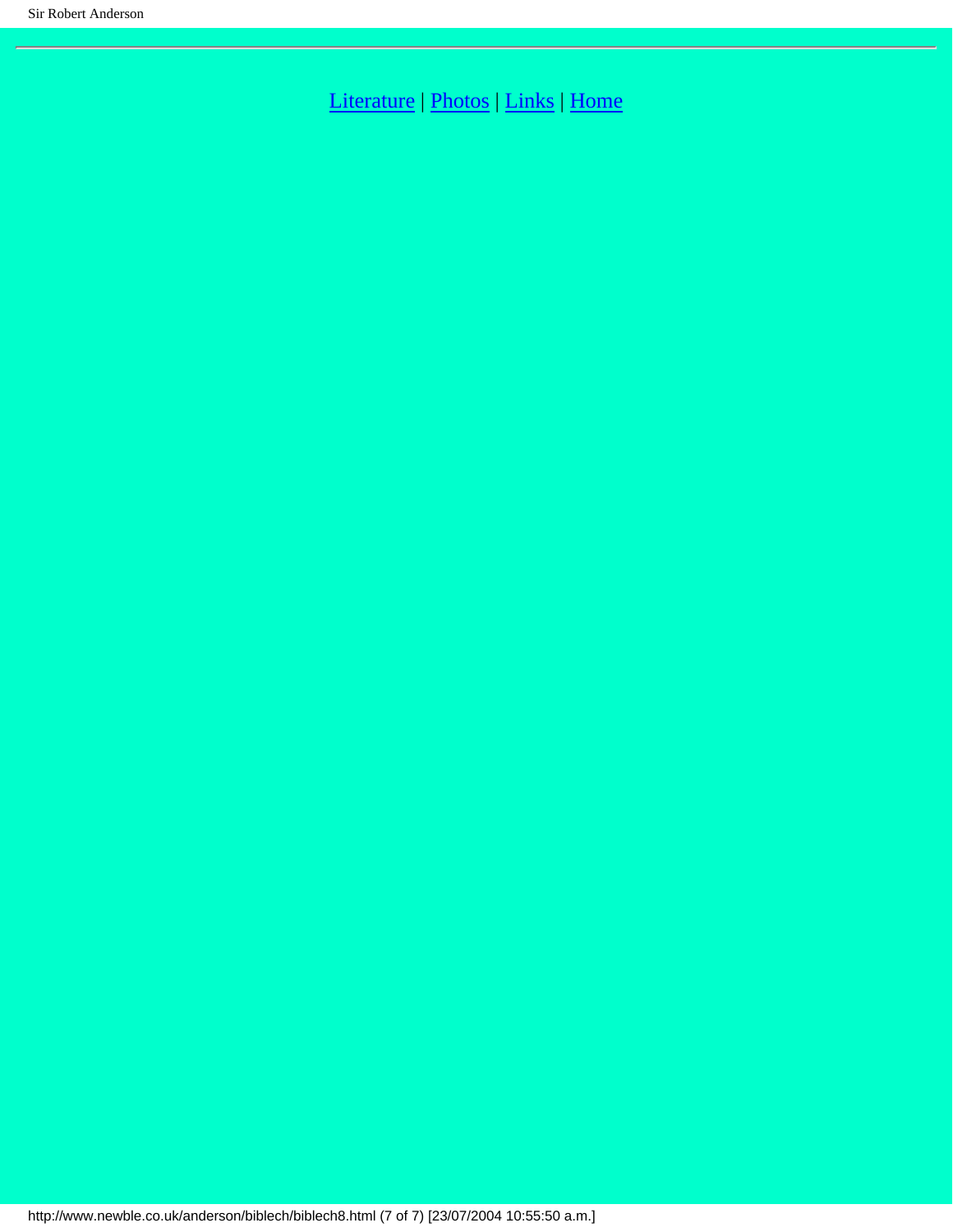---

Literature | Photos | Links | Home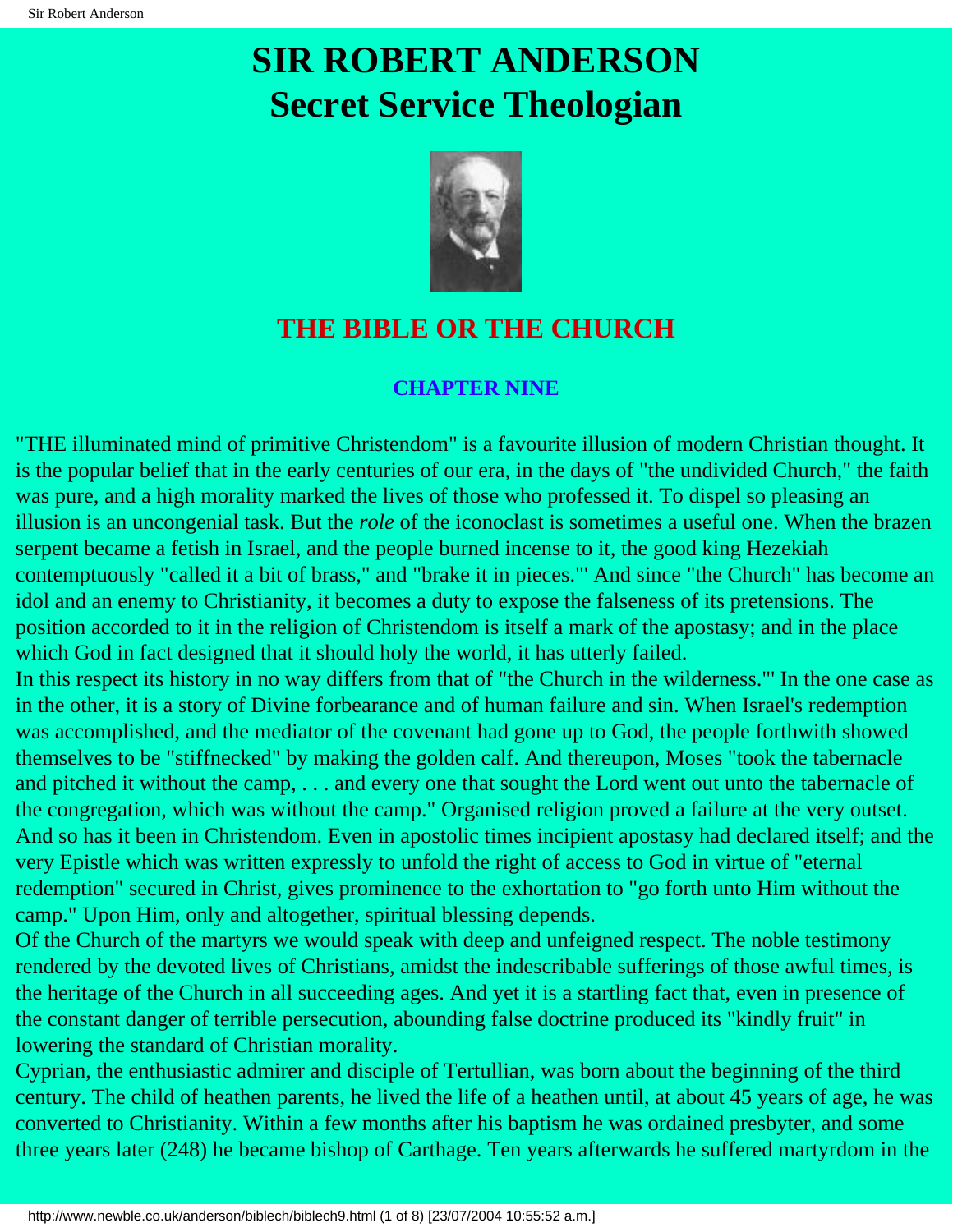# SIR ROBERT ANDERSON
# Secret Service Theologian

## THE BIBLE OR THE CHURCH

### CHAPTER NINE

"THE illuminated mind of primitive Christendom" is a favourite illusion of modern Christian thought. It is the popular belief that in the early centuries of our era, in the days of "the undivided Church," the faith was pure, and a high morality marked the lives of those who professed it. To dispel so pleasing an illusion is an uncongenial task. But the *role* of the iconoclast is sometimes a useful one. When the brazen serpent became a fetish in Israel, and the people burned incense to it, the good king Hezekiah contemptuously "called it a bit of brass," and "brake it in pieces."' And since "the Church" has become an idol and an enemy to Christianity, it becomes a duty to expose the falseness of its pretensions. The position accorded to it in the religion of Christendom is itself a mark of the apostasy; and in the place which God in fact designed that it should holy the world, it has utterly failed.

In this respect its history in no way differs from that of "the Church in the wilderness."' In the one case as in the other, it is a story of Divine forbearance and of human failure and sin. When Israel's redemption was accomplished, and the mediator of the covenant had gone up to God, the people forthwith showed themselves to be "stiffnecked" by making the golden calf. And thereupon, Moses "took the tabernacle and pitched it without the camp, . . . and every one that sought the Lord went out unto the tabernacle of the congregation, which was without the camp." Organised religion proved a failure at the very outset. And so has it been in Christendom. Even in apostolic times incipient apostasy had declared itself; and the very Epistle which was written expressly to unfold the right of access to God in virtue of "eternal redemption" secured in Christ, gives prominence to the exhortation to "go forth unto Him without the camp." Upon Him, only and altogether, spiritual blessing depends.

Of the Church of the martyrs we would speak with deep and unfeigned respect. The noble testimony rendered by the devoted lives of Christians, amidst the indescribable sufferings of those awful times, is the heritage of the Church in all succeeding ages. And yet it is a startling fact that, even in presence of the constant danger of terrible persecution, abounding false doctrine produced its "kindly fruit" in lowering the standard of Christian morality.

Cyprian, the enthusiastic admirer and disciple of Tertullian, was born about the beginning of the third century. The child of heathen parents, he lived the life of a heathen until, at about 45 years of age, he was converted to Christianity. Within a few months after his baptism he was ordained presbyter, and some three years later (248) he became bishop of Carthage. Ten years afterwards he suffered martyrdom in the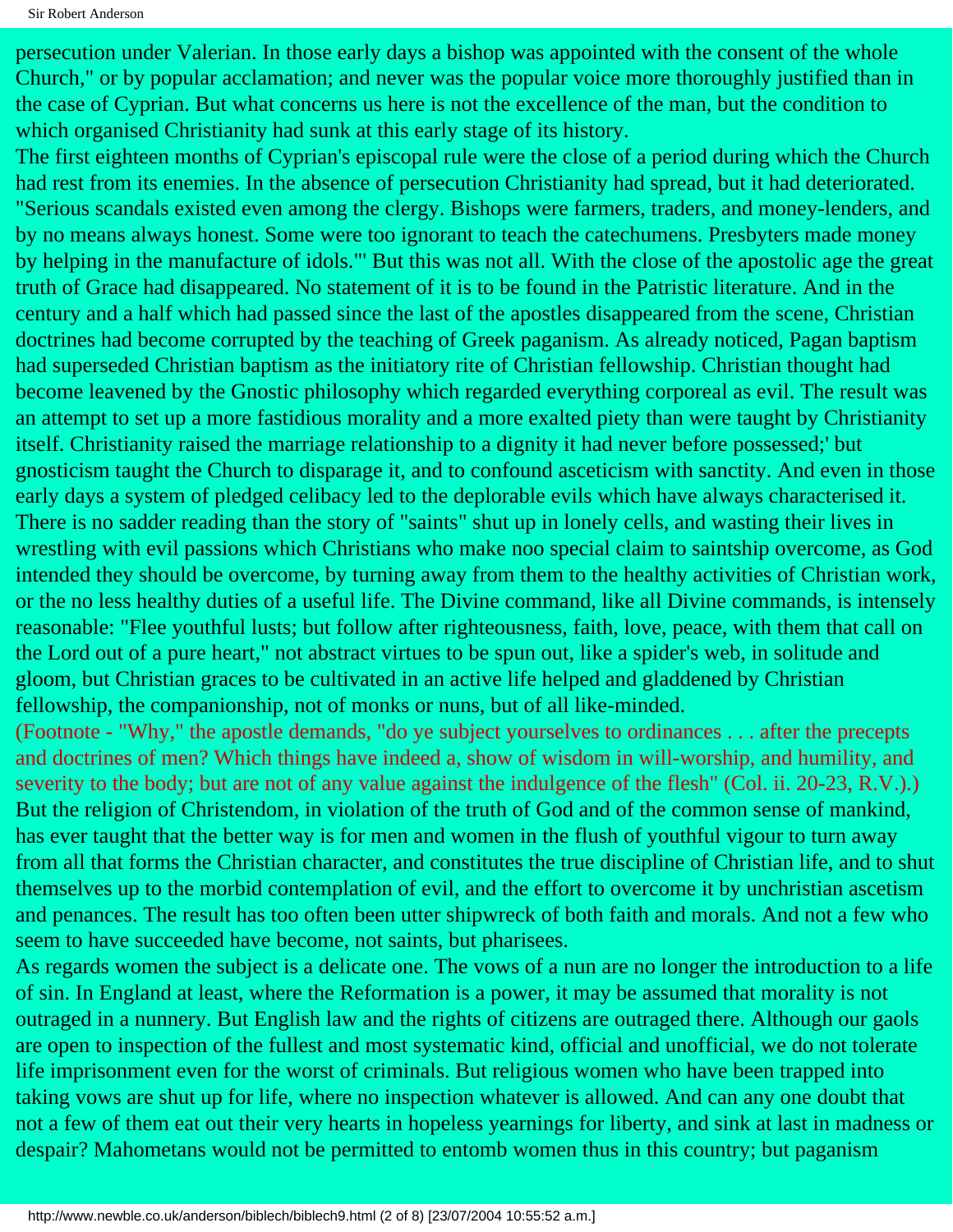persecution under Valerian. In those early days a bishop was appointed with the consent of the whole Church," or by popular acclamation; and never was the popular voice more thoroughly justified than in the case of Cyprian. But what concerns us here is not the excellence of the man, but the condition to which organised Christianity had sunk at this early stage of its history.

The first eighteen months of Cyprian's episcopal rule were the close of a period during which the Church had rest from its enemies. In the absence of persecution Christianity had spread, but it had deteriorated. "Serious scandals existed even among the clergy. Bishops were farmers, traders, and money-lenders, and by no means always honest. Some were too ignorant to teach the catechumens. Presbyters made money by helping in the manufacture of idols."' But this was not all. With the close of the apostolic age the great truth of Grace had disappeared. No statement of it is to be found in the Patristic literature. And in the century and a half which had passed since the last of the apostles disappeared from the scene, Christian doctrines had become corrupted by the teaching of Greek paganism. As already noticed, Pagan baptism had superseded Christian baptism as the initiatory rite of Christian fellowship. Christian thought had become leavened by the Gnostic philosophy which regarded everything corporeal as evil. The result was an attempt to set up a more fastidious morality and a more exalted piety than were taught by Christianity itself. Christianity raised the marriage relationship to a dignity it had never before possessed;' but gnosticism taught the Church to disparage it, and to confound asceticism with sanctity. And even in those early days a system of pledged celibacy led to the deplorable evils which have always characterised it. There is no sadder reading than the story of "saints" shut up in lonely cells, and wasting their lives in wrestling with evil passions which Christians who make noo special claim to saintship overcome, as God intended they should be overcome, by turning away from them to the healthy activities of Christian work, or the no less healthy duties of a useful life. The Divine command, like all Divine commands, is intensely reasonable: "Flee youthful lusts; but follow after righteousness, faith, love, peace, with them that call on the Lord out of a pure heart," not abstract virtues to be spun out, like a spider's web, in solitude and gloom, but Christian graces to be cultivated in an active life helped and gladdened by Christian fellowship, the companionship, not of monks or nuns, but of all like-minded.

(Footnote - "Why," the apostle demands, "do ye subject yourselves to ordinances . . . after the precepts and doctrines of men? Which things have indeed a, show of wisdom in will-worship, and humility, and severity to the body; but are not of any value against the indulgence of the flesh" (Col. ii. 20-23, R.V.).)

But the religion of Christendom, in violation of the truth of God and of the common sense of mankind, has ever taught that the better way is for men and women in the flush of youthful vigour to turn away from all that forms the Christian character, and constitutes the true discipline of Christian life, and to shut themselves up to the morbid contemplation of evil, and the effort to overcome it by unchristian ascetism and penances. The result has too often been utter shipwreck of both faith and morals. And not a few who seem to have succeeded have become, not saints, but pharisees.

As regards women the subject is a delicate one. The vows of a nun are no longer the introduction to a life of sin. In England at least, where the Reformation is a power, it may be assumed that morality is not outraged in a nunnery. But English law and the rights of citizens are outraged there. Although our gaols are open to inspection of the fullest and most systematic kind, official and unofficial, we do not tolerate life imprisonment even for the worst of criminals. But religious women who have been trapped into taking vows are shut up for life, where no inspection whatever is allowed. And can any one doubt that not a few of them eat out their very hearts in hopeless yearnings for liberty, and sink at last in madness or despair? Mahometans would not be permitted to entomb women thus in this country; but paganism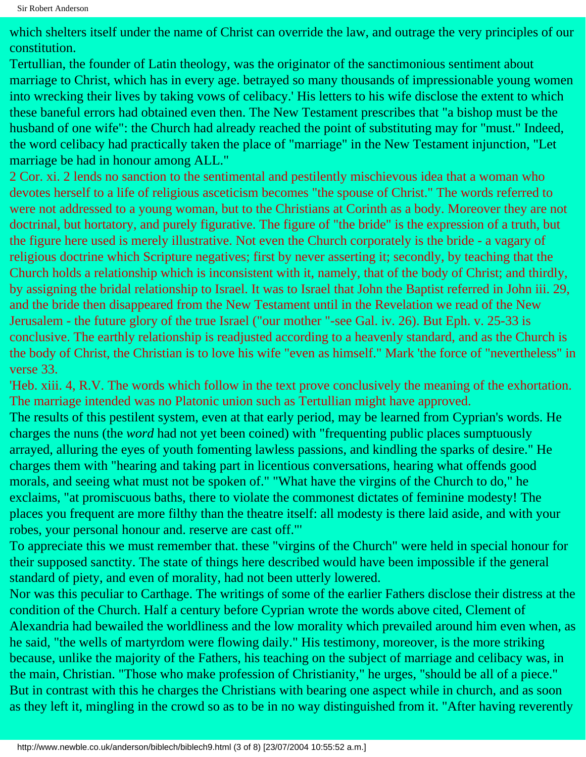which shelters itself under the name of Christ can override the law, and outrage the very principles of our constitution.

Tertullian, the founder of Latin theology, was the originator of the sanctimonious sentiment about marriage to Christ, which has in every age. betrayed so many thousands of impressionable young women into wrecking their lives by taking vows of celibacy.' His letters to his wife disclose the extent to which these baneful errors had obtained even then. The New Testament prescribes that "a bishop must be the husband of one wife": the Church had already reached the point of substituting may for "must." Indeed, the word celibacy had practically taken the place of "marriage" in the New Testament injunction, "Let marriage be had in honour among ALL."

2 Cor. xi. 2 lends no sanction to the sentimental and pestilently mischievous idea that a woman who devotes herself to a life of religious asceticism becomes "the spouse of Christ." The words referred to were not addressed to a young woman, but to the Christians at Corinth as a body. Moreover they are not doctrinal, but hortatory, and purely figurative. The figure of "the bride" is the expression of a truth, but the figure here used is merely illustrative. Not even the Church corporately is the bride - a vagary of religious doctrine which Scripture negatives; first by never asserting it; secondly, by teaching that the Church holds a relationship which is inconsistent with it, namely, that of the body of Christ; and thirdly, by assigning the bridal relationship to Israel. It was to Israel that John the Baptist referred in John iii. 29, and the bride then disappeared from the New Testament until in the Revelation we read of the New Jerusalem - the future glory of the true Israel ("our mother "-see Gal. iv. 26). But Eph. v. 25-33 is conclusive. The earthly relationship is readjusted according to a heavenly standard, and as the Church is the body of Christ, the Christian is to love his wife "even as himself." Mark 'the force of "nevertheless" in verse 33.

'Heb. xiii. 4, R.V. The words which follow in the text prove conclusively the meaning of the exhortation. The marriage intended was no Platonic union such as Tertullian might have approved.

The results of this pestilent system, even at that early period, may be learned from Cyprian's words. He charges the nuns (the *word* had not yet been coined) with "frequenting public places sumptuously arrayed, alluring the eyes of youth fomenting lawless passions, and kindling the sparks of desire." He charges them with "hearing and taking part in licentious conversations, hearing what offends good morals, and seeing what must not be spoken of." "What have the virgins of the Church to do," he exclaims, "at promiscuous baths, there to violate the commonest dictates of feminine modesty! The places you frequent are more filthy than the theatre itself: all modesty is there laid aside, and with your robes, your personal honour and. reserve are cast off."'

To appreciate this we must remember that. these "virgins of the Church" were held in special honour for their supposed sanctity. The state of things here described would have been impossible if the general standard of piety, and even of morality, had not been utterly lowered.

Nor was this peculiar to Carthage. The writings of some of the earlier Fathers disclose their distress at the condition of the Church. Half a century before Cyprian wrote the words above cited, Clement of Alexandria had bewailed the worldliness and the low morality which prevailed around him even when, as he said, "the wells of martyrdom were flowing daily." His testimony, moreover, is the more striking because, unlike the majority of the Fathers, his teaching on the subject of marriage and celibacy was, in the main, Christian. "Those who make profession of Christianity," he urges, "should be all of a piece." But in contrast with this he charges the Christians with bearing one aspect while in church, and as soon as they left it, mingling in the crowd so as to be in no way distinguished from it. "After having reverently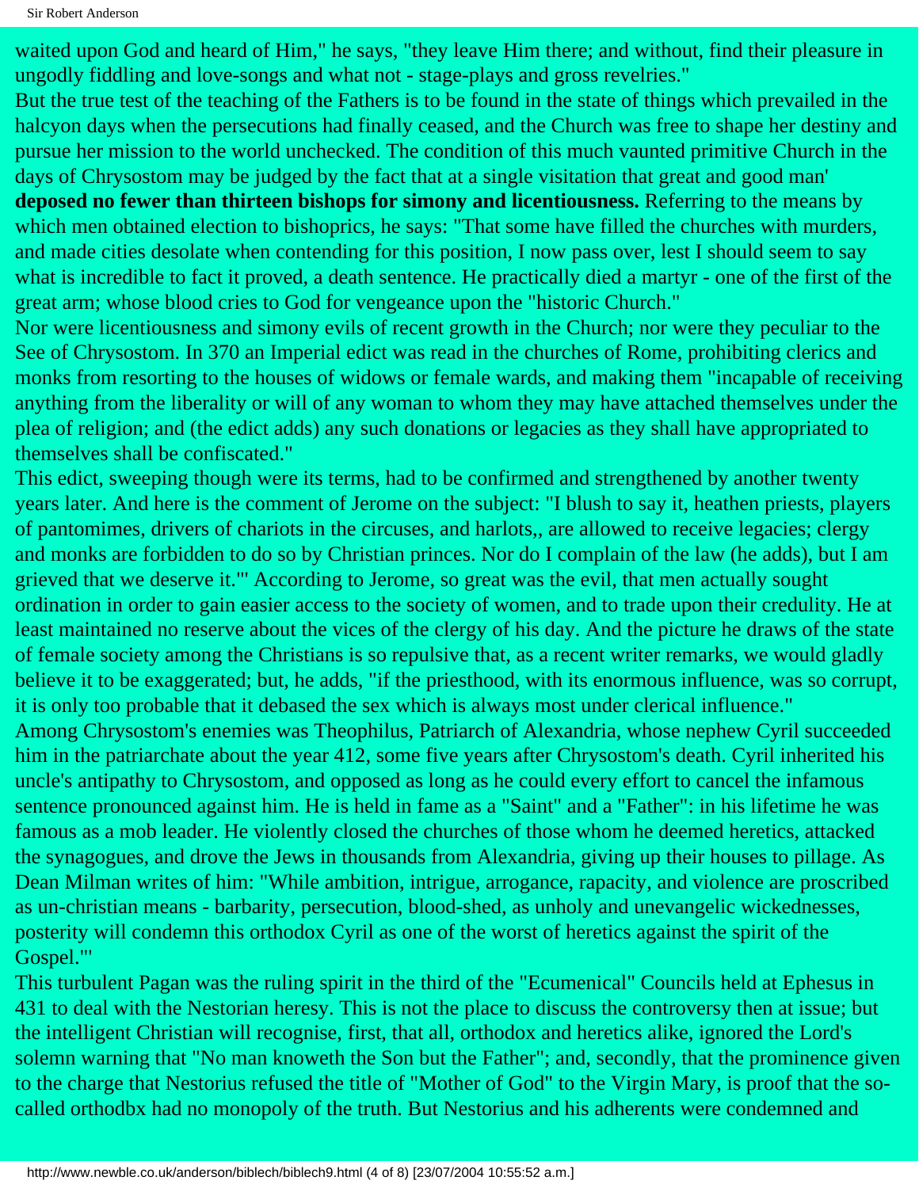waited upon God and heard of Him," he says, "they leave Him there; and without, find their pleasure in ungodly fiddling and love-songs and what not - stage-plays and gross revelries."

But the true test of the teaching of the Fathers is to be found in the state of things which prevailed in the halcyon days when the persecutions had finally ceased, and the Church was free to shape her destiny and pursue her mission to the world unchecked. The condition of this much vaunted primitive Church in the days of Chrysostom may be judged by the fact that at a single visitation that great and good man' **deposed no fewer than thirteen bishops for simony and licentiousness.** Referring to the means by which men obtained election to bishoprics, he says: "That some have filled the churches with murders, and made cities desolate when contending for this position, I now pass over, lest I should seem to say what is incredible to fact it proved, a death sentence. He practically died a martyr - one of the first of the great arm; whose blood cries to God for vengeance upon the "historic Church."

Nor were licentiousness and simony evils of recent growth in the Church; nor were they peculiar to the See of Chrysostom. In 370 an Imperial edict was read in the churches of Rome, prohibiting clerics and monks from resorting to the houses of widows or female wards, and making them "incapable of receiving anything from the liberality or will of any woman to whom they may have attached themselves under the plea of religion; and (the edict adds) any such donations or legacies as they shall have appropriated to themselves shall be confiscated."

This edict, sweeping though were its terms, had to be confirmed and strengthened by another twenty years later. And here is the comment of Jerome on the subject: "I blush to say it, heathen priests, players of pantomimes, drivers of chariots in the circuses, and harlots,, are allowed to receive legacies; clergy and monks are forbidden to do so by Christian princes. Nor do I complain of the law (he adds), but I am grieved that we deserve it."' According to Jerome, so great was the evil, that men actually sought ordination in order to gain easier access to the society of women, and to trade upon their credulity. He at least maintained no reserve about the vices of the clergy of his day. And the picture he draws of the state of female society among the Christians is so repulsive that, as a recent writer remarks, we would gladly believe it to be exaggerated; but, he adds, "if the priesthood, with its enormous influence, was so corrupt, it is only too probable that it debased the sex which is always most under clerical influence."

Among Chrysostom's enemies was Theophilus, Patriarch of Alexandria, whose nephew Cyril succeeded him in the patriarchate about the year 412, some five years after Chrysostom's death. Cyril inherited his uncle's antipathy to Chrysostom, and opposed as long as he could every effort to cancel the infamous sentence pronounced against him. He is held in fame as a "Saint" and a "Father": in his lifetime he was famous as a mob leader. He violently closed the churches of those whom he deemed heretics, attacked the synagogues, and drove the Jews in thousands from Alexandria, giving up their houses to pillage. As Dean Milman writes of him: "While ambition, intrigue, arrogance, rapacity, and violence are proscribed as un-christian means - barbarity, persecution, blood-shed, as unholy and unevangelic wickednesses, posterity will condemn this orthodox Cyril as one of the worst of heretics against the spirit of the Gospel."'

This turbulent Pagan was the ruling spirit in the third of the "Ecumenical" Councils held at Ephesus in 431 to deal with the Nestorian heresy. This is not the place to discuss the controversy then at issue; but the intelligent Christian will recognise, first, that all, orthodox and heretics alike, ignored the Lord's solemn warning that "No man knoweth the Son but the Father"; and, secondly, that the prominence given to the charge that Nestorius refused the title of "Mother of God" to the Virgin Mary, is proof that the so-called orthodbx had no monopoly of the truth. But Nestorius and his adherents were condemned and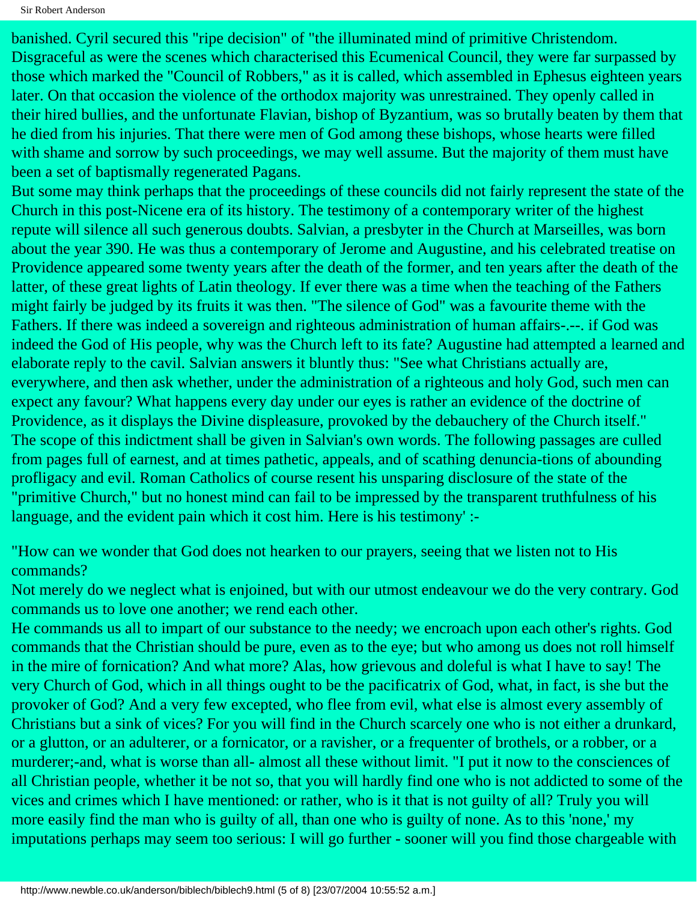banished. Cyril secured this "ripe decision" of "the illuminated mind of primitive Christendom. Disgraceful as were the scenes which characterised this Ecumenical Council, they were far surpassed by those which marked the "Council of Robbers," as it is called, which assembled in Ephesus eighteen years later. On that occasion the violence of the orthodox majority was unrestrained. They openly called in their hired bullies, and the unfortunate Flavian, bishop of Byzantium, was so brutally beaten by them that he died from his injuries. That there were men of God among these bishops, whose hearts were filled with shame and sorrow by such proceedings, we may well assume. But the majority of them must have been a set of baptismally regenerated Pagans.

But some may think perhaps that the proceedings of these councils did not fairly represent the state of the Church in this post-Nicene era of its history. The testimony of a contemporary writer of the highest repute will silence all such generous doubts. Salvian, a presbyter in the Church at Marseilles, was born about the year 390. He was thus a contemporary of Jerome and Augustine, and his celebrated treatise on Providence appeared some twenty years after the death of the former, and ten years after the death of the latter, of these great lights of Latin theology. If ever there was a time when the teaching of the Fathers might fairly be judged by its fruits it was then. "The silence of God" was a favourite theme with the Fathers. If there was indeed a sovereign and righteous administration of human affairs-.--. if God was indeed the God of His people, why was the Church left to its fate? Augustine had attempted a learned and elaborate reply to the cavil. Salvian answers it bluntly thus: "See what Christians actually are, everywhere, and then ask whether, under the administration of a righteous and holy God, such men can expect any favour? What happens every day under our eyes is rather an evidence of the doctrine of Providence, as it displays the Divine displeasure, provoked by the debauchery of the Church itself."

The scope of this indictment shall be given in Salvian's own words. The following passages are culled from pages full of earnest, and at times pathetic, appeals, and of scathing denuncia-tions of abounding profligacy and evil. Roman Catholics of course resent his unsparing disclosure of the state of the "primitive Church," but no honest mind can fail to be impressed by the transparent truthfulness of his language, and the evident pain which it cost him. Here is his testimony' :-

"How can we wonder that God does not hearken to our prayers, seeing that we listen not to His commands?

Not merely do we neglect what is enjoined, but with our utmost endeavour we do the very contrary. God commands us to love one another; we rend each other.

He commands us all to impart of our substance to the needy; we encroach upon each other's rights. God commands that the Christian should be pure, even as to the eye; but who among us does not roll himself in the mire of fornication? And what more? Alas, how grievous and doleful is what I have to say! The very Church of God, which in all things ought to be the pacificatrix of God, what, in fact, is she but the provoker of God? And a very few excepted, who flee from evil, what else is almost every assembly of Christians but a sink of vices? For you will find in the Church scarcely one who is not either a drunkard, or a glutton, or an adulterer, or a fornicator, or a ravisher, or a frequenter of brothels, or a robber, or a murderer;-and, what is worse than all- almost all these without limit. "I put it now to the consciences of all Christian people, whether it be not so, that you will hardly find one who is not addicted to some of the vices and crimes which I have mentioned: or rather, who is it that is not guilty of all? Truly you will more easily find the man who is guilty of all, than one who is guilty of none. As to this 'none,' my imputations perhaps may seem too serious: I will go further - sooner will you find those chargeable with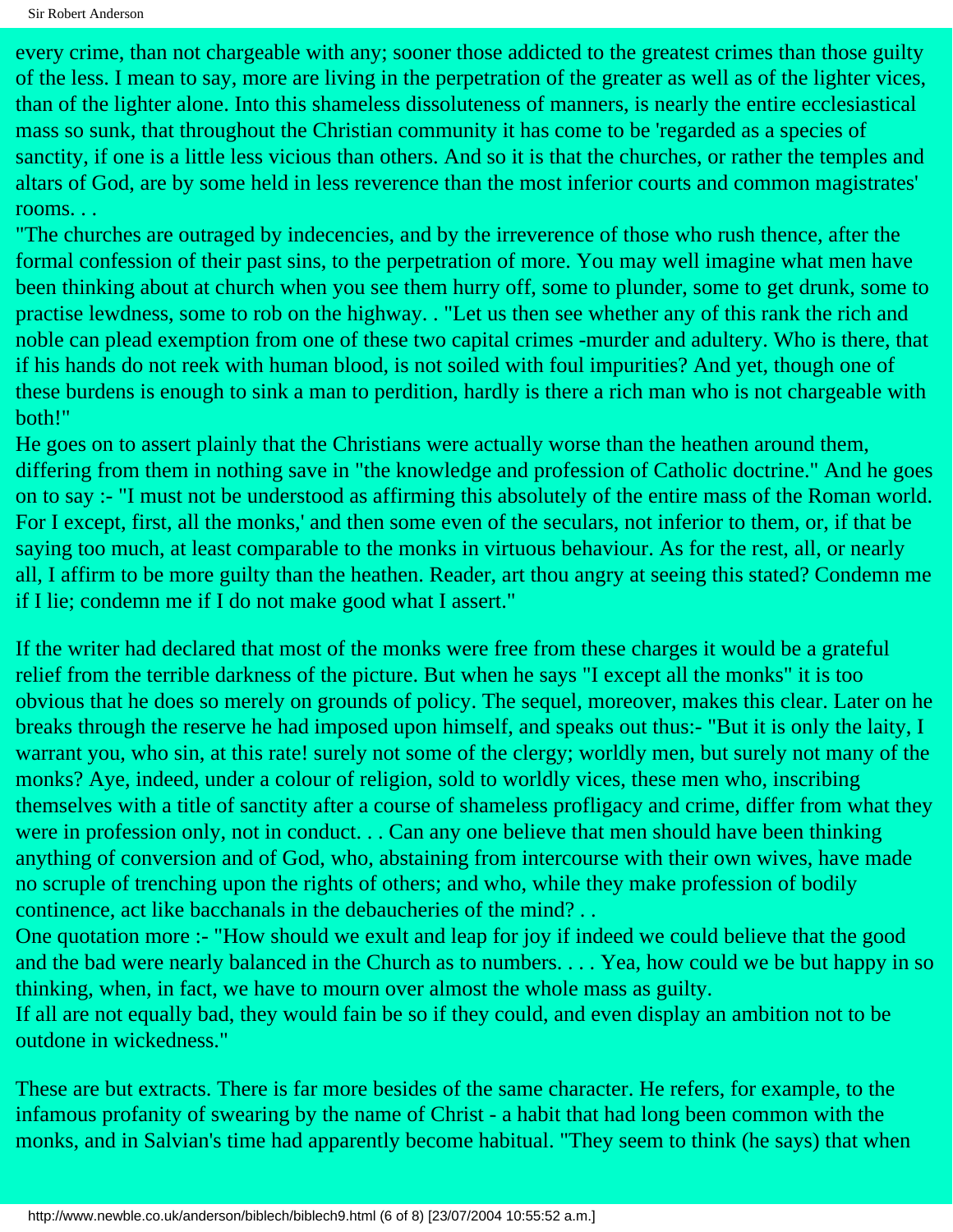every crime, than not chargeable with any; sooner those addicted to the greatest crimes than those guilty of the less. I mean to say, more are living in the perpetration of the greater as well as of the lighter vices, than of the lighter alone. Into this shameless dissoluteness of manners, is nearly the entire ecclesiastical mass so sunk, that throughout the Christian community it has come to be 'regarded as a species of sanctity, if one is a little less vicious than others. And so it is that the churches, or rather the temples and altars of God, are by some held in less reverence than the most inferior courts and common magistrates' rooms. . .

"The churches are outraged by indecencies, and by the irreverence of those who rush thence, after the formal confession of their past sins, to the perpetration of more. You may well imagine what men have been thinking about at church when you see them hurry off, some to plunder, some to get drunk, some to practise lewdness, some to rob on the highway. . "Let us then see whether any of this rank the rich and noble can plead exemption from one of these two capital crimes -murder and adultery. Who is there, that if his hands do not reek with human blood, is not soiled with foul impurities? And yet, though one of these burdens is enough to sink a man to perdition, hardly is there a rich man who is not chargeable with both!"

He goes on to assert plainly that the Christians were actually worse than the heathen around them, differing from them in nothing save in "the knowledge and profession of Catholic doctrine." And he goes on to say :- "I must not be understood as affirming this absolutely of the entire mass of the Roman world. For I except, first, all the monks,' and then some even of the seculars, not inferior to them, or, if that be saying too much, at least comparable to the monks in virtuous behaviour. As for the rest, all, or nearly all, I affirm to be more guilty than the heathen. Reader, art thou angry at seeing this stated? Condemn me if I lie; condemn me if I do not make good what I assert."

If the writer had declared that most of the monks were free from these charges it would be a grateful relief from the terrible darkness of the picture. But when he says "I except all the monks" it is too obvious that he does so merely on grounds of policy. The sequel, moreover, makes this clear. Later on he breaks through the reserve he had imposed upon himself, and speaks out thus:- "But it is only the laity, I warrant you, who sin, at this rate! surely not some of the clergy; worldly men, but surely not many of the monks? Aye, indeed, under a colour of religion, sold to worldly vices, these men who, inscribing themselves with a title of sanctity after a course of shameless profligacy and crime, differ from what they were in profession only, not in conduct. . . Can any one believe that men should have been thinking anything of conversion and of God, who, abstaining from intercourse with their own wives, have made no scruple of trenching upon the rights of others; and who, while they make profession of bodily continence, act like bacchanals in the debaucheries of the mind? . .

One quotation more :- "How should we exult and leap for joy if indeed we could believe that the good and the bad were nearly balanced in the Church as to numbers. . . . Yea, how could we be but happy in so thinking, when, in fact, we have to mourn over almost the whole mass as guilty.

If all are not equally bad, they would fain be so if they could, and even display an ambition not to be outdone in wickedness."

These are but extracts. There is far more besides of the same character. He refers, for example, to the infamous profanity of swearing by the name of Christ - a habit that had long been common with the monks, and in Salvian's time had apparently become habitual. "They seem to think (he says) that when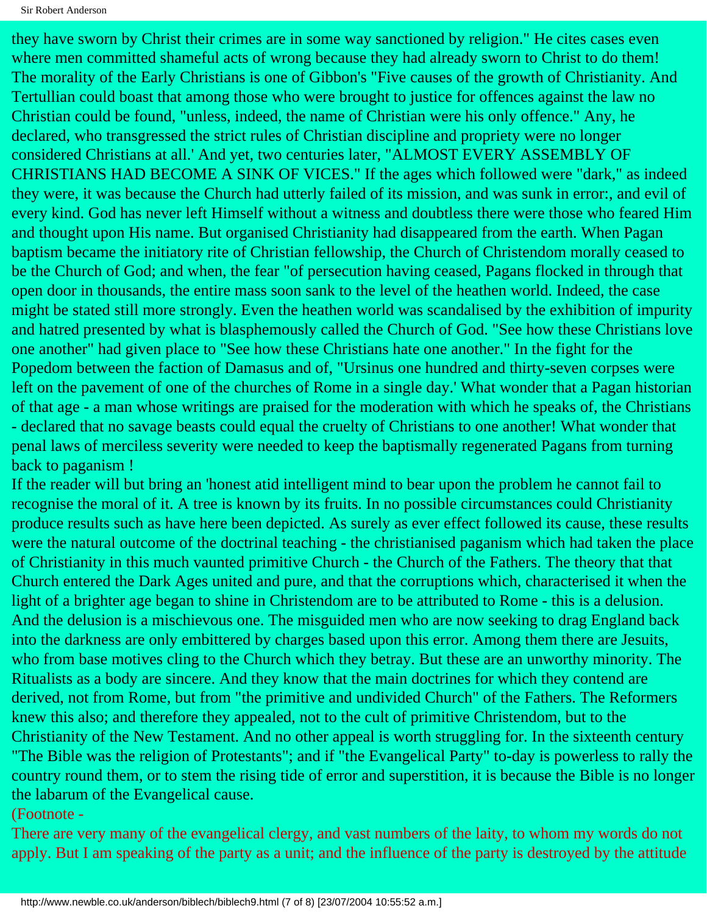they have sworn by Christ their crimes are in some way sanctioned by religion." He cites cases even where men committed shameful acts of wrong because they had already sworn to Christ to do them! The morality of the Early Christians is one of Gibbon's "Five causes of the growth of Christianity. And Tertullian could boast that among those who were brought to justice for offences against the law no Christian could be found, "unless, indeed, the name of Christian were his only offence." Any, he declared, who transgressed the strict rules of Christian discipline and propriety were no longer considered Christians at all.' And yet, two centuries later, "ALMOST EVERY ASSEMBLY OF CHRISTIANS HAD BECOME A SINK OF VICES." If the ages which followed were "dark," as indeed they were, it was because the Church had utterly failed of its mission, and was sunk in error:, and evil of every kind. God has never left Himself without a witness and doubtless there were those who feared Him and thought upon His name. But organised Christianity had disappeared from the earth. When Pagan baptism became the initiatory rite of Christian fellowship, the Church of Christendom morally ceased to be the Church of God; and when, the fear "of persecution having ceased, Pagans flocked in through that open door in thousands, the entire mass soon sank to the level of the heathen world. Indeed, the case might be stated still more strongly. Even the heathen world was scandalised by the exhibition of impurity and hatred presented by what is blasphemously called the Church of God. "See how these Christians love one another" had given place to "See how these Christians hate one another." In the fight for the Popedom between the faction of Damasus and of, "Ursinus one hundred and thirty-seven corpses were left on the pavement of one of the churches of Rome in a single day.' What wonder that a Pagan historian of that age - a man whose writings are praised for the moderation with which he speaks of, the Christians - declared that no savage beasts could equal the cruelty of Christians to one another! What wonder that penal laws of merciless severity were needed to keep the baptismally regenerated Pagans from turning back to paganism !

If the reader will but bring an 'honest atid intelligent mind to bear upon the problem he cannot fail to recognise the moral of it. A tree is known by its fruits. In no possible circumstances could Christianity produce results such as have here been depicted. As surely as ever effect followed its cause, these results were the natural outcome of the doctrinal teaching - the christianised paganism which had taken the place of Christianity in this much vaunted primitive Church - the Church of the Fathers. The theory that that Church entered the Dark Ages united and pure, and that the corruptions which, characterised it when the light of a brighter age began to shine in Christendom are to be attributed to Rome - this is a delusion. And the delusion is a mischievous one. The misguided men who are now seeking to drag England back into the darkness are only embittered by charges based upon this error. Among them there are Jesuits, who from base motives cling to the Church which they betray. But these are an unworthy minority. The Ritualists as a body are sincere. And they know that the main doctrines for which they contend are derived, not from Rome, but from "the primitive and undivided Church" of the Fathers. The Reformers knew this also; and therefore they appealed, not to the cult of primitive Christendom, but to the Christianity of the New Testament. And no other appeal is worth struggling for. In the sixteenth century "The Bible was the religion of Protestants"; and if "the Evangelical Party" to-day is powerless to rally the country round them, or to stem the rising tide of error and superstition, it is because the Bible is no longer the labarum of the Evangelical cause.

(Footnote -

There are very many of the evangelical clergy, and vast numbers of the laity, to whom my words do not apply. But I am speaking of the party as a unit; and the influence of the party is destroyed by the attitude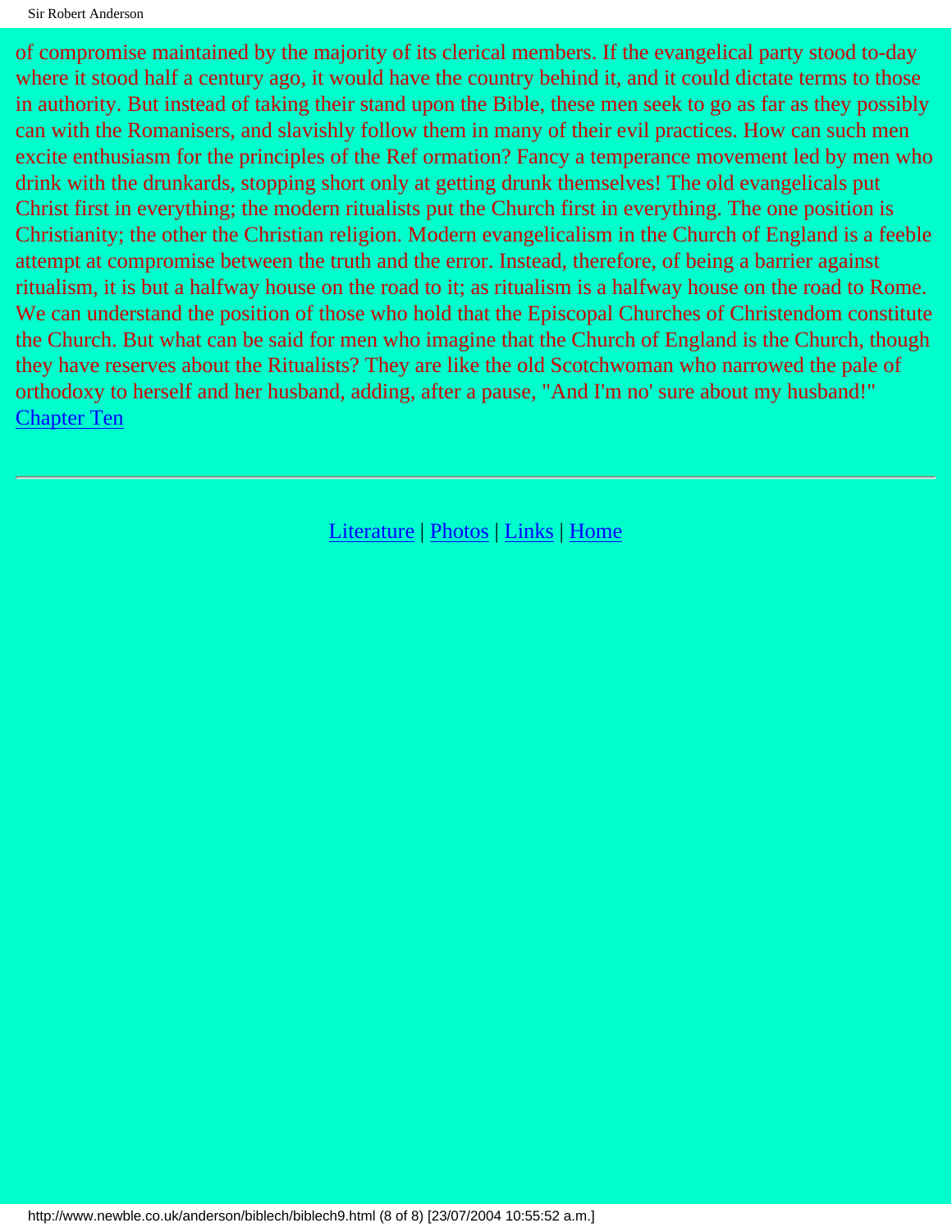of compromise maintained by the majority of its clerical members. If the evangelical party stood to-day where it stood half a century ago, it would have the country behind it, and it could dictate terms to those in authority. But instead of taking their stand upon the Bible, these men seek to go as far as they possibly can with the Romanisers, and slavishly follow them in many of their evil practices. How can such men excite enthusiasm for the principles of the Ref ormation? Fancy a temperance movement led by men who drink with the drunkards, stopping short only at getting drunk themselves! The old evangelicals put Christ first in everything; the modern ritualists put the Church first in everything. The one position is Christianity; the other the Christian religion. Modern evangelicalism in the Church of England is a feeble attempt at compromise between the truth and the error. Instead, therefore, of being a barrier against ritualism, it is but a halfway house on the road to it; as ritualism is a halfway house on the road to Rome. We can understand the position of those who hold that the Episcopal Churches of Christendom constitute the Church. But what can be said for men who imagine that the Church of England is the Church, though they have reserves about the Ritualists? They are like the old Scotchwoman who narrowed the pale of orthodoxy to herself and her husband, adding, after a pause, "And I'm no' sure about my husband!"

Chapter Ten

---

Literature | Photos | Links | Home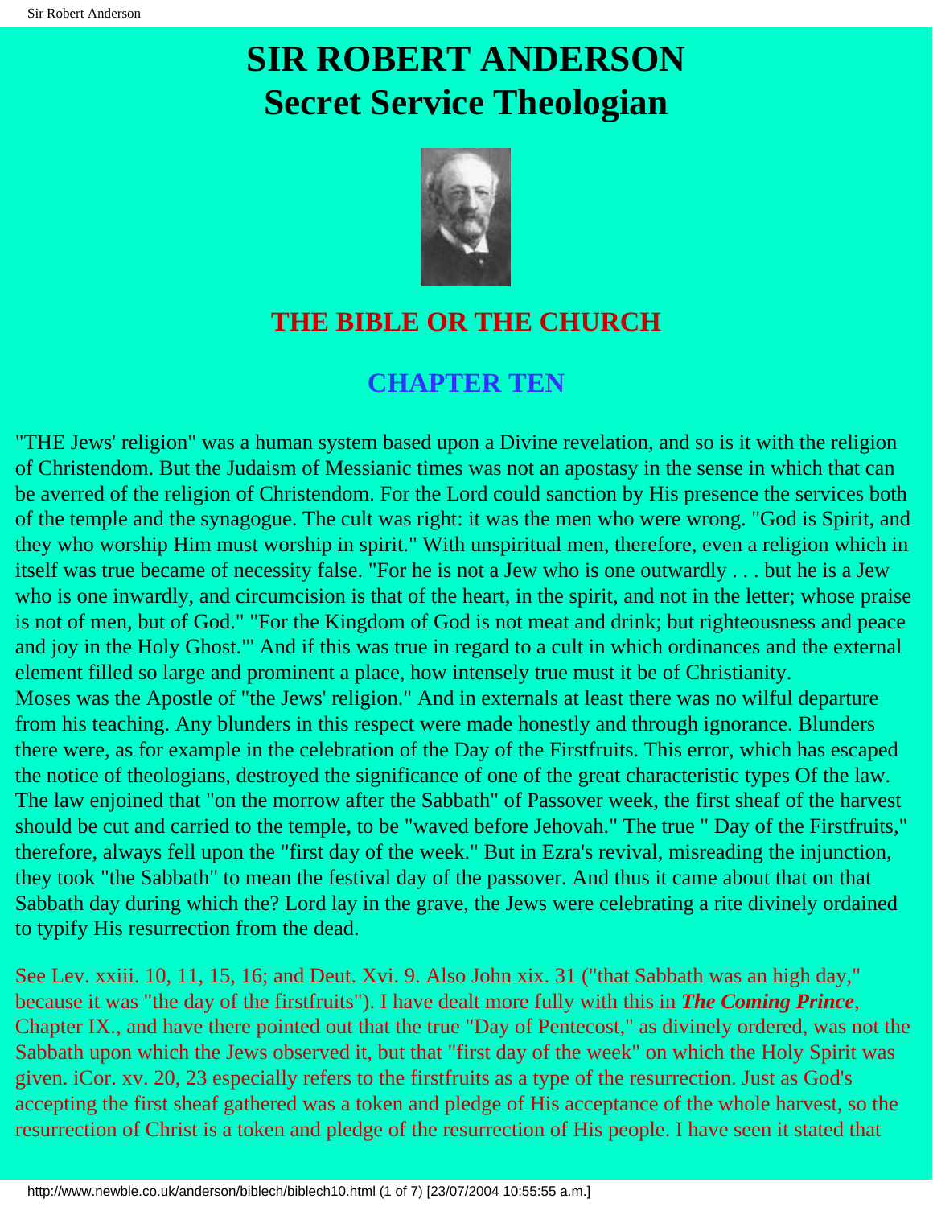# SIR ROBERT ANDERSON
# Secret Service Theologian

## THE BIBLE OR THE CHURCH

### CHAPTER TEN

"THE Jews' religion" was a human system based upon a Divine revelation, and so is it with the religion of Christendom. But the Judaism of Messianic times was not an apostasy in the sense in which that can be averred of the religion of Christendom. For the Lord could sanction by His presence the services both of the temple and the synagogue. The cult was right: it was the men who were wrong. "God is Spirit, and they who worship Him must worship in spirit." With unspiritual men, therefore, even a religion which in itself was true became of necessity false. "For he is not a Jew who is one outwardly . . . but he is a Jew who is one inwardly, and circumcision is that of the heart, in the spirit, and not in the letter; whose praise is not of men, but of God." "For the Kingdom of God is not meat and drink; but righteousness and peace and joy in the Holy Ghost."' And if this was true in regard to a cult in which ordinances and the external element filled so large and prominent a place, how intensely true must it be of Christianity.

Moses was the Apostle of "the Jews' religion." And in externals at least there was no wilful departure from his teaching. Any blunders in this respect were made honestly and through ignorance. Blunders there were, as for example in the celebration of the Day of the Firstfruits. This error, which has escaped the notice of theologians, destroyed the significance of one of the great characteristic types Of the law. The law enjoined that "on the morrow after the Sabbath" of Passover week, the first sheaf of the harvest should be cut and carried to the temple, to be "waved before Jehovah." The true " Day of the Firstfruits," therefore, always fell upon the "first day of the week." But in Ezra's revival, misreading the injunction, they took "the Sabbath" to mean the festival day of the passover. And thus it came about that on that Sabbath day during which the? Lord lay in the grave, the Jews were celebrating a rite divinely ordained to typify His resurrection from the dead.

See Lev. xxiii. 10, 11, 15, 16; and Deut. Xvi. 9. Also John xix. 31 ("that Sabbath was an high day," because it was "the day of the firstfruits"). I have dealt more fully with this in ***The Coming Prince***, Chapter IX., and have there pointed out that the true "Day of Pentecost," as divinely ordered, was not the Sabbath upon which the Jews observed it, but that "first day of the week" on which the Holy Spirit was given. iCor. xv. 20, 23 especially refers to the firstfruits as a type of the resurrection. Just as God's accepting the first sheaf gathered was a token and pledge of His acceptance of the whole harvest, so the resurrection of Christ is a token and pledge of the resurrection of His people. I have seen it stated that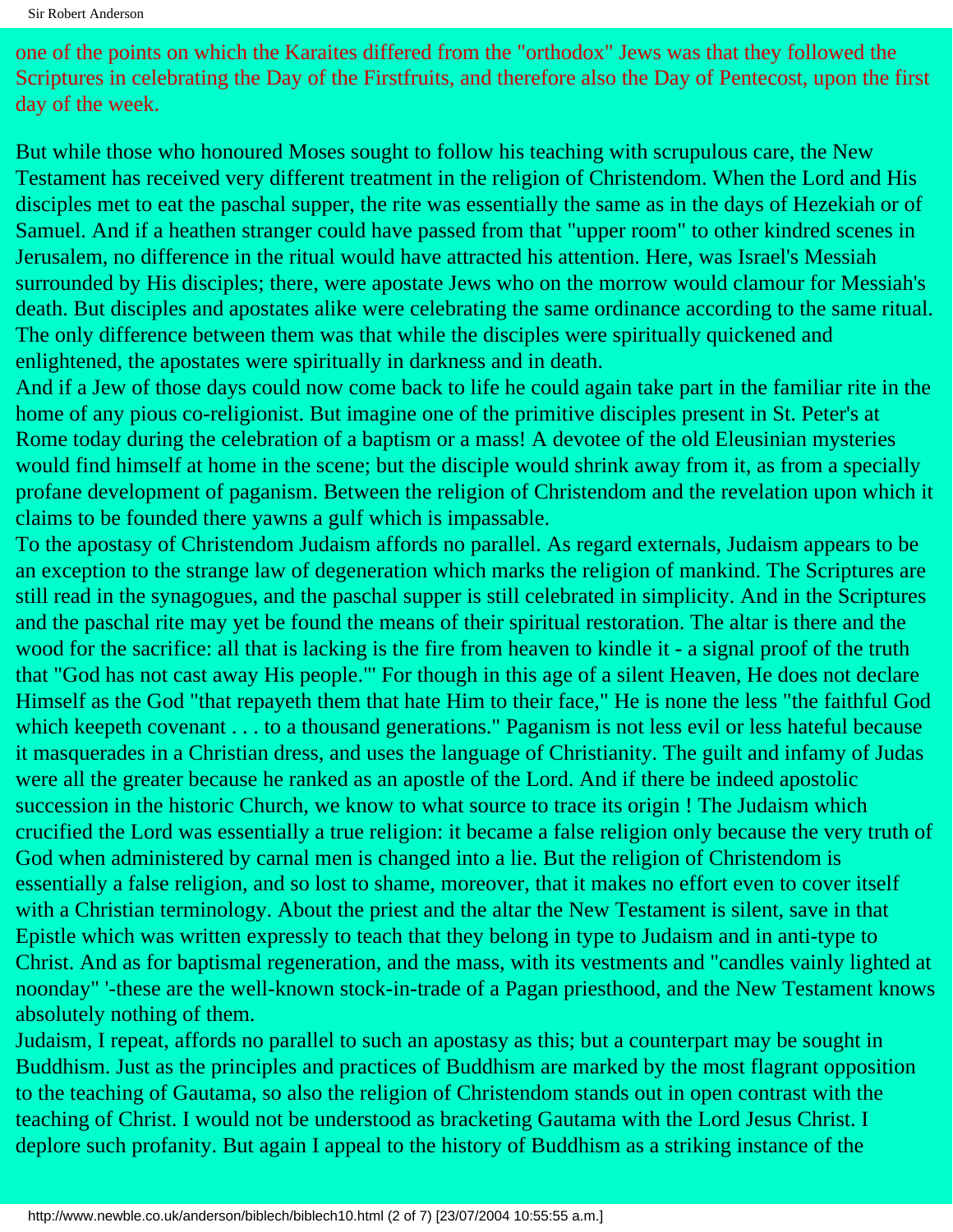one of the points on which the Karaites differed from the "orthodox" Jews was that they followed the Scriptures in celebrating the Day of the Firstfruits, and therefore also the Day of Pentecost, upon the first day of the week.

But while those who honoured Moses sought to follow his teaching with scrupulous care, the New Testament has received very different treatment in the religion of Christendom. When the Lord and His disciples met to eat the paschal supper, the rite was essentially the same as in the days of Hezekiah or of Samuel. And if a heathen stranger could have passed from that "upper room" to other kindred scenes in Jerusalem, no difference in the ritual would have attracted his attention. Here, was Israel's Messiah surrounded by His disciples; there, were apostate Jews who on the morrow would clamour for Messiah's death. But disciples and apostates alike were celebrating the same ordinance according to the same ritual. The only difference between them was that while the disciples were spiritually quickened and enlightened, the apostates were spiritually in darkness and in death.

And if a Jew of those days could now come back to life he could again take part in the familiar rite in the home of any pious co-religionist. But imagine one of the primitive disciples present in St. Peter's at Rome today during the celebration of a baptism or a mass! A devotee of the old Eleusinian mysteries would find himself at home in the scene; but the disciple would shrink away from it, as from a specially profane development of paganism. Between the religion of Christendom and the revelation upon which it claims to be founded there yawns a gulf which is impassable.

To the apostasy of Christendom Judaism affords no parallel. As regard externals, Judaism appears to be an exception to the strange law of degeneration which marks the religion of mankind. The Scriptures are still read in the synagogues, and the paschal supper is still celebrated in simplicity. And in the Scriptures and the paschal rite may yet be found the means of their spiritual restoration. The altar is there and the wood for the sacrifice: all that is lacking is the fire from heaven to kindle it - a signal proof of the truth that "God has not cast away His people."' For though in this age of a silent Heaven, He does not declare Himself as the God "that repayeth them that hate Him to their face," He is none the less "the faithful God which keepeth covenant . . . to a thousand generations." Paganism is not less evil or less hateful because it masquerades in a Christian dress, and uses the language of Christianity. The guilt and infamy of Judas were all the greater because he ranked as an apostle of the Lord. And if there be indeed apostolic succession in the historic Church, we know to what source to trace its origin ! The Judaism which crucified the Lord was essentially a true religion: it became a false religion only because the very truth of God when administered by carnal men is changed into a lie. But the religion of Christendom is essentially a false religion, and so lost to shame, moreover, that it makes no effort even to cover itself with a Christian terminology. About the priest and the altar the New Testament is silent, save in that Epistle which was written expressly to teach that they belong in type to Judaism and in anti-type to Christ. And as for baptismal regeneration, and the mass, with its vestments and "candles vainly lighted at noonday" '-these are the well-known stock-in-trade of a Pagan priesthood, and the New Testament knows absolutely nothing of them.

Judaism, I repeat, affords no parallel to such an apostasy as this; but a counterpart may be sought in Buddhism. Just as the principles and practices of Buddhism are marked by the most flagrant opposition to the teaching of Gautama, so also the religion of Christendom stands out in open contrast with the teaching of Christ. I would not be understood as bracketing Gautama with the Lord Jesus Christ. I deplore such profanity. But again I appeal to the history of Buddhism as a striking instance of the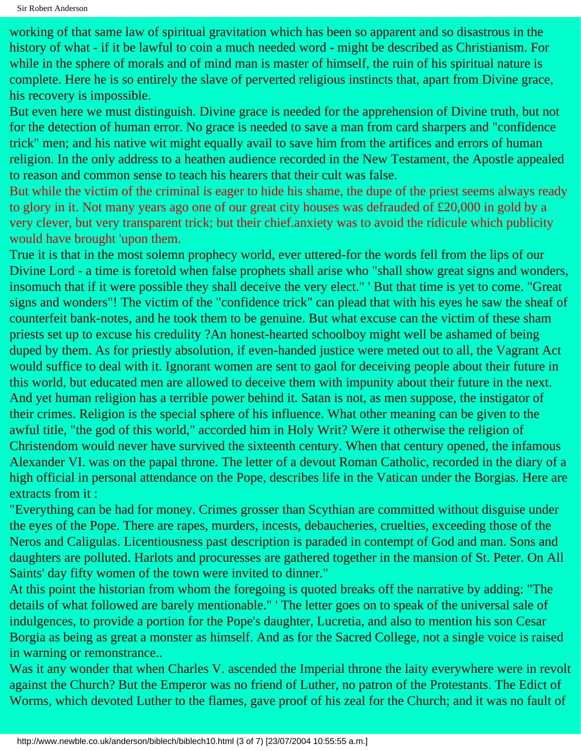working of that same law of spiritual gravitation which has been so apparent and so disastrous in the history of what - if it be lawful to coin a much needed word - might be described as Christianism. For while in the sphere of morals and of mind man is master of himself, the ruin of his spiritual nature is complete. Here he is so entirely the slave of perverted religious instincts that, apart from Divine grace, his recovery is impossible.

But even here we must distinguish. Divine grace is needed for the apprehension of Divine truth, but not for the detection of human error. No grace is needed to save a man from card sharpers and "confidence trick" men; and his native wit might equally avail to save him from the artifices and errors of human religion. In the only address to a heathen audience recorded in the New Testament, the Apostle appealed to reason and common sense to teach his hearers that their cult was false.

But while the victim of the criminal is eager to hide his shame, the dupe of the priest seems always ready to glory in it. Not many years ago one of our great city houses was defrauded of £20,000 in gold by a very clever, but very transparent trick; but their chief.anxiety was to avoid the ridicule which publicity would have brought 'upon them.

True it is that in the most solemn prophecy world, ever uttered-for the words fell from the lips of our Divine Lord - a time is foretold when false prophets shall arise who "shall show great signs and wonders, insomuch that if it were possible they shall deceive the very elect." ' But that time is yet to come. "Great signs and wonders"! The victim of the "confidence trick" can plead that with his eyes he saw the sheaf of counterfeit bank-notes, and he took them to be genuine. But what excuse can the victim of these sham priests set up to excuse his credulity ?An honest-hearted schoolboy might well be ashamed of being duped by them. As for priestly absolution, if even-handed justice were meted out to all, the Vagrant Act would suffice to deal with it. Ignorant women are sent to gaol for deceiving people about their future in this world, but educated men are allowed to deceive them with impunity about their future in the next.

And yet human religion has a terrible power behind it. Satan is not, as men suppose, the instigator of their crimes. Religion is the special sphere of his influence. What other meaning can be given to the awful title, "the god of this world," accorded him in Holy Writ? Were it otherwise the religion of Christendom would never have survived the sixteenth century. When that century opened, the infamous Alexander VI. was on the papal throne. The letter of a devout Roman Catholic, recorded in the diary of a high official in personal attendance on the Pope, describes life in the Vatican under the Borgias. Here are extracts from it :

"Everything can be had for money. Crimes grosser than Scythian are committed without disguise under the eyes of the Pope. There are rapes, murders, incests, debaucheries, cruelties, exceeding those of the Neros and Caligulas. Licentiousness past description is paraded in contempt of God and man. Sons and daughters are polluted. Harlots and procuresses are gathered together in the mansion of St. Peter. On All Saints' day fifty women of the town were invited to dinner."

At this point the historian from whom the foregoing is quoted breaks off the narrative by adding: "The details of what followed are barely mentionable." ' The letter goes on to speak of the universal sale of indulgences, to provide a portion for the Pope's daughter, Lucretia, and also to mention his son Cesar Borgia as being as great a monster as himself. And as for the Sacred College, not a single voice is raised in warning or remonstrance..

Was it any wonder that when Charles V. ascended the Imperial throne the laity everywhere were in revolt against the Church? But the Emperor was no friend of Luther, no patron of the Protestants. The Edict of Worms, which devoted Luther to the flames, gave proof of his zeal for the Church; and it was no fault of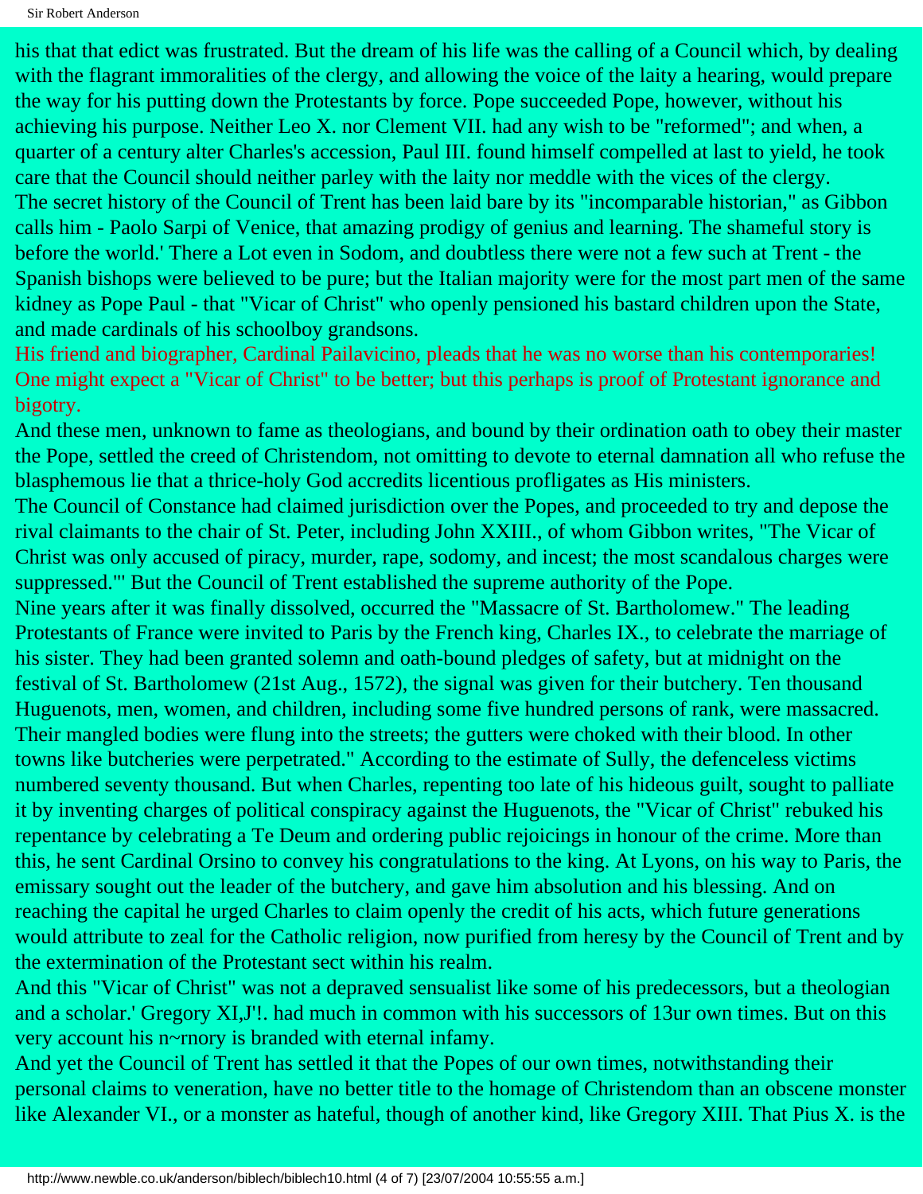his that that edict was frustrated. But the dream of his life was the calling of a Council which, by dealing with the flagrant immoralities of the clergy, and allowing the voice of the laity a hearing, would prepare the way for his putting down the Protestants by force. Pope succeeded Pope, however, without his achieving his purpose. Neither Leo X. nor Clement VII. had any wish to be "reformed"; and when, a quarter of a century alter Charles's accession, Paul III. found himself compelled at last to yield, he took care that the Council should neither parley with the laity nor meddle with the vices of the clergy.

The secret history of the Council of Trent has been laid bare by its "incomparable historian," as Gibbon calls him - Paolo Sarpi of Venice, that amazing prodigy of genius and learning. The shameful story is before the world.' There a Lot even in Sodom, and doubtless there were not a few such at Trent - the Spanish bishops were believed to be pure; but the Italian majority were for the most part men of the same kidney as Pope Paul - that "Vicar of Christ" who openly pensioned his bastard children upon the State, and made cardinals of his schoolboy grandsons.

His friend and biographer, Cardinal Pailavicino, pleads that he was no worse than his contemporaries! One might expect a "Vicar of Christ" to be better; but this perhaps is proof of Protestant ignorance and bigotry.

And these men, unknown to fame as theologians, and bound by their ordination oath to obey their master the Pope, settled the creed of Christendom, not omitting to devote to eternal damnation all who refuse the blasphemous lie that a thrice-holy God accredits licentious profligates as His ministers.

The Council of Constance had claimed jurisdiction over the Popes, and proceeded to try and depose the rival claimants to the chair of St. Peter, including John XXIII., of whom Gibbon writes, "The Vicar of Christ was only accused of piracy, murder, rape, sodomy, and incest; the most scandalous charges were suppressed."' But the Council of Trent established the supreme authority of the Pope.

Nine years after it was finally dissolved, occurred the "Massacre of St. Bartholomew." The leading Protestants of France were invited to Paris by the French king, Charles IX., to celebrate the marriage of his sister. They had been granted solemn and oath-bound pledges of safety, but at midnight on the festival of St. Bartholomew (21st Aug., 1572), the signal was given for their butchery. Ten thousand Huguenots, men, women, and children, including some five hundred persons of rank, were massacred. Their mangled bodies were flung into the streets; the gutters were choked with their blood. In other towns like butcheries were perpetrated." According to the estimate of Sully, the defenceless victims numbered seventy thousand. But when Charles, repenting too late of his hideous guilt, sought to palliate it by inventing charges of political conspiracy against the Huguenots, the "Vicar of Christ" rebuked his repentance by celebrating a Te Deum and ordering public rejoicings in honour of the crime. More than this, he sent Cardinal Orsino to convey his congratulations to the king. At Lyons, on his way to Paris, the emissary sought out the leader of the butchery, and gave him absolution and his blessing. And on reaching the capital he urged Charles to claim openly the credit of his acts, which future generations would attribute to zeal for the Catholic religion, now purified from heresy by the Council of Trent and by the extermination of the Protestant sect within his realm.

And this "Vicar of Christ" was not a depraved sensualist like some of his predecessors, but a theologian and a scholar.' Gregory XI,J'!. had much in common with his successors of 13ur own times. But on this very account his n~rnory is branded with eternal infamy.

And yet the Council of Trent has settled it that the Popes of our own times, notwithstanding their personal claims to veneration, have no better title to the homage of Christendom than an obscene monster like Alexander VI., or a monster as hateful, though of another kind, like Gregory XIII. That Pius X. is the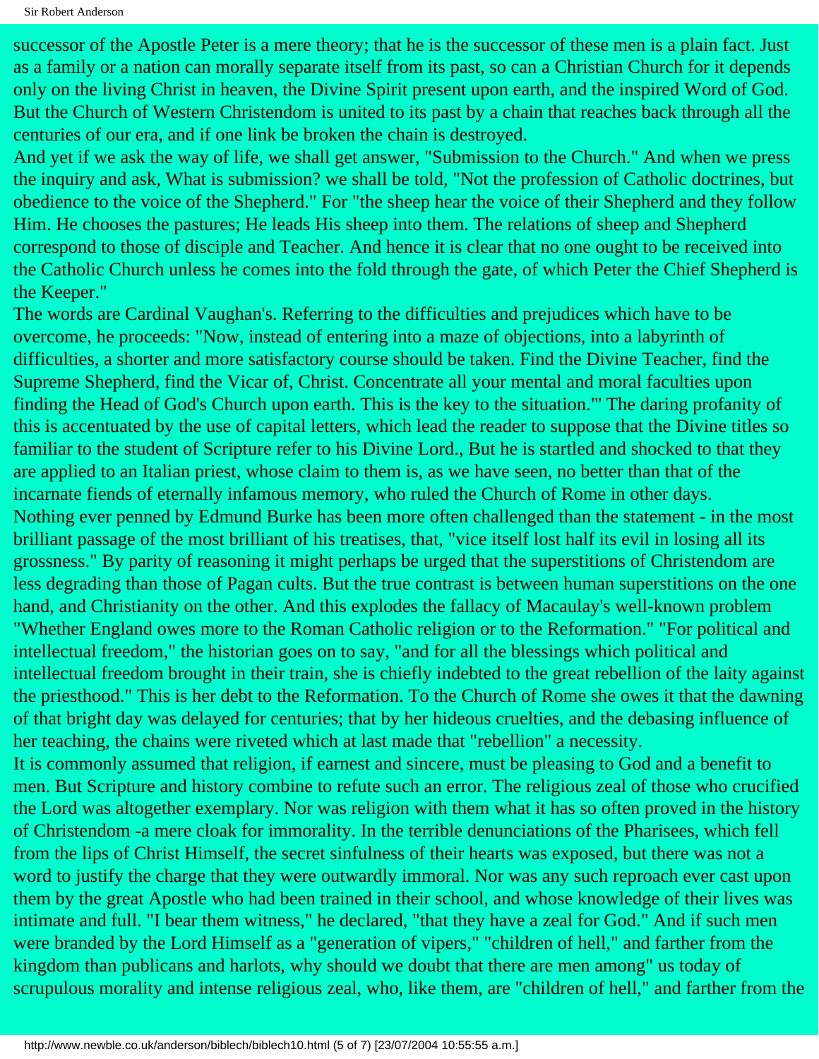successor of the Apostle Peter is a mere theory; that he is the successor of these men is a plain fact. Just as a family or a nation can morally separate itself from its past, so can a Christian Church for it depends only on the living Christ in heaven, the Divine Spirit present upon earth, and the inspired Word of God. But the Church of Western Christendom is united to its past by a chain that reaches back through all the centuries of our era, and if one link be broken the chain is destroyed.

And yet if we ask the way of life, we shall get answer, "Submission to the Church." And when we press the inquiry and ask, What is submission? we shall be told, "Not the profession of Catholic doctrines, but obedience to the voice of the Shepherd." For "the sheep hear the voice of their Shepherd and they follow Him. He chooses the pastures; He leads His sheep into them. The relations of sheep and Shepherd correspond to those of disciple and Teacher. And hence it is clear that no one ought to be received into the Catholic Church unless he comes into the fold through the gate, of which Peter the Chief Shepherd is the Keeper."

The words are Cardinal Vaughan's. Referring to the difficulties and prejudices which have to be overcome, he proceeds: "Now, instead of entering into a maze of objections, into a labyrinth of difficulties, a shorter and more satisfactory course should be taken. Find the Divine Teacher, find the Supreme Shepherd, find the Vicar of, Christ. Concentrate all your mental and moral faculties upon finding the Head of God's Church upon earth. This is the key to the situation."' The daring profanity of this is accentuated by the use of capital letters, which lead the reader to suppose that the Divine titles so familiar to the student of Scripture refer to his Divine Lord., But he is startled and shocked to that they are applied to an Italian priest, whose claim to them is, as we have seen, no better than that of the incarnate fiends of eternally infamous memory, who ruled the Church of Rome in other days.

Nothing ever penned by Edmund Burke has been more often challenged than the statement - in the most brilliant passage of the most brilliant of his treatises, that, "vice itself lost half its evil in losing all its grossness." By parity of reasoning it might perhaps be urged that the superstitions of Christendom are less degrading than those of Pagan cults. But the true contrast is between human superstitions on the one hand, and Christianity on the other. And this explodes the fallacy of Macaulay's well-known problem "Whether England owes more to the Roman Catholic religion or to the Reformation." "For political and intellectual freedom," the historian goes on to say, "and for all the blessings which political and intellectual freedom brought in their train, she is chiefly indebted to the great rebellion of the laity against the priesthood." This is her debt to the Reformation. To the Church of Rome she owes it that the dawning of that bright day was delayed for centuries; that by her hideous cruelties, and the debasing influence of her teaching, the chains were riveted which at last made that "rebellion" a necessity.

It is commonly assumed that religion, if earnest and sincere, must be pleasing to God and a benefit to men. But Scripture and history combine to refute such an error. The religious zeal of those who crucified the Lord was altogether exemplary. Nor was religion with them what it has so often proved in the history of Christendom -a mere cloak for immorality. In the terrible denunciations of the Pharisees, which fell from the lips of Christ Himself, the secret sinfulness of their hearts was exposed, but there was not a word to justify the charge that they were outwardly immoral. Nor was any such reproach ever cast upon them by the great Apostle who had been trained in their school, and whose knowledge of their lives was intimate and full. "I bear them witness," he declared, "that they have a zeal for God." And if such men were branded by the Lord Himself as a "generation of vipers," "children of hell," and farther from the kingdom than publicans and harlots, why should we doubt that there are men among" us today of scrupulous morality and intense religious zeal, who, like them, are "children of hell," and farther from the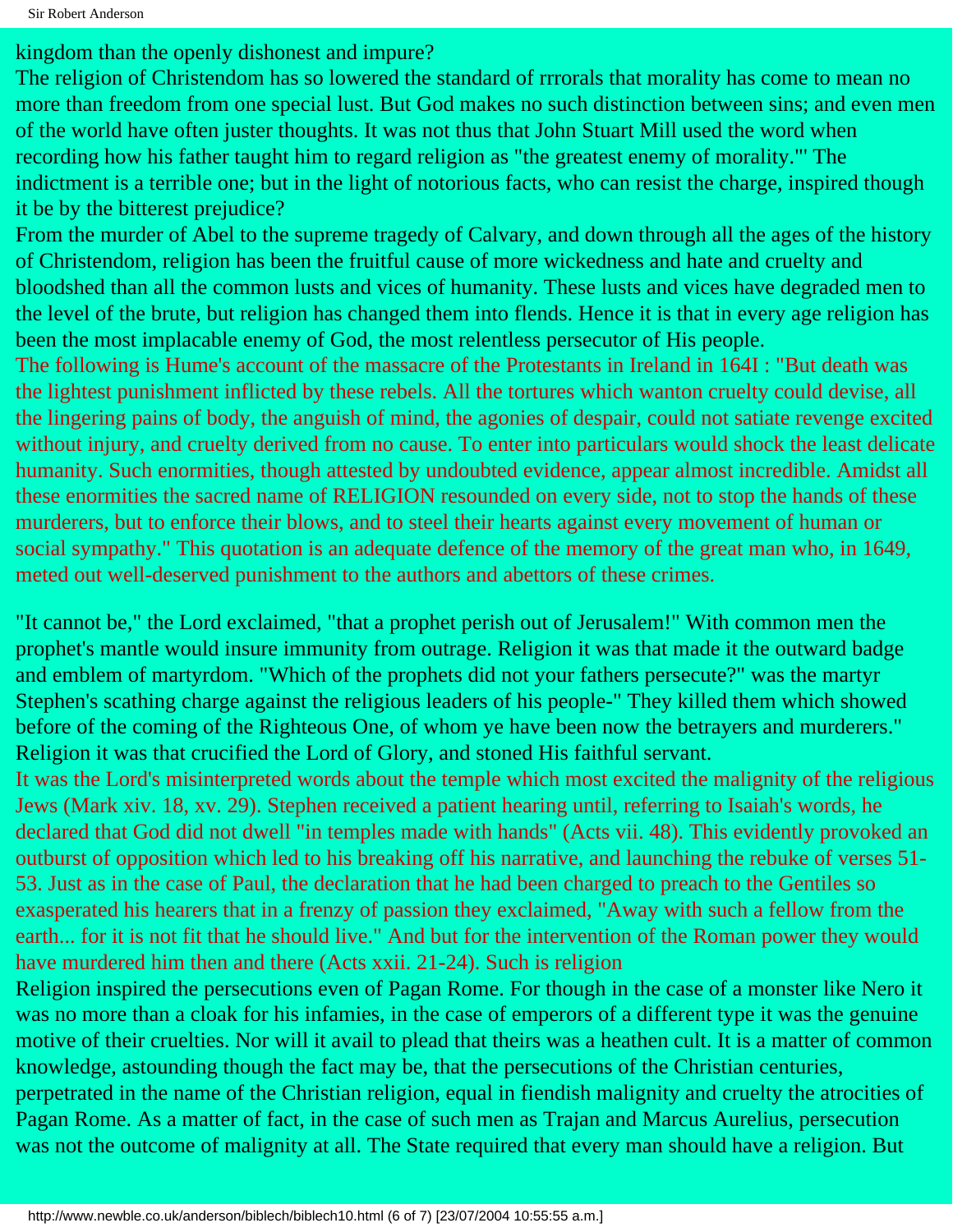kingdom than the openly dishonest and impure?

The religion of Christendom has so lowered the standard of rrrorals that morality has come to mean no more than freedom from one special lust. But God makes no such distinction between sins; and even men of the world have often juster thoughts. It was not thus that John Stuart Mill used the word when recording how his father taught him to regard religion as "the greatest enemy of morality."' The indictment is a terrible one; but in the light of notorious facts, who can resist the charge, inspired though it be by the bitterest prejudice?

From the murder of Abel to the supreme tragedy of Calvary, and down through all the ages of the history of Christendom, religion has been the fruitful cause of more wickedness and hate and cruelty and bloodshed than all the common lusts and vices of humanity. These lusts and vices have degraded men to the level of the brute, but religion has changed them into flends. Hence it is that in every age religion has been the most implacable enemy of God, the most relentless persecutor of His people.

The following is Hume's account of the massacre of the Protestants in Ireland in 164I : "But death was the lightest punishment inflicted by these rebels. All the tortures which wanton cruelty could devise, all the lingering pains of body, the anguish of mind, the agonies of despair, could not satiate revenge excited without injury, and cruelty derived from no cause. To enter into particulars would shock the least delicate humanity. Such enormities, though attested by undoubted evidence, appear almost incredible. Amidst all these enormities the sacred name of RELIGION resounded on every side, not to stop the hands of these murderers, but to enforce their blows, and to steel their hearts against every movement of human or social sympathy." This quotation is an adequate defence of the memory of the great man who, in 1649, meted out well-deserved punishment to the authors and abettors of these crimes.

"It cannot be," the Lord exclaimed, "that a prophet perish out of Jerusalem!" With common men the prophet's mantle would insure immunity from outrage. Religion it was that made it the outward badge and emblem of martyrdom. "Which of the prophets did not your fathers persecute?" was the martyr Stephen's scathing charge against the religious leaders of his people-" They killed them which showed before of the coming of the Righteous One, of whom ye have been now the betrayers and murderers." Religion it was that crucified the Lord of Glory, and stoned His faithful servant.

It was the Lord's misinterpreted words about the temple which most excited the malignity of the religious Jews (Mark xiv. 18, xv. 29). Stephen received a patient hearing until, referring to Isaiah's words, he declared that God did not dwell "in temples made with hands" (Acts vii. 48). This evidently provoked an outburst of opposition which led to his breaking off his narrative, and launching the rebuke of verses 51-53. Just as in the case of Paul, the declaration that he had been charged to preach to the Gentiles so exasperated his hearers that in a frenzy of passion they exclaimed, "Away with such a fellow from the earth... for it is not fit that he should live." And but for the intervention of the Roman power they would have murdered him then and there (Acts xxii. 21-24). Such is religion

Religion inspired the persecutions even of Pagan Rome. For though in the case of a monster like Nero it was no more than a cloak for his infamies, in the case of emperors of a different type it was the genuine motive of their cruelties. Nor will it avail to plead that theirs was a heathen cult. It is a matter of common knowledge, astounding though the fact may be, that the persecutions of the Christian centuries, perpetrated in the name of the Christian religion, equal in fiendish malignity and cruelty the atrocities of Pagan Rome. As a matter of fact, in the case of such men as Trajan and Marcus Aurelius, persecution was not the outcome of malignity at all. The State required that every man should have a religion. But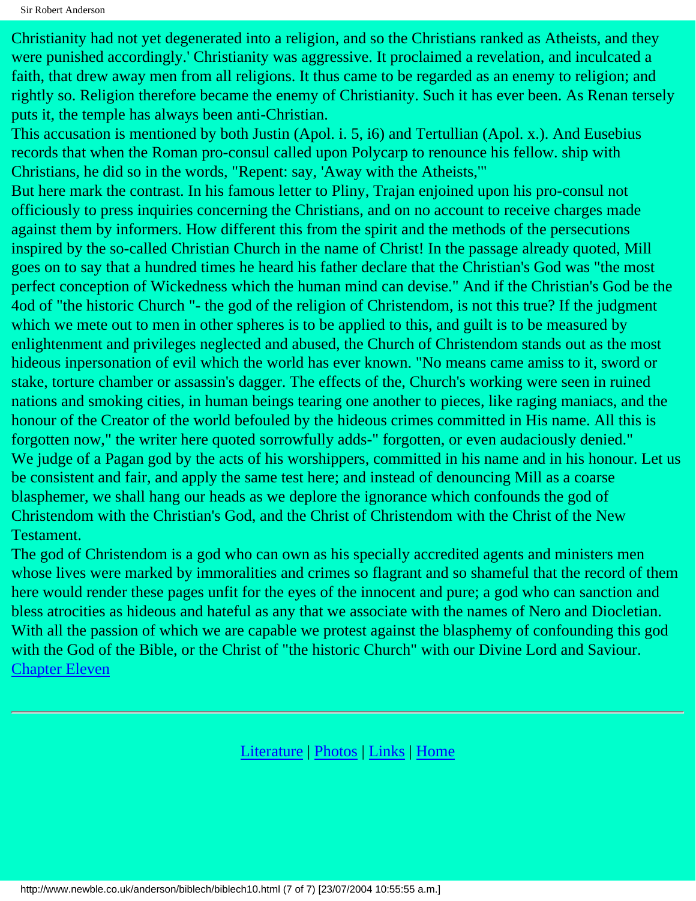Christianity had not yet degenerated into a religion, and so the Christians ranked as Atheists, and they were punished accordingly.' Christianity was aggressive. It proclaimed a revelation, and inculcated a faith, that drew away men from all religions. It thus came to be regarded as an enemy to religion; and rightly so. Religion therefore became the enemy of Christianity. Such it has ever been. As Renan tersely puts it, the temple has always been anti-Christian.

This accusation is mentioned by both Justin (Apol. i. 5, i6) and Tertullian (Apol. x.). And Eusebius records that when the Roman pro-consul called upon Polycarp to renounce his fellow. ship with Christians, he did so in the words, "Repent: say, 'Away with the Atheists,'"

But here mark the contrast. In his famous letter to Pliny, Trajan enjoined upon his pro-consul not officiously to press inquiries concerning the Christians, and on no account to receive charges made against them by informers. How different this from the spirit and the methods of the persecutions inspired by the so-called Christian Church in the name of Christ! In the passage already quoted, Mill goes on to say that a hundred times he heard his father declare that the Christian's God was "the most perfect conception of Wickedness which the human mind can devise." And if the Christian's God be the 4od of "the historic Church "- the god of the religion of Christendom, is not this true? If the judgment which we mete out to men in other spheres is to be applied to this, and guilt is to be measured by enlightenment and privileges neglected and abused, the Church of Christendom stands out as the most hideous inpersonation of evil which the world has ever known. "No means came amiss to it, sword or stake, torture chamber or assassin's dagger. The effects of the, Church's working were seen in ruined nations and smoking cities, in human beings tearing one another to pieces, like raging maniacs, and the honour of the Creator of the world befouled by the hideous crimes committed in His name. All this is forgotten now," the writer here quoted sorrowfully adds-" forgotten, or even audaciously denied."

We judge of a Pagan god by the acts of his worshippers, committed in his name and in his honour. Let us be consistent and fair, and apply the same test here; and instead of denouncing Mill as a coarse blasphemer, we shall hang our heads as we deplore the ignorance which confounds the god of Christendom with the Christian's God, and the Christ of Christendom with the Christ of the New Testament.

The god of Christendom is a god who can own as his specially accredited agents and ministers men whose lives were marked by immoralities and crimes so flagrant and so shameful that the record of them here would render these pages unfit for the eyes of the innocent and pure; a god who can sanction and bless atrocities as hideous and hateful as any that we associate with the names of Nero and Diocletian. With all the passion of which we are capable we protest against the blasphemy of confounding this god with the God of the Bible, or the Christ of "the historic Church" with our Divine Lord and Saviour.

Chapter Eleven

---

Literature | Photos | Links | Home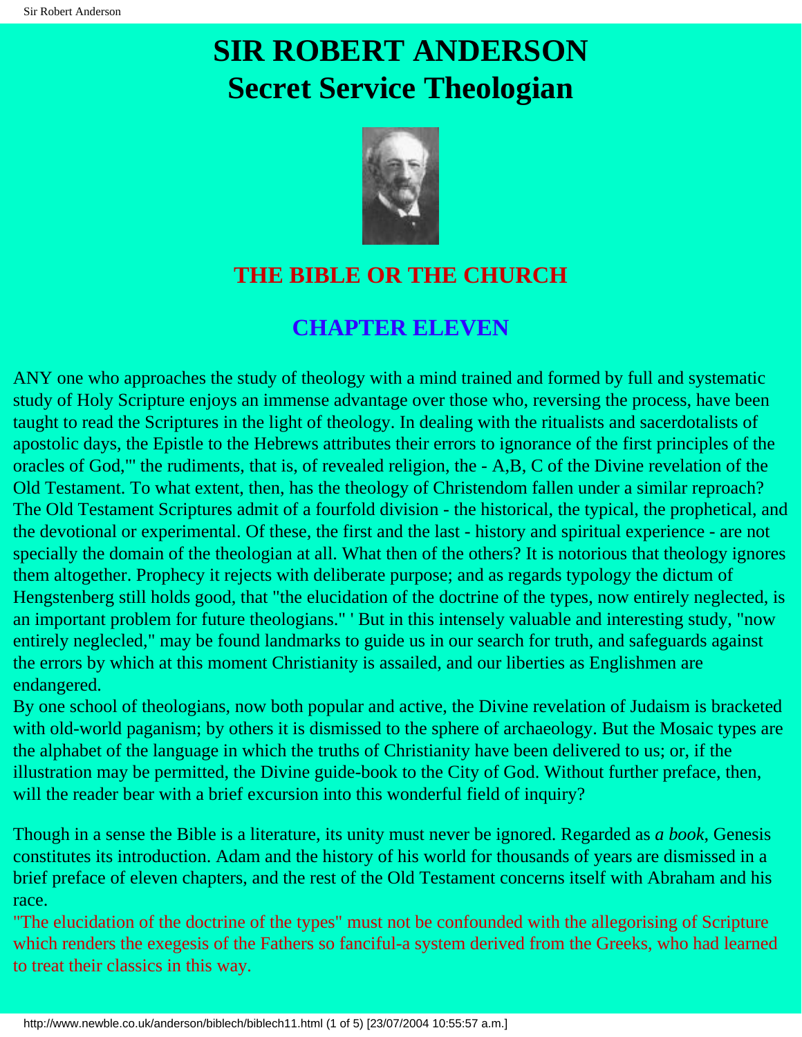# SIR ROBERT ANDERSON
# Secret Service Theologian

## THE BIBLE OR THE CHURCH

## CHAPTER ELEVEN

ANY one who approaches the study of theology with a mind trained and formed by full and systematic study of Holy Scripture enjoys an immense advantage over those who, reversing the process, have been taught to read the Scriptures in the light of theology. In dealing with the ritualists and sacerdotalists of apostolic days, the Epistle to the Hebrews attributes their errors to ignorance of the first principles of the oracles of God,"' the rudiments, that is, of revealed religion, the - A,B, C of the Divine revelation of the Old Testament. To what extent, then, has the theology of Christendom fallen under a similar reproach? The Old Testament Scriptures admit of a fourfold division - the historical, the typical, the prophetical, and the devotional or experimental. Of these, the first and the last - history and spiritual experience - are not specially the domain of the theologian at all. What then of the others? It is notorious that theology ignores them altogether. Prophecy it rejects with deliberate purpose; and as regards typology the dictum of Hengstenberg still holds good, that "the elucidation of the doctrine of the types, now entirely neglected, is an important problem for future theologians." ' But in this intensely valuable and interesting study, "now entirely neglecled," may be found landmarks to guide us in our search for truth, and safeguards against the errors by which at this moment Christianity is assailed, and our liberties as Englishmen are endangered.

By one school of theologians, now both popular and active, the Divine revelation of Judaism is bracketed with old-world paganism; by others it is dismissed to the sphere of archaeology. But the Mosaic types are the alphabet of the language in which the truths of Christianity have been delivered to us; or, if the illustration may be permitted, the Divine guide-book to the City of God. Without further preface, then, will the reader bear with a brief excursion into this wonderful field of inquiry?

Though in a sense the Bible is a literature, its unity must never be ignored. Regarded as *a book*, Genesis constitutes its introduction. Adam and the history of his world for thousands of years are dismissed in a brief preface of eleven chapters, and the rest of the Old Testament concerns itself with Abraham and his race.

"The elucidation of the doctrine of the types" must not be confounded with the allegorising of Scripture which renders the exegesis of the Fathers so fanciful-a system derived from the Greeks, who had learned to treat their classics in this way.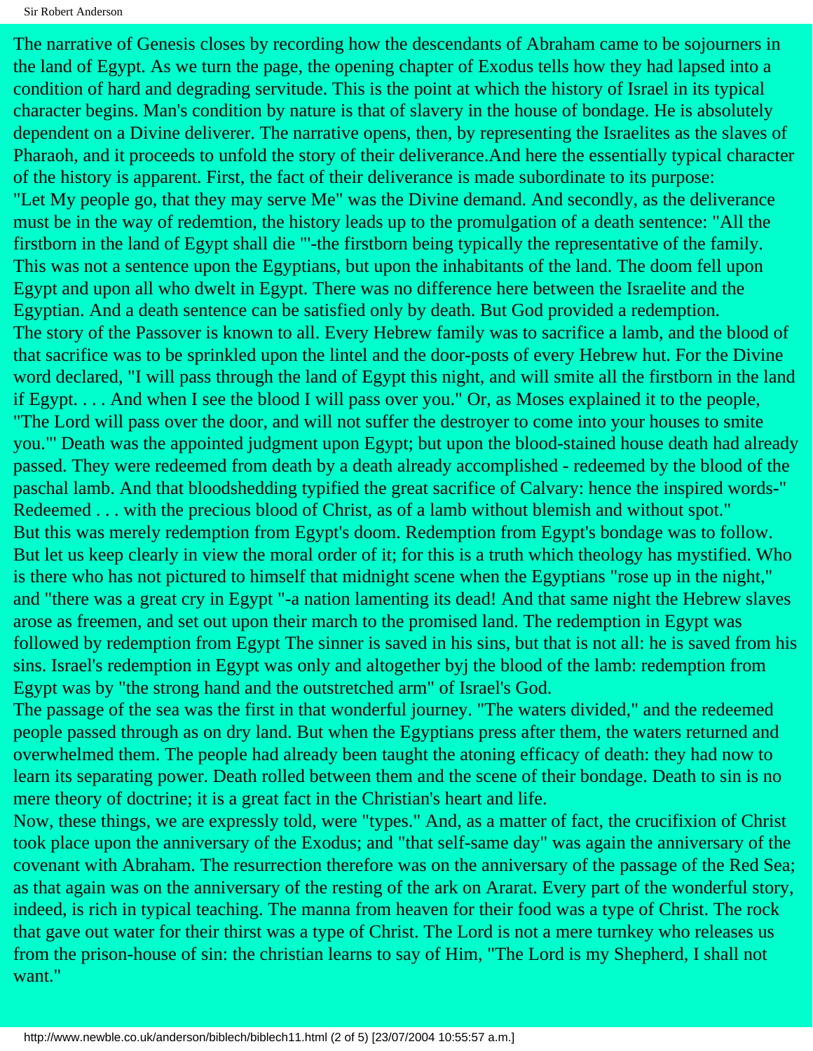The narrative of Genesis closes by recording how the descendants of Abraham came to be sojourners in the land of Egypt. As we turn the page, the opening chapter of Exodus tells how they had lapsed into a condition of hard and degrading servitude. This is the point at which the history of Israel in its typical character begins. Man's condition by nature is that of slavery in the house of bondage. He is absolutely dependent on a Divine deliverer. The narrative opens, then, by representing the Israelites as the slaves of Pharaoh, and it proceeds to unfold the story of their deliverance.And here the essentially typical character of the history is apparent. First, the fact of their deliverance is made subordinate to its purpose: "Let My people go, that they may serve Me" was the Divine demand. And secondly, as the deliverance must be in the way of redemtion, the history leads up to the promulgation of a death sentence: "All the firstborn in the land of Egypt shall die "'-the firstborn being typically the representative of the family. This was not a sentence upon the Egyptians, but upon the inhabitants of the land. The doom fell upon Egypt and upon all who dwelt in Egypt. There was no difference here between the Israelite and the Egyptian. And a death sentence can be satisfied only by death. But God provided a redemption.

The story of the Passover is known to all. Every Hebrew family was to sacrifice a lamb, and the blood of that sacrifice was to be sprinkled upon the lintel and the door-posts of every Hebrew hut. For the Divine word declared, "I will pass through the land of Egypt this night, and will smite all the firstborn in the land if Egypt. . . . And when I see the blood I will pass over you." Or, as Moses explained it to the people, "The Lord will pass over the door, and will not suffer the destroyer to come into your houses to smite you."' Death was the appointed judgment upon Egypt; but upon the blood-stained house death had already passed. They were redeemed from death by a death already accomplished - redeemed by the blood of the paschal lamb. And that bloodshedding typified the great sacrifice of Calvary: hence the inspired words-" Redeemed . . . with the precious blood of Christ, as of a lamb without blemish and without spot."

But this was merely redemption from Egypt's doom. Redemption from Egypt's bondage was to follow. But let us keep clearly in view the moral order of it; for this is a truth which theology has mystified. Who is there who has not pictured to himself that midnight scene when the Egyptians "rose up in the night," and "there was a great cry in Egypt "-a nation lamenting its dead! And that same night the Hebrew slaves arose as freemen, and set out upon their march to the promised land. The redemption in Egypt was followed by redemption from Egypt The sinner is saved in his sins, but that is not all: he is saved from his sins. Israel's redemption in Egypt was only and altogether byj the blood of the lamb: redemption from Egypt was by "the strong hand and the outstretched arm" of Israel's God.

The passage of the sea was the first in that wonderful journey. "The waters divided," and the redeemed people passed through as on dry land. But when the Egyptians press after them, the waters returned and overwhelmed them. The people had already been taught the atoning efficacy of death: they had now to learn its separating power. Death rolled between them and the scene of their bondage. Death to sin is no mere theory of doctrine; it is a great fact in the Christian's heart and life.

Now, these things, we are expressly told, were "types." And, as a matter of fact, the crucifixion of Christ took place upon the anniversary of the Exodus; and "that self-same day" was again the anniversary of the covenant with Abraham. The resurrection therefore was on the anniversary of the passage of the Red Sea; as that again was on the anniversary of the resting of the ark on Ararat. Every part of the wonderful story, indeed, is rich in typical teaching. The manna from heaven for their food was a type of Christ. The rock that gave out water for their thirst was a type of Christ. The Lord is not a mere turnkey who releases us from the prison-house of sin: the christian learns to say of Him, "The Lord is my Shepherd, I shall not want."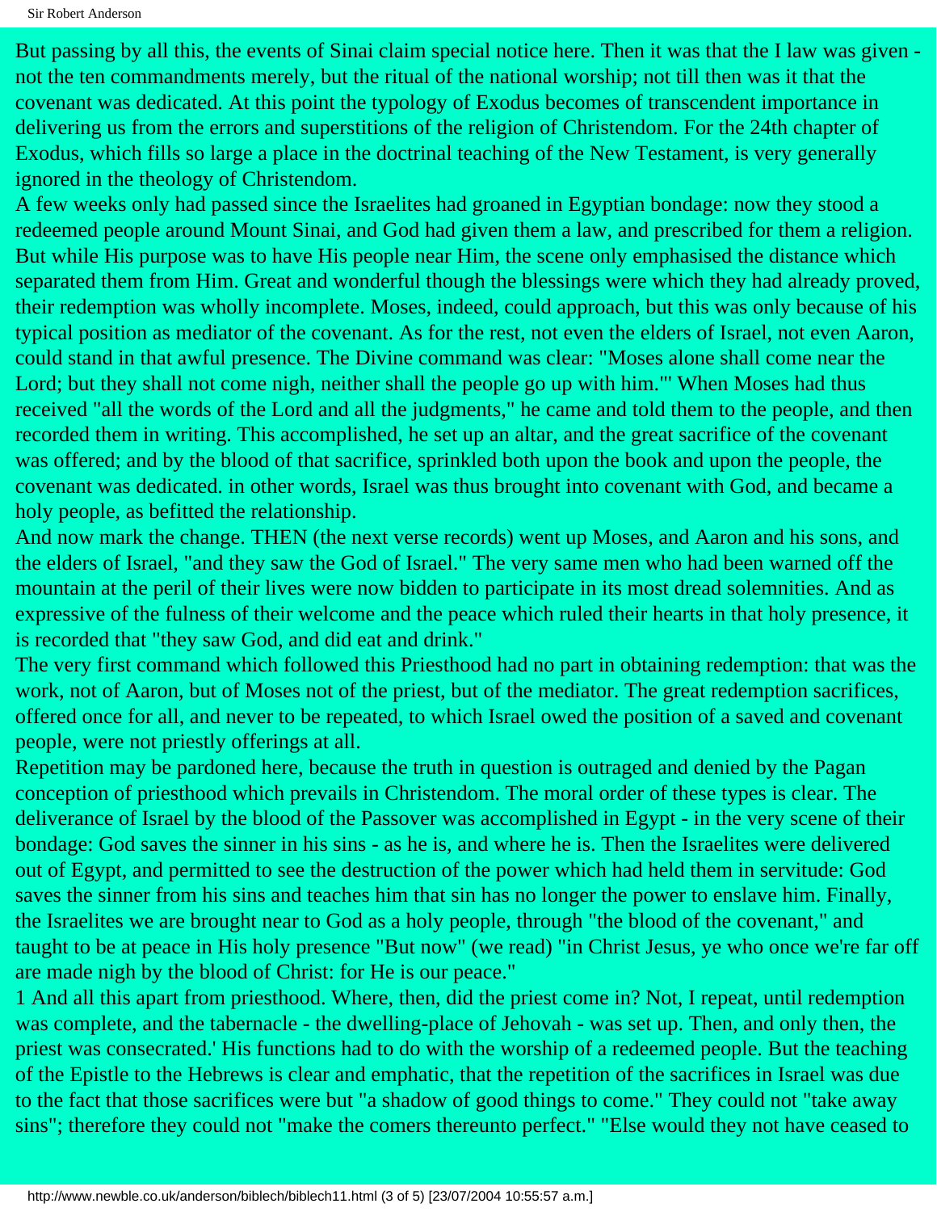But passing by all this, the events of Sinai claim special notice here. Then it was that the I law was given - not the ten commandments merely, but the ritual of the national worship; not till then was it that the covenant was dedicated. At this point the typology of Exodus becomes of transcendent importance in delivering us from the errors and superstitions of the religion of Christendom. For the 24th chapter of Exodus, which fills so large a place in the doctrinal teaching of the New Testament, is very generally ignored in the theology of Christendom.

A few weeks only had passed since the Israelites had groaned in Egyptian bondage: now they stood a redeemed people around Mount Sinai, and God had given them a law, and prescribed for them a religion. But while His purpose was to have His people near Him, the scene only emphasised the distance which separated them from Him. Great and wonderful though the blessings were which they had already proved, their redemption was wholly incomplete. Moses, indeed, could approach, but this was only because of his typical position as mediator of the covenant. As for the rest, not even the elders of Israel, not even Aaron, could stand in that awful presence. The Divine command was clear: "Moses alone shall come near the Lord; but they shall not come nigh, neither shall the people go up with him."' When Moses had thus received "all the words of the Lord and all the judgments," he came and told them to the people, and then recorded them in writing. This accomplished, he set up an altar, and the great sacrifice of the covenant was offered; and by the blood of that sacrifice, sprinkled both upon the book and upon the people, the covenant was dedicated. in other words, Israel was thus brought into covenant with God, and became a holy people, as befitted the relationship.

And now mark the change. THEN (the next verse records) went up Moses, and Aaron and his sons, and the elders of Israel, "and they saw the God of Israel." The very same men who had been warned off the mountain at the peril of their lives were now bidden to participate in its most dread solemnities. And as expressive of the fulness of their welcome and the peace which ruled their hearts in that holy presence, it is recorded that "they saw God, and did eat and drink."

The very first command which followed this Priesthood had no part in obtaining redemption: that was the work, not of Aaron, but of Moses not of the priest, but of the mediator. The great redemption sacrifices, offered once for all, and never to be repeated, to which Israel owed the position of a saved and covenant people, were not priestly offerings at all.

Repetition may be pardoned here, because the truth in question is outraged and denied by the Pagan conception of priesthood which prevails in Christendom. The moral order of these types is clear. The deliverance of Israel by the blood of the Passover was accomplished in Egypt - in the very scene of their bondage: God saves the sinner in his sins - as he is, and where he is. Then the Israelites were delivered out of Egypt, and permitted to see the destruction of the power which had held them in servitude: God saves the sinner from his sins and teaches him that sin has no longer the power to enslave him. Finally, the Israelites we are brought near to God as a holy people, through "the blood of the covenant," and taught to be at peace in His holy presence "But now" (we read) "in Christ Jesus, ye who once we're far off are made nigh by the blood of Christ: for He is our peace."

1 And all this apart from priesthood. Where, then, did the priest come in? Not, I repeat, until redemption was complete, and the tabernacle - the dwelling-place of Jehovah - was set up. Then, and only then, the priest was consecrated.' His functions had to do with the worship of a redeemed people. But the teaching of the Epistle to the Hebrews is clear and emphatic, that the repetition of the sacrifices in Israel was due to the fact that those sacrifices were but "a shadow of good things to come." They could not "take away sins"; therefore they could not "make the comers thereunto perfect." "Else would they not have ceased to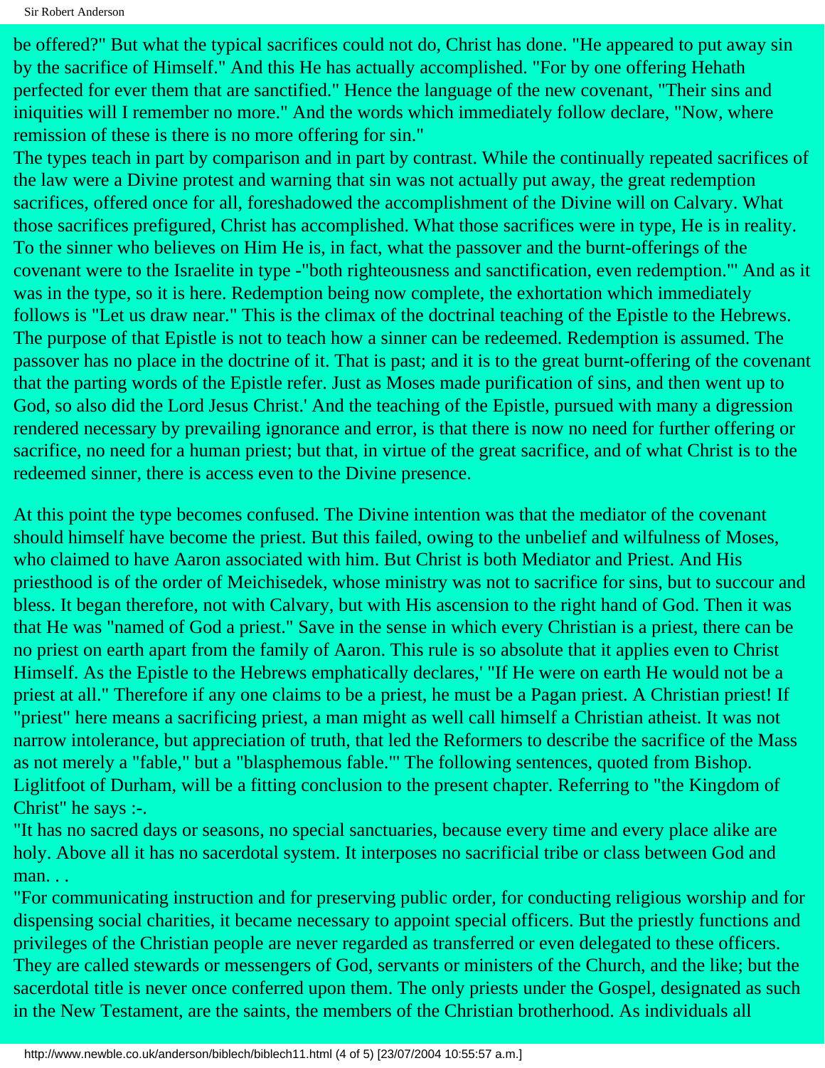be offered?" But what the typical sacrifices could not do, Christ has done. "He appeared to put away sin by the sacrifice of Himself." And this He has actually accomplished. "For by one offering Hehath perfected for ever them that are sanctified." Hence the language of the new covenant, "Their sins and iniquities will I remember no more." And the words which immediately follow declare, "Now, where remission of these is there is no more offering for sin."

The types teach in part by comparison and in part by contrast. While the continually repeated sacrifices of the law were a Divine protest and warning that sin was not actually put away, the great redemption sacrifices, offered once for all, foreshadowed the accomplishment of the Divine will on Calvary. What those sacrifices prefigured, Christ has accomplished. What those sacrifices were in type, He is in reality. To the sinner who believes on Him He is, in fact, what the passover and the burnt-offerings of the covenant were to the Israelite in type -"both righteousness and sanctification, even redemption."' And as it was in the type, so it is here. Redemption being now complete, the exhortation which immediately follows is "Let us draw near." This is the climax of the doctrinal teaching of the Epistle to the Hebrews. The purpose of that Epistle is not to teach how a sinner can be redeemed. Redemption is assumed. The passover has no place in the doctrine of it. That is past; and it is to the great burnt-offering of the covenant that the parting words of the Epistle refer. Just as Moses made purification of sins, and then went up to God, so also did the Lord Jesus Christ.' And the teaching of the Epistle, pursued with many a digression rendered necessary by prevailing ignorance and error, is that there is now no need for further offering or sacrifice, no need for a human priest; but that, in virtue of the great sacrifice, and of what Christ is to the redeemed sinner, there is access even to the Divine presence.

At this point the type becomes confused. The Divine intention was that the mediator of the covenant should himself have become the priest. But this failed, owing to the unbelief and wilfulness of Moses, who claimed to have Aaron associated with him. But Christ is both Mediator and Priest. And His priesthood is of the order of Meichisedek, whose ministry was not to sacrifice for sins, but to succour and bless. It began therefore, not with Calvary, but with His ascension to the right hand of God. Then it was that He was "named of God a priest." Save in the sense in which every Christian is a priest, there can be no priest on earth apart from the family of Aaron. This rule is so absolute that it applies even to Christ Himself. As the Epistle to the Hebrews emphatically declares,' "If He were on earth He would not be a priest at all." Therefore if any one claims to be a priest, he must be a Pagan priest. A Christian priest! If "priest" here means a sacrificing priest, a man might as well call himself a Christian atheist. It was not narrow intolerance, but appreciation of truth, that led the Reformers to describe the sacrifice of the Mass as not merely a "fable," but a "blasphemous fable."' The following sentences, quoted from Bishop. Liglitfoot of Durham, will be a fitting conclusion to the present chapter. Referring to "the Kingdom of Christ" he says :-.

"It has no sacred days or seasons, no special sanctuaries, because every time and every place alike are holy. Above all it has no sacerdotal system. It interposes no sacrificial tribe or class between God and man. . .

"For communicating instruction and for preserving public order, for conducting religious worship and for dispensing social charities, it became necessary to appoint special officers. But the priestly functions and privileges of the Christian people are never regarded as transferred or even delegated to these officers. They are called stewards or messengers of God, servants or ministers of the Church, and the like; but the sacerdotal title is never once conferred upon them. The only priests under the Gospel, designated as such in the New Testament, are the saints, the members of the Christian brotherhood. As individuals all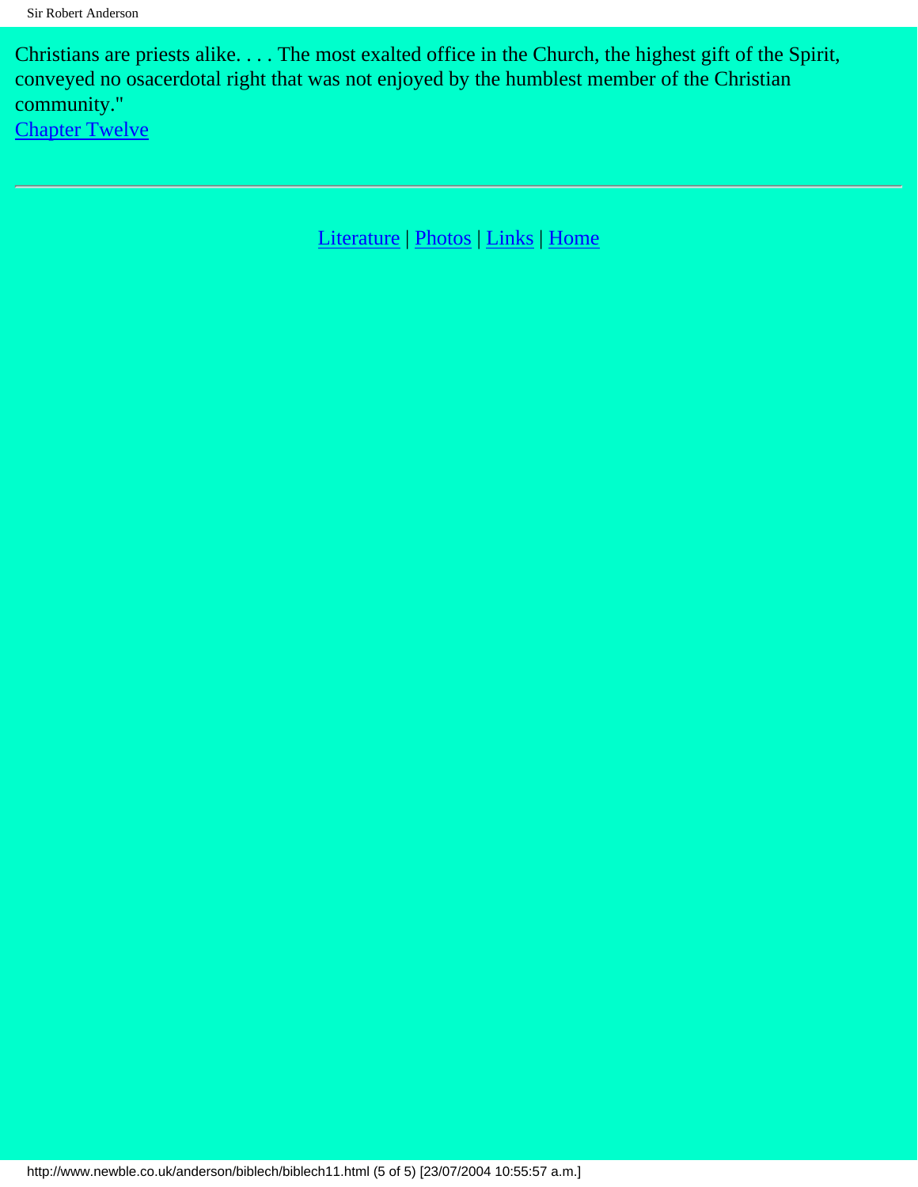Christians are priests alike. . . . The most exalted office in the Church, the highest gift of the Spirit, conveyed no osacerdotal right that was not enjoyed by the humblest member of the Christian community."

Chapter Twelve

---

Literature | Photos | Links | Home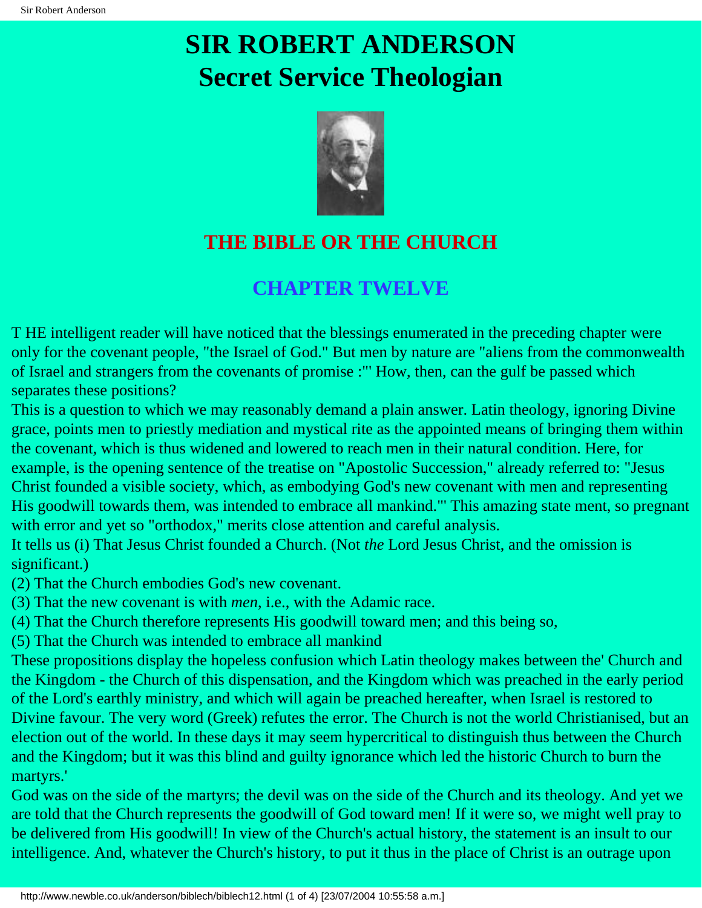# SIR ROBERT ANDERSON
# Secret Service Theologian

## THE BIBLE OR THE CHURCH

## CHAPTER TWELVE

T HE intelligent reader will have noticed that the blessings enumerated in the preceding chapter were only for the covenant people, "the Israel of God." But men by nature are "aliens from the commonwealth of Israel and strangers from the covenants of promise :"' How, then, can the gulf be passed which separates these positions?

This is a question to which we may reasonably demand a plain answer. Latin theology, ignoring Divine grace, points men to priestly mediation and mystical rite as the appointed means of bringing them within the covenant, which is thus widened and lowered to reach men in their natural condition. Here, for example, is the opening sentence of the treatise on "Apostolic Succession," already referred to: "Jesus Christ founded a visible society, which, as embodying God's new covenant with men and representing His goodwill towards them, was intended to embrace all mankind."' This amazing state ment, so pregnant with error and yet so "orthodox," merits close attention and careful analysis.

It tells us (i) That Jesus Christ founded a Church. (Not *the* Lord Jesus Christ, and the omission is significant.)

(2) That the Church embodies God's new covenant.

(3) That the new covenant is with *men*, i.e., with the Adamic race.

(4) That the Church therefore represents His goodwill toward men; and this being so,

(5) That the Church was intended to embrace all mankind

These propositions display the hopeless confusion which Latin theology makes between the' Church and the Kingdom - the Church of this dispensation, and the Kingdom which was preached in the early period of the Lord's earthly ministry, and which will again be preached hereafter, when Israel is restored to Divine favour. The very word (Greek) refutes the error. The Church is not the world Christianised, but an election out of the world. In these days it may seem hypercritical to distinguish thus between the Church and the Kingdom; but it was this blind and guilty ignorance which led the historic Church to burn the martyrs.'

God was on the side of the martyrs; the devil was on the side of the Church and its theology. And yet we are told that the Church represents the goodwill of God toward men! If it were so, we might well pray to be delivered from His goodwill! In view of the Church's actual history, the statement is an insult to our intelligence. And, whatever the Church's history, to put it thus in the place of Christ is an outrage upon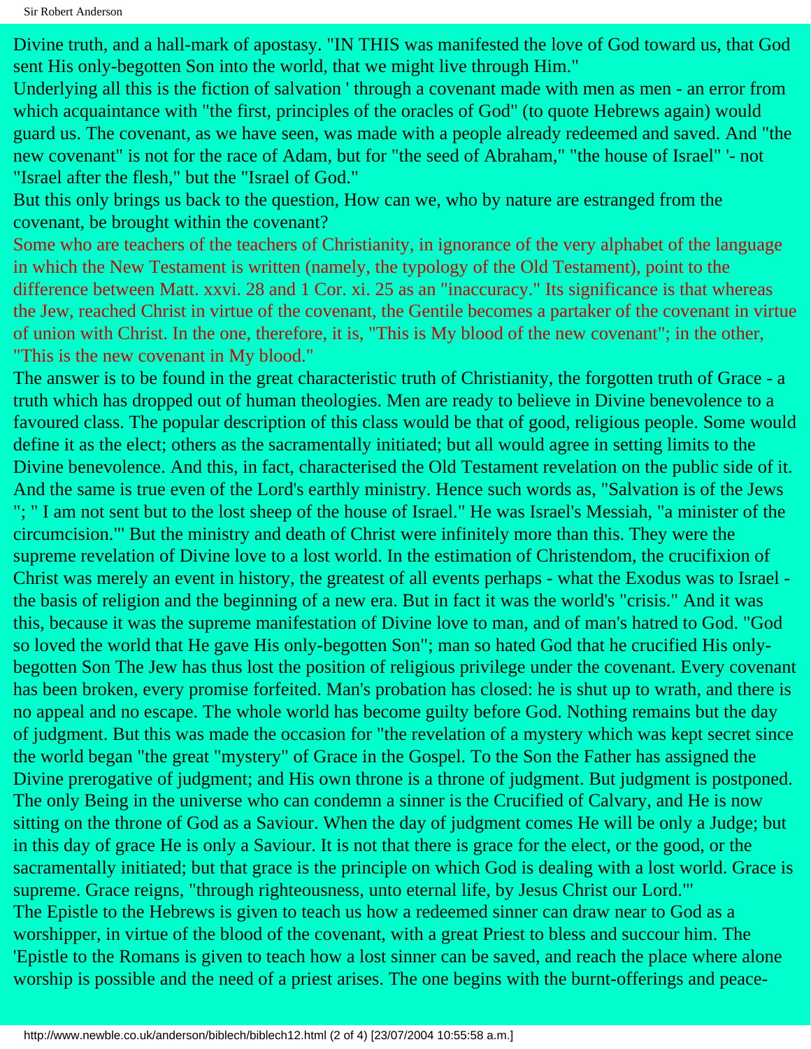Divine truth, and a hall-mark of apostasy. "IN THIS was manifested the love of God toward us, that God sent His only-begotten Son into the world, that we might live through Him."

Underlying all this is the fiction of salvation ' through a covenant made with men as men - an error from which acquaintance with "the first, principles of the oracles of God" (to quote Hebrews again) would guard us. The covenant, as we have seen, was made with a people already redeemed and saved. And "the new covenant" is not for the race of Adam, but for "the seed of Abraham," "the house of Israel" '- not "Israel after the flesh," but the "Israel of God."

But this only brings us back to the question, How can we, who by nature are estranged from the covenant, be brought within the covenant?

Some who are teachers of the teachers of Christianity, in ignorance of the very alphabet of the language in which the New Testament is written (namely, the typology of the Old Testament), point to the difference between Matt. xxvi. 28 and 1 Cor. xi. 25 as an "inaccuracy." Its significance is that whereas the Jew, reached Christ in virtue of the covenant, the Gentile becomes a partaker of the covenant in virtue of union with Christ. In the one, therefore, it is, "This is My blood of the new covenant"; in the other, "This is the new covenant in My blood."

The answer is to be found in the great characteristic truth of Christianity, the forgotten truth of Grace - a truth which has dropped out of human theologies. Men are ready to believe in Divine benevolence to a favoured class. The popular description of this class would be that of good, religious people. Some would define it as the elect; others as the sacramentally initiated; but all would agree in setting limits to the Divine benevolence. And this, in fact, characterised the Old Testament revelation on the public side of it. And the same is true even of the Lord's earthly ministry. Hence such words as, "Salvation is of the Jews "; " I am not sent but to the lost sheep of the house of Israel." He was Israel's Messiah, "a minister of the circumcision."' But the ministry and death of Christ were infinitely more than this. They were the supreme revelation of Divine love to a lost world. In the estimation of Christendom, the crucifixion of Christ was merely an event in history, the greatest of all events perhaps - what the Exodus was to Israel - the basis of religion and the beginning of a new era. But in fact it was the world's "crisis." And it was this, because it was the supreme manifestation of Divine love to man, and of man's hatred to God. "God so loved the world that He gave His only-begotten Son"; man so hated God that he crucified His only-begotten Son The Jew has thus lost the position of religious privilege under the covenant. Every covenant has been broken, every promise forfeited. Man's probation has closed: he is shut up to wrath, and there is no appeal and no escape. The whole world has become guilty before God. Nothing remains but the day of judgment. But this was made the occasion for "the revelation of a mystery which was kept secret since the world began "the great "mystery" of Grace in the Gospel. To the Son the Father has assigned the Divine prerogative of judgment; and His own throne is a throne of judgment. But judgment is postponed. The only Being in the universe who can condemn a sinner is the Crucified of Calvary, and He is now sitting on the throne of God as a Saviour. When the day of judgment comes He will be only a Judge; but in this day of grace He is only a Saviour. It is not that there is grace for the elect, or the good, or the sacramentally initiated; but that grace is the principle on which God is dealing with a lost world. Grace is supreme. Grace reigns, "through righteousness, unto eternal life, by Jesus Christ our Lord."'

The Epistle to the Hebrews is given to teach us how a redeemed sinner can draw near to God as a worshipper, in virtue of the blood of the covenant, with a great Priest to bless and succour him. The 'Epistle to the Romans is given to teach how a lost sinner can be saved, and reach the place where alone worship is possible and the need of a priest arises. The one begins with the burnt-offerings and peace-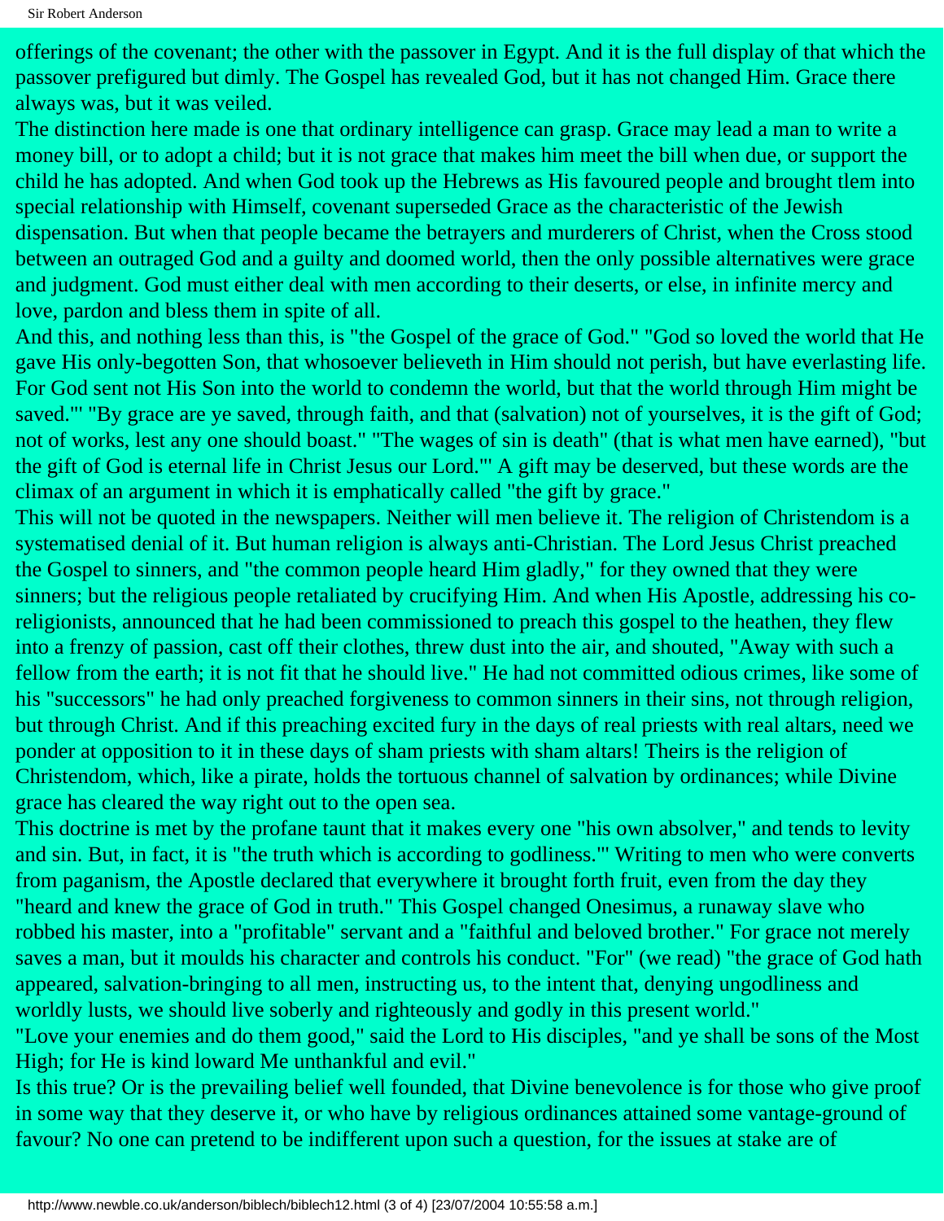offerings of the covenant; the other with the passover in Egypt. And it is the full display of that which the passover prefigured but dimly. The Gospel has revealed God, but it has not changed Him. Grace there always was, but it was veiled.

The distinction here made is one that ordinary intelligence can grasp. Grace may lead a man to write a money bill, or to adopt a child; but it is not grace that makes him meet the bill when due, or support the child he has adopted. And when God took up the Hebrews as His favoured people and brought tlem into special relationship with Himself, covenant superseded Grace as the characteristic of the Jewish dispensation. But when that people became the betrayers and murderers of Christ, when the Cross stood between an outraged God and a guilty and doomed world, then the only possible alternatives were grace and judgment. God must either deal with men according to their deserts, or else, in infinite mercy and love, pardon and bless them in spite of all.

And this, and nothing less than this, is "the Gospel of the grace of God." "God so loved the world that He gave His only-begotten Son, that whosoever believeth in Him should not perish, but have everlasting life. For God sent not His Son into the world to condemn the world, but that the world through Him might be saved."' "By grace are ye saved, through faith, and that (salvation) not of yourselves, it is the gift of God; not of works, lest any one should boast." "The wages of sin is death" (that is what men have earned), "but the gift of God is eternal life in Christ Jesus our Lord."' A gift may be deserved, but these words are the climax of an argument in which it is emphatically called "the gift by grace."

This will not be quoted in the newspapers. Neither will men believe it. The religion of Christendom is a systematised denial of it. But human religion is always anti-Christian. The Lord Jesus Christ preached the Gospel to sinners, and "the common people heard Him gladly," for they owned that they were sinners; but the religious people retaliated by crucifying Him. And when His Apostle, addressing his co-religionists, announced that he had been commissioned to preach this gospel to the heathen, they flew into a frenzy of passion, cast off their clothes, threw dust into the air, and shouted, "Away with such a fellow from the earth; it is not fit that he should live." He had not committed odious crimes, like some of his "successors" he had only preached forgiveness to common sinners in their sins, not through religion, but through Christ. And if this preaching excited fury in the days of real priests with real altars, need we ponder at opposition to it in these days of sham priests with sham altars! Theirs is the religion of Christendom, which, like a pirate, holds the tortuous channel of salvation by ordinances; while Divine grace has cleared the way right out to the open sea.

This doctrine is met by the profane taunt that it makes every one "his own absolver," and tends to levity and sin. But, in fact, it is "the truth which is according to godliness."' Writing to men who were converts from paganism, the Apostle declared that everywhere it brought forth fruit, even from the day they "heard and knew the grace of God in truth." This Gospel changed Onesimus, a runaway slave who robbed his master, into a "profitable" servant and a "faithful and beloved brother." For grace not merely saves a man, but it moulds his character and controls his conduct. "For" (we read) "the grace of God hath appeared, salvation-bringing to all men, instructing us, to the intent that, denying ungodliness and worldly lusts, we should live soberly and righteously and godly in this present world."

"Love your enemies and do them good," said the Lord to His disciples, "and ye shall be sons of the Most High; for He is kind loward Me unthankful and evil."

Is this true? Or is the prevailing belief well founded, that Divine benevolence is for those who give proof in some way that they deserve it, or who have by religious ordinances attained some vantage-ground of favour? No one can pretend to be indifferent upon such a question, for the issues at stake are of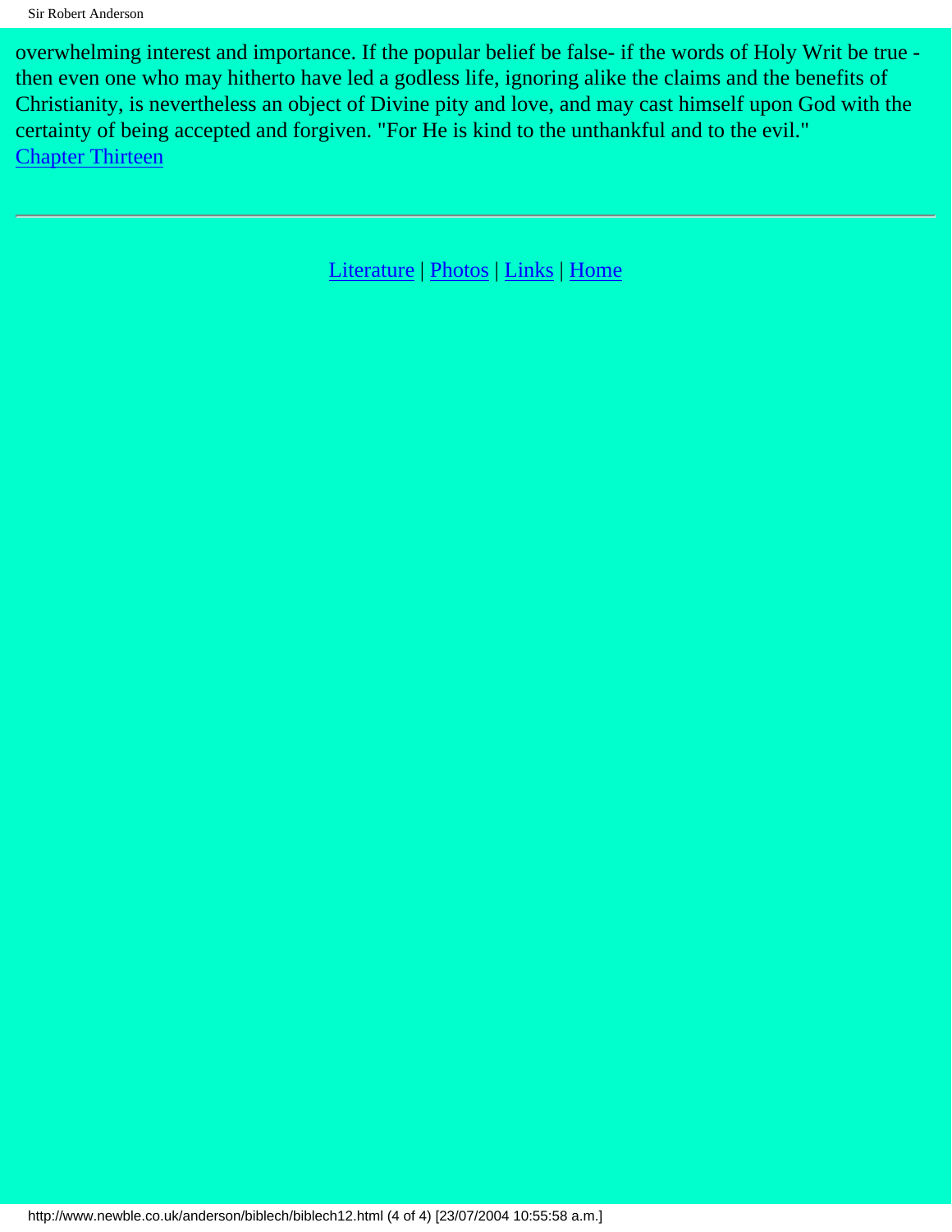overwhelming interest and importance. If the popular belief be false- if the words of Holy Writ be true - then even one who may hitherto have led a godless life, ignoring alike the claims and the benefits of Christianity, is nevertheless an object of Divine pity and love, and may cast himself upon God with the certainty of being accepted and forgiven. "For He is kind to the unthankful and to the evil."

Chapter Thirteen

---

Literature | Photos | Links | Home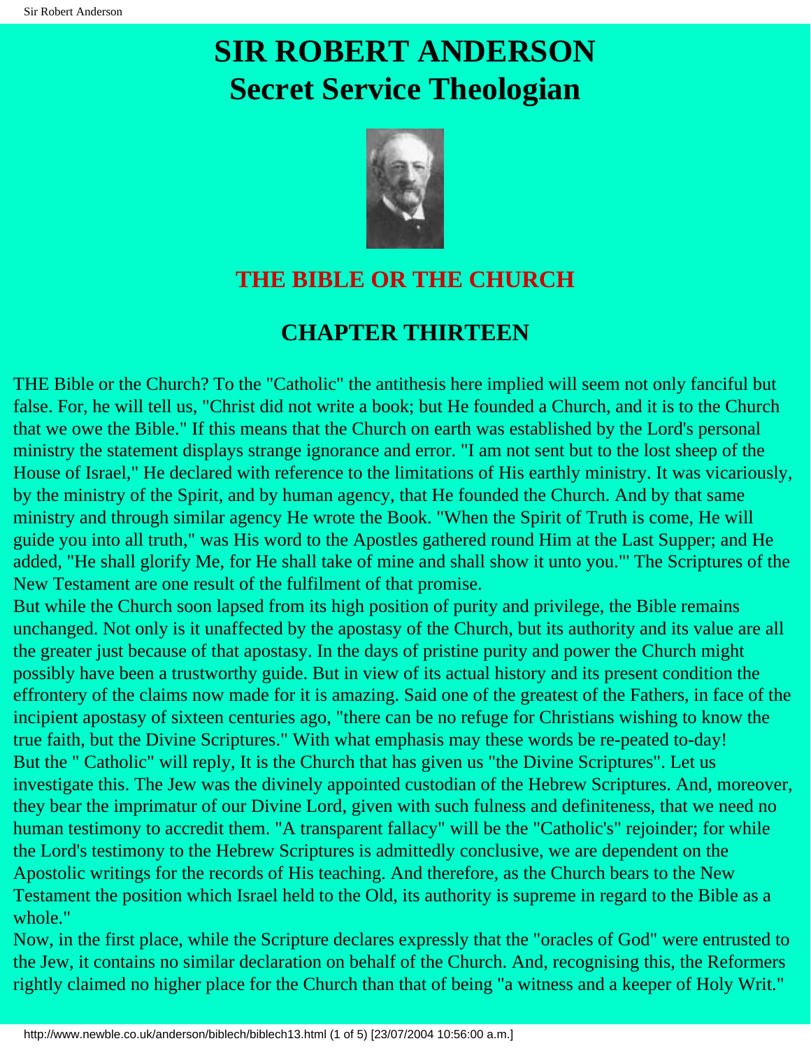# SIR ROBERT ANDERSON
# Secret Service Theologian

## THE BIBLE OR THE CHURCH

## CHAPTER THIRTEEN

THE Bible or the Church? To the "Catholic" the antithesis here implied will seem not only fanciful but false. For, he will tell us, "Christ did not write a book; but He founded a Church, and it is to the Church that we owe the Bible." If this means that the Church on earth was established by the Lord's personal ministry the statement displays strange ignorance and error. "I am not sent but to the lost sheep of the House of Israel," He declared with reference to the limitations of His earthly ministry. It was vicariously, by the ministry of the Spirit, and by human agency, that He founded the Church. And by that same ministry and through similar agency He wrote the Book. "When the Spirit of Truth is come, He will guide you into all truth," was His word to the Apostles gathered round Him at the Last Supper; and He added, "He shall glorify Me, for He shall take of mine and shall show it unto you."' The Scriptures of the New Testament are one result of the fulfilment of that promise.

But while the Church soon lapsed from its high position of purity and privilege, the Bible remains unchanged. Not only is it unaffected by the apostasy of the Church, but its authority and its value are all the greater just because of that apostasy. In the days of pristine purity and power the Church might possibly have been a trustworthy guide. But in view of its actual history and its present condition the effrontery of the claims now made for it is amazing. Said one of the greatest of the Fathers, in face of the incipient apostasy of sixteen centuries ago, "there can be no refuge for Christians wishing to know the true faith, but the Divine Scriptures." With what emphasis may these words be re-peated to-day!

But the " Catholic" will reply, It is the Church that has given us "the Divine Scriptures". Let us investigate this. The Jew was the divinely appointed custodian of the Hebrew Scriptures. And, moreover, they bear the imprimatur of our Divine Lord, given with such fulness and definiteness, that we need no human testimony to accredit them. "A transparent fallacy" will be the "Catholic's" rejoinder; for while the Lord's testimony to the Hebrew Scriptures is admittedly conclusive, we are dependent on the Apostolic writings for the records of His teaching. And therefore, as the Church bears to the New Testament the position which Israel held to the Old, its authority is supreme in regard to the Bible as a whole."

Now, in the first place, while the Scripture declares expressly that the "oracles of God" were entrusted to the Jew, it contains no similar declaration on behalf of the Church. And, recognising this, the Reformers rightly claimed no higher place for the Church than that of being "a witness and a keeper of Holy Writ."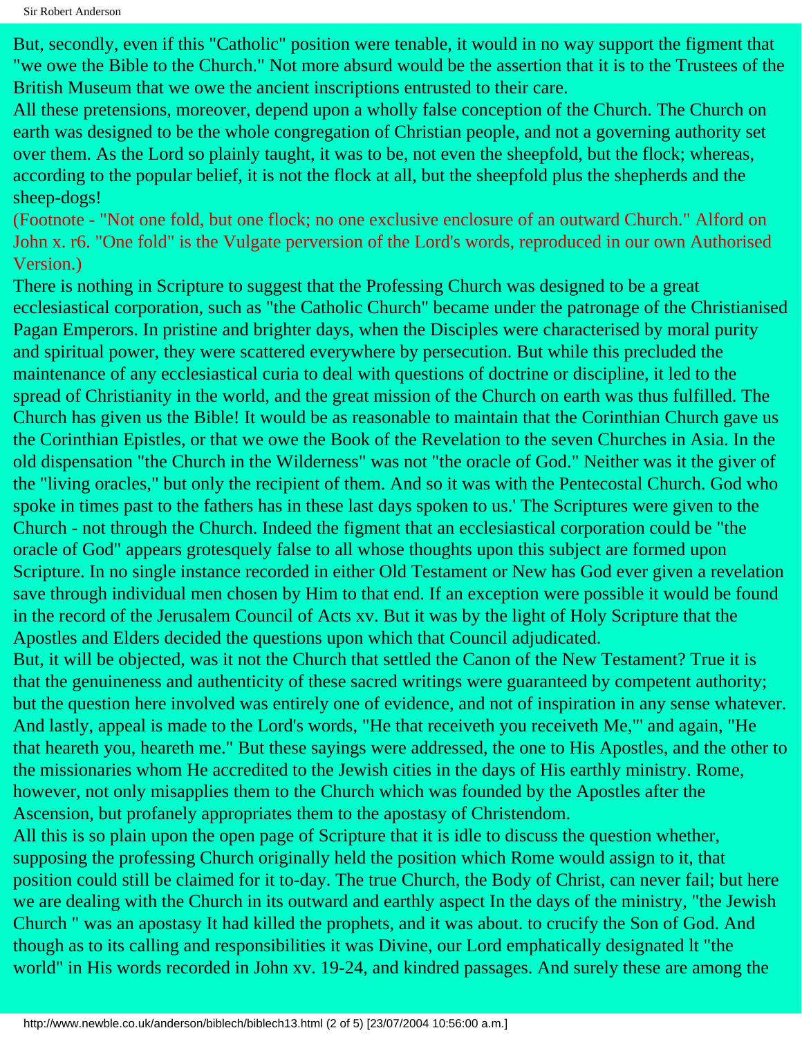But, secondly, even if this "Catholic" position were tenable, it would in no way support the figment that "we owe the Bible to the Church." Not more absurd would be the assertion that it is to the Trustees of the British Museum that we owe the ancient inscriptions entrusted to their care.

All these pretensions, moreover, depend upon a wholly false conception of the Church. The Church on earth was designed to be the whole congregation of Christian people, and not a governing authority set over them. As the Lord so plainly taught, it was to be, not even the sheepfold, but the flock; whereas, according to the popular belief, it is not the flock at all, but the sheepfold plus the shepherds and the sheep-dogs!

(Footnote - "Not one fold, but one flock; no one exclusive enclosure of an outward Church." Alford on John x. r6. "One fold" is the Vulgate perversion of the Lord's words, reproduced in our own Authorised Version.)

There is nothing in Scripture to suggest that the Professing Church was designed to be a great ecclesiastical corporation, such as "the Catholic Church" became under the patronage of the Christianised Pagan Emperors. In pristine and brighter days, when the Disciples were characterised by moral purity and spiritual power, they were scattered everywhere by persecution. But while this precluded the maintenance of any ecclesiastical curia to deal with questions of doctrine or discipline, it led to the spread of Christianity in the world, and the great mission of the Church on earth was thus fulfilled. The Church has given us the Bible! It would be as reasonable to maintain that the Corinthian Church gave us the Corinthian Epistles, or that we owe the Book of the Revelation to the seven Churches in Asia. In the old dispensation "the Church in the Wilderness" was not "the oracle of God." Neither was it the giver of the "living oracles," but only the recipient of them. And so it was with the Pentecostal Church. God who spoke in times past to the fathers has in these last days spoken to us.' The Scriptures were given to the Church - not through the Church. Indeed the figment that an ecclesiastical corporation could be "the oracle of God" appears grotesquely false to all whose thoughts upon this subject are formed upon Scripture. In no single instance recorded in either Old Testament or New has God ever given a revelation save through individual men chosen by Him to that end. If an exception were possible it would be found in the record of the Jerusalem Council of Acts xv. But it was by the light of Holy Scripture that the Apostles and Elders decided the questions upon which that Council adjudicated.

But, it will be objected, was it not the Church that settled the Canon of the New Testament? True it is that the genuineness and authenticity of these sacred writings were guaranteed by competent authority; but the question here involved was entirely one of evidence, and not of inspiration in any sense whatever. And lastly, appeal is made to the Lord's words, "He that receiveth you receiveth Me,'" and again, "He that heareth you, heareth me." But these sayings were addressed, the one to His Apostles, and the other to the missionaries whom He accredited to the Jewish cities in the days of His earthly ministry. Rome, however, not only misapplies them to the Church which was founded by the Apostles after the Ascension, but profanely appropriates them to the apostasy of Christendom.

All this is so plain upon the open page of Scripture that it is idle to discuss the question whether, supposing the professing Church originally held the position which Rome would assign to it, that position could still be claimed for it to-day. The true Church, the Body of Christ, can never fail; but here we are dealing with the Church in its outward and earthly aspect In the days of the ministry, "the Jewish Church " was an apostasy It had killed the prophets, and it was about. to crucify the Son of God. And though as to its calling and responsibilities it was Divine, our Lord emphatically designated lt "the world" in His words recorded in John xv. 19-24, and kindred passages. And surely these are among the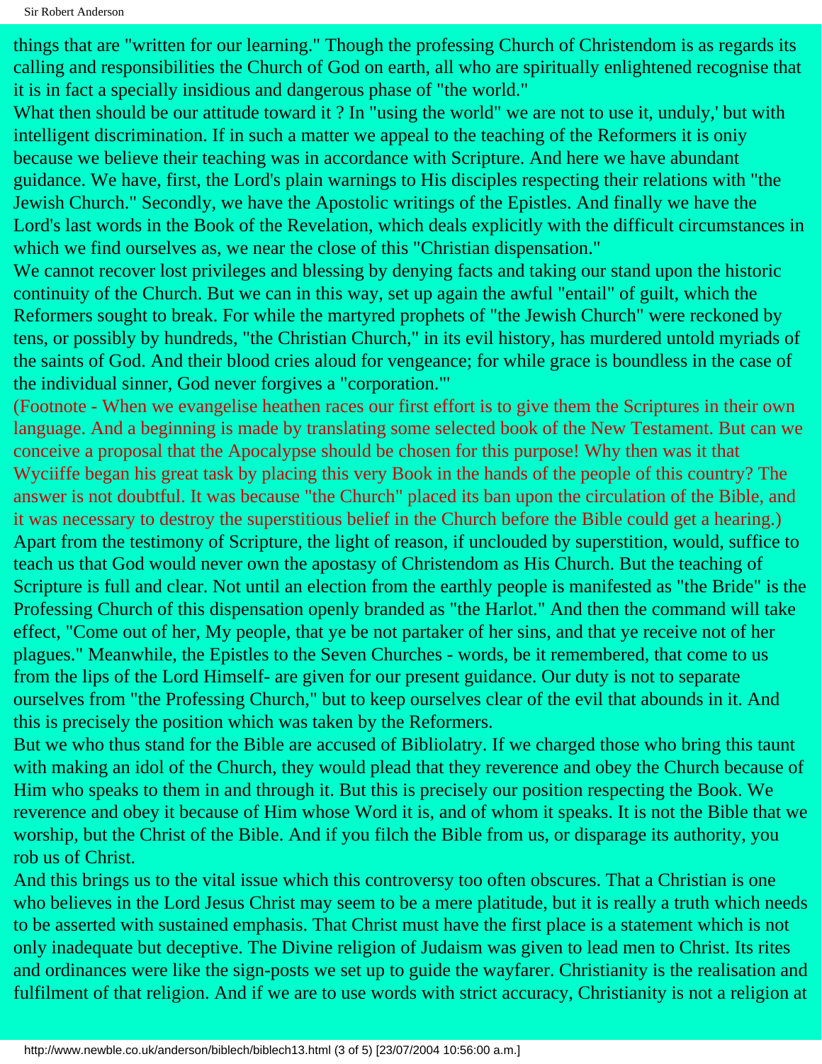things that are "written for our learning." Though the professing Church of Christendom is as regards its calling and responsibilities the Church of God on earth, all who are spiritually enlightened recognise that it is in fact a specially insidious and dangerous phase of "the world."

What then should be our attitude toward it ? In "using the world" we are not to use it, unduly,' but with intelligent discrimination. If in such a matter we appeal to the teaching of the Reformers it is oniy because we believe their teaching was in accordance with Scripture. And here we have abundant guidance. We have, first, the Lord's plain warnings to His disciples respecting their relations with "the Jewish Church." Secondly, we have the Apostolic writings of the Epistles. And finally we have the Lord's last words in the Book of the Revelation, which deals explicitly with the difficult circumstances in which we find ourselves as, we near the close of this "Christian dispensation."

We cannot recover lost privileges and blessing by denying facts and taking our stand upon the historic continuity of the Church. But we can in this way, set up again the awful "entail" of guilt, which the Reformers sought to break. For while the martyred prophets of "the Jewish Church" were reckoned by tens, or possibly by hundreds, "the Christian Church," in its evil history, has murdered untold myriads of the saints of God. And their blood cries aloud for vengeance; for while grace is boundless in the case of the individual sinner, God never forgives a "corporation."'

(Footnote - When we evangelise heathen races our first effort is to give them the Scriptures in their own language. And a beginning is made by translating some selected book of the New Testament. But can we conceive a proposal that the Apocalypse should be chosen for this purpose! Why then was it that Wyciiffe began his great task by placing this very Book in the hands of the people of this country? The answer is not doubtful. It was because "the Church" placed its ban upon the circulation of the Bible, and it was necessary to destroy the superstitious belief in the Church before the Bible could get a hearing.)

Apart from the testimony of Scripture, the light of reason, if unclouded by superstition, would, suffice to teach us that God would never own the apostasy of Christendom as His Church. But the teaching of Scripture is full and clear. Not until an election from the earthly people is manifested as "the Bride" is the Professing Church of this dispensation openly branded as "the Harlot." And then the command will take effect, "Come out of her, My people, that ye be not partaker of her sins, and that ye receive not of her plagues." Meanwhile, the Epistles to the Seven Churches - words, be it remembered, that come to us from the lips of the Lord Himself- are given for our present guidance. Our duty is not to separate ourselves from "the Professing Church," but to keep ourselves clear of the evil that abounds in it. And this is precisely the position which was taken by the Reformers.

But we who thus stand for the Bible are accused of Bibliolatry. If we charged those who bring this taunt with making an idol of the Church, they would plead that they reverence and obey the Church because of Him who speaks to them in and through it. But this is precisely our position respecting the Book. We reverence and obey it because of Him whose Word it is, and of whom it speaks. It is not the Bible that we worship, but the Christ of the Bible. And if you filch the Bible from us, or disparage its authority, you rob us of Christ.

And this brings us to the vital issue which this controversy too often obscures. That a Christian is one who believes in the Lord Jesus Christ may seem to be a mere platitude, but it is really a truth which needs to be asserted with sustained emphasis. That Christ must have the first place is a statement which is not only inadequate but deceptive. The Divine religion of Judaism was given to lead men to Christ. Its rites and ordinances were like the sign-posts we set up to guide the wayfarer. Christianity is the realisation and fulfilment of that religion. And if we are to use words with strict accuracy, Christianity is not a religion at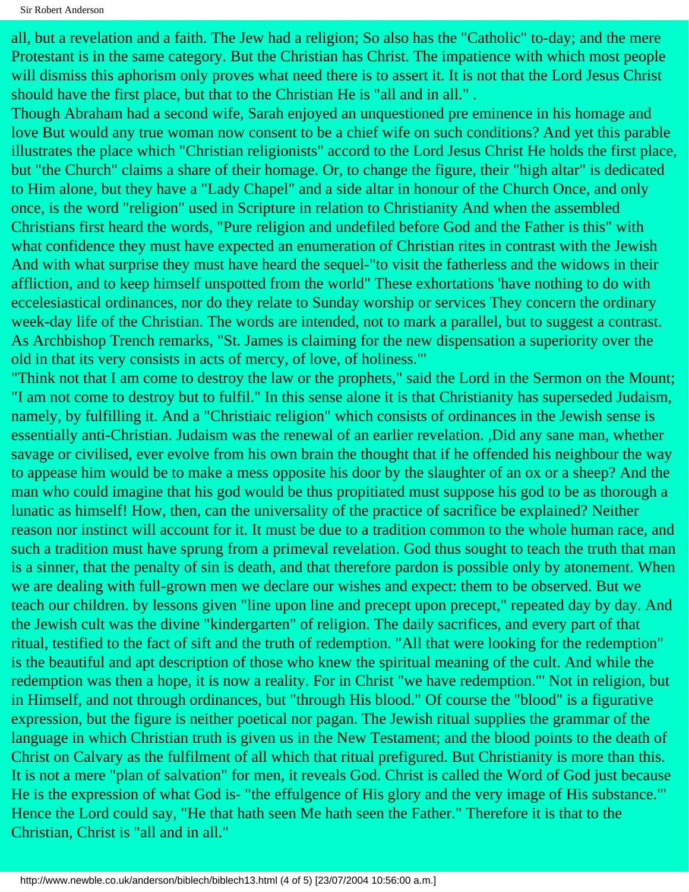all, but a revelation and a faith. The Jew had a religion; So also has the "Catholic" to-day; and the mere Protestant is in the same category. But the Christian has Christ. The impatience with which most people will dismiss this aphorism only proves what need there is to assert it. It is not that the Lord Jesus Christ should have the first place, but that to the Christian He is "all and in all." .

Though Abraham had a second wife, Sarah enjoyed an unquestioned pre eminence in his homage and love But would any true woman now consent to be a chief wife on such conditions? And yet this parable illustrates the place which "Christian religionists" accord to the Lord Jesus Christ He holds the first place, but "the Church" claims a share of their homage. Or, to change the figure, their "high altar" is dedicated to Him alone, but they have a "Lady Chapel" and a side altar in honour of the Church Once, and only once, is the word "religion" used in Scripture in relation to Christianity And when the assembled Christians first heard the words, "Pure religion and undefiled before God and the Father is this" with what confidence they must have expected an enumeration of Christian rites in contrast with the Jewish And with what surprise they must have heard the sequel-"to visit the fatherless and the widows in their affliction, and to keep himself unspotted from the world" These exhortations 'have nothing to do with eccelesiastical ordinances, nor do they relate to Sunday worship or services They concern the ordinary week-day life of the Christian. The words are intended, not to mark a parallel, but to suggest a contrast. As Archbishop Trench remarks, "St. James is claiming for the new dispensation a superiority over the old in that its very consists in acts of mercy, of love, of holiness.'"

"Think not that I am come to destroy the law or the prophets," said the Lord in the Sermon on the Mount; "I am not come to destroy but to fulfil." In this sense alone it is that Christianity has superseded Judaism, namely, by fulfilling it. And a "Christiaic religion" which consists of ordinances in the Jewish sense is essentially anti-Christian. Judaism was the renewal of an earlier revelation. ,Did any sane man, whether savage or civilised, ever evolve from his own brain the thought that if he offended his neighbour the way to appease him would be to make a mess opposite his door by the slaughter of an ox or a sheep? And the man who could imagine that his god would be thus propitiated must suppose his god to be as thorough a lunatic as himself! How, then, can the universality of the practice of sacrifice be explained? Neither reason nor instinct will account for it. It must be due to a tradition common to the whole human race, and such a tradition must have sprung from a primeval revelation. God thus sought to teach the truth that man is a sinner, that the penalty of sin is death, and that therefore pardon is possible only by atonement. When we are dealing with full-grown men we declare our wishes and expect: them to be observed. But we teach our children. by lessons given "line upon line and precept upon precept," repeated day by day. And the Jewish cult was the divine "kindergarten" of religion. The daily sacrifices, and every part of that ritual, testified to the fact of sift and the truth of redemption. "All that were looking for the redemption" is the beautiful and apt description of those who knew the spiritual meaning of the cult. And while the redemption was then a hope, it is now a reality. For in Christ "we have redemption."' Not in religion, but in Himself, and not through ordinances, but "through His blood." Of course the "blood" is a figurative expression, but the figure is neither poetical nor pagan. The Jewish ritual supplies the grammar of the language in which Christian truth is given us in the New Testament; and the blood points to the death of Christ on Calvary as the fulfilment of all which that ritual prefigured. But Christianity is more than this. It is not a mere "plan of salvation" for men, it reveals God. Christ is called the Word of God just because He is the expression of what God is- "the effulgence of His glory and the very image of His substance."' Hence the Lord could say, "He that hath seen Me hath seen the Father." Therefore it is that to the Christian, Christ is "all and in all."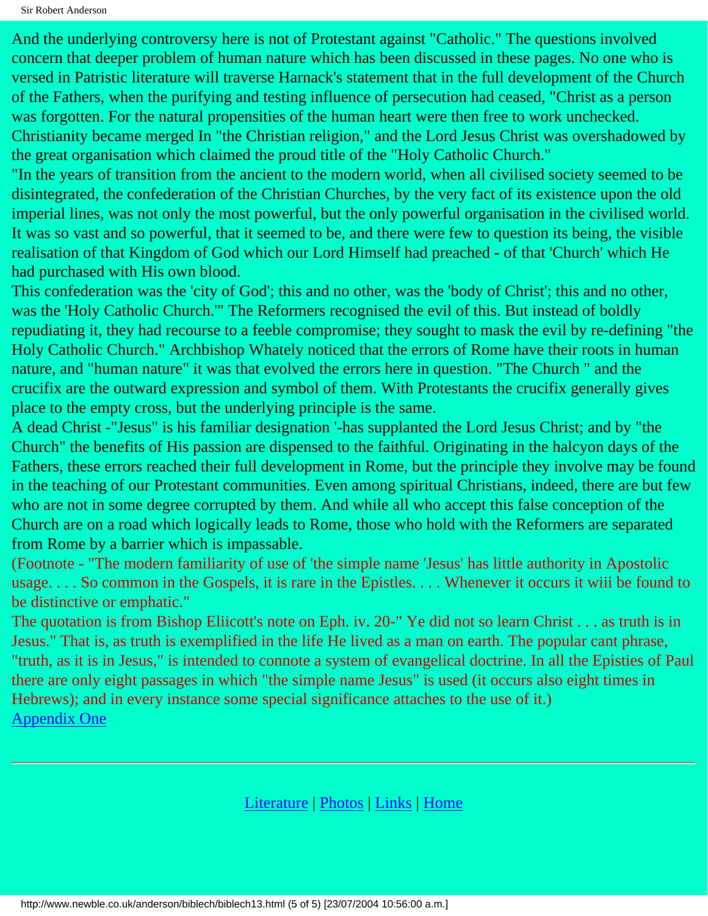And the underlying controversy here is not of Protestant against "Catholic." The questions involved concern that deeper problem of human nature which has been discussed in these pages. No one who is versed in Patristic literature will traverse Harnack's statement that in the full development of the Church of the Fathers, when the purifying and testing influence of persecution had ceased, "Christ as a person was forgotten. For the natural propensities of the human heart were then free to work unchecked. Christianity became merged In "the Christian religion," and the Lord Jesus Christ was overshadowed by the great organisation which claimed the proud title of the "Holy Catholic Church."

"In the years of transition from the ancient to the modern world, when all civilised society seemed to be disintegrated, the confederation of the Christian Churches, by the very fact of its existence upon the old imperial lines, was not only the most powerful, but the only powerful organisation in the civilised world. It was so vast and so powerful, that it seemed to be, and there were few to question its being, the visible realisation of that Kingdom of God which our Lord Himself had preached - of that 'Church' which He had purchased with His own blood.

This confederation was the 'city of God'; this and no other, was the 'body of Christ'; this and no other, was the 'Holy Catholic Church.'" The Reformers recognised the evil of this. But instead of boldly repudiating it, they had recourse to a feeble compromise; they sought to mask the evil by re-defining "the Holy Catholic Church." Archbishop Whately noticed that the errors of Rome have their roots in human nature, and "human nature" it was that evolved the errors here in question. "The Church " and the crucifix are the outward expression and symbol of them. With Protestants the crucifix generally gives place to the empty cross, but the underlying principle is the same.

A dead Christ -"Jesus" is his familiar designation '-has supplanted the Lord Jesus Christ; and by "the Church" the benefits of His passion are dispensed to the faithful. Originating in the halcyon days of the Fathers, these errors reached their full development in Rome, but the principle they involve may be found in the teaching of our Protestant communities. Even among spiritual Christians, indeed, there are but few who are not in some degree corrupted by them. And while all who accept this false conception of the Church are on a road which logically leads to Rome, those who hold with the Reformers are separated from Rome by a barrier which is impassable.

(Footnote - "The modern familiarity of use of 'the simple name 'Jesus' has little authority in Apostolic usage. . . . So common in the Gospels, it is rare in the Epistles. . . . Whenever it occurs it wiii be found to be distinctive or emphatic."

The quotation is from Bishop Eliicott's note on Eph. iv. 20-" Ye did not so learn Christ . . . as truth is in Jesus." That is, as truth is exemplified in the life He lived as a man on earth. The popular cant phrase, "truth, as it is in Jesus," is intended to connote a system of evangelical doctrine. In all the Episties of Paul there are only eight passages in which "the simple name Jesus" is used (it occurs also eight times in Hebrews); and in every instance some special significance attaches to the use of it.)

Appendix One

---

Literature | Photos | Links | Home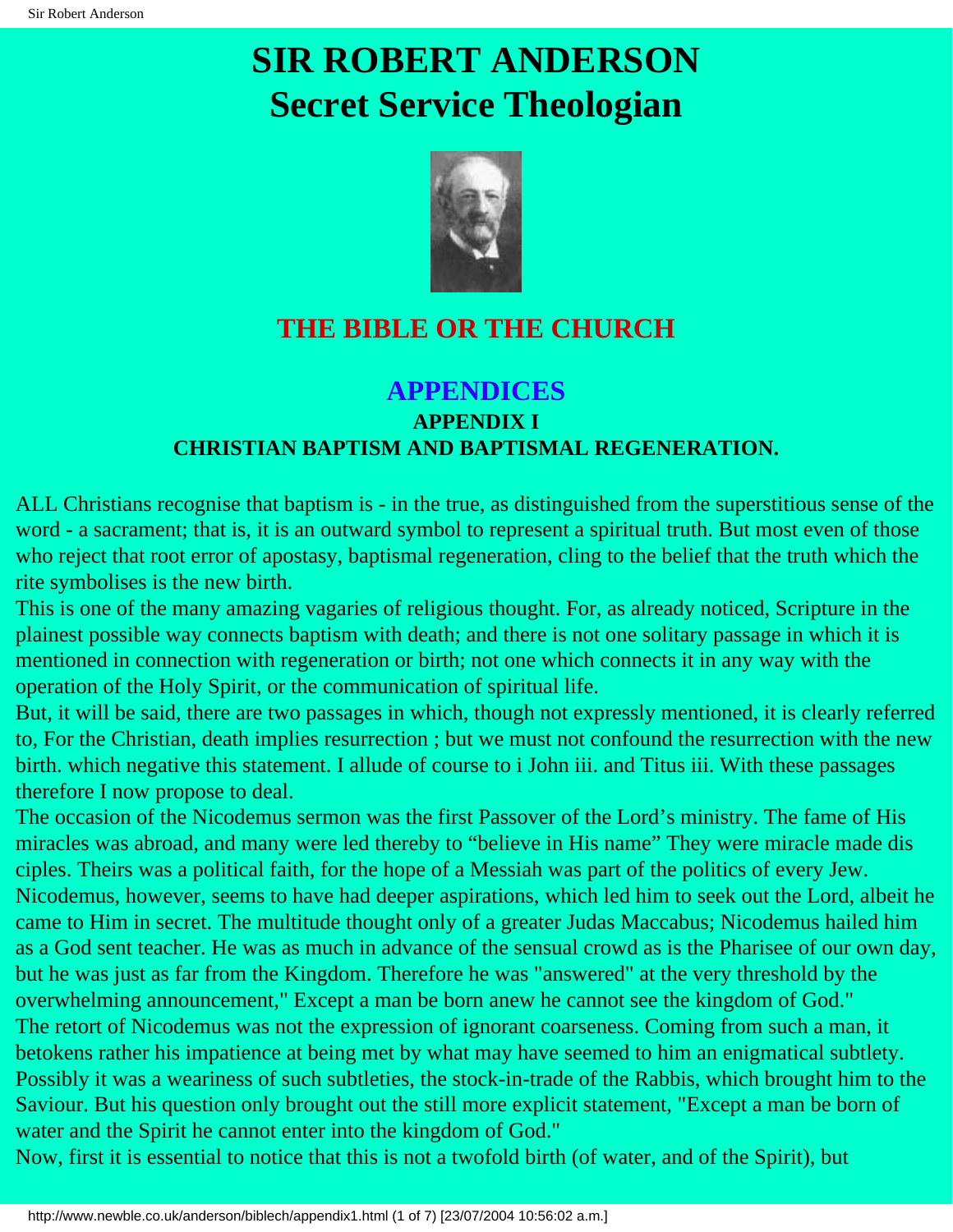# SIR ROBERT ANDERSON
# Secret Service Theologian

## THE BIBLE OR THE CHURCH

## APPENDICES

### APPENDIX I
### CHRISTIAN BAPTISM AND BAPTISMAL REGENERATION.

ALL Christians recognise that baptism is - in the true, as distinguished from the superstitious sense of the word - a sacrament; that is, it is an outward symbol to represent a spiritual truth. But most even of those who reject that root error of apostasy, baptismal regeneration, cling to the belief that the truth which the rite symbolises is the new birth.

This is one of the many amazing vagaries of religious thought. For, as already noticed, Scripture in the plainest possible way connects baptism with death; and there is not one solitary passage in which it is mentioned in connection with regeneration or birth; not one which connects it in any way with the operation of the Holy Spirit, or the communication of spiritual life.

But, it will be said, there are two passages in which, though not expressly mentioned, it is clearly referred to, For the Christian, death implies resurrection ; but we must not confound the resurrection with the new birth. which negative this statement. I allude of course to i John iii. and Titus iii. With these passages therefore I now propose to deal.

The occasion of the Nicodemus sermon was the first Passover of the Lord's ministry. The fame of His miracles was abroad, and many were led thereby to "believe in His name" They were miracle made dis ciples. Theirs was a political faith, for the hope of a Messiah was part of the politics of every Jew. Nicodemus, however, seems to have had deeper aspirations, which led him to seek out the Lord, albeit he came to Him in secret. The multitude thought only of a greater Judas Maccabus; Nicodemus hailed him as a God sent teacher. He was as much in advance of the sensual crowd as is the Pharisee of our own day, but he was just as far from the Kingdom. Therefore he was "answered" at the very threshold by the overwhelming announcement," Except a man be born anew he cannot see the kingdom of God."

The retort of Nicodemus was not the expression of ignorant coarseness. Coming from such a man, it betokens rather his impatience at being met by what may have seemed to him an enigmatical subtlety. Possibly it was a weariness of such subtleties, the stock-in-trade of the Rabbis, which brought him to the Saviour. But his question only brought out the still more explicit statement, "Except a man be born of water and the Spirit he cannot enter into the kingdom of God."

Now, first it is essential to notice that this is not a twofold birth (of water, and of the Spirit), but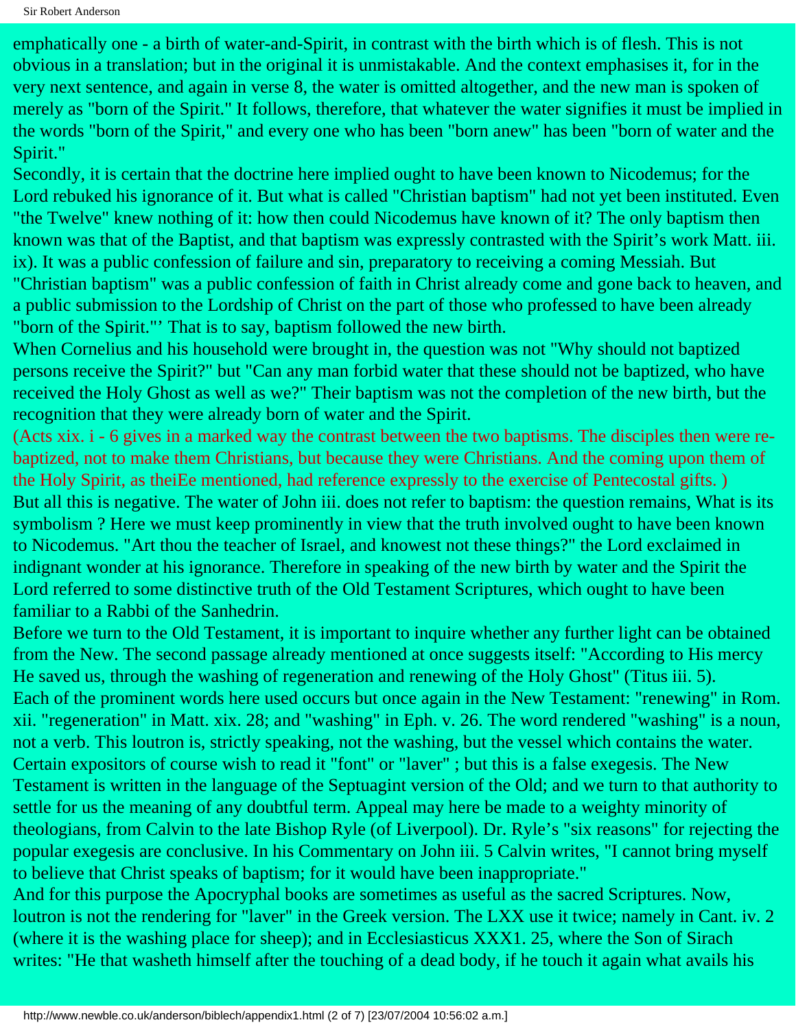emphatically one - a birth of water-and-Spirit, in contrast with the birth which is of flesh. This is not obvious in a translation; but in the original it is unmistakable. And the context emphasises it, for in the very next sentence, and again in verse 8, the water is omitted altogether, and the new man is spoken of merely as "born of the Spirit." It follows, therefore, that whatever the water signifies it must be implied in the words "born of the Spirit," and every one who has been "born anew" has been "born of water and the Spirit."

Secondly, it is certain that the doctrine here implied ought to have been known to Nicodemus; for the Lord rebuked his ignorance of it. But what is called "Christian baptism" had not yet been instituted. Even "the Twelve" knew nothing of it: how then could Nicodemus have known of it? The only baptism then known was that of the Baptist, and that baptism was expressly contrasted with the Spirit's work Matt. iii. ix). It was a public confession of failure and sin, preparatory to receiving a coming Messiah. But "Christian baptism" was a public confession of faith in Christ already come and gone back to heaven, and a public submission to the Lordship of Christ on the part of those who professed to have been already "born of the Spirit."' That is to say, baptism followed the new birth.

When Cornelius and his household were brought in, the question was not "Why should not baptized persons receive the Spirit?" but "Can any man forbid water that these should not be baptized, who have received the Holy Ghost as well as we?" Their baptism was not the completion of the new birth, but the recognition that they were already born of water and the Spirit.

(Acts xix. i - 6 gives in a marked way the contrast between the two baptisms. The disciples then were re-baptized, not to make them Christians, but because they were Christians. And the coming upon them of the Holy Spirit, as theiEe mentioned, had reference expressly to the exercise of Pentecostal gifts. )

But all this is negative. The water of John iii. does not refer to baptism: the question remains, What is its symbolism ? Here we must keep prominently in view that the truth involved ought to have been known to Nicodemus. "Art thou the teacher of Israel, and knowest not these things?" the Lord exclaimed in indignant wonder at his ignorance. Therefore in speaking of the new birth by water and the Spirit the Lord referred to some distinctive truth of the Old Testament Scriptures, which ought to have been familiar to a Rabbi of the Sanhedrin.

Before we turn to the Old Testament, it is important to inquire whether any further light can be obtained from the New. The second passage already mentioned at once suggests itself: "According to His mercy He saved us, through the washing of regeneration and renewing of the Holy Ghost" (Titus iii. 5).

Each of the prominent words here used occurs but once again in the New Testament: "renewing" in Rom. xii. "regeneration" in Matt. xix. 28; and "washing" in Eph. v. 26. The word rendered "washing" is a noun, not a verb. This loutron is, strictly speaking, not the washing, but the vessel which contains the water. Certain expositors of course wish to read it "font" or "laver" ; but this is a false exegesis. The New Testament is written in the language of the Septuagint version of the Old; and we turn to that authority to settle for us the meaning of any doubtful term. Appeal may here be made to a weighty minority of theologians, from Calvin to the late Bishop Ryle (of Liverpool). Dr. Ryle's "six reasons" for rejecting the popular exegesis are conclusive. In his Commentary on John iii. 5 Calvin writes, "I cannot bring myself to believe that Christ speaks of baptism; for it would have been inappropriate."

And for this purpose the Apocryphal books are sometimes as useful as the sacred Scriptures. Now, loutron is not the rendering for "laver" in the Greek version. The LXX use it twice; namely in Cant. iv. 2 (where it is the washing place for sheep); and in Ecclesiasticus XXX1. 25, where the Son of Sirach writes: "He that washeth himself after the touching of a dead body, if he touch it again what avails his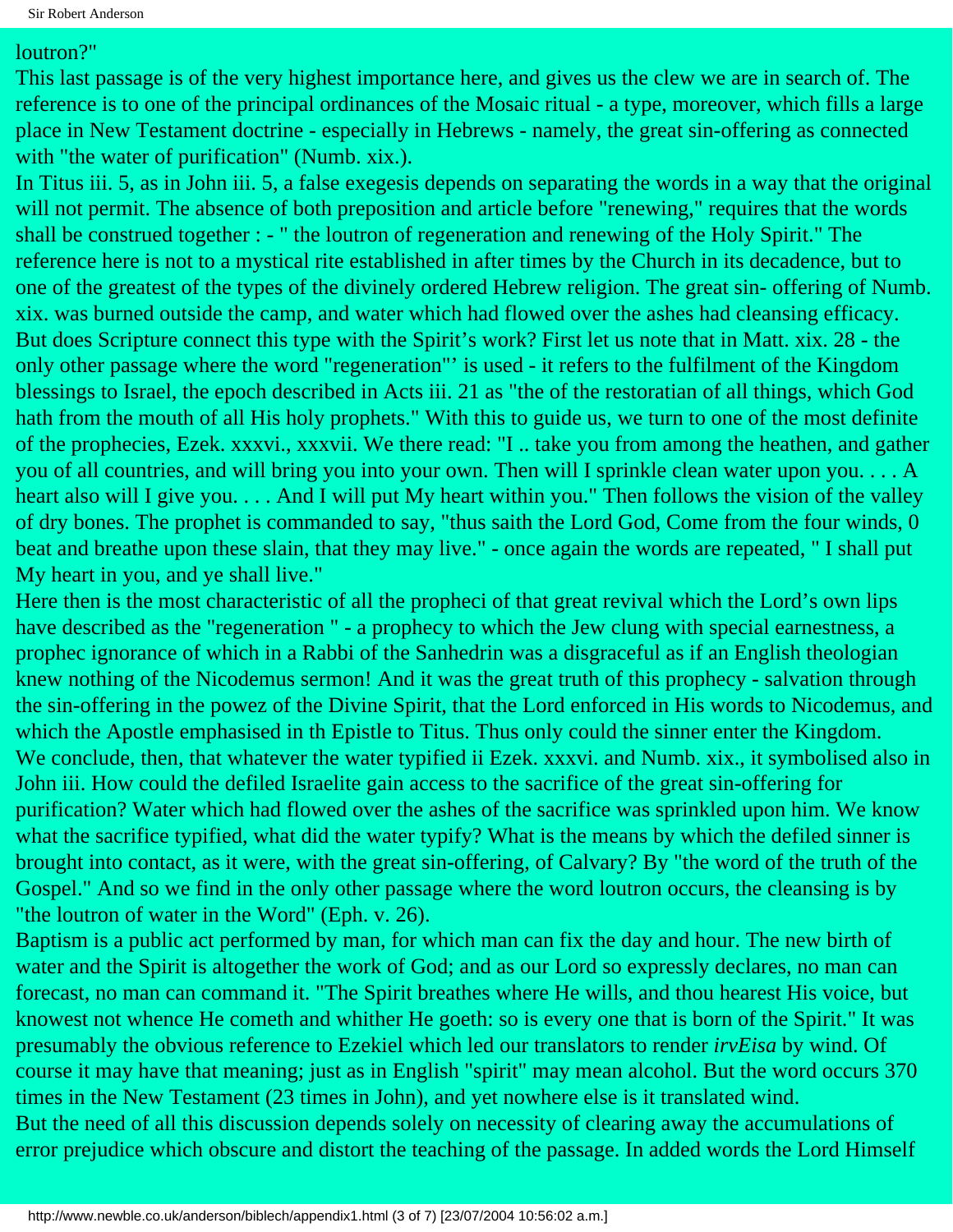loutron?"

This last passage is of the very highest importance here, and gives us the clew we are in search of. The reference is to one of the principal ordinances of the Mosaic ritual - a type, moreover, which fills a large place in New Testament doctrine - especially in Hebrews - namely, the great sin-offering as connected with "the water of purification" (Numb. xix.).

In Titus iii. 5, as in John iii. 5, a false exegesis depends on separating the words in a way that the original will not permit. The absence of both preposition and article before "renewing," requires that the words shall be construed together : - " the loutron of regeneration and renewing of the Holy Spirit." The reference here is not to a mystical rite established in after times by the Church in its decadence, but to one of the greatest of the types of the divinely ordered Hebrew religion. The great sin- offering of Numb. xix. was burned outside the camp, and water which had flowed over the ashes had cleansing efficacy. But does Scripture connect this type with the Spirit's work? First let us note that in Matt. xix. 28 - the only other passage where the word "regeneration"' is used - it refers to the fulfilment of the Kingdom blessings to Israel, the epoch described in Acts iii. 21 as "the of the restoratian of all things, which God hath from the mouth of all His holy prophets." With this to guide us, we turn to one of the most definite of the prophecies, Ezek. xxxvi., xxxvii. We there read: "I .. take you from among the heathen, and gather you of all countries, and will bring you into your own. Then will I sprinkle clean water upon you. . . . A heart also will I give you. . . . And I will put My heart within you." Then follows the vision of the valley of dry bones. The prophet is commanded to say, "thus saith the Lord God, Come from the four winds, 0 beat and breathe upon these slain, that they may live." - once again the words are repeated, " I shall put My heart in you, and ye shall live."

Here then is the most characteristic of all the propheci of that great revival which the Lord's own lips have described as the "regeneration " - a prophecy to which the Jew clung with special earnestness, a prophec ignorance of which in a Rabbi of the Sanhedrin was a disgraceful as if an English theologian knew nothing of the Nicodemus sermon! And it was the great truth of this prophecy - salvation through the sin-offering in the powez of the Divine Spirit, that the Lord enforced in His words to Nicodemus, and which the Apostle emphasised in th Epistle to Titus. Thus only could the sinner enter the Kingdom.

We conclude, then, that whatever the water typified ii Ezek. xxxvi. and Numb. xix., it symbolised also in John iii. How could the defiled Israelite gain access to the sacrifice of the great sin-offering for purification? Water which had flowed over the ashes of the sacrifice was sprinkled upon him. We know what the sacrifice typified, what did the water typify? What is the means by which the defiled sinner is brought into contact, as it were, with the great sin-offering, of Calvary? By "the word of the truth of the Gospel." And so we find in the only other passage where the word loutron occurs, the cleansing is by "the loutron of water in the Word" (Eph. v. 26).

Baptism is a public act performed by man, for which man can fix the day and hour. The new birth of water and the Spirit is altogether the work of God; and as our Lord so expressly declares, no man can forecast, no man can command it. "The Spirit breathes where He wills, and thou hearest His voice, but knowest not whence He cometh and whither He goeth: so is every one that is born of the Spirit." It was presumably the obvious reference to Ezekiel which led our translators to render *irvEisa* by wind. Of course it may have that meaning; just as in English "spirit" may mean alcohol. But the word occurs 370 times in the New Testament (23 times in John), and yet nowhere else is it translated wind.

But the need of all this discussion depends solely on necessity of clearing away the accumulations of error prejudice which obscure and distort the teaching of the passage. In added words the Lord Himself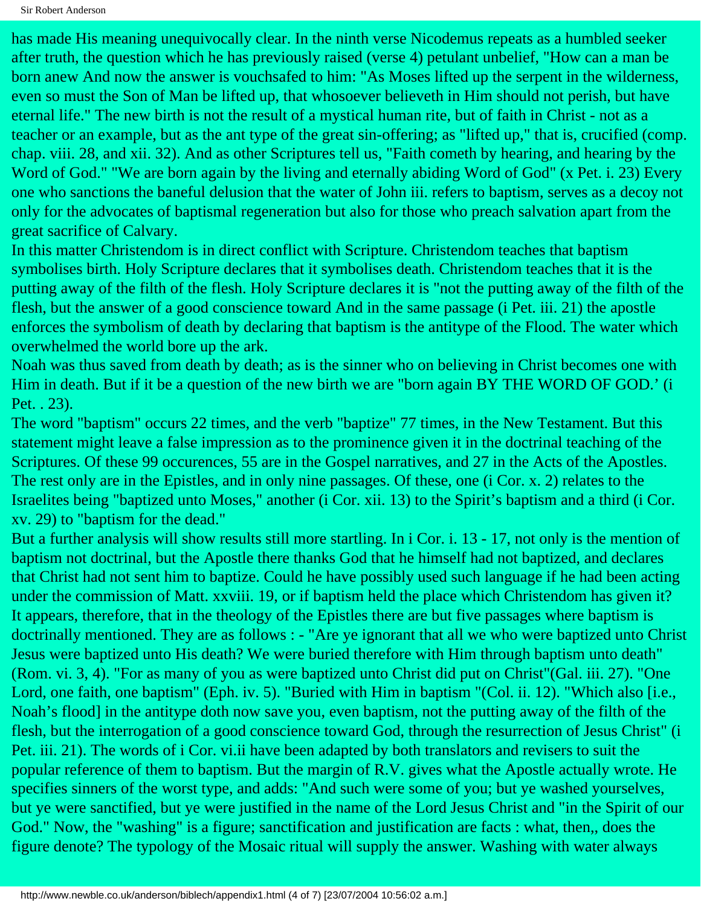has made His meaning unequivocally clear. In the ninth verse Nicodemus repeats as a humbled seeker after truth, the question which he has previously raised (verse 4) petulant unbelief, "How can a man be born anew And now the answer is vouchsafed to him: "As Moses lifted up the serpent in the wilderness, even so must the Son of Man be lifted up, that whosoever believeth in Him should not perish, but have eternal life." The new birth is not the result of a mystical human rite, but of faith in Christ - not as a teacher or an example, but as the ant type of the great sin-offering; as "lifted up," that is, crucified (comp. chap. viii. 28, and xii. 32). And as other Scriptures tell us, "Faith cometh by hearing, and hearing by the Word of God." "We are born again by the living and eternally abiding Word of God" (x Pet. i. 23) Every one who sanctions the baneful delusion that the water of John iii. refers to baptism, serves as a decoy not only for the advocates of baptismal regeneration but also for those who preach salvation apart from the great sacrifice of Calvary.

In this matter Christendom is in direct conflict with Scripture. Christendom teaches that baptism symbolises birth. Holy Scripture declares that it symbolises death. Christendom teaches that it is the putting away of the filth of the flesh. Holy Scripture declares it is "not the putting away of the filth of the flesh, but the answer of a good conscience toward And in the same passage (i Pet. iii. 21) the apostle enforces the symbolism of death by declaring that baptism is the antitype of the Flood. The water which overwhelmed the world bore up the ark.

Noah was thus saved from death by death; as is the sinner who on believing in Christ becomes one with Him in death. But if it be a question of the new birth we are "born again BY THE WORD OF GOD.' (i Pet. . 23).

The word "baptism" occurs 22 times, and the verb "baptize" 77 times, in the New Testament. But this statement might leave a false impression as to the prominence given it in the doctrinal teaching of the Scriptures. Of these 99 occurences, 55 are in the Gospel narratives, and 27 in the Acts of the Apostles. The rest only are in the Epistles, and in only nine passages. Of these, one (i Cor. x. 2) relates to the Israelites being "baptized unto Moses," another (i Cor. xii. 13) to the Spirit's baptism and a third (i Cor. xv. 29) to "baptism for the dead."

But a further analysis will show results still more startling. In i Cor. i. 13 - 17, not only is the mention of baptism not doctrinal, but the Apostle there thanks God that he himself had not baptized, and declares that Christ had not sent him to baptize. Could he have possibly used such language if he had been acting under the commission of Matt. xxviii. 19, or if baptism held the place which Christendom has given it? It appears, therefore, that in the theology of the Epistles there are but five passages where baptism is doctrinally mentioned. They are as follows : - "Are ye ignorant that all we who were baptized unto Christ Jesus were baptized unto His death? We were buried therefore with Him through baptism unto death" (Rom. vi. 3, 4). "For as many of you as were baptized unto Christ did put on Christ"(Gal. iii. 27). "One Lord, one faith, one baptism" (Eph. iv. 5). "Buried with Him in baptism "(Col. ii. 12). "Which also [i.e., Noah's flood] in the antitype doth now save you, even baptism, not the putting away of the filth of the flesh, but the interrogation of a good conscience toward God, through the resurrection of Jesus Christ" (i Pet. iii. 21). The words of i Cor. vi.ii have been adapted by both translators and revisers to suit the popular reference of them to baptism. But the margin of R.V. gives what the Apostle actually wrote. He specifies sinners of the worst type, and adds: "And such were some of you; but ye washed yourselves, but ye were sanctified, but ye were justified in the name of the Lord Jesus Christ and "in the Spirit of our God." Now, the "washing" is a figure; sanctification and justification are facts : what, then,, does the figure denote? The typology of the Mosaic ritual will supply the answer. Washing with water always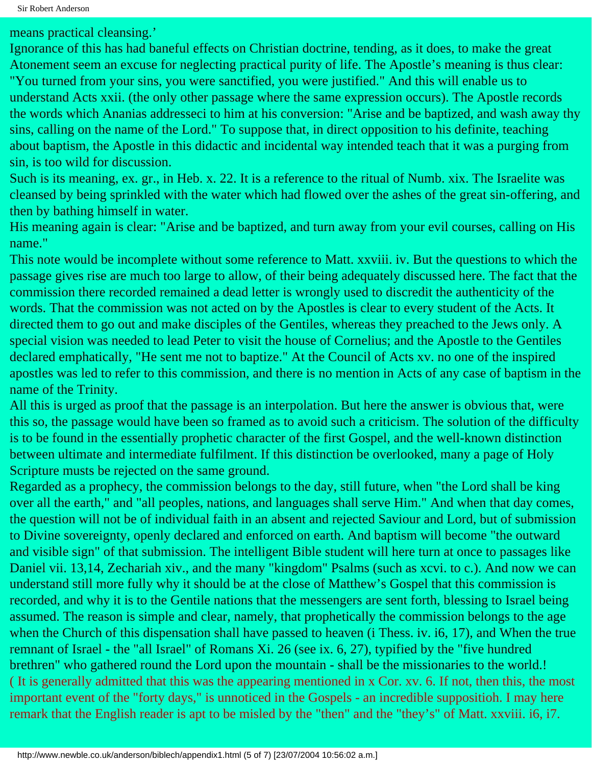means practical cleansing.'

Ignorance of this has had baneful effects on Christian doctrine, tending, as it does, to make the great Atonement seem an excuse for neglecting practical purity of life. The Apostle's meaning is thus clear: "You turned from your sins, you were sanctified, you were justified." And this will enable us to understand Acts xxii. (the only other passage where the same expression occurs). The Apostle records the words which Ananias addresseci to him at his conversion: "Arise and be baptized, and wash away thy sins, calling on the name of the Lord." To suppose that, in direct opposition to his definite, teaching about baptism, the Apostle in this didactic and incidental way intended teach that it was a purging from sin, is too wild for discussion.

Such is its meaning, ex. gr., in Heb. x. 22. It is a reference to the ritual of Numb. xix. The Israelite was cleansed by being sprinkled with the water which had flowed over the ashes of the great sin-offering, and then by bathing himself in water.

His meaning again is clear: "Arise and be baptized, and turn away from your evil courses, calling on His name."

This note would be incomplete without some reference to Matt. xxviii. iv. But the questions to which the passage gives rise are much too large to allow, of their being adequately discussed here. The fact that the commission there recorded remained a dead letter is wrongly used to discredit the authenticity of the words. That the commission was not acted on by the Apostles is clear to every student of the Acts. It directed them to go out and make disciples of the Gentiles, whereas they preached to the Jews only. A special vision was needed to lead Peter to visit the house of Cornelius; and the Apostle to the Gentiles declared emphatically, "He sent me not to baptize." At the Council of Acts xv. no one of the inspired apostles was led to refer to this commission, and there is no mention in Acts of any case of baptism in the name of the Trinity.

All this is urged as proof that the passage is an interpolation. But here the answer is obvious that, were this so, the passage would have been so framed as to avoid such a criticism. The solution of the difficulty is to be found in the essentially prophetic character of the first Gospel, and the well-known distinction between ultimate and intermediate fulfilment. If this distinction be overlooked, many a page of Holy Scripture musts be rejected on the same ground.

Regarded as a prophecy, the commission belongs to the day, still future, when "the Lord shall be king over all the earth," and "all peoples, nations, and languages shall serve Him." And when that day comes, the question will not be of individual faith in an absent and rejected Saviour and Lord, but of submission to Divine sovereignty, openly declared and enforced on earth. And baptism will become "the outward and visible sign" of that submission. The intelligent Bible student will here turn at once to passages like Daniel vii. 13,14, Zechariah xiv., and the many "kingdom" Psalms (such as xcvi. to c.). And now we can understand still more fully why it should be at the close of Matthew's Gospel that this commission is recorded, and why it is to the Gentile nations that the messengers are sent forth, blessing to Israel being assumed. The reason is simple and clear, namely, that prophetically the commission belongs to the age when the Church of this dispensation shall have passed to heaven (i Thess. iv. i6, 17), and When the true remnant of Israel - the "all Israel" of Romans Xi. 26 (see ix. 6, 27), typified by the "five hundred brethren" who gathered round the Lord upon the mountain - shall be the missionaries to the world.!

( It is generally admitted that this was the appearing mentioned in x Cor. xv. 6. If not, then this, the most important event of the "forty days," is unnoticed in the Gospels - an incredible suppositioh. I may here remark that the English reader is apt to be misled by the "then" and the "they's" of Matt. xxviii. i6, i7.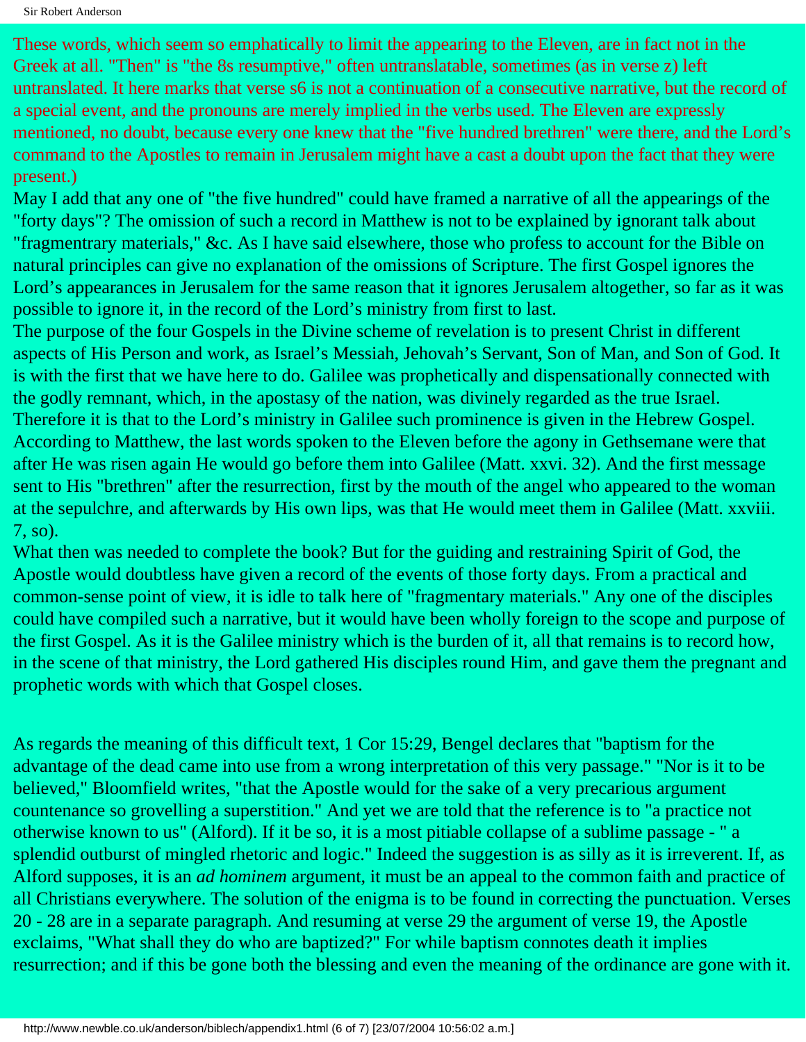These words, which seem so emphatically to limit the appearing to the Eleven, are in fact not in the Greek at all. "Then" is "the 8s resumptive," often untranslatable, sometimes (as in verse z) left untranslated. It here marks that verse s6 is not a continuation of a consecutive narrative, but the record of a special event, and the pronouns are merely implied in the verbs used. The Eleven are expressly mentioned, no doubt, because every one knew that the "five hundred brethren" were there, and the Lord's command to the Apostles to remain in Jerusalem might have a cast a doubt upon the fact that they were present.)

May I add that any one of "the five hundred" could have framed a narrative of all the appearings of the "forty days"? The omission of such a record in Matthew is not to be explained by ignorant talk about "fragmentrary materials," &c. As I have said elsewhere, those who profess to account for the Bible on natural principles can give no explanation of the omissions of Scripture. The first Gospel ignores the Lord's appearances in Jerusalem for the same reason that it ignores Jerusalem altogether, so far as it was possible to ignore it, in the record of the Lord's ministry from first to last.

The purpose of the four Gospels in the Divine scheme of revelation is to present Christ in different aspects of His Person and work, as Israel's Messiah, Jehovah's Servant, Son of Man, and Son of God. It is with the first that we have here to do. Galilee was prophetically and dispensationally connected with the godly remnant, which, in the apostasy of the nation, was divinely regarded as the true Israel. Therefore it is that to the Lord's ministry in Galilee such prominence is given in the Hebrew Gospel. According to Matthew, the last words spoken to the Eleven before the agony in Gethsemane were that after He was risen again He would go before them into Galilee (Matt. xxvi. 32). And the first message sent to His "brethren" after the resurrection, first by the mouth of the angel who appeared to the woman at the sepulchre, and afterwards by His own lips, was that He would meet them in Galilee (Matt. xxviii. 7, so).

What then was needed to complete the book? But for the guiding and restraining Spirit of God, the Apostle would doubtless have given a record of the events of those forty days. From a practical and common-sense point of view, it is idle to talk here of "fragmentary materials." Any one of the disciples could have compiled such a narrative, but it would have been wholly foreign to the scope and purpose of the first Gospel. As it is the Galilee ministry which is the burden of it, all that remains is to record how, in the scene of that ministry, the Lord gathered His disciples round Him, and gave them the pregnant and prophetic words with which that Gospel closes.

As regards the meaning of this difficult text, 1 Cor 15:29, Bengel declares that "baptism for the advantage of the dead came into use from a wrong interpretation of this very passage." "Nor is it to be believed," Bloomfield writes, "that the Apostle would for the sake of a very precarious argument countenance so grovelling a superstition." And yet we are told that the reference is to "a practice not otherwise known to us" (Alford). If it be so, it is a most pitiable collapse of a sublime passage - " a splendid outburst of mingled rhetoric and logic." Indeed the suggestion is as silly as it is irreverent. If, as Alford supposes, it is an *ad hominem* argument, it must be an appeal to the common faith and practice of all Christians everywhere. The solution of the enigma is to be found in correcting the punctuation. Verses 20 - 28 are in a separate paragraph. And resuming at verse 29 the argument of verse 19, the Apostle exclaims, "What shall they do who are baptized?" For while baptism connotes death it implies resurrection; and if this be gone both the blessing and even the meaning of the ordinance are gone with it.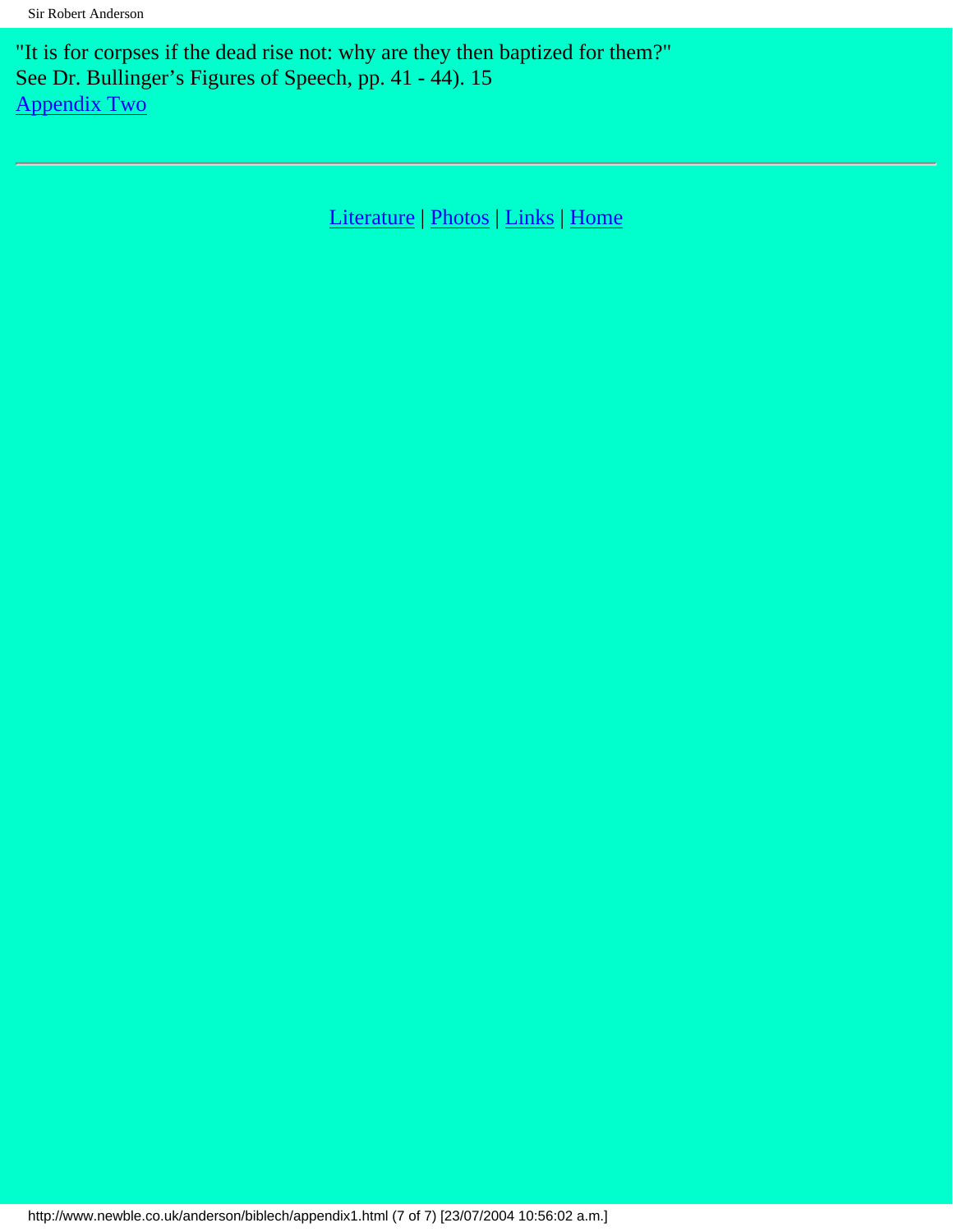"It is for corpses if the dead rise not: why are they then baptized for them?"
See Dr. Bullinger's Figures of Speech, pp. 41 - 44). 15
Appendix Two

---

Literature | Photos | Links | Home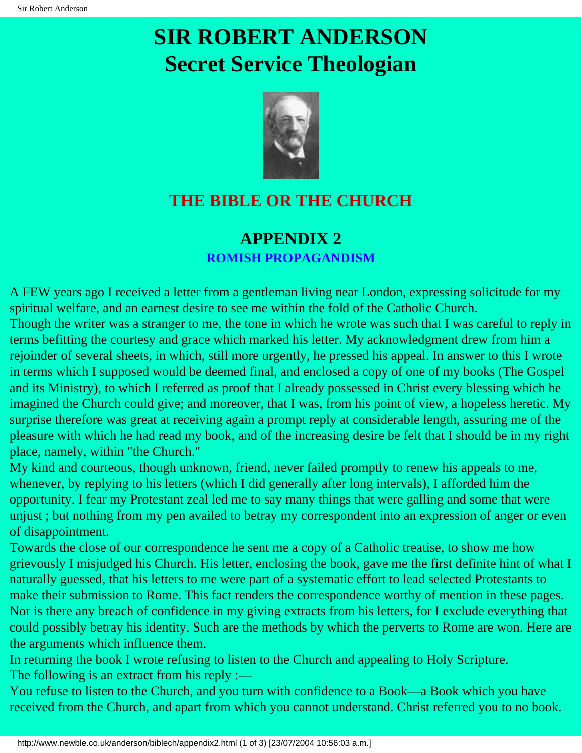# SIR ROBERT ANDERSON
# Secret Service Theologian

## THE BIBLE OR THE CHURCH

### APPENDIX 2
### ROMISH PROPAGANDISM

A FEW years ago I received a letter from a gentleman living near London, expressing solicitude for my spiritual welfare, and an earnest desire to see me within the fold of the Catholic Church.

Though the writer was a stranger to me, the tone in which he wrote was such that I was careful to reply in terms befitting the courtesy and grace which marked his letter. My acknowledgment drew from him a rejoinder of several sheets, in which, still more urgently, he pressed his appeal. In answer to this I wrote in terms which I supposed would be deemed final, and enclosed a copy of one of my books (The Gospel and its Ministry), to which I referred as proof that I already possessed in Christ every blessing which he imagined the Church could give; and moreover, that I was, from his point of view, a hopeless heretic. My surprise therefore was great at receiving again a prompt reply at considerable length, assuring me of the pleasure with which he had read my book, and of the increasing desire be felt that I should be in my right place, namely, within "the Church."

My kind and courteous, though unknown, friend, never failed promptly to renew his appeals to me, whenever, by replying to his letters (which I did generally after long intervals), I afforded him the opportunity. I fear my Protestant zeal led me to say many things that were galling and some that were unjust ; but nothing from my pen availed to betray my correspondent into an expression of anger or even of disappointment.

Towards the close of our correspondence he sent me a copy of a Catholic treatise, to show me how grievously I misjudged his Church. His letter, enclosing the book, gave me the first definite hint of what I naturally guessed, that his letters to me were part of a systematic effort to lead selected Protestants to make their submission to Rome. This fact renders the correspondence worthy of mention in these pages. Nor is there any breach of confidence in my giving extracts from his letters, for I exclude everything that could possibly betray his identity. Such are the methods by which the perverts to Rome are won. Here are the arguments which influence them.

In returning the book I wrote refusing to listen to the Church and appealing to Holy Scripture.

The following is an extract from his reply :—

You refuse to listen to the Church, and you turn with confidence to a Book—a Book which you have received from the Church, and apart from which you cannot understand. Christ referred you to no book.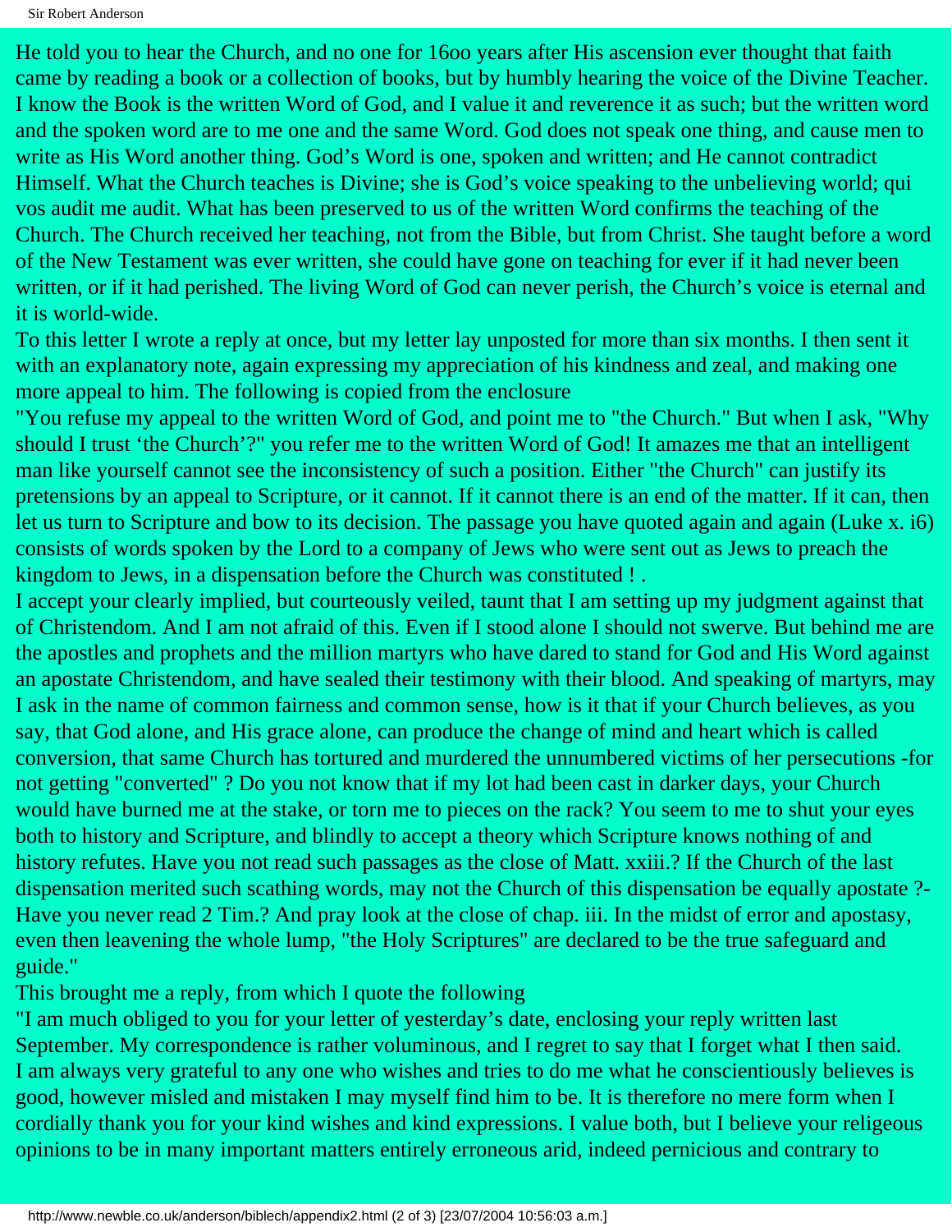He told you to hear the Church, and no one for 16oo years after His ascension ever thought that faith came by reading a book or a collection of books, but by humbly hearing the voice of the Divine Teacher. I know the Book is the written Word of God, and I value it and reverence it as such; but the written word and the spoken word are to me one and the same Word. God does not speak one thing, and cause men to write as His Word another thing. God's Word is one, spoken and written; and He cannot contradict Himself. What the Church teaches is Divine; she is God's voice speaking to the unbelieving world; qui vos audit me audit. What has been preserved to us of the written Word confirms the teaching of the Church. The Church received her teaching, not from the Bible, but from Christ. She taught before a word of the New Testament was ever written, she could have gone on teaching for ever if it had never been written, or if it had perished. The living Word of God can never perish, the Church's voice is eternal and it is world-wide.

To this letter I wrote a reply at once, but my letter lay unposted for more than six months. I then sent it with an explanatory note, again expressing my appreciation of his kindness and zeal, and making one more appeal to him. The following is copied from the enclosure

"You refuse my appeal to the written Word of God, and point me to "the Church." But when I ask, "Why should I trust 'the Church'?" you refer me to the written Word of God! It amazes me that an intelligent man like yourself cannot see the inconsistency of such a position. Either "the Church" can justify its pretensions by an appeal to Scripture, or it cannot. If it cannot there is an end of the matter. If it can, then let us turn to Scripture and bow to its decision. The passage you have quoted again and again (Luke x. i6) consists of words spoken by the Lord to a company of Jews who were sent out as Jews to preach the kingdom to Jews, in a dispensation before the Church was constituted ! .

I accept your clearly implied, but courteously veiled, taunt that I am setting up my judgment against that of Christendom. And I am not afraid of this. Even if I stood alone I should not swerve. But behind me are the apostles and prophets and the million martyrs who have dared to stand for God and His Word against an apostate Christendom, and have sealed their testimony with their blood. And speaking of martyrs, may I ask in the name of common fairness and common sense, how is it that if your Church believes, as you say, that God alone, and His grace alone, can produce the change of mind and heart which is called conversion, that same Church has tortured and murdered the unnumbered victims of her persecutions -for not getting "converted" ? Do you not know that if my lot had been cast in darker days, your Church would have burned me at the stake, or torn me to pieces on the rack? You seem to me to shut your eyes both to history and Scripture, and blindly to accept a theory which Scripture knows nothing of and history refutes. Have you not read such passages as the close of Matt. xxiii.? If the Church of the last dispensation merited such scathing words, may not the Church of this dispensation be equally apostate ?- Have you never read 2 Tim.? And pray look at the close of chap. iii. In the midst of error and apostasy, even then leavening the whole lump, "the Holy Scriptures" are declared to be the true safeguard and guide."

This brought me a reply, from which I quote the following

"I am much obliged to you for your letter of yesterday's date, enclosing your reply written last September. My correspondence is rather voluminous, and I regret to say that I forget what I then said. I am always very grateful to any one who wishes and tries to do me what he conscientiously believes is good, however misled and mistaken I may myself find him to be. It is therefore no mere form when I cordially thank you for your kind wishes and kind expressions. I value both, but I believe your religeous opinions to be in many important matters entirely erroneous arid, indeed pernicious and contrary to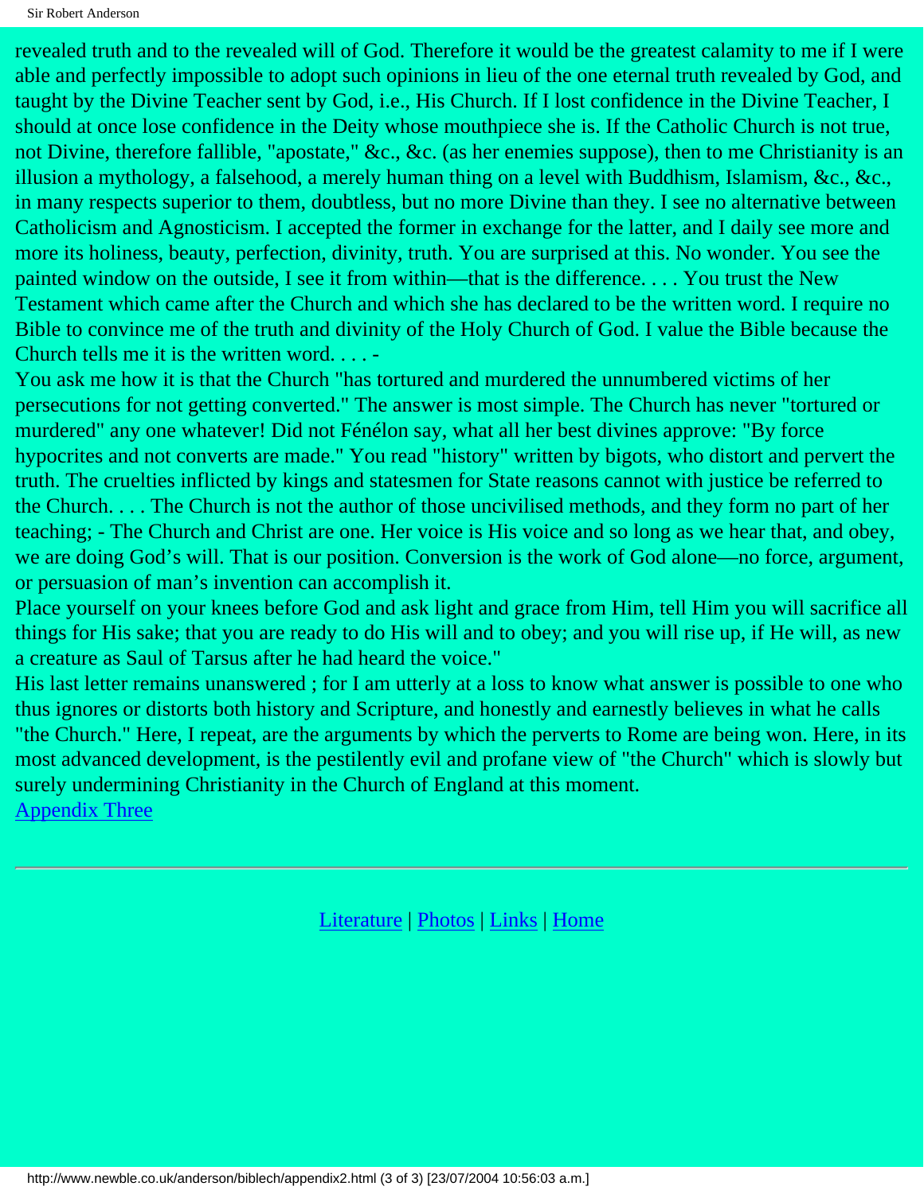revealed truth and to the revealed will of God. Therefore it would be the greatest calamity to me if I were able and perfectly impossible to adopt such opinions in lieu of the one eternal truth revealed by God, and taught by the Divine Teacher sent by God, i.e., His Church. If I lost confidence in the Divine Teacher, I should at once lose confidence in the Deity whose mouthpiece she is. If the Catholic Church is not true, not Divine, therefore fallible, "apostate," &c., &c. (as her enemies suppose), then to me Christianity is an illusion a mythology, a falsehood, a merely human thing on a level with Buddhism, Islamism, &c., &c., in many respects superior to them, doubtless, but no more Divine than they. I see no alternative between Catholicism and Agnosticism. I accepted the former in exchange for the latter, and I daily see more and more its holiness, beauty, perfection, divinity, truth. You are surprised at this. No wonder. You see the painted window on the outside, I see it from within—that is the difference. . . . You trust the New Testament which came after the Church and which she has declared to be the written word. I require no Bible to convince me of the truth and divinity of the Holy Church of God. I value the Bible because the Church tells me it is the written word. . . . -

You ask me how it is that the Church "has tortured and murdered the unnumbered victims of her persecutions for not getting converted." The answer is most simple. The Church has never "tortured or murdered" any one whatever! Did not Fénélon say, what all her best divines approve: "By force hypocrites and not converts are made." You read "history" written by bigots, who distort and pervert the truth. The cruelties inflicted by kings and statesmen for State reasons cannot with justice be referred to the Church. . . . The Church is not the author of those uncivilised methods, and they form no part of her teaching; - The Church and Christ are one. Her voice is His voice and so long as we hear that, and obey, we are doing God's will. That is our position. Conversion is the work of God alone—no force, argument, or persuasion of man's invention can accomplish it.

Place yourself on your knees before God and ask light and grace from Him, tell Him you will sacrifice all things for His sake; that you are ready to do His will and to obey; and you will rise up, if He will, as new a creature as Saul of Tarsus after he had heard the voice."

His last letter remains unanswered ; for I am utterly at a loss to know what answer is possible to one who thus ignores or distorts both history and Scripture, and honestly and earnestly believes in what he calls "the Church." Here, I repeat, are the arguments by which the perverts to Rome are being won. Here, in its most advanced development, is the pestilently evil and profane view of "the Church" which is slowly but surely undermining Christianity in the Church of England at this moment.

Appendix Three

---

Literature | Photos | Links | Home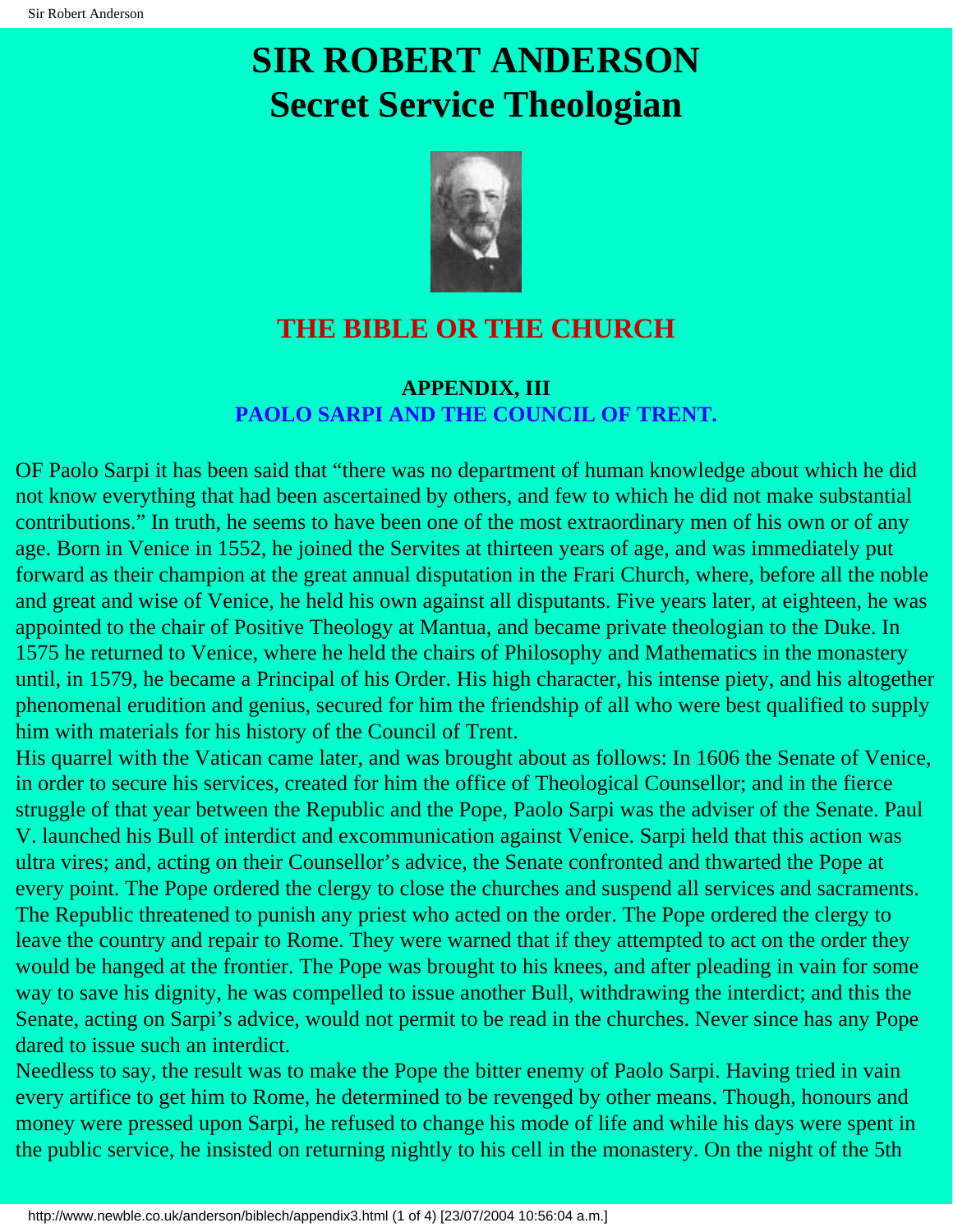# SIR ROBERT ANDERSON
# Secret Service Theologian

## THE BIBLE OR THE CHURCH

### APPENDIX, III
### PAOLO SARPI AND THE COUNCIL OF TRENT.

OF Paolo Sarpi it has been said that "there was no department of human knowledge about which he did not know everything that had been ascertained by others, and few to which he did not make substantial contributions." In truth, he seems to have been one of the most extraordinary men of his own or of any age. Born in Venice in 1552, he joined the Servites at thirteen years of age, and was immediately put forward as their champion at the great annual disputation in the Frari Church, where, before all the noble and great and wise of Venice, he held his own against all disputants. Five years later, at eighteen, he was appointed to the chair of Positive Theology at Mantua, and became private theologian to the Duke. In 1575 he returned to Venice, where he held the chairs of Philosophy and Mathematics in the monastery until, in 1579, he became a Principal of his Order. His high character, his intense piety, and his altogether phenomenal erudition and genius, secured for him the friendship of all who were best qualified to supply him with materials for his history of the Council of Trent.

His quarrel with the Vatican came later, and was brought about as follows: In 1606 the Senate of Venice, in order to secure his services, created for him the office of Theological Counsellor; and in the fierce struggle of that year between the Republic and the Pope, Paolo Sarpi was the adviser of the Senate. Paul V. launched his Bull of interdict and excommunication against Venice. Sarpi held that this action was ultra vires; and, acting on their Counsellor's advice, the Senate confronted and thwarted the Pope at every point. The Pope ordered the clergy to close the churches and suspend all services and sacraments. The Republic threatened to punish any priest who acted on the order. The Pope ordered the clergy to leave the country and repair to Rome. They were warned that if they attempted to act on the order they would be hanged at the frontier. The Pope was brought to his knees, and after pleading in vain for some way to save his dignity, he was compelled to issue another Bull, withdrawing the interdict; and this the Senate, acting on Sarpi's advice, would not permit to be read in the churches. Never since has any Pope dared to issue such an interdict.

Needless to say, the result was to make the Pope the bitter enemy of Paolo Sarpi. Having tried in vain every artifice to get him to Rome, he determined to be revenged by other means. Though, honours and money were pressed upon Sarpi, he refused to change his mode of life and while his days were spent in the public service, he insisted on returning nightly to his cell in the monastery. On the night of the 5th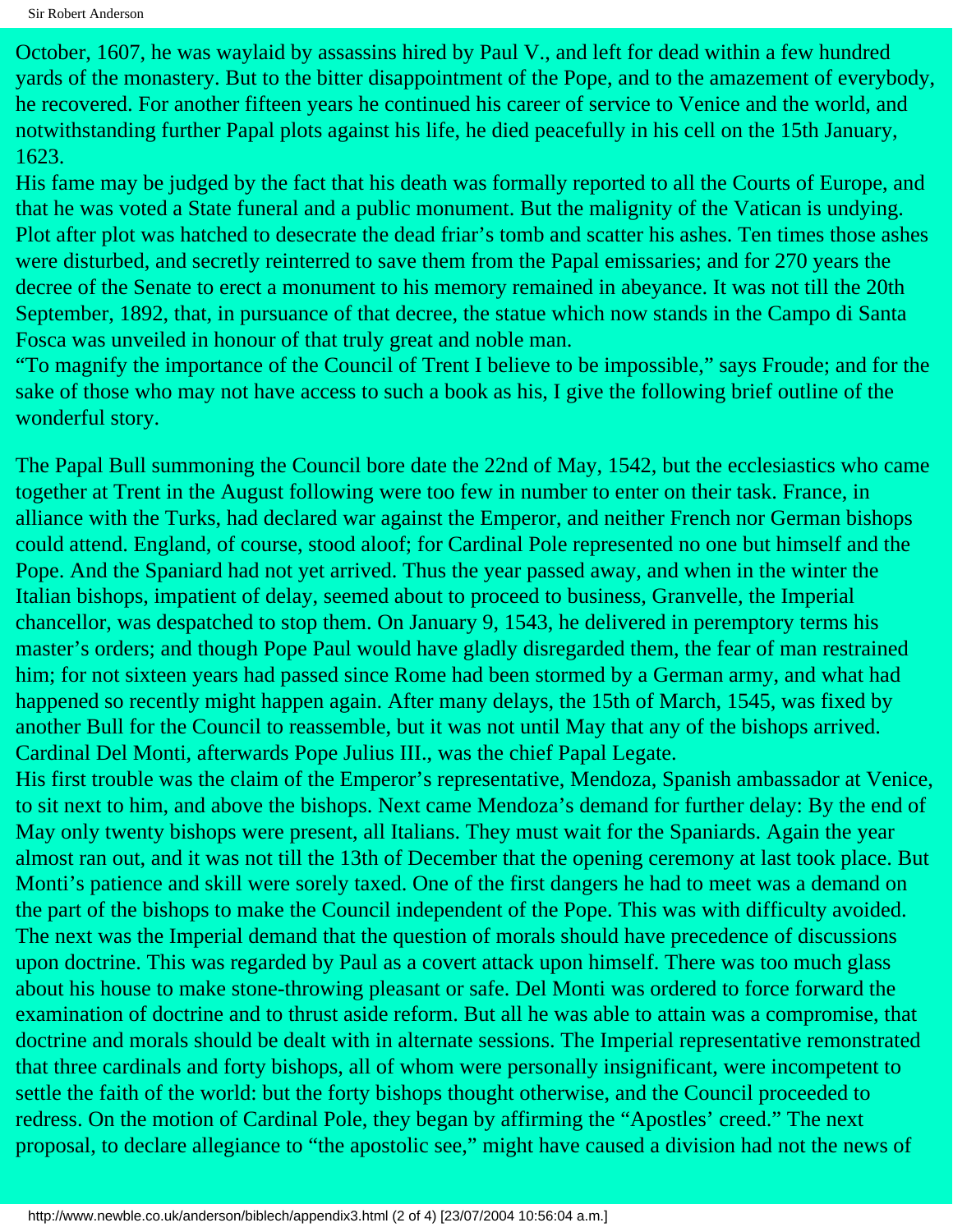October, 1607, he was waylaid by assassins hired by Paul V., and left for dead within a few hundred yards of the monastery. But to the bitter disappointment of the Pope, and to the amazement of everybody, he recovered. For another fifteen years he continued his career of service to Venice and the world, and notwithstanding further Papal plots against his life, he died peacefully in his cell on the 15th January, 1623.

His fame may be judged by the fact that his death was formally reported to all the Courts of Europe, and that he was voted a State funeral and a public monument. But the malignity of the Vatican is undying. Plot after plot was hatched to desecrate the dead friar's tomb and scatter his ashes. Ten times those ashes were disturbed, and secretly reinterred to save them from the Papal emissaries; and for 270 years the decree of the Senate to erect a monument to his memory remained in abeyance. It was not till the 20th September, 1892, that, in pursuance of that decree, the statue which now stands in the Campo di Santa Fosca was unveiled in honour of that truly great and noble man.

"To magnify the importance of the Council of Trent I believe to be impossible," says Froude; and for the sake of those who may not have access to such a book as his, I give the following brief outline of the wonderful story.

The Papal Bull summoning the Council bore date the 22nd of May, 1542, but the ecclesiastics who came together at Trent in the August following were too few in number to enter on their task. France, in alliance with the Turks, had declared war against the Emperor, and neither French nor German bishops could attend. England, of course, stood aloof; for Cardinal Pole represented no one but himself and the Pope. And the Spaniard had not yet arrived. Thus the year passed away, and when in the winter the Italian bishops, impatient of delay, seemed about to proceed to business, Granvelle, the Imperial chancellor, was despatched to stop them. On January 9, 1543, he delivered in peremptory terms his master's orders; and though Pope Paul would have gladly disregarded them, the fear of man restrained him; for not sixteen years had passed since Rome had been stormed by a German army, and what had happened so recently might happen again. After many delays, the 15th of March, 1545, was fixed by another Bull for the Council to reassemble, but it was not until May that any of the bishops arrived. Cardinal Del Monti, afterwards Pope Julius III., was the chief Papal Legate.

His first trouble was the claim of the Emperor's representative, Mendoza, Spanish ambassador at Venice, to sit next to him, and above the bishops. Next came Mendoza's demand for further delay: By the end of May only twenty bishops were present, all Italians. They must wait for the Spaniards. Again the year almost ran out, and it was not till the 13th of December that the opening ceremony at last took place. But Monti's patience and skill were sorely taxed. One of the first dangers he had to meet was a demand on the part of the bishops to make the Council independent of the Pope. This was with difficulty avoided. The next was the Imperial demand that the question of morals should have precedence of discussions upon doctrine. This was regarded by Paul as a covert attack upon himself. There was too much glass about his house to make stone-throwing pleasant or safe. Del Monti was ordered to force forward the examination of doctrine and to thrust aside reform. But all he was able to attain was a compromise, that doctrine and morals should be dealt with in alternate sessions. The Imperial representative remonstrated that three cardinals and forty bishops, all of whom were personally insignificant, were incompetent to settle the faith of the world: but the forty bishops thought otherwise, and the Council proceeded to redress. On the motion of Cardinal Pole, they began by affirming the "Apostles' creed." The next proposal, to declare allegiance to "the apostolic see," might have caused a division had not the news of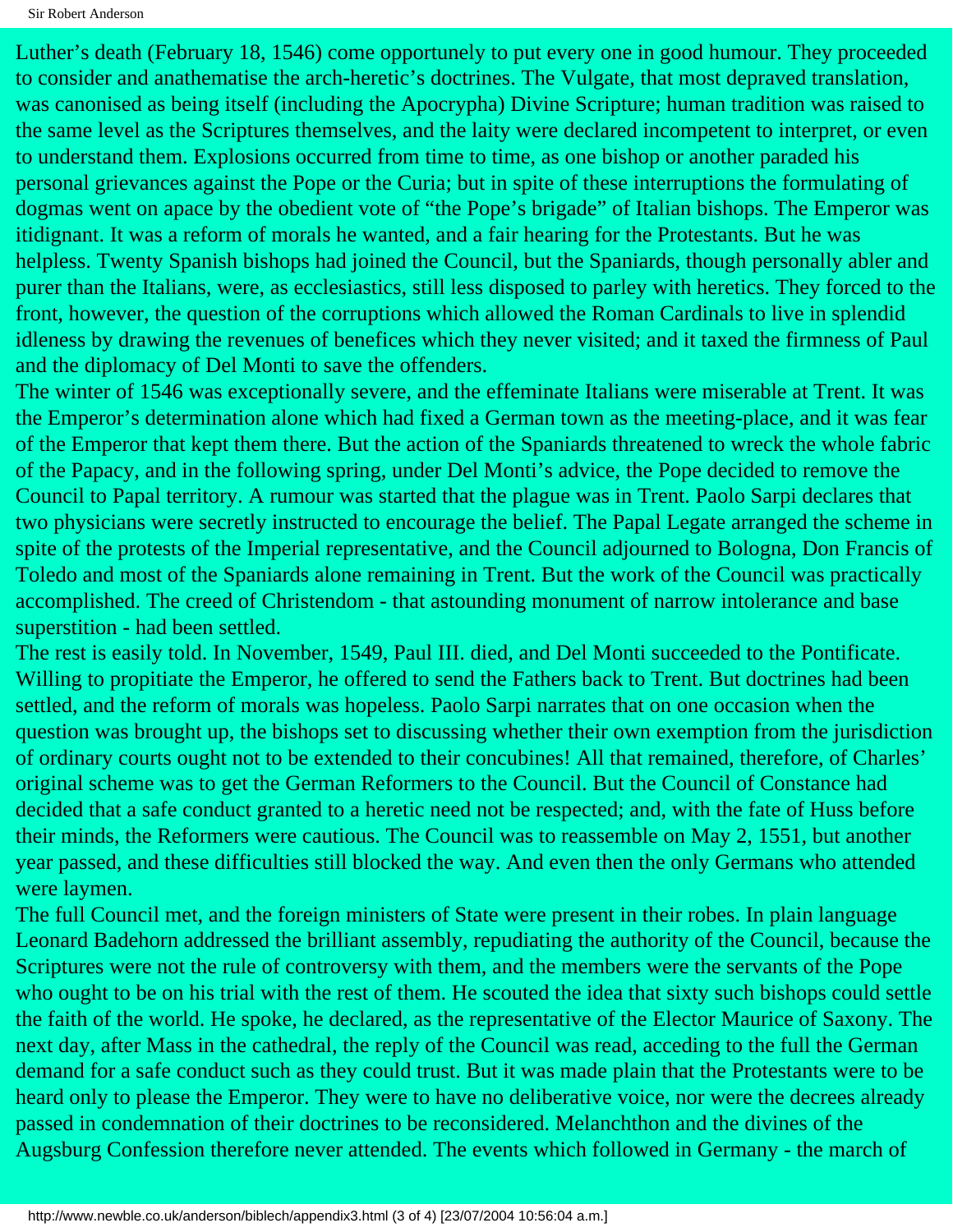Luther's death (February 18, 1546) come opportunely to put every one in good humour. They proceeded to consider and anathematise the arch-heretic's doctrines. The Vulgate, that most depraved translation, was canonised as being itself (including the Apocrypha) Divine Scripture; human tradition was raised to the same level as the Scriptures themselves, and the laity were declared incompetent to interpret, or even to understand them. Explosions occurred from time to time, as one bishop or another paraded his personal grievances against the Pope or the Curia; but in spite of these interruptions the formulating of dogmas went on apace by the obedient vote of "the Pope's brigade" of Italian bishops. The Emperor was itidignant. It was a reform of morals he wanted, and a fair hearing for the Protestants. But he was helpless. Twenty Spanish bishops had joined the Council, but the Spaniards, though personally abler and purer than the Italians, were, as ecclesiastics, still less disposed to parley with heretics. They forced to the front, however, the question of the corruptions which allowed the Roman Cardinals to live in splendid idleness by drawing the revenues of benefices which they never visited; and it taxed the firmness of Paul and the diplomacy of Del Monti to save the offenders.

The winter of 1546 was exceptionally severe, and the effeminate Italians were miserable at Trent. It was the Emperor's determination alone which had fixed a German town as the meeting-place, and it was fear of the Emperor that kept them there. But the action of the Spaniards threatened to wreck the whole fabric of the Papacy, and in the following spring, under Del Monti's advice, the Pope decided to remove the Council to Papal territory. A rumour was started that the plague was in Trent. Paolo Sarpi declares that two physicians were secretly instructed to encourage the belief. The Papal Legate arranged the scheme in spite of the protests of the Imperial representative, and the Council adjourned to Bologna, Don Francis of Toledo and most of the Spaniards alone remaining in Trent. But the work of the Council was practically accomplished. The creed of Christendom - that astounding monument of narrow intolerance and base superstition - had been settled.

The rest is easily told. In November, 1549, Paul III. died, and Del Monti succeeded to the Pontificate. Willing to propitiate the Emperor, he offered to send the Fathers back to Trent. But doctrines had been settled, and the reform of morals was hopeless. Paolo Sarpi narrates that on one occasion when the question was brought up, the bishops set to discussing whether their own exemption from the jurisdiction of ordinary courts ought not to be extended to their concubines! All that remained, therefore, of Charles' original scheme was to get the German Reformers to the Council. But the Council of Constance had decided that a safe conduct granted to a heretic need not be respected; and, with the fate of Huss before their minds, the Reformers were cautious. The Council was to reassemble on May 2, 1551, but another year passed, and these difficulties still blocked the way. And even then the only Germans who attended were laymen.

The full Council met, and the foreign ministers of State were present in their robes. In plain language Leonard Badehorn addressed the brilliant assembly, repudiating the authority of the Council, because the Scriptures were not the rule of controversy with them, and the members were the servants of the Pope who ought to be on his trial with the rest of them. He scouted the idea that sixty such bishops could settle the faith of the world. He spoke, he declared, as the representative of the Elector Maurice of Saxony. The next day, after Mass in the cathedral, the reply of the Council was read, acceding to the full the German demand for a safe conduct such as they could trust. But it was made plain that the Protestants were to be heard only to please the Emperor. They were to have no deliberative voice, nor were the decrees already passed in condemnation of their doctrines to be reconsidered. Melanchthon and the divines of the Augsburg Confession therefore never attended. The events which followed in Germany - the march of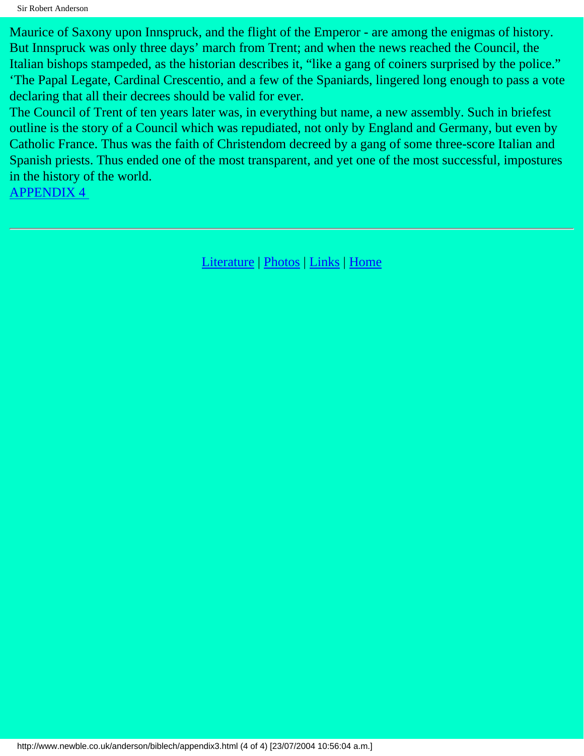Maurice of Saxony upon Innspruck, and the flight of the Emperor - are among the enigmas of history. But Innspruck was only three days' march from Trent; and when the news reached the Council, the Italian bishops stampeded, as the historian describes it, "like a gang of coiners surprised by the police." 'The Papal Legate, Cardinal Crescentio, and a few of the Spaniards, lingered long enough to pass a vote declaring that all their decrees should be valid for ever.

The Council of Trent of ten years later was, in everything but name, a new assembly. Such in briefest outline is the story of a Council which was repudiated, not only by England and Germany, but even by Catholic France. Thus was the faith of Christendom decreed by a gang of some three-score Italian and Spanish priests. Thus ended one of the most transparent, and yet one of the most successful, impostures in the history of the world.

APPENDIX 4

---

Literature | Photos | Links | Home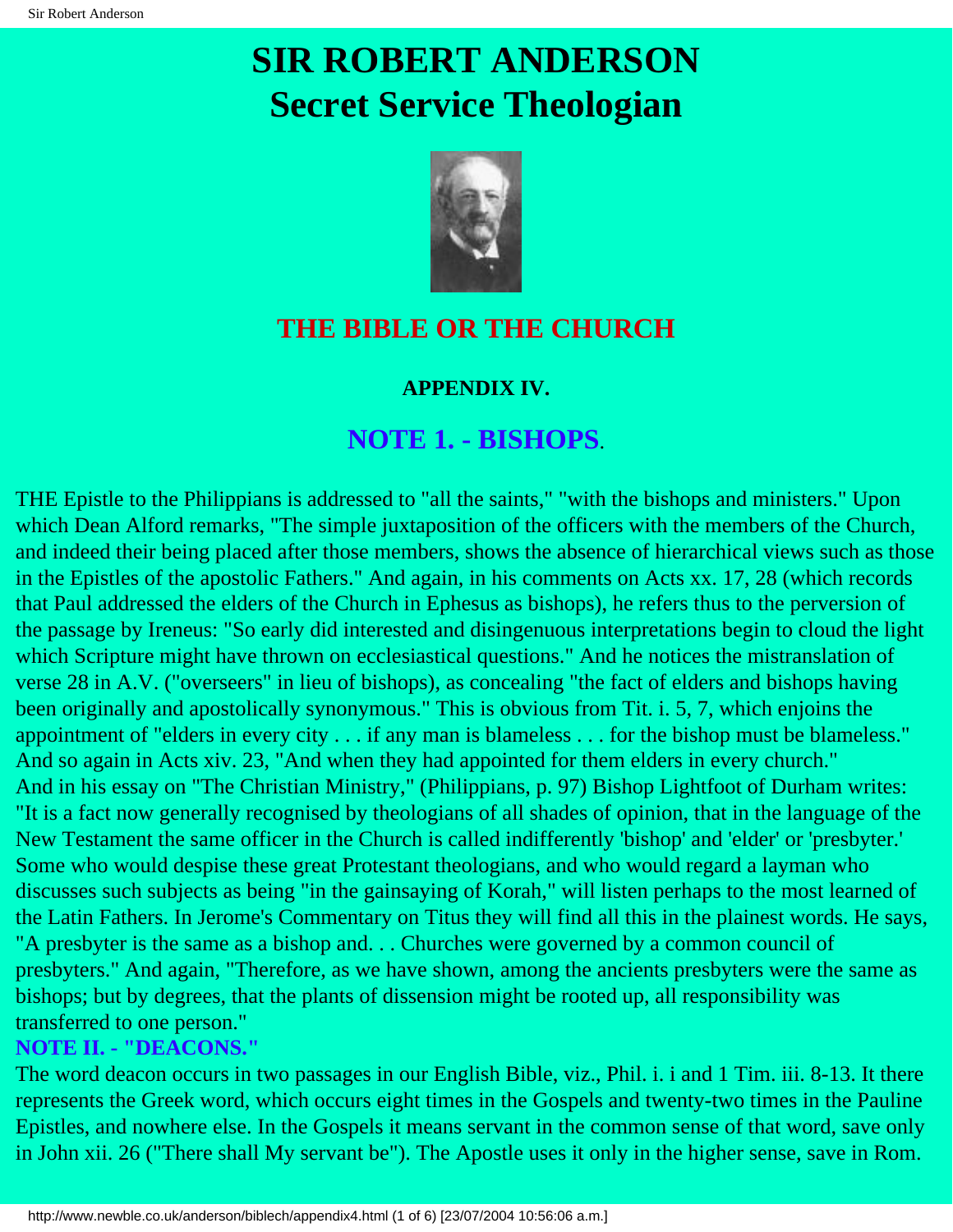# SIR ROBERT ANDERSON
# Secret Service Theologian

## THE BIBLE OR THE CHURCH

### APPENDIX IV.

## NOTE 1. - BISHOPS.

THE Epistle to the Philippians is addressed to "all the saints," "with the bishops and ministers." Upon which Dean Alford remarks, "The simple juxtaposition of the officers with the members of the Church, and indeed their being placed after those members, shows the absence of hierarchical views such as those in the Epistles of the apostolic Fathers." And again, in his comments on Acts xx. 17, 28 (which records that Paul addressed the elders of the Church in Ephesus as bishops), he refers thus to the perversion of the passage by Ireneus: "So early did interested and disingenuous interpretations begin to cloud the light which Scripture might have thrown on ecclesiastical questions." And he notices the mistranslation of verse 28 in A.V. ("overseers" in lieu of bishops), as concealing "the fact of elders and bishops having been originally and apostolically synonymous." This is obvious from Tit. i. 5, 7, which enjoins the appointment of "elders in every city . . . if any man is blameless . . . for the bishop must be blameless." And so again in Acts xiv. 23, "And when they had appointed for them elders in every church."
And in his essay on "The Christian Ministry," (Philippians, p. 97) Bishop Lightfoot of Durham writes: "It is a fact now generally recognised by theologians of all shades of opinion, that in the language of the New Testament the same officer in the Church is called indifferently 'bishop' and 'elder' or 'presbyter.' Some who would despise these great Protestant theologians, and who would regard a layman who discusses such subjects as being "in the gainsaying of Korah," will listen perhaps to the most learned of the Latin Fathers. In Jerome's Commentary on Titus they will find all this in the plainest words. He says, "A presbyter is the same as a bishop and. . . Churches were governed by a common council of presbyters." And again, "Therefore, as we have shown, among the ancients presbyters were the same as bishops; but by degrees, that the plants of dissension might be rooted up, all responsibility was transferred to one person."

## NOTE II. - "DEACONS."

The word deacon occurs in two passages in our English Bible, viz., Phil. i. i and 1 Tim. iii. 8-13. It there represents the Greek word, which occurs eight times in the Gospels and twenty-two times in the Pauline Epistles, and nowhere else. In the Gospels it means servant in the common sense of that word, save only in John xii. 26 ("There shall My servant be"). The Apostle uses it only in the higher sense, save in Rom.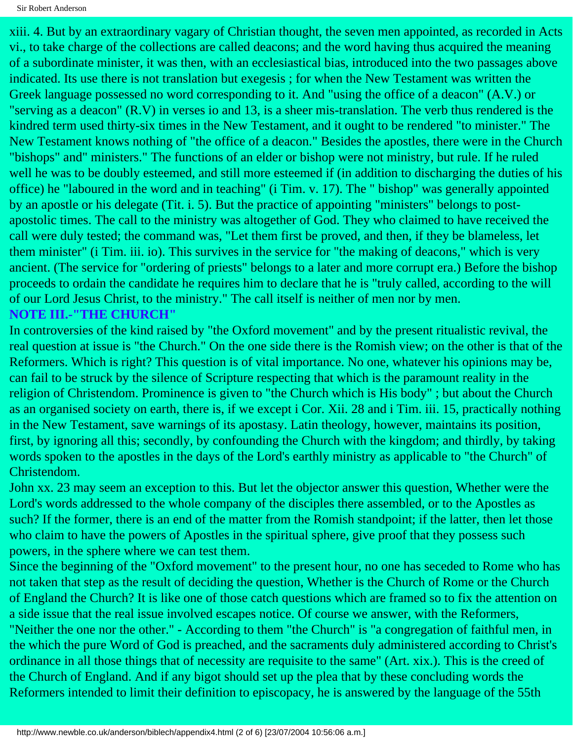xiii. 4. But by an extraordinary vagary of Christian thought, the seven men appointed, as recorded in Acts vi., to take charge of the collections are called deacons; and the word having thus acquired the meaning of a subordinate minister, it was then, with an ecclesiastical bias, introduced into the two passages above indicated. Its use there is not translation but exegesis ; for when the New Testament was written the Greek language possessed no word corresponding to it. And "using the office of a deacon" (A.V.) or "serving as a deacon" (R.V) in verses io and 13, is a sheer mis-translation. The verb thus rendered is the kindred term used thirty-six times in the New Testament, and it ought to be rendered "to minister." The New Testament knows nothing of "the office of a deacon." Besides the apostles, there were in the Church "bishops" and" ministers." The functions of an elder or bishop were not ministry, but rule. If he ruled well he was to be doubly esteemed, and still more esteemed if (in addition to discharging the duties of his office) he "laboured in the word and in teaching" (i Tim. v. 17). The " bishop" was generally appointed by an apostle or his delegate (Tit. i. 5). But the practice of appointing "ministers" belongs to post-apostolic times. The call to the ministry was altogether of God. They who claimed to have received the call were duly tested; the command was, "Let them first be proved, and then, if they be blameless, let them minister" (i Tim. iii. io). This survives in the service for "the making of deacons," which is very ancient. (The service for "ordering of priests" belongs to a later and more corrupt era.) Before the bishop proceeds to ordain the candidate he requires him to declare that he is "truly called, according to the will of our Lord Jesus Christ, to the ministry." The call itself is neither of men nor by men.

## NOTE III.-"THE CHURCH"

In controversies of the kind raised by "the Oxford movement" and by the present ritualistic revival, the real question at issue is "the Church." On the one side there is the Romish view; on the other is that of the Reformers. Which is right? This question is of vital importance. No one, whatever his opinions may be, can fail to be struck by the silence of Scripture respecting that which is the paramount reality in the religion of Christendom. Prominence is given to "the Church which is His body" ; but about the Church as an organised society on earth, there is, if we except i Cor. Xii. 28 and i Tim. iii. 15, practically nothing in the New Testament, save warnings of its apostasy. Latin theology, however, maintains its position, first, by ignoring all this; secondly, by confounding the Church with the kingdom; and thirdly, by taking words spoken to the apostles in the days of the Lord's earthly ministry as applicable to "the Church" of Christendom.

John xx. 23 may seem an exception to this. But let the objector answer this question, Whether were the Lord's words addressed to the whole company of the disciples there assembled, or to the Apostles as such? If the former, there is an end of the matter from the Romish standpoint; if the latter, then let those who claim to have the powers of Apostles in the spiritual sphere, give proof that they possess such powers, in the sphere where we can test them.

Since the beginning of the "Oxford movement" to the present hour, no one has seceded to Rome who has not taken that step as the result of deciding the question, Whether is the Church of Rome or the Church of England the Church? It is like one of those catch questions which are framed so to fix the attention on a side issue that the real issue involved escapes notice. Of course we answer, with the Reformers, "Neither the one nor the other." - According to them "the Church" is "a congregation of faithful men, in the which the pure Word of God is preached, and the sacraments duly administered according to Christ's ordinance in all those things that of necessity are requisite to the same" (Art. xix.). This is the creed of the Church of England. And if any bigot should set up the plea that by these concluding words the Reformers intended to limit their definition to episcopacy, he is answered by the language of the 55th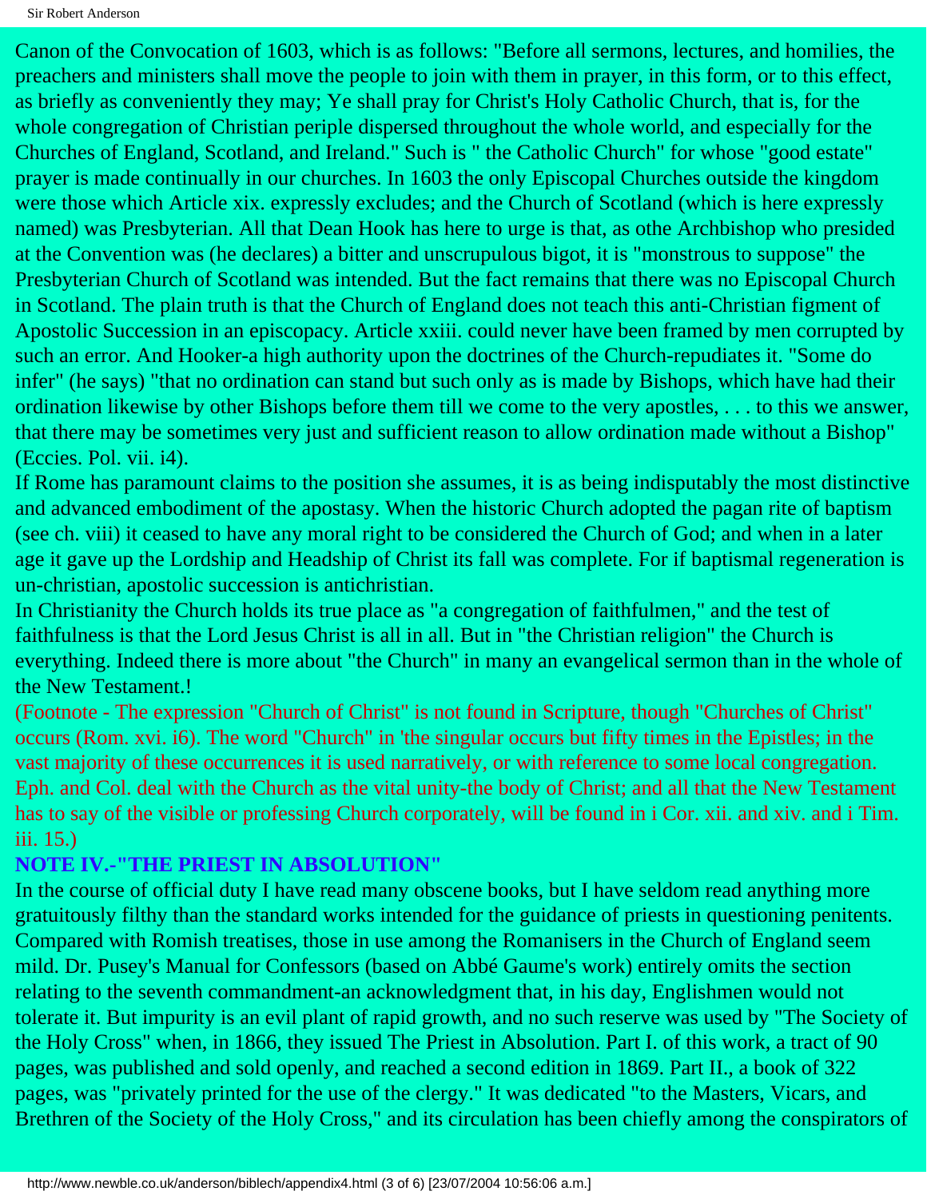Canon of the Convocation of 1603, which is as follows: "Before all sermons, lectures, and homilies, the preachers and ministers shall move the people to join with them in prayer, in this form, or to this effect, as briefly as conveniently they may; Ye shall pray for Christ's Holy Catholic Church, that is, for the whole congregation of Christian periple dispersed throughout the whole world, and especially for the Churches of England, Scotland, and Ireland." Such is " the Catholic Church" for whose "good estate" prayer is made continually in our churches. In 1603 the only Episcopal Churches outside the kingdom were those which Article xix. expressly excludes; and the Church of Scotland (which is here expressly named) was Presbyterian. All that Dean Hook has here to urge is that, as othe Archbishop who presided at the Convention was (he declares) a bitter and unscrupulous bigot, it is "monstrous to suppose" the Presbyterian Church of Scotland was intended. But the fact remains that there was no Episcopal Church in Scotland. The plain truth is that the Church of England does not teach this anti-Christian figment of Apostolic Succession in an episcopacy. Article xxiii. could never have been framed by men corrupted by such an error. And Hooker-a high authority upon the doctrines of the Church-repudiates it. "Some do infer" (he says) "that no ordination can stand but such only as is made by Bishops, which have had their ordination likewise by other Bishops before them till we come to the very apostles, . . . to this we answer, that there may be sometimes very just and sufficient reason to allow ordination made without a Bishop" (Eccies. Pol. vii. i4).

If Rome has paramount claims to the position she assumes, it is as being indisputably the most distinctive and advanced embodiment of the apostasy. When the historic Church adopted the pagan rite of baptism (see ch. viii) it ceased to have any moral right to be considered the Church of God; and when in a later age it gave up the Lordship and Headship of Christ its fall was complete. For if baptismal regeneration is un-christian, apostolic succession is antichristian.

In Christianity the Church holds its true place as "a congregation of faithfulmen," and the test of faithfulness is that the Lord Jesus Christ is all in all. But in "the Christian religion" the Church is everything. Indeed there is more about "the Church" in many an evangelical sermon than in the whole of the New Testament.!

(Footnote - The expression "Church of Christ" is not found in Scripture, though "Churches of Christ" occurs (Rom. xvi. i6). The word "Church" in 'the singular occurs but fifty times in the Epistles; in the vast majority of these occurrences it is used narratively, or with reference to some local congregation. Eph. and Col. deal with the Church as the vital unity-the body of Christ; and all that the New Testament has to say of the visible or professing Church corporately, will be found in i Cor. xii. and xiv. and i Tim. iii. 15.)

### NOTE IV.-"THE PRIEST IN ABSOLUTION"

In the course of official duty I have read many obscene books, but I have seldom read anything more gratuitously filthy than the standard works intended for the guidance of priests in questioning penitents. Compared with Romish treatises, those in use among the Romanisers in the Church of England seem mild. Dr. Pusey's Manual for Confessors (based on Abbé Gaume's work) entirely omits the section relating to the seventh commandment-an acknowledgment that, in his day, Englishmen would not tolerate it. But impurity is an evil plant of rapid growth, and no such reserve was used by "The Society of the Holy Cross" when, in 1866, they issued The Priest in Absolution. Part I. of this work, a tract of 90 pages, was published and sold openly, and reached a second edition in 1869. Part II., a book of 322 pages, was "privately printed for the use of the clergy." It was dedicated "to the Masters, Vicars, and Brethren of the Society of the Holy Cross," and its circulation has been chiefly among the conspirators of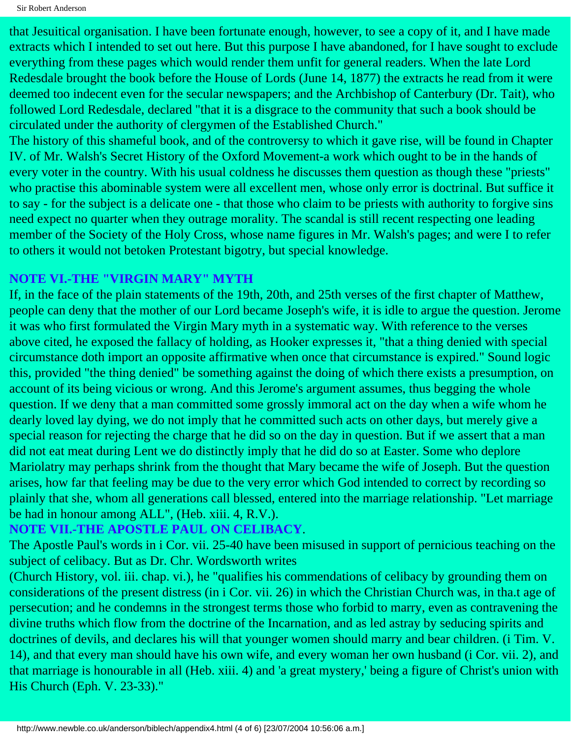that Jesuitical organisation. I have been fortunate enough, however, to see a copy of it, and I have made extracts which I intended to set out here. But this purpose I have abandoned, for I have sought to exclude everything from these pages which would render them unfit for general readers. When the late Lord Redesdale brought the book before the House of Lords (June 14, 1877) the extracts he read from it were deemed too indecent even for the secular newspapers; and the Archbishop of Canterbury (Dr. Tait), who followed Lord Redesdale, declared "that it is a disgrace to the community that such a book should be circulated under the authority of clergymen of the Established Church."

The history of this shameful book, and of the controversy to which it gave rise, will be found in Chapter IV. of Mr. Walsh's Secret History of the Oxford Movement-a work which ought to be in the hands of every voter in the country. With his usual coldness he discusses them question as though these "priests" who practise this abominable system were all excellent men, whose only error is doctrinal. But suffice it to say - for the subject is a delicate one - that those who claim to be priests with authority to forgive sins need expect no quarter when they outrage morality. The scandal is still recent respecting one leading member of the Society of the Holy Cross, whose name figures in Mr. Walsh's pages; and were I to refer to others it would not betoken Protestant bigotry, but special knowledge.

## NOTE VI.-THE "VIRGIN MARY" MYTH

If, in the face of the plain statements of the 19th, 20th, and 25th verses of the first chapter of Matthew, people can deny that the mother of our Lord became Joseph's wife, it is idle to argue the question. Jerome it was who first formulated the Virgin Mary myth in a systematic way. With reference to the verses above cited, he exposed the fallacy of holding, as Hooker expresses it, "that a thing denied with special circumstance doth import an opposite affirmative when once that circumstance is expired." Sound logic this, provided "the thing denied" be something against the doing of which there exists a presumption, on account of its being vicious or wrong. And this Jerome's argument assumes, thus begging the whole question. If we deny that a man committed some grossly immoral act on the day when a wife whom he dearly loved lay dying, we do not imply that he committed such acts on other days, but merely give a special reason for rejecting the charge that he did so on the day in question. But if we assert that a man did not eat meat during Lent we do distinctly imply that he did do so at Easter. Some who deplore Mariolatry may perhaps shrink from the thought that Mary became the wife of Joseph. But the question arises, how far that feeling may be due to the very error which God intended to correct by recording so plainly that she, whom all generations call blessed, entered into the marriage relationship. "Let marriage be had in honour among ALL", (Heb. xiii. 4, R.V.).

## NOTE VII.-THE APOSTLE PAUL ON CELIBACY.

The Apostle Paul's words in i Cor. vii. 25-40 have been misused in support of pernicious teaching on the subject of celibacy. But as Dr. Chr. Wordsworth writes (Church History, vol. iii. chap. vi.), he "qualifies his commendations of celibacy by grounding them on considerations of the present distress (in i Cor. vii. 26) in which the Christian Church was, in tha.t age of persecution; and he condemns in the strongest terms those who forbid to marry, even as contravening the divine truths which flow from the doctrine of the Incarnation, and as led astray by seducing spirits and doctrines of devils, and declares his will that younger women should marry and bear children. (i Tim. V. 14), and that every man should have his own wife, and every woman her own husband (i Cor. vii. 2), and that marriage is honourable in all (Heb. xiii. 4) and 'a great mystery,' being a figure of Christ's union with His Church (Eph. V. 23-33)."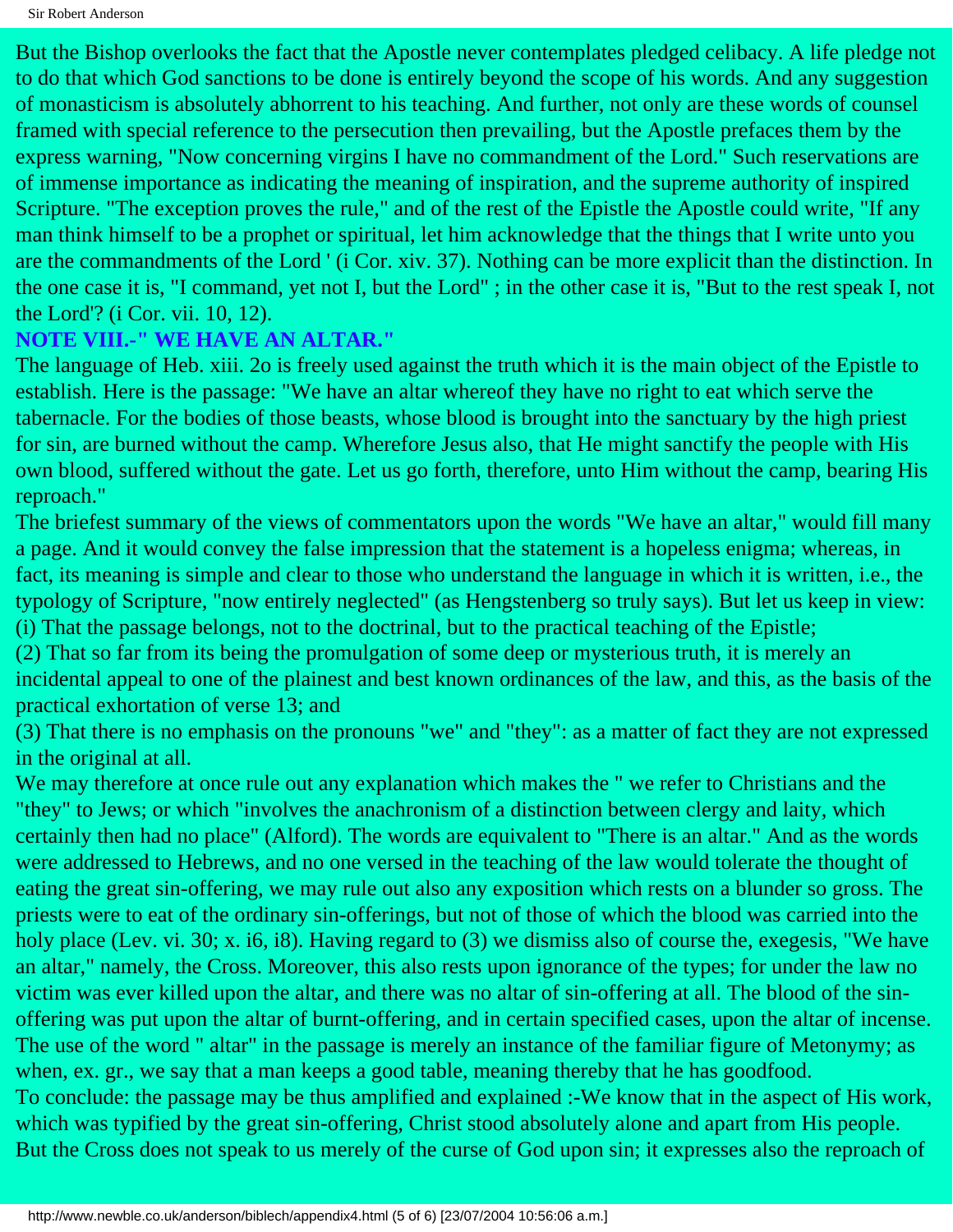But the Bishop overlooks the fact that the Apostle never contemplates pledged celibacy. A life pledge not to do that which God sanctions to be done is entirely beyond the scope of his words. And any suggestion of monasticism is absolutely abhorrent to his teaching. And further, not only are these words of counsel framed with special reference to the persecution then prevailing, but the Apostle prefaces them by the express warning, "Now concerning virgins I have no commandment of the Lord." Such reservations are of immense importance as indicating the meaning of inspiration, and the supreme authority of inspired Scripture. "The exception proves the rule," and of the rest of the Epistle the Apostle could write, "If any man think himself to be a prophet or spiritual, let him acknowledge that the things that I write unto you are the commandments of the Lord ' (i Cor. xiv. 37). Nothing can be more explicit than the distinction. In the one case it is, "I command, yet not I, but the Lord" ; in the other case it is, "But to the rest speak I, not the Lord'? (i Cor. vii. 10, 12).

## NOTE VIII.-" WE HAVE AN ALTAR."

The language of Heb. xiii. 2o is freely used against the truth which it is the main object of the Epistle to establish. Here is the passage: "We have an altar whereof they have no right to eat which serve the tabernacle. For the bodies of those beasts, whose blood is brought into the sanctuary by the high priest for sin, are burned without the camp. Wherefore Jesus also, that He might sanctify the people with His own blood, suffered without the gate. Let us go forth, therefore, unto Him without the camp, bearing His reproach."

The briefest summary of the views of commentators upon the words "We have an altar," would fill many a page. And it would convey the false impression that the statement is a hopeless enigma; whereas, in fact, its meaning is simple and clear to those who understand the language in which it is written, i.e., the typology of Scripture, "now entirely neglected" (as Hengstenberg so truly says). But let us keep in view:

(i) That the passage belongs, not to the doctrinal, but to the practical teaching of the Epistle;

(2) That so far from its being the promulgation of some deep or mysterious truth, it is merely an incidental appeal to one of the plainest and best known ordinances of the law, and this, as the basis of the practical exhortation of verse 13; and

(3) That there is no emphasis on the pronouns "we" and "they": as a matter of fact they are not expressed in the original at all.

We may therefore at once rule out any explanation which makes the " we refer to Christians and the "they" to Jews; or which "involves the anachronism of a distinction between clergy and laity, which certainly then had no place" (Alford). The words are equivalent to "There is an altar." And as the words were addressed to Hebrews, and no one versed in the teaching of the law would tolerate the thought of eating the great sin-offering, we may rule out also any exposition which rests on a blunder so gross. The priests were to eat of the ordinary sin-offerings, but not of those of which the blood was carried into the holy place (Lev. vi. 30; x. i6, i8). Having regard to (3) we dismiss also of course the, exegesis, "We have an altar," namely, the Cross. Moreover, this also rests upon ignorance of the types; for under the law no victim was ever killed upon the altar, and there was no altar of sin-offering at all. The blood of the sin-offering was put upon the altar of burnt-offering, and in certain specified cases, upon the altar of incense. The use of the word " altar" in the passage is merely an instance of the familiar figure of Metonymy; as when, ex. gr., we say that a man keeps a good table, meaning thereby that he has goodfood.

To conclude: the passage may be thus amplified and explained :-We know that in the aspect of His work, which was typified by the great sin-offering, Christ stood absolutely alone and apart from His people. But the Cross does not speak to us merely of the curse of God upon sin; it expresses also the reproach of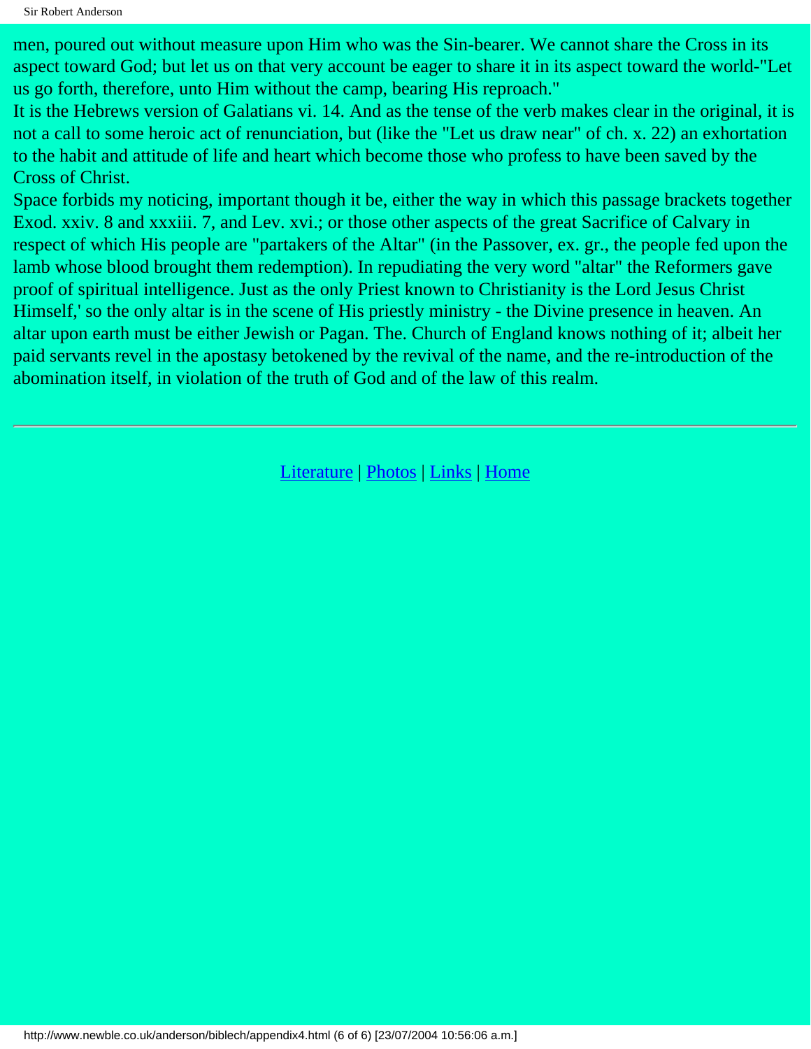men, poured out without measure upon Him who was the Sin-bearer. We cannot share the Cross in its aspect toward God; but let us on that very account be eager to share it in its aspect toward the world-"Let us go forth, therefore, unto Him without the camp, bearing His reproach."

It is the Hebrews version of Galatians vi. 14. And as the tense of the verb makes clear in the original, it is not a call to some heroic act of renunciation, but (like the "Let us draw near" of ch. x. 22) an exhortation to the habit and attitude of life and heart which become those who profess to have been saved by the Cross of Christ.

Space forbids my noticing, important though it be, either the way in which this passage brackets together Exod. xxiv. 8 and xxxiii. 7, and Lev. xvi.; or those other aspects of the great Sacrifice of Calvary in respect of which His people are "partakers of the Altar" (in the Passover, ex. gr., the people fed upon the lamb whose blood brought them redemption). In repudiating the very word "altar" the Reformers gave proof of spiritual intelligence. Just as the only Priest known to Christianity is the Lord Jesus Christ Himself,' so the only altar is in the scene of His priestly ministry - the Divine presence in heaven. An altar upon earth must be either Jewish or Pagan. The. Church of England knows nothing of it; albeit her paid servants revel in the apostasy betokened by the revival of the name, and the re-introduction of the abomination itself, in violation of the truth of God and of the law of this realm.

---

Literature | Photos | Links | Home